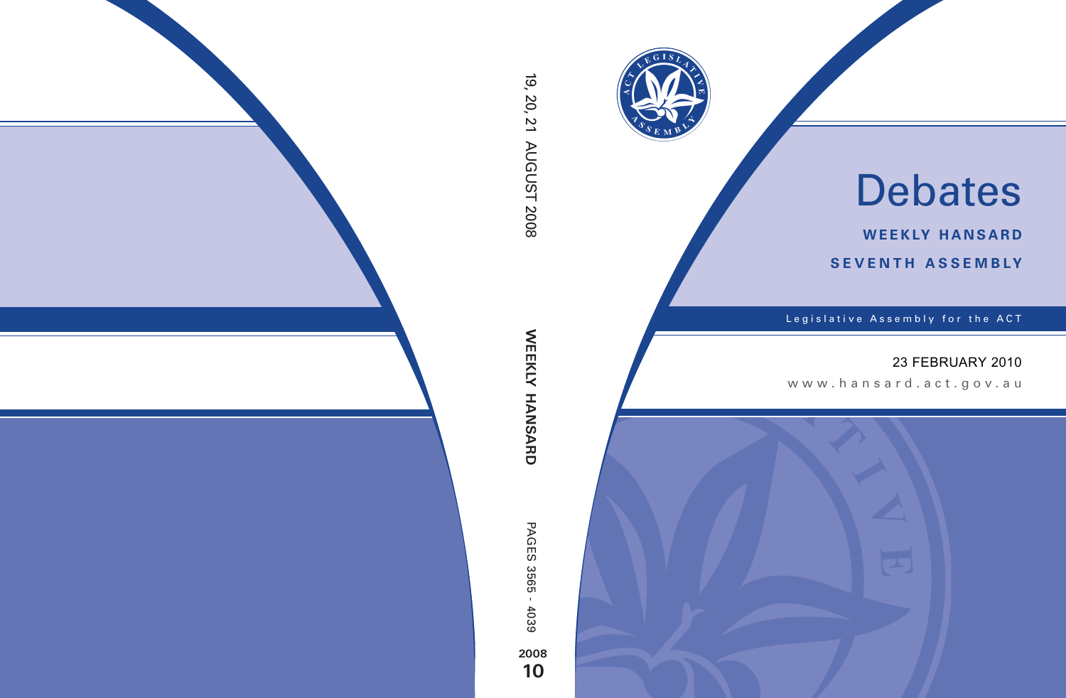# Debates

**WEEKLY HANSARD**

**SEVENTH ASSEMBLY**

Legislative Assembly for the ACT

23 FEBRUARY 2010

www.hansard.act.gov.au

19, 20, 21 AUGUST 2008

**WEEKLY HANSARD**

PAGES 3565 - 4039

**2008**

**10**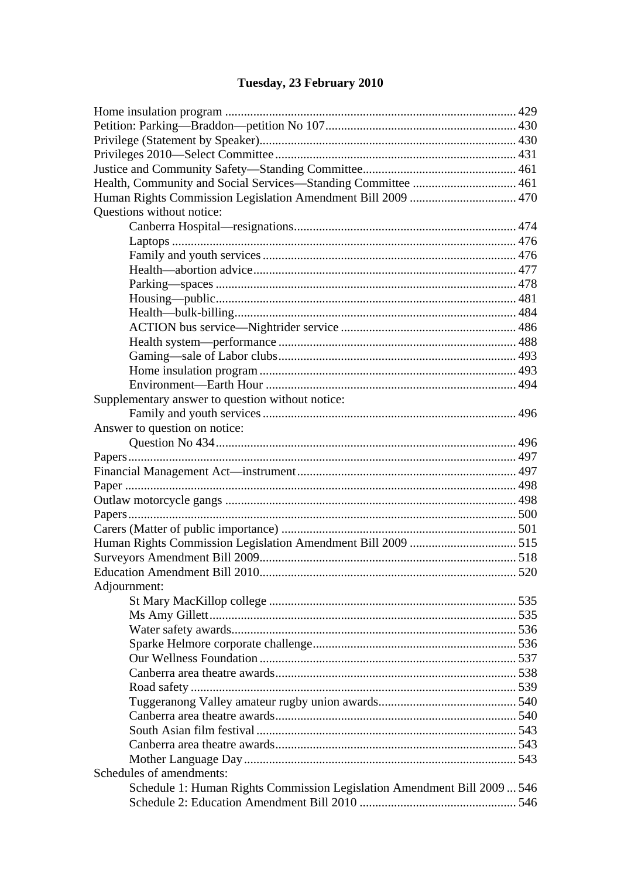## Tuesday, 23 February 2010

Home insulation program ........................................................................................... 429
Petition: Parking—Braddon—petition No 107............................................................ 430
Privilege (Statement by Speaker)................................................................................ 430
Privileges 2010—Select Committee ........................................................................... 431
Justice and Community Safety—Standing Committee................................................ 461
Health, Community and Social Services—Standing Committee ................................ 461
Human Rights Commission Legislation Amendment Bill 2009 ................................. 470
Questions without notice:
- Canberra Hospital—resignations...................................................................... 474
- Laptops ............................................................................................................ 476
- Family and youth services ............................................................................... 476
- Health—abortion advice................................................................................... 477
- Parking—spaces .............................................................................................. 478
- Housing—public............................................................................................... 481
- Health—bulk-billing......................................................................................... 484
- ACTION bus service—Nightrider service ....................................................... 486
- Health system—performance .......................................................................... 488
- Gaming—sale of Labor clubs........................................................................... 493
- Home insulation program ................................................................................ 493
- Environment—Earth Hour ............................................................................... 494

Supplementary answer to question without notice:
- Family and youth services ............................................................................... 496

Answer to question on notice:
- Question No 434.............................................................................................. 496

Papers.......................................................................................................................... 497
Financial Management Act—instrument..................................................................... 497
Paper ........................................................................................................................... 498
Outlaw motorcycle gangs ........................................................................................... 498
Papers.......................................................................................................................... 500
Carers (Matter of public importance) .......................................................................... 501
Human Rights Commission Legislation Amendment Bill 2009 ................................. 515
Surveyors Amendment Bill 2009................................................................................ 518
Education Amendment Bill 2010................................................................................ 520
Adjournment:
- St Mary MacKillop college ............................................................................. 535
- Ms Amy Gillett................................................................................................ 535
- Water safety awards......................................................................................... 536
- Sparke Helmore corporate challenge............................................................... 536
- Our Wellness Foundation ................................................................................ 537
- Canberra area theatre awards........................................................................... 538
- Road safety ...................................................................................................... 539
- Tuggeranong Valley amateur rugby union awards........................................... 540
- Canberra area theatre awards........................................................................... 540
- South Asian film festival ................................................................................. 543
- Canberra area theatre awards........................................................................... 543
- Mother Language Day ..................................................................................... 543

Schedules of amendments:
- Schedule 1: Human Rights Commission Legislation Amendment Bill 2009 ... 546
- Schedule 2: Education Amendment Bill 2010 ................................................ 546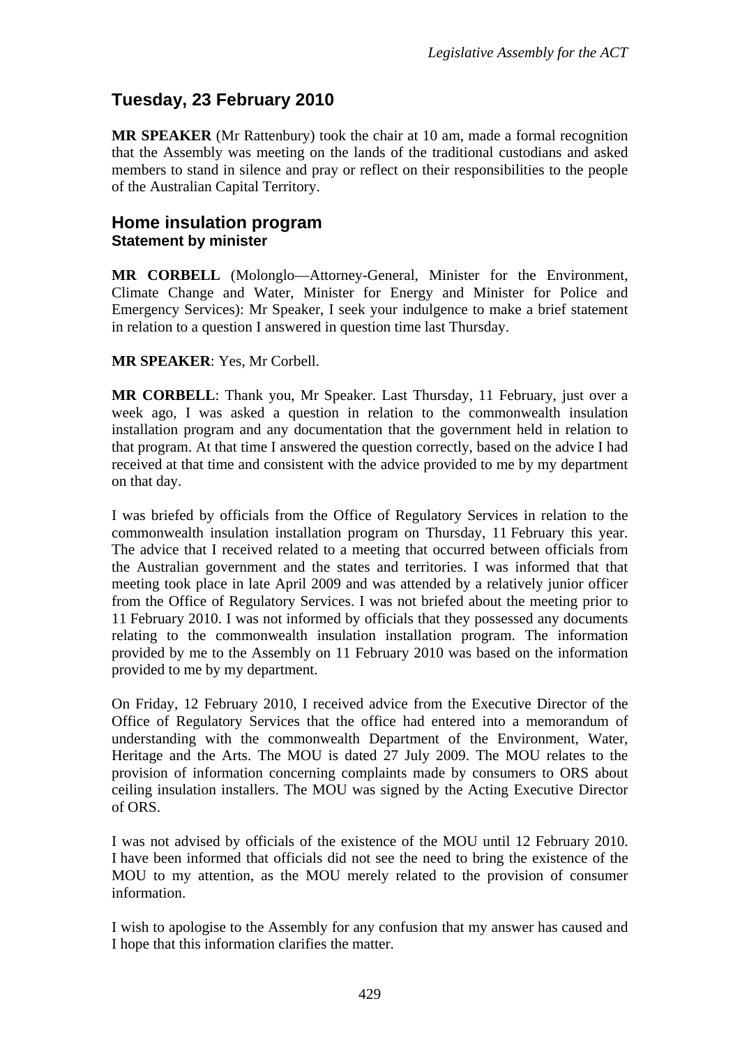## Tuesday, 23 February 2010

**MR SPEAKER** (Mr Rattenbury) took the chair at 10 am, made a formal recognition that the Assembly was meeting on the lands of the traditional custodians and asked members to stand in silence and pray or reflect on their responsibilities to the people of the Australian Capital Territory.

## Home insulation program
### Statement by minister

**MR CORBELL** (Molonglo—Attorney-General, Minister for the Environment, Climate Change and Water, Minister for Energy and Minister for Police and Emergency Services): Mr Speaker, I seek your indulgence to make a brief statement in relation to a question I answered in question time last Thursday.

**MR SPEAKER**: Yes, Mr Corbell.

**MR CORBELL**: Thank you, Mr Speaker. Last Thursday, 11 February, just over a week ago, I was asked a question in relation to the commonwealth insulation installation program and any documentation that the government held in relation to that program. At that time I answered the question correctly, based on the advice I had received at that time and consistent with the advice provided to me by my department on that day.

I was briefed by officials from the Office of Regulatory Services in relation to the commonwealth insulation installation program on Thursday, 11 February this year. The advice that I received related to a meeting that occurred between officials from the Australian government and the states and territories. I was informed that that meeting took place in late April 2009 and was attended by a relatively junior officer from the Office of Regulatory Services. I was not briefed about the meeting prior to 11 February 2010. I was not informed by officials that they possessed any documents relating to the commonwealth insulation installation program. The information provided by me to the Assembly on 11 February 2010 was based on the information provided to me by my department.

On Friday, 12 February 2010, I received advice from the Executive Director of the Office of Regulatory Services that the office had entered into a memorandum of understanding with the commonwealth Department of the Environment, Water, Heritage and the Arts. The MOU is dated 27 July 2009. The MOU relates to the provision of information concerning complaints made by consumers to ORS about ceiling insulation installers. The MOU was signed by the Acting Executive Director of ORS.

I was not advised by officials of the existence of the MOU until 12 February 2010. I have been informed that officials did not see the need to bring the existence of the MOU to my attention, as the MOU merely related to the provision of consumer information.

I wish to apologise to the Assembly for any confusion that my answer has caused and I hope that this information clarifies the matter.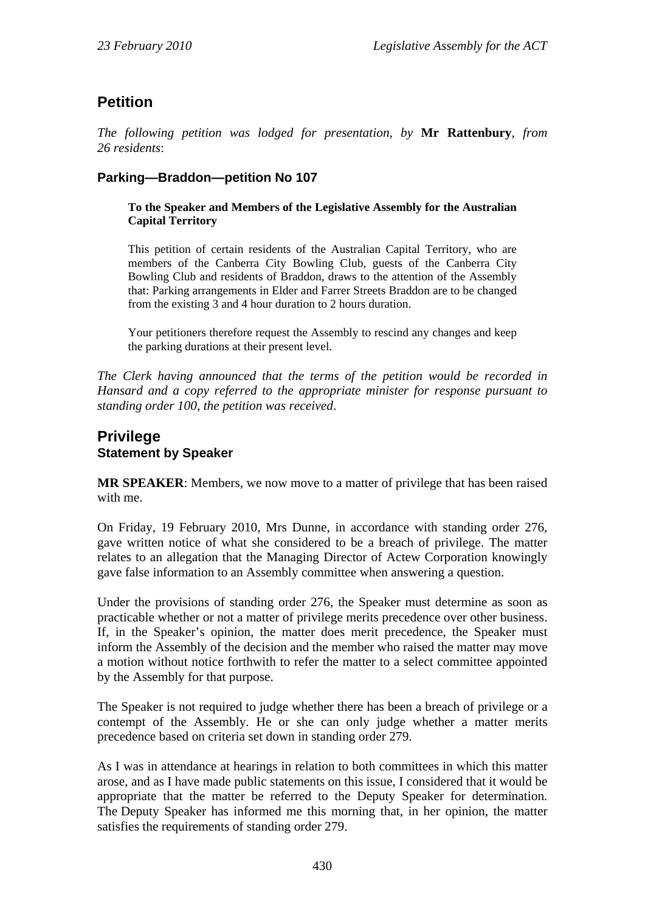## Petition

*The following petition was lodged for presentation, by* **Mr Rattenbury**, *from 26 residents*:

### Parking—Braddon—petition No 107

> **To the Speaker and Members of the Legislative Assembly for the Australian Capital Territory**
>
> This petition of certain residents of the Australian Capital Territory, who are members of the Canberra City Bowling Club, guests of the Canberra City Bowling Club and residents of Braddon, draws to the attention of the Assembly that: Parking arrangements in Elder and Farrer Streets Braddon are to be changed from the existing 3 and 4 hour duration to 2 hours duration.
>
> Your petitioners therefore request the Assembly to rescind any changes and keep the parking durations at their present level.

*The Clerk having announced that the terms of the petition would be recorded in Hansard and a copy referred to the appropriate minister for response pursuant to standing order 100, the petition was received*.

## Privilege

### Statement by Speaker

**MR SPEAKER**: Members, we now move to a matter of privilege that has been raised with me.

On Friday, 19 February 2010, Mrs Dunne, in accordance with standing order 276, gave written notice of what she considered to be a breach of privilege. The matter relates to an allegation that the Managing Director of Actew Corporation knowingly gave false information to an Assembly committee when answering a question.

Under the provisions of standing order 276, the Speaker must determine as soon as practicable whether or not a matter of privilege merits precedence over other business. If, in the Speaker's opinion, the matter does merit precedence, the Speaker must inform the Assembly of the decision and the member who raised the matter may move a motion without notice forthwith to refer the matter to a select committee appointed by the Assembly for that purpose.

The Speaker is not required to judge whether there has been a breach of privilege or a contempt of the Assembly. He or she can only judge whether a matter merits precedence based on criteria set down in standing order 279.

As I was in attendance at hearings in relation to both committees in which this matter arose, and as I have made public statements on this issue, I considered that it would be appropriate that the matter be referred to the Deputy Speaker for determination. The Deputy Speaker has informed me this morning that, in her opinion, the matter satisfies the requirements of standing order 279.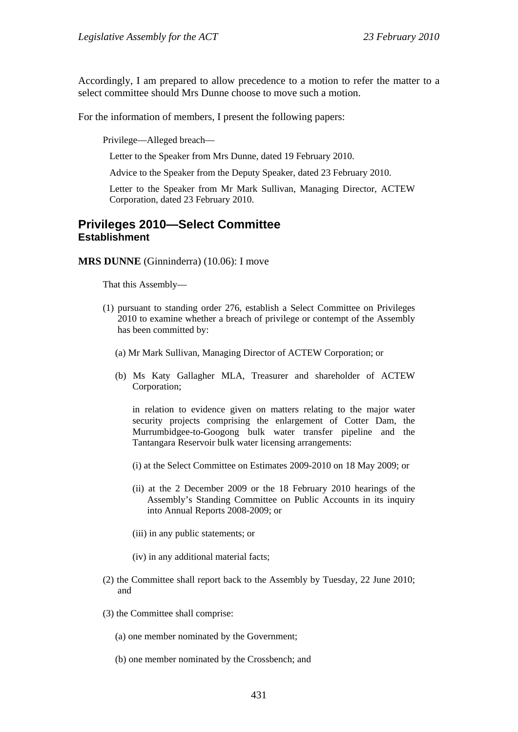Accordingly, I am prepared to allow precedence to a motion to refer the matter to a select committee should Mrs Dunne choose to move such a motion.

For the information of members, I present the following papers:

Privilege—Alleged breach—

Letter to the Speaker from Mrs Dunne, dated 19 February 2010.

Advice to the Speaker from the Deputy Speaker, dated 23 February 2010.

Letter to the Speaker from Mr Mark Sullivan, Managing Director, ACTEW Corporation, dated 23 February 2010.

## Privileges 2010—Select Committee
### Establishment

**MRS DUNNE** (Ginninderra) (10.06): I move

That this Assembly—

(1) pursuant to standing order 276, establish a Select Committee on Privileges 2010 to examine whether a breach of privilege or contempt of the Assembly has been committed by:

(a) Mr Mark Sullivan, Managing Director of ACTEW Corporation; or

(b) Ms Katy Gallagher MLA, Treasurer and shareholder of ACTEW Corporation;

in relation to evidence given on matters relating to the major water security projects comprising the enlargement of Cotter Dam, the Murrumbidgee-to-Googong bulk water transfer pipeline and the Tantangara Reservoir bulk water licensing arrangements:

(i) at the Select Committee on Estimates 2009-2010 on 18 May 2009; or

(ii) at the 2 December 2009 or the 18 February 2010 hearings of the Assembly's Standing Committee on Public Accounts in its inquiry into Annual Reports 2008-2009; or

(iii) in any public statements; or

(iv) in any additional material facts;

(2) the Committee shall report back to the Assembly by Tuesday, 22 June 2010; and

(3) the Committee shall comprise:

(a) one member nominated by the Government;

(b) one member nominated by the Crossbench; and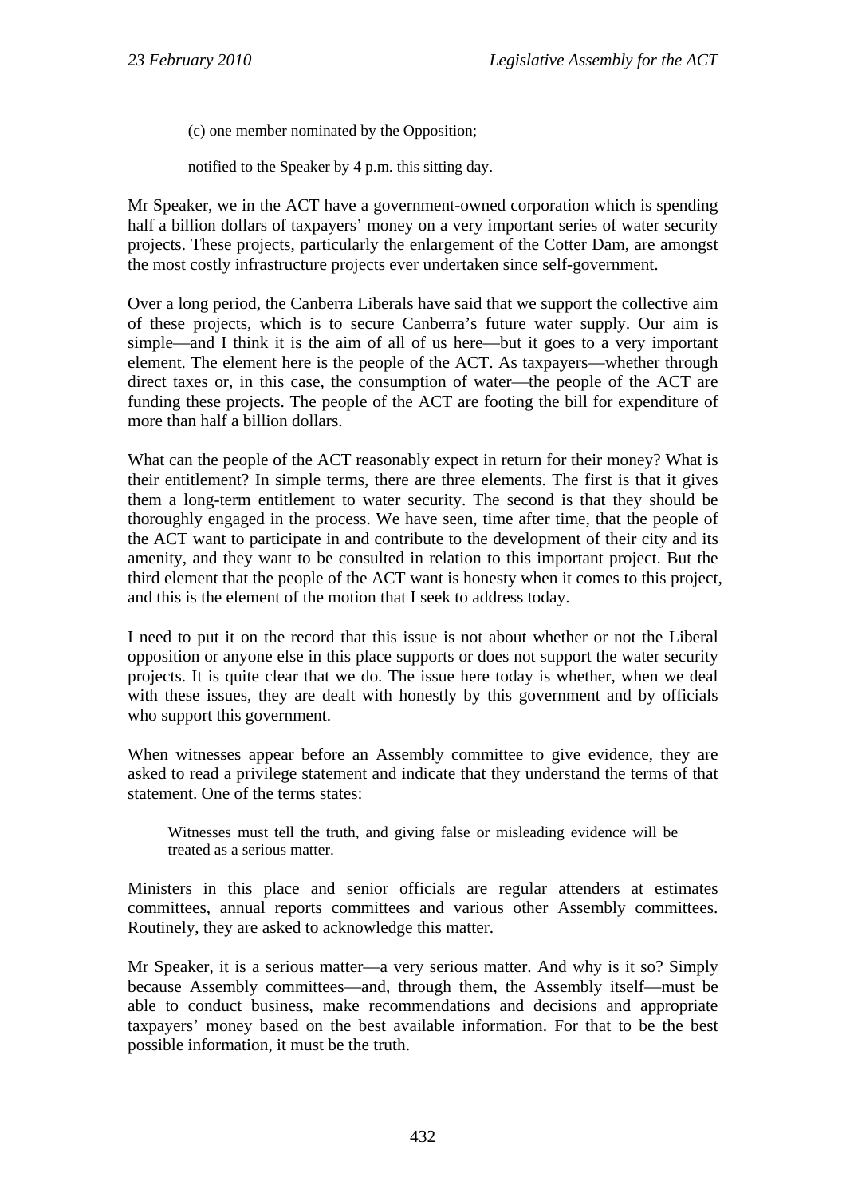(c) one member nominated by the Opposition;

notified to the Speaker by 4 p.m. this sitting day.

Mr Speaker, we in the ACT have a government-owned corporation which is spending half a billion dollars of taxpayers' money on a very important series of water security projects. These projects, particularly the enlargement of the Cotter Dam, are amongst the most costly infrastructure projects ever undertaken since self-government.

Over a long period, the Canberra Liberals have said that we support the collective aim of these projects, which is to secure Canberra's future water supply. Our aim is simple—and I think it is the aim of all of us here—but it goes to a very important element. The element here is the people of the ACT. As taxpayers—whether through direct taxes or, in this case, the consumption of water—the people of the ACT are funding these projects. The people of the ACT are footing the bill for expenditure of more than half a billion dollars.

What can the people of the ACT reasonably expect in return for their money? What is their entitlement? In simple terms, there are three elements. The first is that it gives them a long-term entitlement to water security. The second is that they should be thoroughly engaged in the process. We have seen, time after time, that the people of the ACT want to participate in and contribute to the development of their city and its amenity, and they want to be consulted in relation to this important project. But the third element that the people of the ACT want is honesty when it comes to this project, and this is the element of the motion that I seek to address today.

I need to put it on the record that this issue is not about whether or not the Liberal opposition or anyone else in this place supports or does not support the water security projects. It is quite clear that we do. The issue here today is whether, when we deal with these issues, they are dealt with honestly by this government and by officials who support this government.

When witnesses appear before an Assembly committee to give evidence, they are asked to read a privilege statement and indicate that they understand the terms of that statement. One of the terms states:

> Witnesses must tell the truth, and giving false or misleading evidence will be treated as a serious matter.

Ministers in this place and senior officials are regular attenders at estimates committees, annual reports committees and various other Assembly committees. Routinely, they are asked to acknowledge this matter.

Mr Speaker, it is a serious matter—a very serious matter. And why is it so? Simply because Assembly committees—and, through them, the Assembly itself—must be able to conduct business, make recommendations and decisions and appropriate taxpayers' money based on the best available information. For that to be the best possible information, it must be the truth.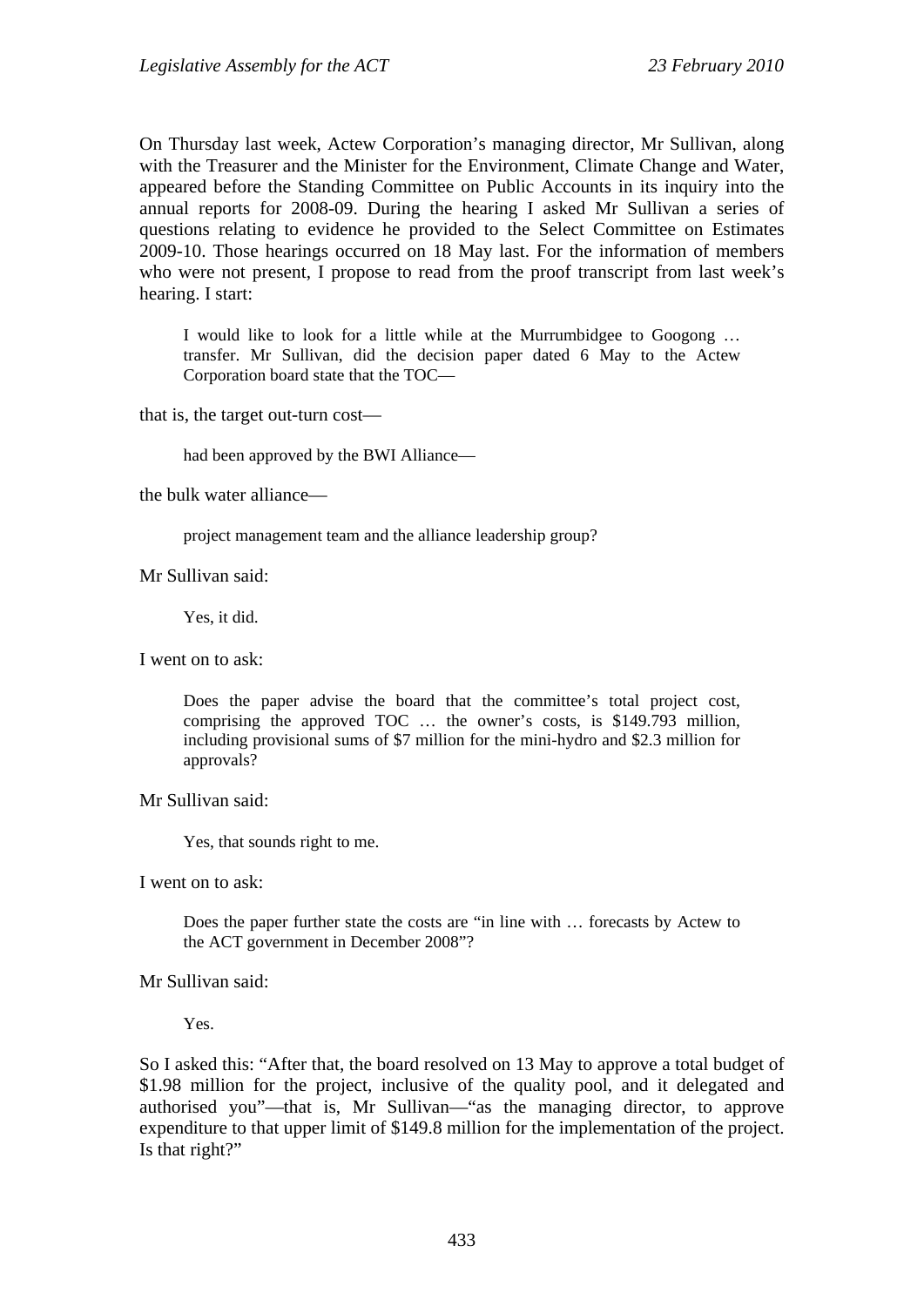On Thursday last week, Actew Corporation's managing director, Mr Sullivan, along with the Treasurer and the Minister for the Environment, Climate Change and Water, appeared before the Standing Committee on Public Accounts in its inquiry into the annual reports for 2008-09. During the hearing I asked Mr Sullivan a series of questions relating to evidence he provided to the Select Committee on Estimates 2009-10. Those hearings occurred on 18 May last. For the information of members who were not present, I propose to read from the proof transcript from last week's hearing. I start:

> I would like to look for a little while at the Murrumbidgee to Googong … transfer. Mr Sullivan, did the decision paper dated 6 May to the Actew Corporation board state that the TOC—

that is, the target out-turn cost—

> had been approved by the BWI Alliance—

the bulk water alliance—

> project management team and the alliance leadership group?

Mr Sullivan said:

> Yes, it did.

I went on to ask:

> Does the paper advise the board that the committee's total project cost, comprising the approved TOC … the owner's costs, is $149.793 million, including provisional sums of $7 million for the mini-hydro and $2.3 million for approvals?

Mr Sullivan said:

> Yes, that sounds right to me.

I went on to ask:

> Does the paper further state the costs are "in line with … forecasts by Actew to the ACT government in December 2008"?

Mr Sullivan said:

> Yes.

So I asked this: "After that, the board resolved on 13 May to approve a total budget of $1.98 million for the project, inclusive of the quality pool, and it delegated and authorised you"—that is, Mr Sullivan—"as the managing director, to approve expenditure to that upper limit of $149.8 million for the implementation of the project. Is that right?"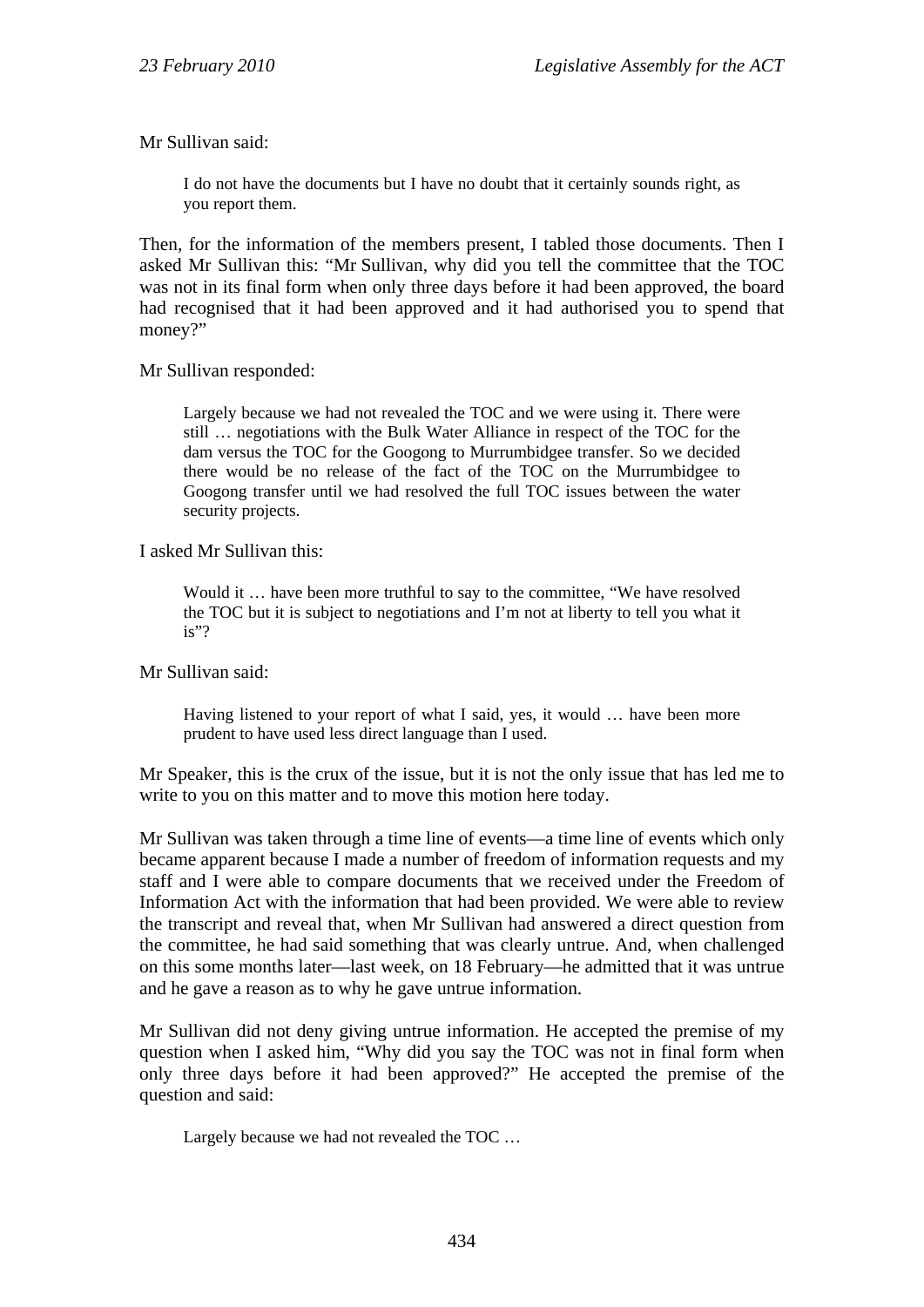Mr Sullivan said:

> I do not have the documents but I have no doubt that it certainly sounds right, as you report them.

Then, for the information of the members present, I tabled those documents. Then I asked Mr Sullivan this: "Mr Sullivan, why did you tell the committee that the TOC was not in its final form when only three days before it had been approved, the board had recognised that it had been approved and it had authorised you to spend that money?"

Mr Sullivan responded:

> Largely because we had not revealed the TOC and we were using it. There were still … negotiations with the Bulk Water Alliance in respect of the TOC for the dam versus the TOC for the Googong to Murrumbidgee transfer. So we decided there would be no release of the fact of the TOC on the Murrumbidgee to Googong transfer until we had resolved the full TOC issues between the water security projects.

I asked Mr Sullivan this:

> Would it … have been more truthful to say to the committee, "We have resolved the TOC but it is subject to negotiations and I'm not at liberty to tell you what it is"?

Mr Sullivan said:

> Having listened to your report of what I said, yes, it would … have been more prudent to have used less direct language than I used.

Mr Speaker, this is the crux of the issue, but it is not the only issue that has led me to write to you on this matter and to move this motion here today.

Mr Sullivan was taken through a time line of events—a time line of events which only became apparent because I made a number of freedom of information requests and my staff and I were able to compare documents that we received under the Freedom of Information Act with the information that had been provided. We were able to review the transcript and reveal that, when Mr Sullivan had answered a direct question from the committee, he had said something that was clearly untrue. And, when challenged on this some months later—last week, on 18 February—he admitted that it was untrue and he gave a reason as to why he gave untrue information.

Mr Sullivan did not deny giving untrue information. He accepted the premise of my question when I asked him, "Why did you say the TOC was not in final form when only three days before it had been approved?" He accepted the premise of the question and said:

> Largely because we had not revealed the TOC …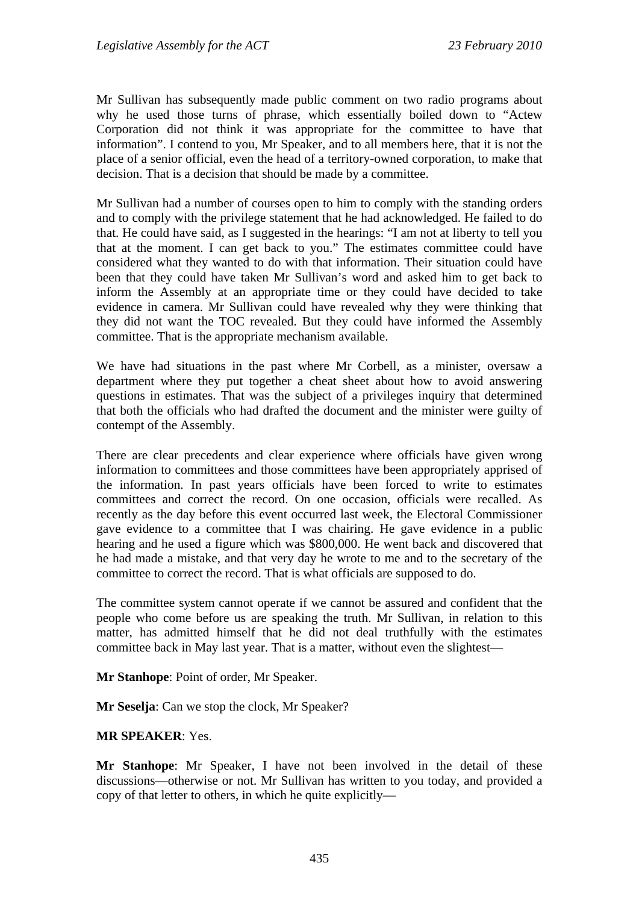Mr Sullivan has subsequently made public comment on two radio programs about why he used those turns of phrase, which essentially boiled down to "Actew Corporation did not think it was appropriate for the committee to have that information". I contend to you, Mr Speaker, and to all members here, that it is not the place of a senior official, even the head of a territory-owned corporation, to make that decision. That is a decision that should be made by a committee.

Mr Sullivan had a number of courses open to him to comply with the standing orders and to comply with the privilege statement that he had acknowledged. He failed to do that. He could have said, as I suggested in the hearings: "I am not at liberty to tell you that at the moment. I can get back to you." The estimates committee could have considered what they wanted to do with that information. Their situation could have been that they could have taken Mr Sullivan's word and asked him to get back to inform the Assembly at an appropriate time or they could have decided to take evidence in camera. Mr Sullivan could have revealed why they were thinking that they did not want the TOC revealed. But they could have informed the Assembly committee. That is the appropriate mechanism available.

We have had situations in the past where Mr Corbell, as a minister, oversaw a department where they put together a cheat sheet about how to avoid answering questions in estimates. That was the subject of a privileges inquiry that determined that both the officials who had drafted the document and the minister were guilty of contempt of the Assembly.

There are clear precedents and clear experience where officials have given wrong information to committees and those committees have been appropriately apprised of the information. In past years officials have been forced to write to estimates committees and correct the record. On one occasion, officials were recalled. As recently as the day before this event occurred last week, the Electoral Commissioner gave evidence to a committee that I was chairing. He gave evidence in a public hearing and he used a figure which was $800,000. He went back and discovered that he had made a mistake, and that very day he wrote to me and to the secretary of the committee to correct the record. That is what officials are supposed to do.

The committee system cannot operate if we cannot be assured and confident that the people who come before us are speaking the truth. Mr Sullivan, in relation to this matter, has admitted himself that he did not deal truthfully with the estimates committee back in May last year. That is a matter, without even the slightest—

**Mr Stanhope**: Point of order, Mr Speaker.

**Mr Seselja**: Can we stop the clock, Mr Speaker?

**MR SPEAKER**: Yes.

**Mr Stanhope**: Mr Speaker, I have not been involved in the detail of these discussions—otherwise or not. Mr Sullivan has written to you today, and provided a copy of that letter to others, in which he quite explicitly—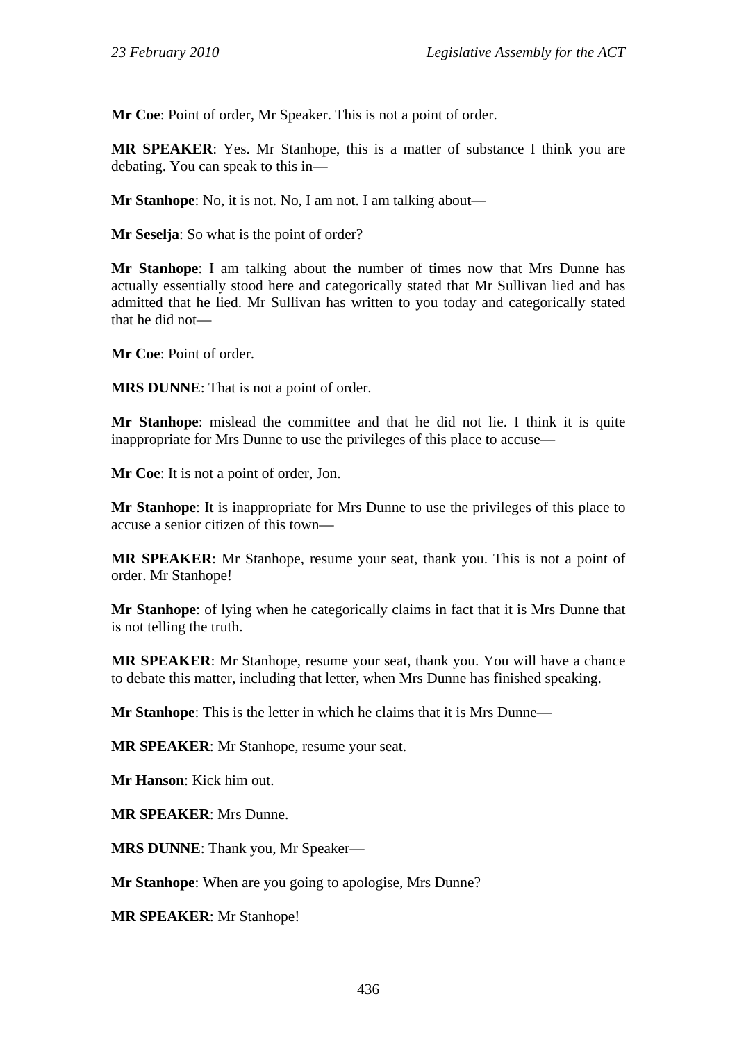**Mr Coe**: Point of order, Mr Speaker. This is not a point of order.

**MR SPEAKER**: Yes. Mr Stanhope, this is a matter of substance I think you are debating. You can speak to this in—

**Mr Stanhope**: No, it is not. No, I am not. I am talking about—

**Mr Seselja**: So what is the point of order?

**Mr Stanhope**: I am talking about the number of times now that Mrs Dunne has actually essentially stood here and categorically stated that Mr Sullivan lied and has admitted that he lied. Mr Sullivan has written to you today and categorically stated that he did not—

**Mr Coe**: Point of order.

**MRS DUNNE**: That is not a point of order.

**Mr Stanhope**: mislead the committee and that he did not lie. I think it is quite inappropriate for Mrs Dunne to use the privileges of this place to accuse—

**Mr Coe**: It is not a point of order, Jon.

**Mr Stanhope**: It is inappropriate for Mrs Dunne to use the privileges of this place to accuse a senior citizen of this town—

**MR SPEAKER**: Mr Stanhope, resume your seat, thank you. This is not a point of order. Mr Stanhope!

**Mr Stanhope**: of lying when he categorically claims in fact that it is Mrs Dunne that is not telling the truth.

**MR SPEAKER**: Mr Stanhope, resume your seat, thank you. You will have a chance to debate this matter, including that letter, when Mrs Dunne has finished speaking.

**Mr Stanhope**: This is the letter in which he claims that it is Mrs Dunne—

**MR SPEAKER**: Mr Stanhope, resume your seat.

**Mr Hanson**: Kick him out.

**MR SPEAKER**: Mrs Dunne.

**MRS DUNNE**: Thank you, Mr Speaker—

**Mr Stanhope**: When are you going to apologise, Mrs Dunne?

**MR SPEAKER**: Mr Stanhope!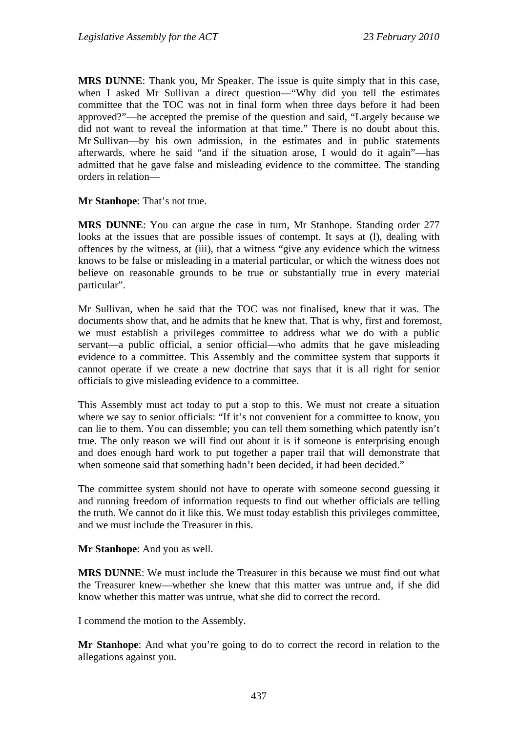**MRS DUNNE**: Thank you, Mr Speaker. The issue is quite simply that in this case, when I asked Mr Sullivan a direct question—"Why did you tell the estimates committee that the TOC was not in final form when three days before it had been approved?"—he accepted the premise of the question and said, "Largely because we did not want to reveal the information at that time." There is no doubt about this. Mr Sullivan—by his own admission, in the estimates and in public statements afterwards, where he said "and if the situation arose, I would do it again"—has admitted that he gave false and misleading evidence to the committee. The standing orders in relation—

**Mr Stanhope**: That's not true.

**MRS DUNNE**: You can argue the case in turn, Mr Stanhope. Standing order 277 looks at the issues that are possible issues of contempt. It says at (l), dealing with offences by the witness, at (iii), that a witness "give any evidence which the witness knows to be false or misleading in a material particular, or which the witness does not believe on reasonable grounds to be true or substantially true in every material particular".

Mr Sullivan, when he said that the TOC was not finalised, knew that it was. The documents show that, and he admits that he knew that. That is why, first and foremost, we must establish a privileges committee to address what we do with a public servant—a public official, a senior official—who admits that he gave misleading evidence to a committee. This Assembly and the committee system that supports it cannot operate if we create a new doctrine that says that it is all right for senior officials to give misleading evidence to a committee.

This Assembly must act today to put a stop to this. We must not create a situation where we say to senior officials: "If it's not convenient for a committee to know, you can lie to them. You can dissemble; you can tell them something which patently isn't true. The only reason we will find out about it is if someone is enterprising enough and does enough hard work to put together a paper trail that will demonstrate that when someone said that something hadn't been decided, it had been decided."

The committee system should not have to operate with someone second guessing it and running freedom of information requests to find out whether officials are telling the truth. We cannot do it like this. We must today establish this privileges committee, and we must include the Treasurer in this.

**Mr Stanhope**: And you as well.

**MRS DUNNE**: We must include the Treasurer in this because we must find out what the Treasurer knew—whether she knew that this matter was untrue and, if she did know whether this matter was untrue, what she did to correct the record.

I commend the motion to the Assembly.

**Mr Stanhope**: And what you're going to do to correct the record in relation to the allegations against you.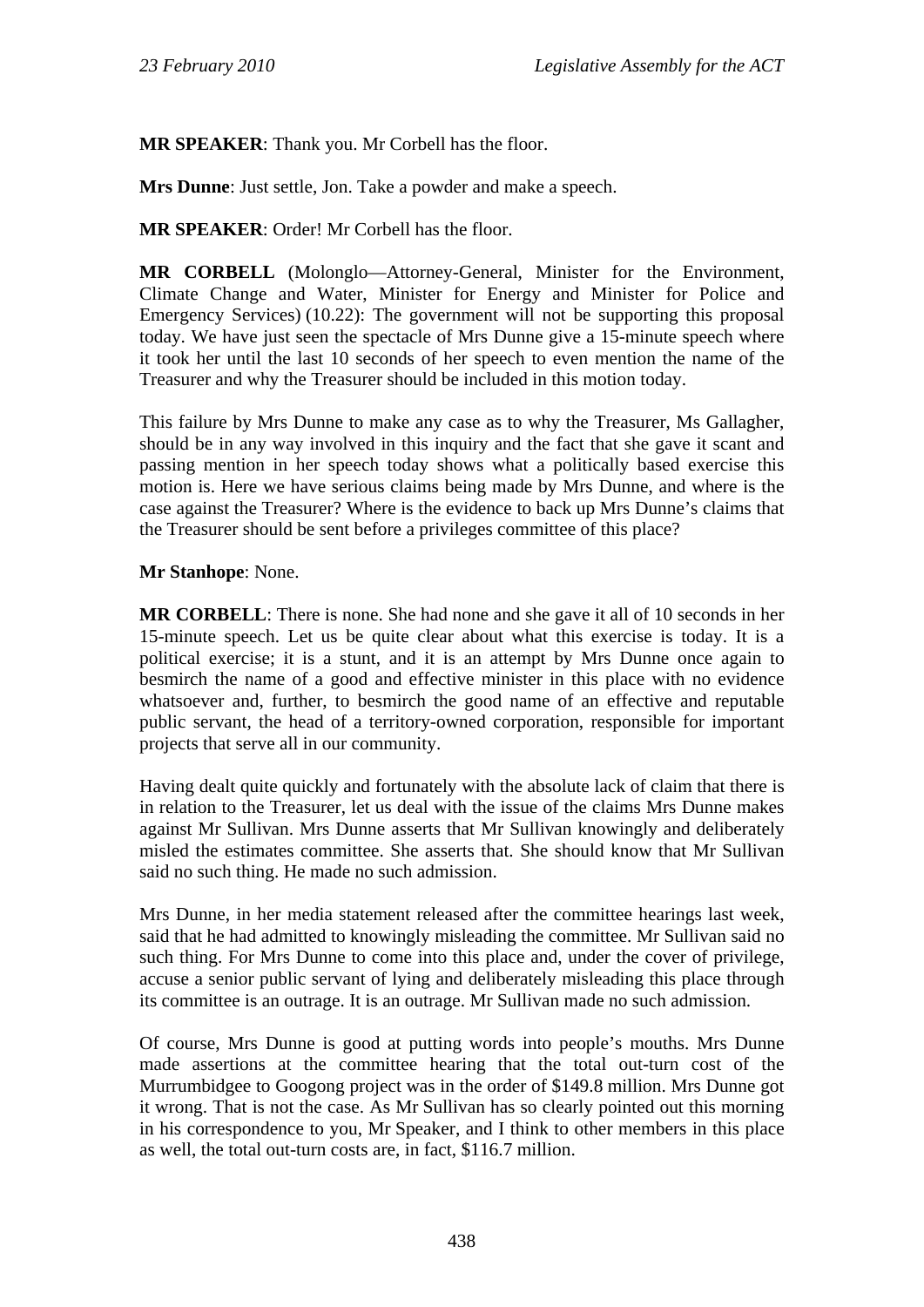**MR SPEAKER**: Thank you. Mr Corbell has the floor.

**Mrs Dunne**: Just settle, Jon. Take a powder and make a speech.

**MR SPEAKER**: Order! Mr Corbell has the floor.

**MR CORBELL** (Molonglo—Attorney-General, Minister for the Environment, Climate Change and Water, Minister for Energy and Minister for Police and Emergency Services) (10.22): The government will not be supporting this proposal today. We have just seen the spectacle of Mrs Dunne give a 15-minute speech where it took her until the last 10 seconds of her speech to even mention the name of the Treasurer and why the Treasurer should be included in this motion today.

This failure by Mrs Dunne to make any case as to why the Treasurer, Ms Gallagher, should be in any way involved in this inquiry and the fact that she gave it scant and passing mention in her speech today shows what a politically based exercise this motion is. Here we have serious claims being made by Mrs Dunne, and where is the case against the Treasurer? Where is the evidence to back up Mrs Dunne's claims that the Treasurer should be sent before a privileges committee of this place?

**Mr Stanhope**: None.

**MR CORBELL**: There is none. She had none and she gave it all of 10 seconds in her 15-minute speech. Let us be quite clear about what this exercise is today. It is a political exercise; it is a stunt, and it is an attempt by Mrs Dunne once again to besmirch the name of a good and effective minister in this place with no evidence whatsoever and, further, to besmirch the good name of an effective and reputable public servant, the head of a territory-owned corporation, responsible for important projects that serve all in our community.

Having dealt quite quickly and fortunately with the absolute lack of claim that there is in relation to the Treasurer, let us deal with the issue of the claims Mrs Dunne makes against Mr Sullivan. Mrs Dunne asserts that Mr Sullivan knowingly and deliberately misled the estimates committee. She asserts that. She should know that Mr Sullivan said no such thing. He made no such admission.

Mrs Dunne, in her media statement released after the committee hearings last week, said that he had admitted to knowingly misleading the committee. Mr Sullivan said no such thing. For Mrs Dunne to come into this place and, under the cover of privilege, accuse a senior public servant of lying and deliberately misleading this place through its committee is an outrage. It is an outrage. Mr Sullivan made no such admission.

Of course, Mrs Dunne is good at putting words into people's mouths. Mrs Dunne made assertions at the committee hearing that the total out-turn cost of the Murrumbidgee to Googong project was in the order of $149.8 million. Mrs Dunne got it wrong. That is not the case. As Mr Sullivan has so clearly pointed out this morning in his correspondence to you, Mr Speaker, and I think to other members in this place as well, the total out-turn costs are, in fact, $116.7 million.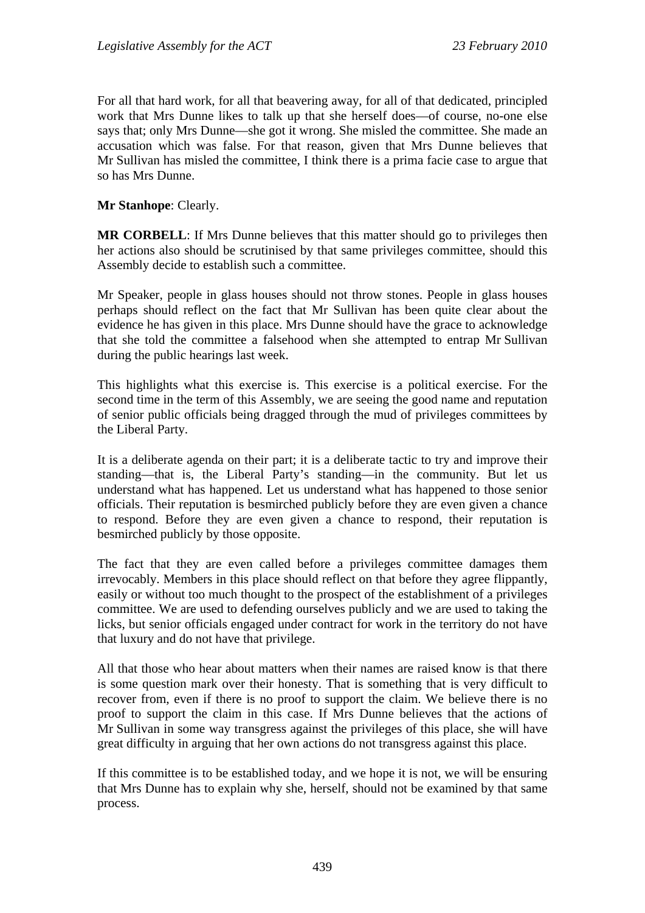For all that hard work, for all that beavering away, for all of that dedicated, principled work that Mrs Dunne likes to talk up that she herself does—of course, no-one else says that; only Mrs Dunne—she got it wrong. She misled the committee. She made an accusation which was false. For that reason, given that Mrs Dunne believes that Mr Sullivan has misled the committee, I think there is a prima facie case to argue that so has Mrs Dunne.

**Mr Stanhope**: Clearly.

**MR CORBELL**: If Mrs Dunne believes that this matter should go to privileges then her actions also should be scrutinised by that same privileges committee, should this Assembly decide to establish such a committee.

Mr Speaker, people in glass houses should not throw stones. People in glass houses perhaps should reflect on the fact that Mr Sullivan has been quite clear about the evidence he has given in this place. Mrs Dunne should have the grace to acknowledge that she told the committee a falsehood when she attempted to entrap Mr Sullivan during the public hearings last week.

This highlights what this exercise is. This exercise is a political exercise. For the second time in the term of this Assembly, we are seeing the good name and reputation of senior public officials being dragged through the mud of privileges committees by the Liberal Party.

It is a deliberate agenda on their part; it is a deliberate tactic to try and improve their standing—that is, the Liberal Party's standing—in the community. But let us understand what has happened. Let us understand what has happened to those senior officials. Their reputation is besmirched publicly before they are even given a chance to respond. Before they are even given a chance to respond, their reputation is besmirched publicly by those opposite.

The fact that they are even called before a privileges committee damages them irrevocably. Members in this place should reflect on that before they agree flippantly, easily or without too much thought to the prospect of the establishment of a privileges committee. We are used to defending ourselves publicly and we are used to taking the licks, but senior officials engaged under contract for work in the territory do not have that luxury and do not have that privilege.

All that those who hear about matters when their names are raised know is that there is some question mark over their honesty. That is something that is very difficult to recover from, even if there is no proof to support the claim. We believe there is no proof to support the claim in this case. If Mrs Dunne believes that the actions of Mr Sullivan in some way transgress against the privileges of this place, she will have great difficulty in arguing that her own actions do not transgress against this place.

If this committee is to be established today, and we hope it is not, we will be ensuring that Mrs Dunne has to explain why she, herself, should not be examined by that same process.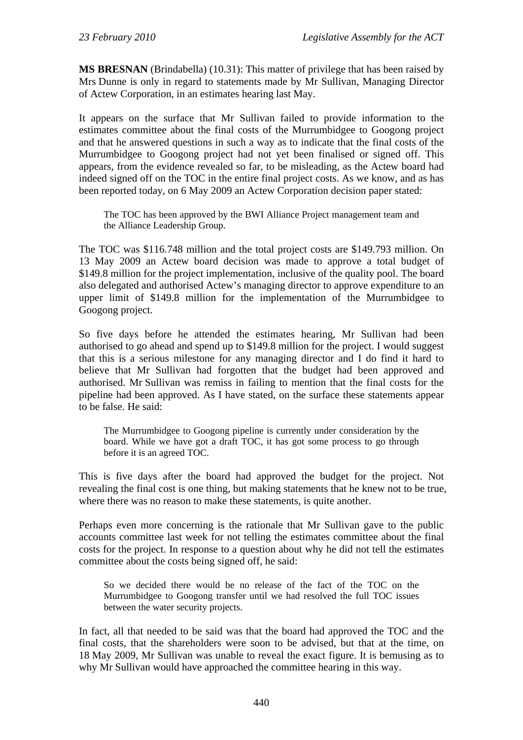**MS BRESNAN** (Brindabella) (10.31): This matter of privilege that has been raised by Mrs Dunne is only in regard to statements made by Mr Sullivan, Managing Director of Actew Corporation, in an estimates hearing last May.

It appears on the surface that Mr Sullivan failed to provide information to the estimates committee about the final costs of the Murrumbidgee to Googong project and that he answered questions in such a way as to indicate that the final costs of the Murrumbidgee to Googong project had not yet been finalised or signed off. This appears, from the evidence revealed so far, to be misleading, as the Actew board had indeed signed off on the TOC in the entire final project costs. As we know, and as has been reported today, on 6 May 2009 an Actew Corporation decision paper stated:

> The TOC has been approved by the BWI Alliance Project management team and the Alliance Leadership Group.

The TOC was $116.748 million and the total project costs are $149.793 million. On 13 May 2009 an Actew board decision was made to approve a total budget of $149.8 million for the project implementation, inclusive of the quality pool. The board also delegated and authorised Actew's managing director to approve expenditure to an upper limit of $149.8 million for the implementation of the Murrumbidgee to Googong project.

So five days before he attended the estimates hearing, Mr Sullivan had been authorised to go ahead and spend up to $149.8 million for the project. I would suggest that this is a serious milestone for any managing director and I do find it hard to believe that Mr Sullivan had forgotten that the budget had been approved and authorised. Mr Sullivan was remiss in failing to mention that the final costs for the pipeline had been approved. As I have stated, on the surface these statements appear to be false. He said:

> The Murrumbidgee to Googong pipeline is currently under consideration by the board. While we have got a draft TOC, it has got some process to go through before it is an agreed TOC.

This is five days after the board had approved the budget for the project. Not revealing the final cost is one thing, but making statements that he knew not to be true, where there was no reason to make these statements, is quite another.

Perhaps even more concerning is the rationale that Mr Sullivan gave to the public accounts committee last week for not telling the estimates committee about the final costs for the project. In response to a question about why he did not tell the estimates committee about the costs being signed off, he said:

> So we decided there would be no release of the fact of the TOC on the Murrumbidgee to Googong transfer until we had resolved the full TOC issues between the water security projects.

In fact, all that needed to be said was that the board had approved the TOC and the final costs, that the shareholders were soon to be advised, but that at the time, on 18 May 2009, Mr Sullivan was unable to reveal the exact figure. It is bemusing as to why Mr Sullivan would have approached the committee hearing in this way.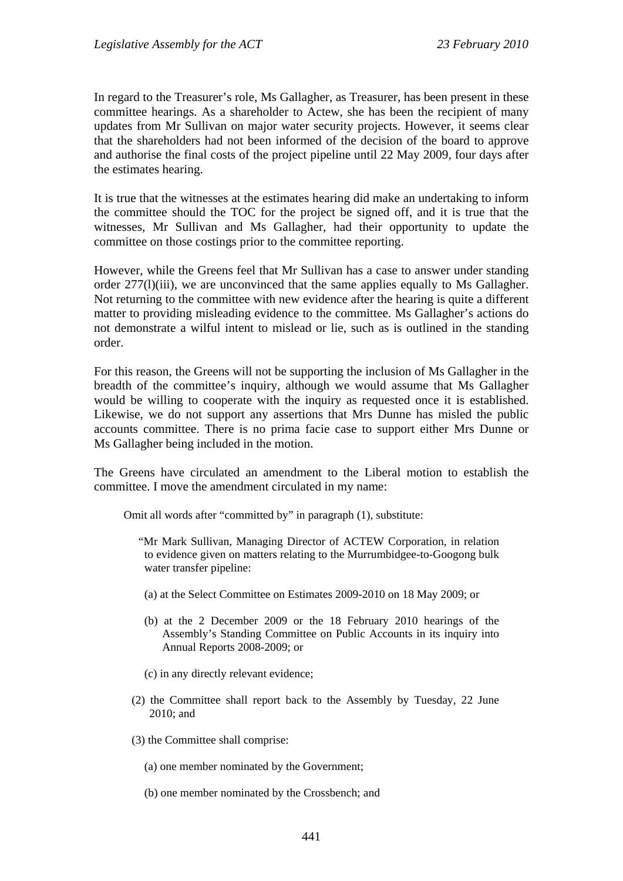In regard to the Treasurer's role, Ms Gallagher, as Treasurer, has been present in these committee hearings. As a shareholder to Actew, she has been the recipient of many updates from Mr Sullivan on major water security projects. However, it seems clear that the shareholders had not been informed of the decision of the board to approve and authorise the final costs of the project pipeline until 22 May 2009, four days after the estimates hearing.

It is true that the witnesses at the estimates hearing did make an undertaking to inform the committee should the TOC for the project be signed off, and it is true that the witnesses, Mr Sullivan and Ms Gallagher, had their opportunity to update the committee on those costings prior to the committee reporting.

However, while the Greens feel that Mr Sullivan has a case to answer under standing order 277(l)(iii), we are unconvinced that the same applies equally to Ms Gallagher. Not returning to the committee with new evidence after the hearing is quite a different matter to providing misleading evidence to the committee. Ms Gallagher's actions do not demonstrate a wilful intent to mislead or lie, such as is outlined in the standing order.

For this reason, the Greens will not be supporting the inclusion of Ms Gallagher in the breadth of the committee's inquiry, although we would assume that Ms Gallagher would be willing to cooperate with the inquiry as requested once it is established. Likewise, we do not support any assertions that Mrs Dunne has misled the public accounts committee. There is no prima facie case to support either Mrs Dunne or Ms Gallagher being included in the motion.

The Greens have circulated an amendment to the Liberal motion to establish the committee. I move the amendment circulated in my name:

> Omit all words after "committed by" in paragraph (1), substitute:
>
> "Mr Mark Sullivan, Managing Director of ACTEW Corporation, in relation to evidence given on matters relating to the Murrumbidgee-to-Googong bulk water transfer pipeline:
>
> (a) at the Select Committee on Estimates 2009-2010 on 18 May 2009; or
>
> (b) at the 2 December 2009 or the 18 February 2010 hearings of the Assembly's Standing Committee on Public Accounts in its inquiry into Annual Reports 2008-2009; or
>
> (c) in any directly relevant evidence;
>
> (2) the Committee shall report back to the Assembly by Tuesday, 22 June 2010; and
>
> (3) the Committee shall comprise:
>
> (a) one member nominated by the Government;
>
> (b) one member nominated by the Crossbench; and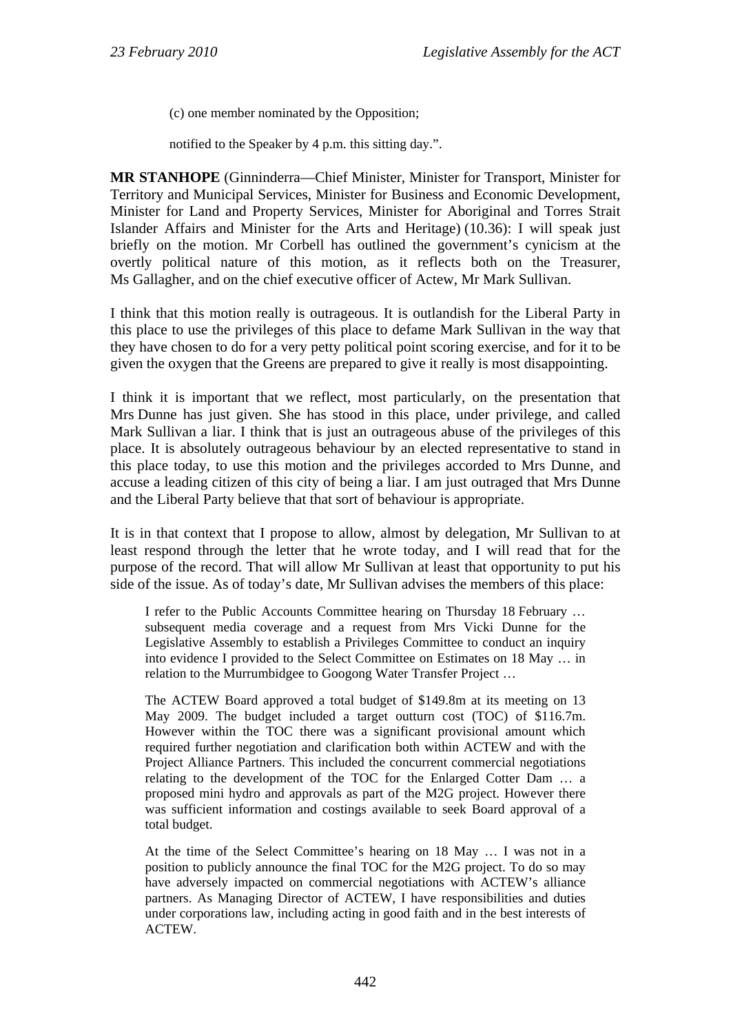(c) one member nominated by the Opposition;

notified to the Speaker by 4 p.m. this sitting day.".

**MR STANHOPE** (Ginninderra—Chief Minister, Minister for Transport, Minister for Territory and Municipal Services, Minister for Business and Economic Development, Minister for Land and Property Services, Minister for Aboriginal and Torres Strait Islander Affairs and Minister for the Arts and Heritage) (10.36): I will speak just briefly on the motion. Mr Corbell has outlined the government's cynicism at the overtly political nature of this motion, as it reflects both on the Treasurer, Ms Gallagher, and on the chief executive officer of Actew, Mr Mark Sullivan.

I think that this motion really is outrageous. It is outlandish for the Liberal Party in this place to use the privileges of this place to defame Mark Sullivan in the way that they have chosen to do for a very petty political point scoring exercise, and for it to be given the oxygen that the Greens are prepared to give it really is most disappointing.

I think it is important that we reflect, most particularly, on the presentation that Mrs Dunne has just given. She has stood in this place, under privilege, and called Mark Sullivan a liar. I think that is just an outrageous abuse of the privileges of this place. It is absolutely outrageous behaviour by an elected representative to stand in this place today, to use this motion and the privileges accorded to Mrs Dunne, and accuse a leading citizen of this city of being a liar. I am just outraged that Mrs Dunne and the Liberal Party believe that that sort of behaviour is appropriate.

It is in that context that I propose to allow, almost by delegation, Mr Sullivan to at least respond through the letter that he wrote today, and I will read that for the purpose of the record. That will allow Mr Sullivan at least that opportunity to put his side of the issue. As of today's date, Mr Sullivan advises the members of this place:

> I refer to the Public Accounts Committee hearing on Thursday 18 February … subsequent media coverage and a request from Mrs Vicki Dunne for the Legislative Assembly to establish a Privileges Committee to conduct an inquiry into evidence I provided to the Select Committee on Estimates on 18 May … in relation to the Murrumbidgee to Googong Water Transfer Project …
>
> The ACTEW Board approved a total budget of $149.8m at its meeting on 13 May 2009. The budget included a target outturn cost (TOC) of $116.7m. However within the TOC there was a significant provisional amount which required further negotiation and clarification both within ACTEW and with the Project Alliance Partners. This included the concurrent commercial negotiations relating to the development of the TOC for the Enlarged Cotter Dam … a proposed mini hydro and approvals as part of the M2G project. However there was sufficient information and costings available to seek Board approval of a total budget.
>
> At the time of the Select Committee's hearing on 18 May … I was not in a position to publicly announce the final TOC for the M2G project. To do so may have adversely impacted on commercial negotiations with ACTEW's alliance partners. As Managing Director of ACTEW, I have responsibilities and duties under corporations law, including acting in good faith and in the best interests of ACTEW.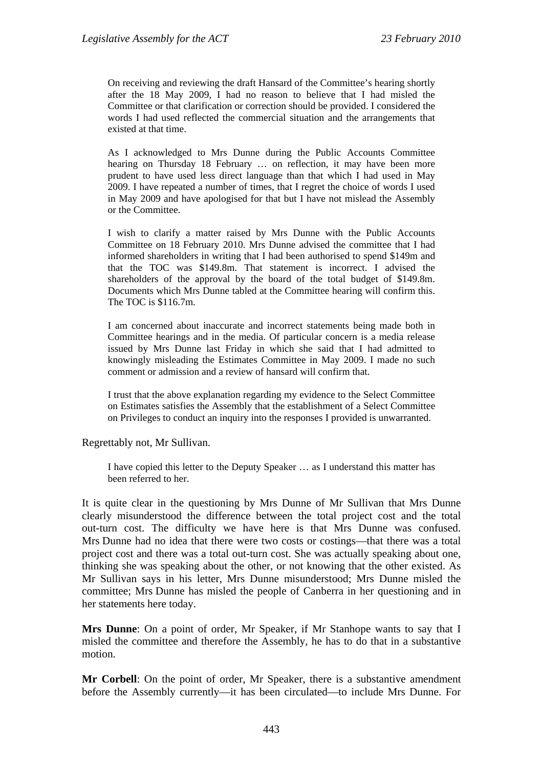> On receiving and reviewing the draft Hansard of the Committee's hearing shortly after the 18 May 2009, I had no reason to believe that I had misled the Committee or that clarification or correction should be provided. I considered the words I had used reflected the commercial situation and the arrangements that existed at that time.
>
> As I acknowledged to Mrs Dunne during the Public Accounts Committee hearing on Thursday 18 February … on reflection, it may have been more prudent to have used less direct language than that which I had used in May 2009. I have repeated a number of times, that I regret the choice of words I used in May 2009 and have apologised for that but I have not mislead the Assembly or the Committee.
>
> I wish to clarify a matter raised by Mrs Dunne with the Public Accounts Committee on 18 February 2010. Mrs Dunne advised the committee that I had informed shareholders in writing that I had been authorised to spend $149m and that the TOC was $149.8m. That statement is incorrect. I advised the shareholders of the approval by the board of the total budget of $149.8m. Documents which Mrs Dunne tabled at the Committee hearing will confirm this. The TOC is $116.7m.
>
> I am concerned about inaccurate and incorrect statements being made both in Committee hearings and in the media. Of particular concern is a media release issued by Mrs Dunne last Friday in which she said that I had admitted to knowingly misleading the Estimates Committee in May 2009. I made no such comment or admission and a review of hansard will confirm that.
>
> I trust that the above explanation regarding my evidence to the Select Committee on Estimates satisfies the Assembly that the establishment of a Select Committee on Privileges to conduct an inquiry into the responses I provided is unwarranted.

Regrettably not, Mr Sullivan.

> I have copied this letter to the Deputy Speaker … as I understand this matter has been referred to her.

It is quite clear in the questioning by Mrs Dunne of Mr Sullivan that Mrs Dunne clearly misunderstood the difference between the total project cost and the total out-turn cost. The difficulty we have here is that Mrs Dunne was confused. Mrs Dunne had no idea that there were two costs or costings—that there was a total project cost and there was a total out-turn cost. She was actually speaking about one, thinking she was speaking about the other, or not knowing that the other existed. As Mr Sullivan says in his letter, Mrs Dunne misunderstood; Mrs Dunne misled the committee; Mrs Dunne has misled the people of Canberra in her questioning and in her statements here today.

**Mrs Dunne**: On a point of order, Mr Speaker, if Mr Stanhope wants to say that I misled the committee and therefore the Assembly, he has to do that in a substantive motion.

**Mr Corbell**: On the point of order, Mr Speaker, there is a substantive amendment before the Assembly currently—it has been circulated—to include Mrs Dunne. For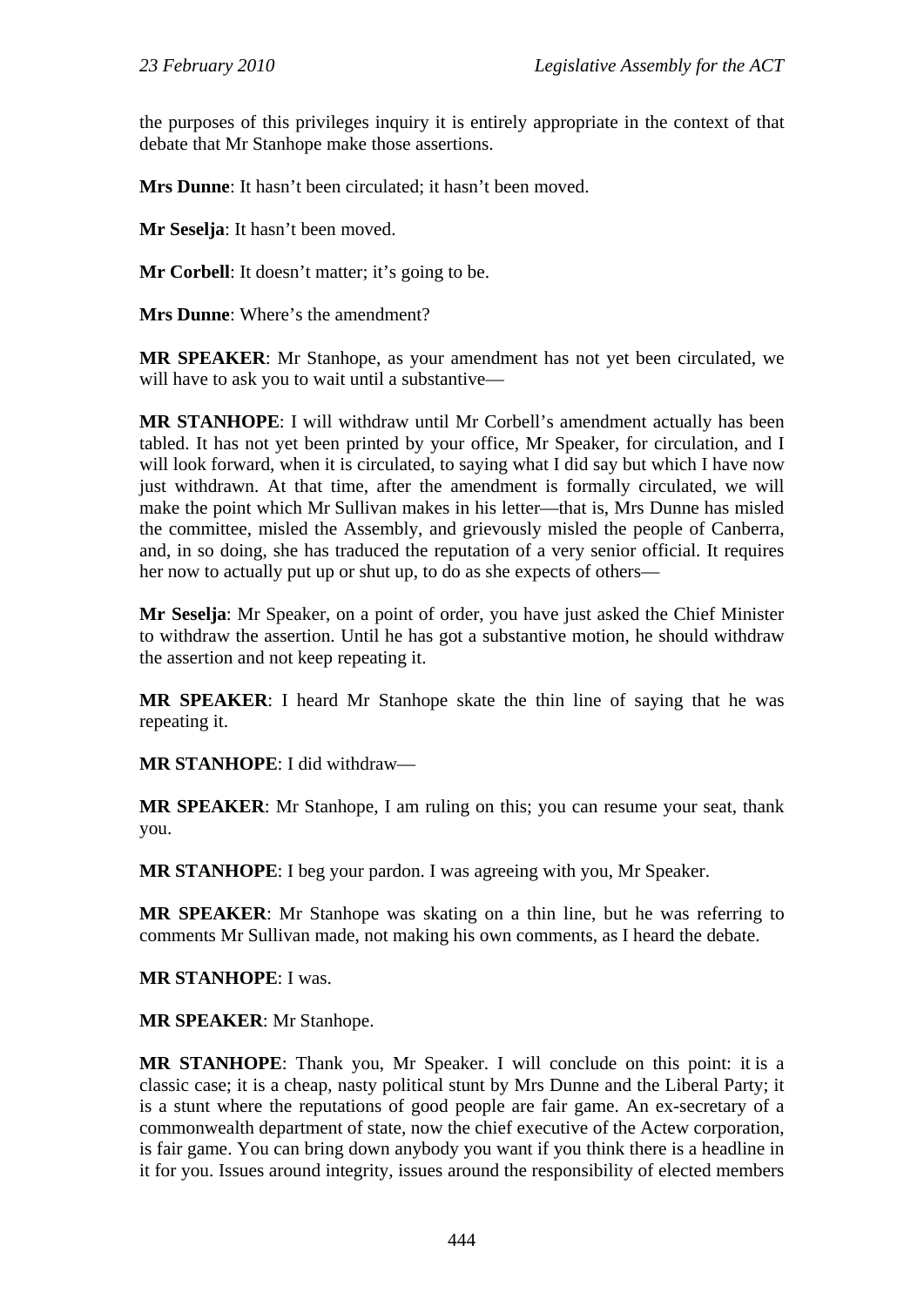the purposes of this privileges inquiry it is entirely appropriate in the context of that debate that Mr Stanhope make those assertions.

**Mrs Dunne**: It hasn't been circulated; it hasn't been moved.

**Mr Seselja**: It hasn't been moved.

**Mr Corbell**: It doesn't matter; it's going to be.

**Mrs Dunne**: Where's the amendment?

**MR SPEAKER**: Mr Stanhope, as your amendment has not yet been circulated, we will have to ask you to wait until a substantive—

**MR STANHOPE**: I will withdraw until Mr Corbell's amendment actually has been tabled. It has not yet been printed by your office, Mr Speaker, for circulation, and I will look forward, when it is circulated, to saying what I did say but which I have now just withdrawn. At that time, after the amendment is formally circulated, we will make the point which Mr Sullivan makes in his letter—that is, Mrs Dunne has misled the committee, misled the Assembly, and grievously misled the people of Canberra, and, in so doing, she has traduced the reputation of a very senior official. It requires her now to actually put up or shut up, to do as she expects of others—

**Mr Seselja**: Mr Speaker, on a point of order, you have just asked the Chief Minister to withdraw the assertion. Until he has got a substantive motion, he should withdraw the assertion and not keep repeating it.

**MR SPEAKER**: I heard Mr Stanhope skate the thin line of saying that he was repeating it.

**MR STANHOPE**: I did withdraw—

**MR SPEAKER**: Mr Stanhope, I am ruling on this; you can resume your seat, thank you.

**MR STANHOPE**: I beg your pardon. I was agreeing with you, Mr Speaker.

**MR SPEAKER**: Mr Stanhope was skating on a thin line, but he was referring to comments Mr Sullivan made, not making his own comments, as I heard the debate.

**MR STANHOPE**: I was.

**MR SPEAKER**: Mr Stanhope.

**MR STANHOPE**: Thank you, Mr Speaker. I will conclude on this point: it is a classic case; it is a cheap, nasty political stunt by Mrs Dunne and the Liberal Party; it is a stunt where the reputations of good people are fair game. An ex-secretary of a commonwealth department of state, now the chief executive of the Actew corporation, is fair game. You can bring down anybody you want if you think there is a headline in it for you. Issues around integrity, issues around the responsibility of elected members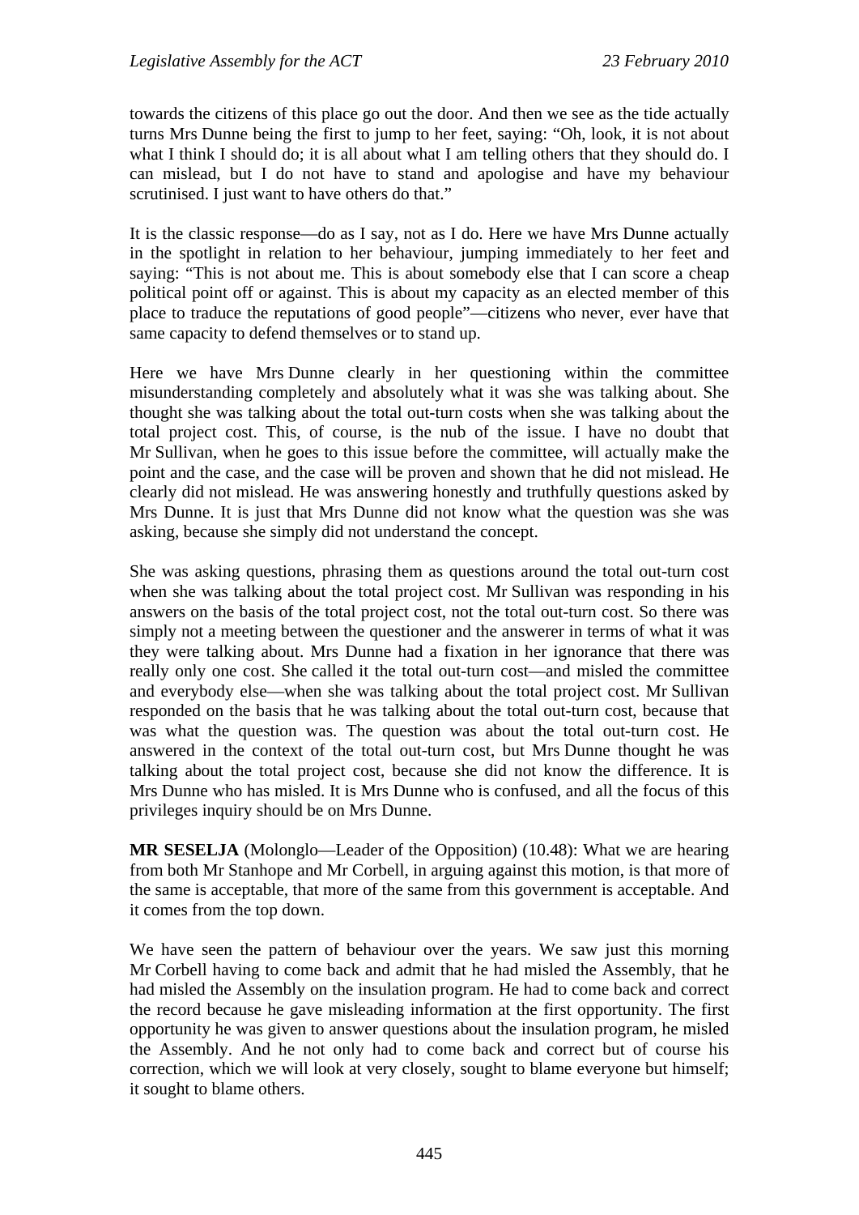towards the citizens of this place go out the door. And then we see as the tide actually turns Mrs Dunne being the first to jump to her feet, saying: "Oh, look, it is not about what I think I should do; it is all about what I am telling others that they should do. I can mislead, but I do not have to stand and apologise and have my behaviour scrutinised. I just want to have others do that."

It is the classic response—do as I say, not as I do. Here we have Mrs Dunne actually in the spotlight in relation to her behaviour, jumping immediately to her feet and saying: "This is not about me. This is about somebody else that I can score a cheap political point off or against. This is about my capacity as an elected member of this place to traduce the reputations of good people"—citizens who never, ever have that same capacity to defend themselves or to stand up.

Here we have Mrs Dunne clearly in her questioning within the committee misunderstanding completely and absolutely what it was she was talking about. She thought she was talking about the total out-turn costs when she was talking about the total project cost. This, of course, is the nub of the issue. I have no doubt that Mr Sullivan, when he goes to this issue before the committee, will actually make the point and the case, and the case will be proven and shown that he did not mislead. He clearly did not mislead. He was answering honestly and truthfully questions asked by Mrs Dunne. It is just that Mrs Dunne did not know what the question was she was asking, because she simply did not understand the concept.

She was asking questions, phrasing them as questions around the total out-turn cost when she was talking about the total project cost. Mr Sullivan was responding in his answers on the basis of the total project cost, not the total out-turn cost. So there was simply not a meeting between the questioner and the answerer in terms of what it was they were talking about. Mrs Dunne had a fixation in her ignorance that there was really only one cost. She called it the total out-turn cost—and misled the committee and everybody else—when she was talking about the total project cost. Mr Sullivan responded on the basis that he was talking about the total out-turn cost, because that was what the question was. The question was about the total out-turn cost. He answered in the context of the total out-turn cost, but Mrs Dunne thought he was talking about the total project cost, because she did not know the difference. It is Mrs Dunne who has misled. It is Mrs Dunne who is confused, and all the focus of this privileges inquiry should be on Mrs Dunne.

**MR SESELJA** (Molonglo—Leader of the Opposition) (10.48): What we are hearing from both Mr Stanhope and Mr Corbell, in arguing against this motion, is that more of the same is acceptable, that more of the same from this government is acceptable. And it comes from the top down.

We have seen the pattern of behaviour over the years. We saw just this morning Mr Corbell having to come back and admit that he had misled the Assembly, that he had misled the Assembly on the insulation program. He had to come back and correct the record because he gave misleading information at the first opportunity. The first opportunity he was given to answer questions about the insulation program, he misled the Assembly. And he not only had to come back and correct but of course his correction, which we will look at very closely, sought to blame everyone but himself; it sought to blame others.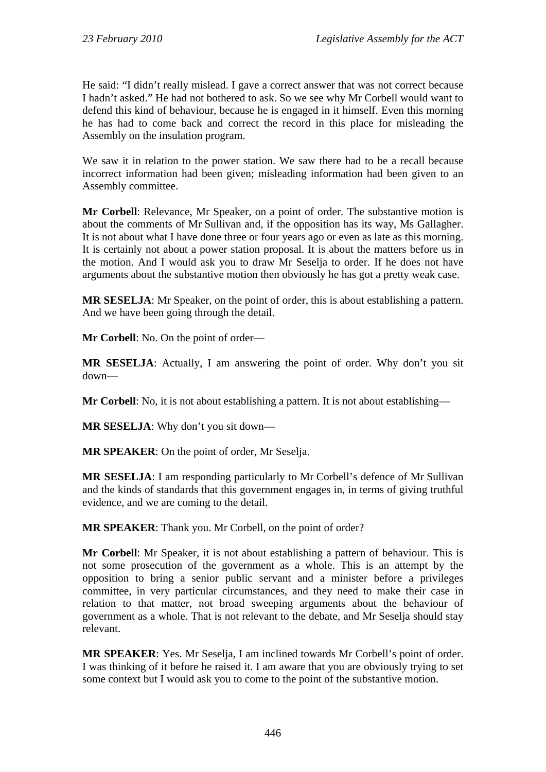He said: "I didn't really mislead. I gave a correct answer that was not correct because I hadn't asked." He had not bothered to ask. So we see why Mr Corbell would want to defend this kind of behaviour, because he is engaged in it himself. Even this morning he has had to come back and correct the record in this place for misleading the Assembly on the insulation program.

We saw it in relation to the power station. We saw there had to be a recall because incorrect information had been given; misleading information had been given to an Assembly committee.

**Mr Corbell**: Relevance, Mr Speaker, on a point of order. The substantive motion is about the comments of Mr Sullivan and, if the opposition has its way, Ms Gallagher. It is not about what I have done three or four years ago or even as late as this morning. It is certainly not about a power station proposal. It is about the matters before us in the motion. And I would ask you to draw Mr Seselja to order. If he does not have arguments about the substantive motion then obviously he has got a pretty weak case.

**MR SESELJA**: Mr Speaker, on the point of order, this is about establishing a pattern. And we have been going through the detail.

**Mr Corbell**: No. On the point of order—

**MR SESELJA**: Actually, I am answering the point of order. Why don't you sit down—

**Mr Corbell**: No, it is not about establishing a pattern. It is not about establishing—

**MR SESELJA**: Why don't you sit down—

**MR SPEAKER**: On the point of order, Mr Seselja.

**MR SESELJA**: I am responding particularly to Mr Corbell's defence of Mr Sullivan and the kinds of standards that this government engages in, in terms of giving truthful evidence, and we are coming to the detail.

**MR SPEAKER**: Thank you. Mr Corbell, on the point of order?

**Mr Corbell**: Mr Speaker, it is not about establishing a pattern of behaviour. This is not some prosecution of the government as a whole. This is an attempt by the opposition to bring a senior public servant and a minister before a privileges committee, in very particular circumstances, and they need to make their case in relation to that matter, not broad sweeping arguments about the behaviour of government as a whole. That is not relevant to the debate, and Mr Seselja should stay relevant.

**MR SPEAKER**: Yes. Mr Seselja, I am inclined towards Mr Corbell's point of order. I was thinking of it before he raised it. I am aware that you are obviously trying to set some context but I would ask you to come to the point of the substantive motion.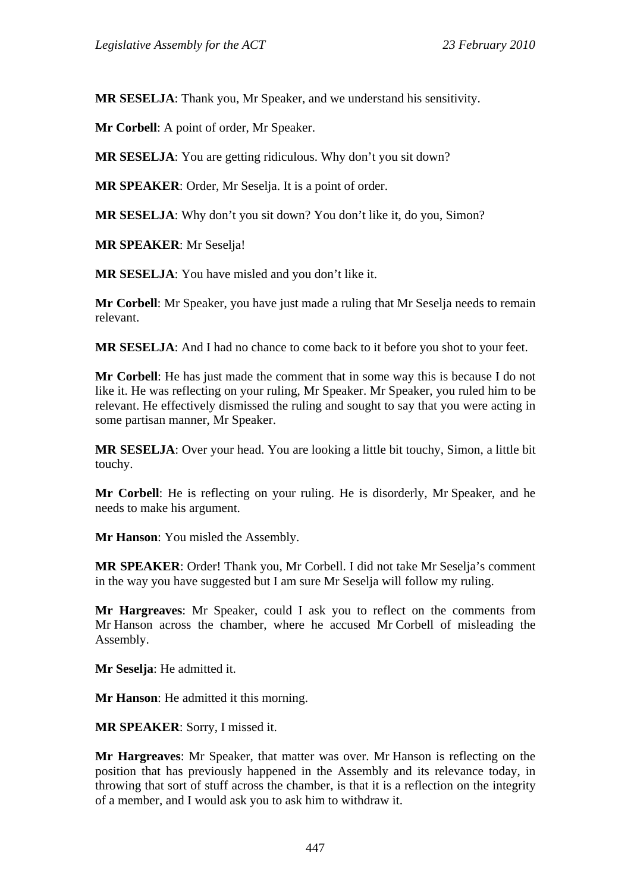**MR SESELJA**: Thank you, Mr Speaker, and we understand his sensitivity.

**Mr Corbell**: A point of order, Mr Speaker.

**MR SESELJA**: You are getting ridiculous. Why don't you sit down?

**MR SPEAKER**: Order, Mr Seselja. It is a point of order.

**MR SESELJA**: Why don't you sit down? You don't like it, do you, Simon?

**MR SPEAKER**: Mr Seselja!

**MR SESELJA**: You have misled and you don't like it.

**Mr Corbell**: Mr Speaker, you have just made a ruling that Mr Seselja needs to remain relevant.

**MR SESELJA**: And I had no chance to come back to it before you shot to your feet.

**Mr Corbell**: He has just made the comment that in some way this is because I do not like it. He was reflecting on your ruling, Mr Speaker. Mr Speaker, you ruled him to be relevant. He effectively dismissed the ruling and sought to say that you were acting in some partisan manner, Mr Speaker.

**MR SESELJA**: Over your head. You are looking a little bit touchy, Simon, a little bit touchy.

**Mr Corbell**: He is reflecting on your ruling. He is disorderly, Mr Speaker, and he needs to make his argument.

**Mr Hanson**: You misled the Assembly.

**MR SPEAKER**: Order! Thank you, Mr Corbell. I did not take Mr Seselja's comment in the way you have suggested but I am sure Mr Seselja will follow my ruling.

**Mr Hargreaves**: Mr Speaker, could I ask you to reflect on the comments from Mr Hanson across the chamber, where he accused Mr Corbell of misleading the Assembly.

**Mr Seselja**: He admitted it.

**Mr Hanson**: He admitted it this morning.

**MR SPEAKER**: Sorry, I missed it.

**Mr Hargreaves**: Mr Speaker, that matter was over. Mr Hanson is reflecting on the position that has previously happened in the Assembly and its relevance today, in throwing that sort of stuff across the chamber, is that it is a reflection on the integrity of a member, and I would ask you to ask him to withdraw it.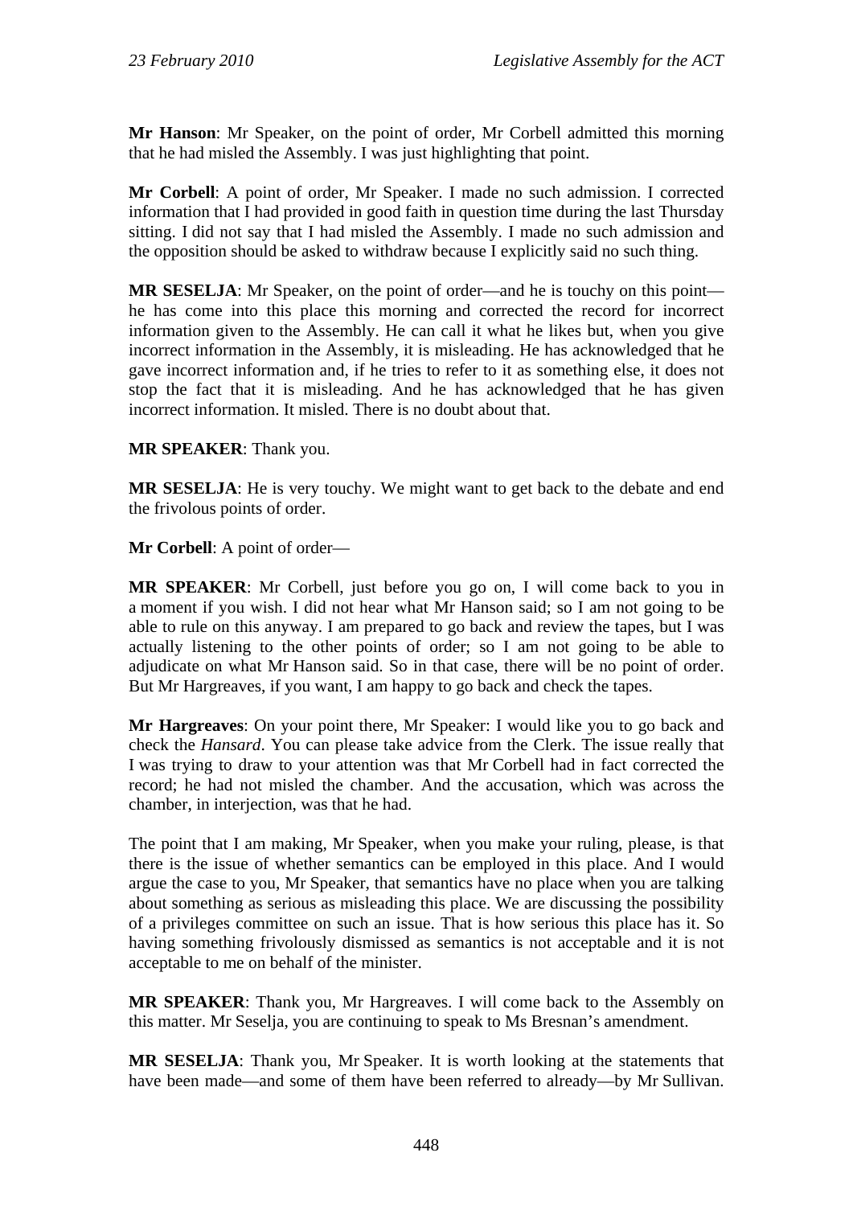**Mr Hanson**: Mr Speaker, on the point of order, Mr Corbell admitted this morning that he had misled the Assembly. I was just highlighting that point.

**Mr Corbell**: A point of order, Mr Speaker. I made no such admission. I corrected information that I had provided in good faith in question time during the last Thursday sitting. I did not say that I had misled the Assembly. I made no such admission and the opposition should be asked to withdraw because I explicitly said no such thing.

**MR SESELJA**: Mr Speaker, on the point of order—and he is touchy on this point—he has come into this place this morning and corrected the record for incorrect information given to the Assembly. He can call it what he likes but, when you give incorrect information in the Assembly, it is misleading. He has acknowledged that he gave incorrect information and, if he tries to refer to it as something else, it does not stop the fact that it is misleading. And he has acknowledged that he has given incorrect information. It misled. There is no doubt about that.

**MR SPEAKER**: Thank you.

**MR SESELJA**: He is very touchy. We might want to get back to the debate and end the frivolous points of order.

**Mr Corbell**: A point of order—

**MR SPEAKER**: Mr Corbell, just before you go on, I will come back to you in a moment if you wish. I did not hear what Mr Hanson said; so I am not going to be able to rule on this anyway. I am prepared to go back and review the tapes, but I was actually listening to the other points of order; so I am not going to be able to adjudicate on what Mr Hanson said. So in that case, there will be no point of order. But Mr Hargreaves, if you want, I am happy to go back and check the tapes.

**Mr Hargreaves**: On your point there, Mr Speaker: I would like you to go back and check the *Hansard*. You can please take advice from the Clerk. The issue really that I was trying to draw to your attention was that Mr Corbell had in fact corrected the record; he had not misled the chamber. And the accusation, which was across the chamber, in interjection, was that he had.

The point that I am making, Mr Speaker, when you make your ruling, please, is that there is the issue of whether semantics can be employed in this place. And I would argue the case to you, Mr Speaker, that semantics have no place when you are talking about something as serious as misleading this place. We are discussing the possibility of a privileges committee on such an issue. That is how serious this place has it. So having something frivolously dismissed as semantics is not acceptable and it is not acceptable to me on behalf of the minister.

**MR SPEAKER**: Thank you, Mr Hargreaves. I will come back to the Assembly on this matter. Mr Seselja, you are continuing to speak to Ms Bresnan's amendment.

**MR SESELJA**: Thank you, Mr Speaker. It is worth looking at the statements that have been made—and some of them have been referred to already—by Mr Sullivan.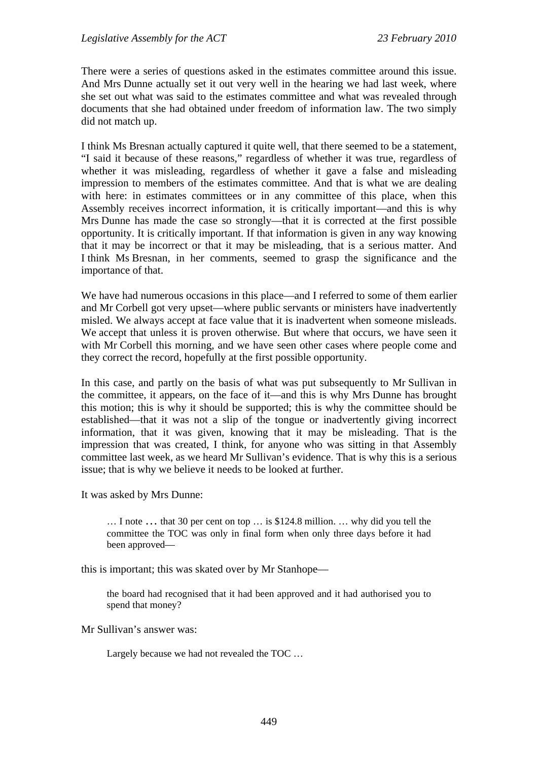There were a series of questions asked in the estimates committee around this issue. And Mrs Dunne actually set it out very well in the hearing we had last week, where she set out what was said to the estimates committee and what was revealed through documents that she had obtained under freedom of information law. The two simply did not match up.

I think Ms Bresnan actually captured it quite well, that there seemed to be a statement, "I said it because of these reasons," regardless of whether it was true, regardless of whether it was misleading, regardless of whether it gave a false and misleading impression to members of the estimates committee. And that is what we are dealing with here: in estimates committees or in any committee of this place, when this Assembly receives incorrect information, it is critically important—and this is why Mrs Dunne has made the case so strongly—that it is corrected at the first possible opportunity. It is critically important. If that information is given in any way knowing that it may be incorrect or that it may be misleading, that is a serious matter. And I think Ms Bresnan, in her comments, seemed to grasp the significance and the importance of that.

We have had numerous occasions in this place—and I referred to some of them earlier and Mr Corbell got very upset—where public servants or ministers have inadvertently misled. We always accept at face value that it is inadvertent when someone misleads. We accept that unless it is proven otherwise. But where that occurs, we have seen it with Mr Corbell this morning, and we have seen other cases where people come and they correct the record, hopefully at the first possible opportunity.

In this case, and partly on the basis of what was put subsequently to Mr Sullivan in the committee, it appears, on the face of it—and this is why Mrs Dunne has brought this motion; this is why it should be supported; this is why the committee should be established—that it was not a slip of the tongue or inadvertently giving incorrect information, that it was given, knowing that it may be misleading. That is the impression that was created, I think, for anyone who was sitting in that Assembly committee last week, as we heard Mr Sullivan's evidence. That is why this is a serious issue; that is why we believe it needs to be looked at further.

It was asked by Mrs Dunne:

> … I note … that 30 per cent on top … is $124.8 million. … why did you tell the committee the TOC was only in final form when only three days before it had been approved—

this is important; this was skated over by Mr Stanhope—

> the board had recognised that it had been approved and it had authorised you to spend that money?

Mr Sullivan's answer was:

> Largely because we had not revealed the TOC …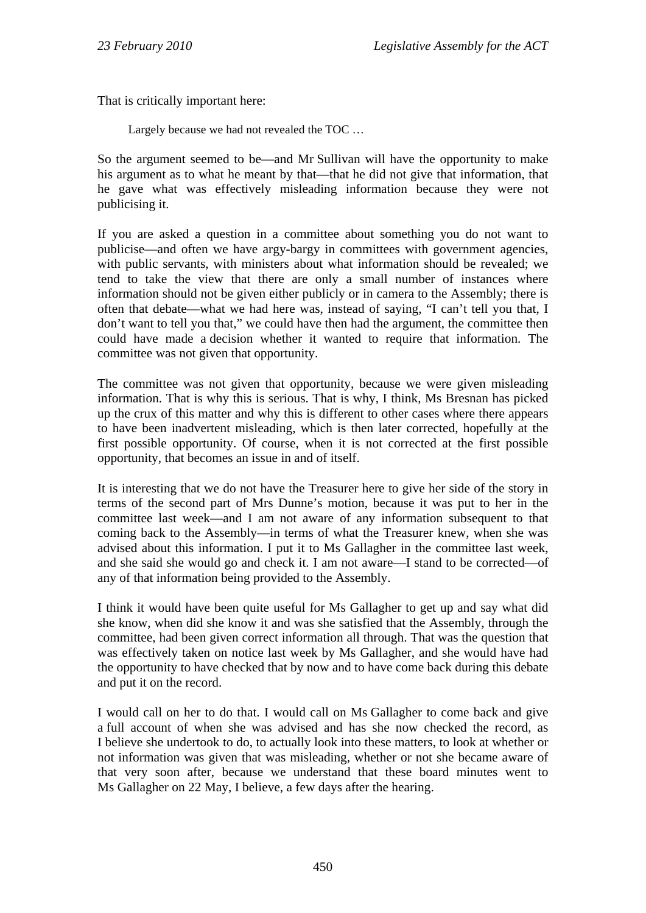That is critically important here:

> Largely because we had not revealed the TOC …

So the argument seemed to be—and Mr Sullivan will have the opportunity to make his argument as to what he meant by that—that he did not give that information, that he gave what was effectively misleading information because they were not publicising it.

If you are asked a question in a committee about something you do not want to publicise—and often we have argy-bargy in committees with government agencies, with public servants, with ministers about what information should be revealed; we tend to take the view that there are only a small number of instances where information should not be given either publicly or in camera to the Assembly; there is often that debate—what we had here was, instead of saying, "I can't tell you that, I don't want to tell you that," we could have then had the argument, the committee then could have made a decision whether it wanted to require that information. The committee was not given that opportunity.

The committee was not given that opportunity, because we were given misleading information. That is why this is serious. That is why, I think, Ms Bresnan has picked up the crux of this matter and why this is different to other cases where there appears to have been inadvertent misleading, which is then later corrected, hopefully at the first possible opportunity. Of course, when it is not corrected at the first possible opportunity, that becomes an issue in and of itself.

It is interesting that we do not have the Treasurer here to give her side of the story in terms of the second part of Mrs Dunne's motion, because it was put to her in the committee last week—and I am not aware of any information subsequent to that coming back to the Assembly—in terms of what the Treasurer knew, when she was advised about this information. I put it to Ms Gallagher in the committee last week, and she said she would go and check it. I am not aware—I stand to be corrected—of any of that information being provided to the Assembly.

I think it would have been quite useful for Ms Gallagher to get up and say what did she know, when did she know it and was she satisfied that the Assembly, through the committee, had been given correct information all through. That was the question that was effectively taken on notice last week by Ms Gallagher, and she would have had the opportunity to have checked that by now and to have come back during this debate and put it on the record.

I would call on her to do that. I would call on Ms Gallagher to come back and give a full account of when she was advised and has she now checked the record, as I believe she undertook to do, to actually look into these matters, to look at whether or not information was given that was misleading, whether or not she became aware of that very soon after, because we understand that these board minutes went to Ms Gallagher on 22 May, I believe, a few days after the hearing.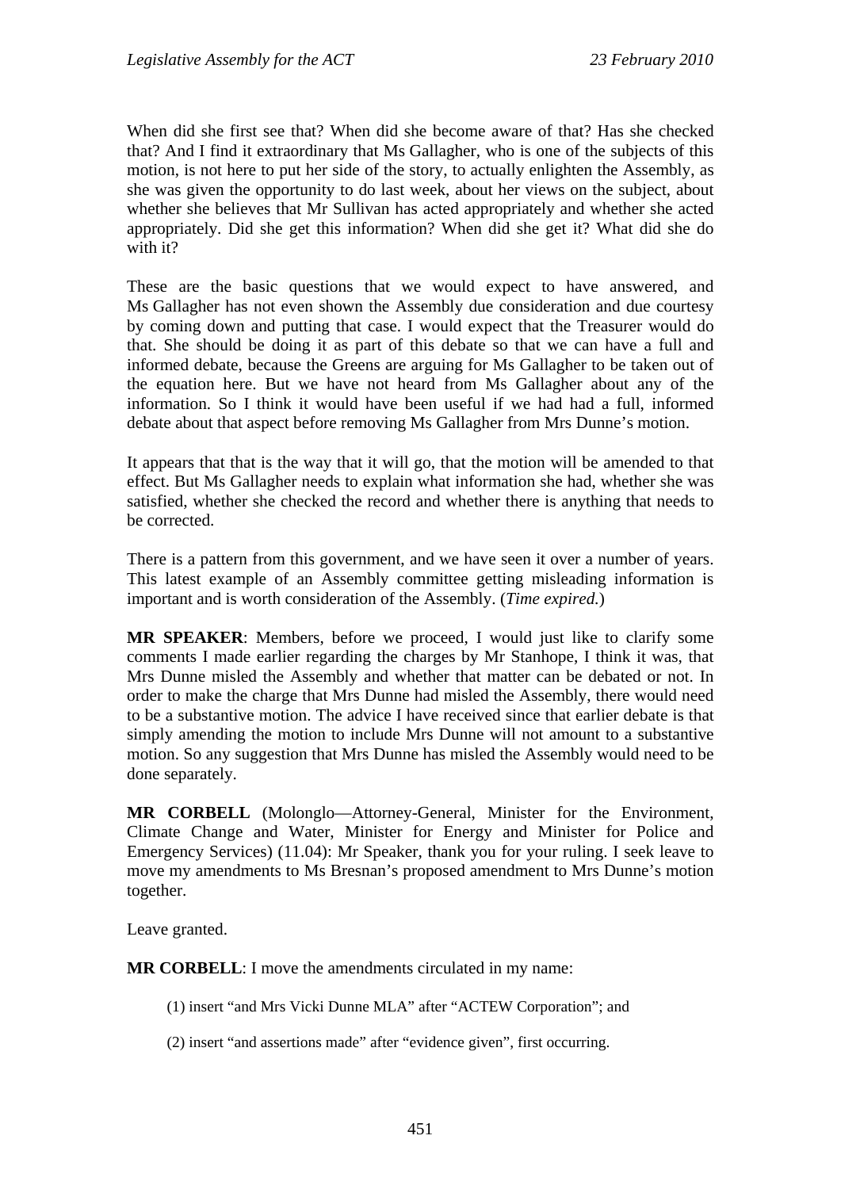When did she first see that? When did she become aware of that? Has she checked that? And I find it extraordinary that Ms Gallagher, who is one of the subjects of this motion, is not here to put her side of the story, to actually enlighten the Assembly, as she was given the opportunity to do last week, about her views on the subject, about whether she believes that Mr Sullivan has acted appropriately and whether she acted appropriately. Did she get this information? When did she get it? What did she do with it?

These are the basic questions that we would expect to have answered, and Ms Gallagher has not even shown the Assembly due consideration and due courtesy by coming down and putting that case. I would expect that the Treasurer would do that. She should be doing it as part of this debate so that we can have a full and informed debate, because the Greens are arguing for Ms Gallagher to be taken out of the equation here. But we have not heard from Ms Gallagher about any of the information. So I think it would have been useful if we had had a full, informed debate about that aspect before removing Ms Gallagher from Mrs Dunne's motion.

It appears that that is the way that it will go, that the motion will be amended to that effect. But Ms Gallagher needs to explain what information she had, whether she was satisfied, whether she checked the record and whether there is anything that needs to be corrected.

There is a pattern from this government, and we have seen it over a number of years. This latest example of an Assembly committee getting misleading information is important and is worth consideration of the Assembly. (*Time expired.*)

**MR SPEAKER**: Members, before we proceed, I would just like to clarify some comments I made earlier regarding the charges by Mr Stanhope, I think it was, that Mrs Dunne misled the Assembly and whether that matter can be debated or not. In order to make the charge that Mrs Dunne had misled the Assembly, there would need to be a substantive motion. The advice I have received since that earlier debate is that simply amending the motion to include Mrs Dunne will not amount to a substantive motion. So any suggestion that Mrs Dunne has misled the Assembly would need to be done separately.

**MR CORBELL** (Molonglo—Attorney-General, Minister for the Environment, Climate Change and Water, Minister for Energy and Minister for Police and Emergency Services) (11.04): Mr Speaker, thank you for your ruling. I seek leave to move my amendments to Ms Bresnan's proposed amendment to Mrs Dunne's motion together.

Leave granted.

**MR CORBELL**: I move the amendments circulated in my name:

(1) insert "and Mrs Vicki Dunne MLA" after "ACTEW Corporation"; and

(2) insert "and assertions made" after "evidence given", first occurring.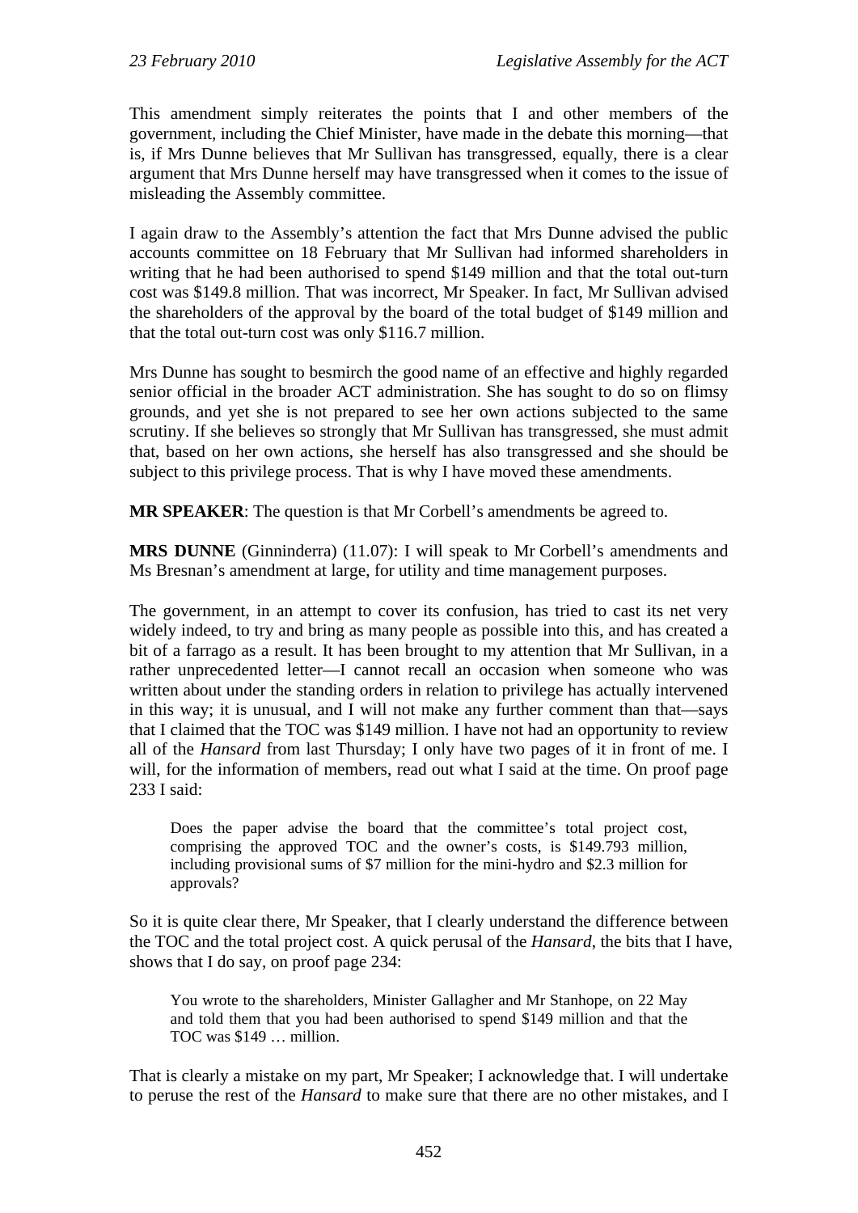This amendment simply reiterates the points that I and other members of the government, including the Chief Minister, have made in the debate this morning—that is, if Mrs Dunne believes that Mr Sullivan has transgressed, equally, there is a clear argument that Mrs Dunne herself may have transgressed when it comes to the issue of misleading the Assembly committee.

I again draw to the Assembly's attention the fact that Mrs Dunne advised the public accounts committee on 18 February that Mr Sullivan had informed shareholders in writing that he had been authorised to spend $149 million and that the total out-turn cost was $149.8 million. That was incorrect, Mr Speaker. In fact, Mr Sullivan advised the shareholders of the approval by the board of the total budget of $149 million and that the total out-turn cost was only $116.7 million.

Mrs Dunne has sought to besmirch the good name of an effective and highly regarded senior official in the broader ACT administration. She has sought to do so on flimsy grounds, and yet she is not prepared to see her own actions subjected to the same scrutiny. If she believes so strongly that Mr Sullivan has transgressed, she must admit that, based on her own actions, she herself has also transgressed and she should be subject to this privilege process. That is why I have moved these amendments.

**MR SPEAKER**: The question is that Mr Corbell's amendments be agreed to.

**MRS DUNNE** (Ginninderra) (11.07): I will speak to Mr Corbell's amendments and Ms Bresnan's amendment at large, for utility and time management purposes.

The government, in an attempt to cover its confusion, has tried to cast its net very widely indeed, to try and bring as many people as possible into this, and has created a bit of a farrago as a result. It has been brought to my attention that Mr Sullivan, in a rather unprecedented letter—I cannot recall an occasion when someone who was written about under the standing orders in relation to privilege has actually intervened in this way; it is unusual, and I will not make any further comment than that—says that I claimed that the TOC was $149 million. I have not had an opportunity to review all of the *Hansard* from last Thursday; I only have two pages of it in front of me. I will, for the information of members, read out what I said at the time. On proof page 233 I said:

> Does the paper advise the board that the committee's total project cost, comprising the approved TOC and the owner's costs, is $149.793 million, including provisional sums of $7 million for the mini-hydro and $2.3 million for approvals?

So it is quite clear there, Mr Speaker, that I clearly understand the difference between the TOC and the total project cost. A quick perusal of the *Hansard*, the bits that I have, shows that I do say, on proof page 234:

> You wrote to the shareholders, Minister Gallagher and Mr Stanhope, on 22 May and told them that you had been authorised to spend $149 million and that the TOC was $149 … million.

That is clearly a mistake on my part, Mr Speaker; I acknowledge that. I will undertake to peruse the rest of the *Hansard* to make sure that there are no other mistakes, and I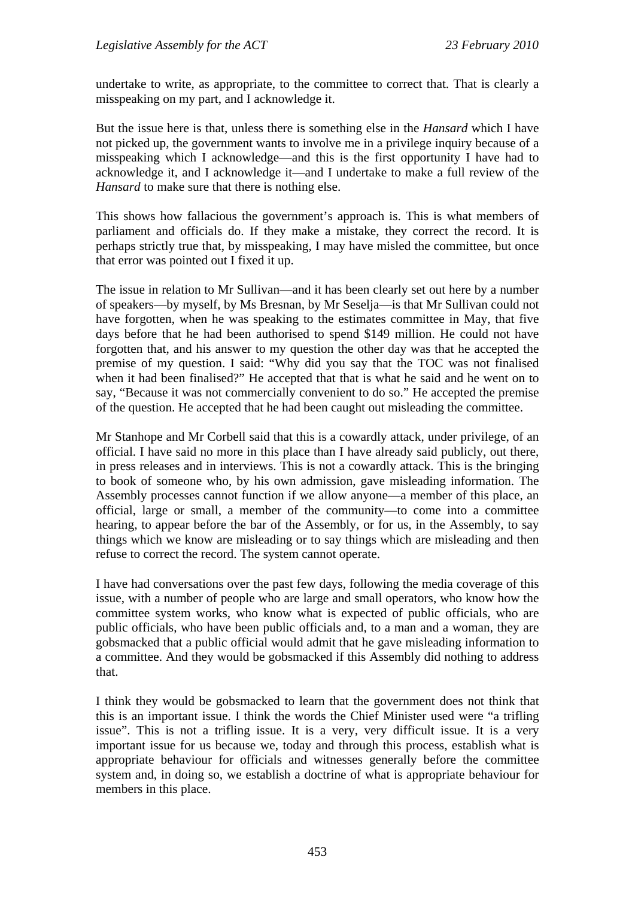undertake to write, as appropriate, to the committee to correct that. That is clearly a misspeaking on my part, and I acknowledge it.

But the issue here is that, unless there is something else in the *Hansard* which I have not picked up, the government wants to involve me in a privilege inquiry because of a misspeaking which I acknowledge—and this is the first opportunity I have had to acknowledge it, and I acknowledge it—and I undertake to make a full review of the *Hansard* to make sure that there is nothing else.

This shows how fallacious the government's approach is. This is what members of parliament and officials do. If they make a mistake, they correct the record. It is perhaps strictly true that, by misspeaking, I may have misled the committee, but once that error was pointed out I fixed it up.

The issue in relation to Mr Sullivan—and it has been clearly set out here by a number of speakers—by myself, by Ms Bresnan, by Mr Seselja—is that Mr Sullivan could not have forgotten, when he was speaking to the estimates committee in May, that five days before that he had been authorised to spend $149 million. He could not have forgotten that, and his answer to my question the other day was that he accepted the premise of my question. I said: "Why did you say that the TOC was not finalised when it had been finalised?" He accepted that that is what he said and he went on to say, "Because it was not commercially convenient to do so." He accepted the premise of the question. He accepted that he had been caught out misleading the committee.

Mr Stanhope and Mr Corbell said that this is a cowardly attack, under privilege, of an official. I have said no more in this place than I have already said publicly, out there, in press releases and in interviews. This is not a cowardly attack. This is the bringing to book of someone who, by his own admission, gave misleading information. The Assembly processes cannot function if we allow anyone—a member of this place, an official, large or small, a member of the community—to come into a committee hearing, to appear before the bar of the Assembly, or for us, in the Assembly, to say things which we know are misleading or to say things which are misleading and then refuse to correct the record. The system cannot operate.

I have had conversations over the past few days, following the media coverage of this issue, with a number of people who are large and small operators, who know how the committee system works, who know what is expected of public officials, who are public officials, who have been public officials and, to a man and a woman, they are gobsmacked that a public official would admit that he gave misleading information to a committee. And they would be gobsmacked if this Assembly did nothing to address that.

I think they would be gobsmacked to learn that the government does not think that this is an important issue. I think the words the Chief Minister used were "a trifling issue". This is not a trifling issue. It is a very, very difficult issue. It is a very important issue for us because we, today and through this process, establish what is appropriate behaviour for officials and witnesses generally before the committee system and, in doing so, we establish a doctrine of what is appropriate behaviour for members in this place.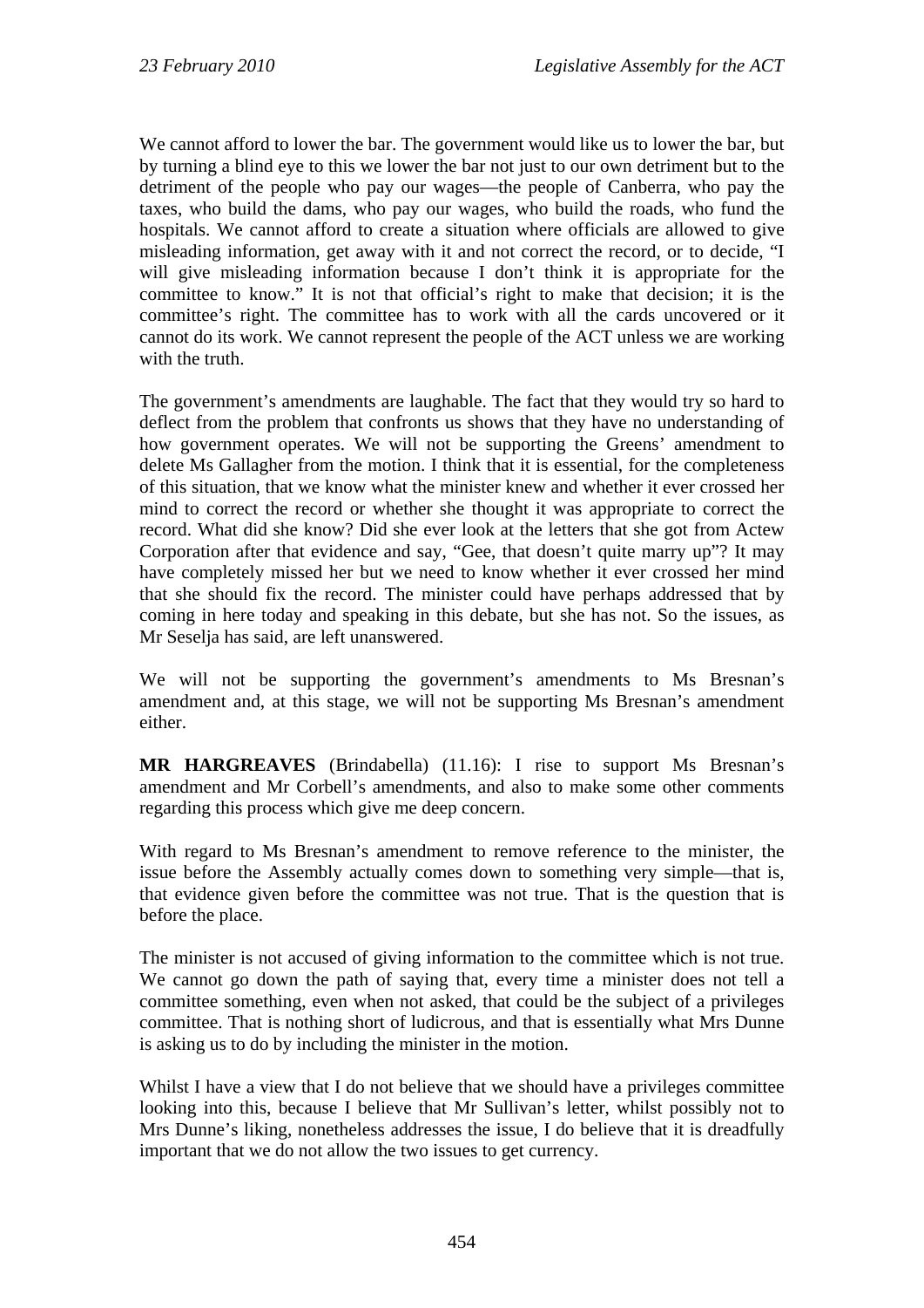We cannot afford to lower the bar. The government would like us to lower the bar, but by turning a blind eye to this we lower the bar not just to our own detriment but to the detriment of the people who pay our wages—the people of Canberra, who pay the taxes, who build the dams, who pay our wages, who build the roads, who fund the hospitals. We cannot afford to create a situation where officials are allowed to give misleading information, get away with it and not correct the record, or to decide, "I will give misleading information because I don't think it is appropriate for the committee to know." It is not that official's right to make that decision; it is the committee's right. The committee has to work with all the cards uncovered or it cannot do its work. We cannot represent the people of the ACT unless we are working with the truth.

The government's amendments are laughable. The fact that they would try so hard to deflect from the problem that confronts us shows that they have no understanding of how government operates. We will not be supporting the Greens' amendment to delete Ms Gallagher from the motion. I think that it is essential, for the completeness of this situation, that we know what the minister knew and whether it ever crossed her mind to correct the record or whether she thought it was appropriate to correct the record. What did she know? Did she ever look at the letters that she got from Actew Corporation after that evidence and say, "Gee, that doesn't quite marry up"? It may have completely missed her but we need to know whether it ever crossed her mind that she should fix the record. The minister could have perhaps addressed that by coming in here today and speaking in this debate, but she has not. So the issues, as Mr Seselja has said, are left unanswered.

We will not be supporting the government's amendments to Ms Bresnan's amendment and, at this stage, we will not be supporting Ms Bresnan's amendment either.

**MR HARGREAVES** (Brindabella) (11.16): I rise to support Ms Bresnan's amendment and Mr Corbell's amendments, and also to make some other comments regarding this process which give me deep concern.

With regard to Ms Bresnan's amendment to remove reference to the minister, the issue before the Assembly actually comes down to something very simple—that is, that evidence given before the committee was not true. That is the question that is before the place.

The minister is not accused of giving information to the committee which is not true. We cannot go down the path of saying that, every time a minister does not tell a committee something, even when not asked, that could be the subject of a privileges committee. That is nothing short of ludicrous, and that is essentially what Mrs Dunne is asking us to do by including the minister in the motion.

Whilst I have a view that I do not believe that we should have a privileges committee looking into this, because I believe that Mr Sullivan's letter, whilst possibly not to Mrs Dunne's liking, nonetheless addresses the issue, I do believe that it is dreadfully important that we do not allow the two issues to get currency.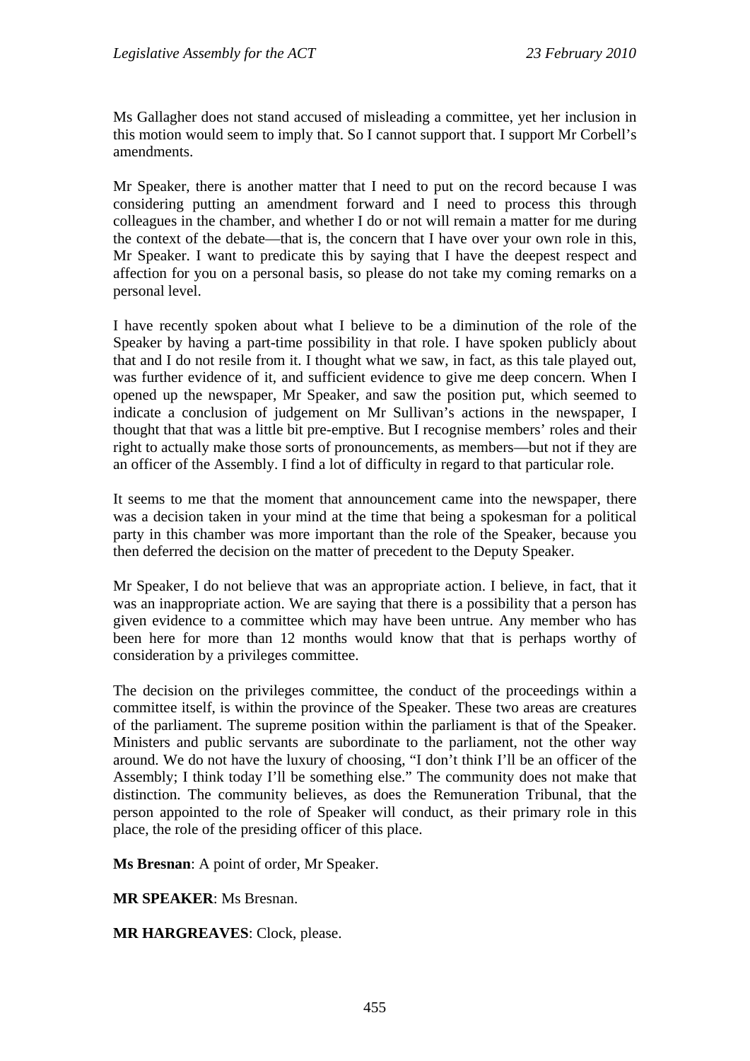Ms Gallagher does not stand accused of misleading a committee, yet her inclusion in this motion would seem to imply that. So I cannot support that. I support Mr Corbell's amendments.

Mr Speaker, there is another matter that I need to put on the record because I was considering putting an amendment forward and I need to process this through colleagues in the chamber, and whether I do or not will remain a matter for me during the context of the debate—that is, the concern that I have over your own role in this, Mr Speaker. I want to predicate this by saying that I have the deepest respect and affection for you on a personal basis, so please do not take my coming remarks on a personal level.

I have recently spoken about what I believe to be a diminution of the role of the Speaker by having a part-time possibility in that role. I have spoken publicly about that and I do not resile from it. I thought what we saw, in fact, as this tale played out, was further evidence of it, and sufficient evidence to give me deep concern. When I opened up the newspaper, Mr Speaker, and saw the position put, which seemed to indicate a conclusion of judgement on Mr Sullivan's actions in the newspaper, I thought that that was a little bit pre-emptive. But I recognise members' roles and their right to actually make those sorts of pronouncements, as members—but not if they are an officer of the Assembly. I find a lot of difficulty in regard to that particular role.

It seems to me that the moment that announcement came into the newspaper, there was a decision taken in your mind at the time that being a spokesman for a political party in this chamber was more important than the role of the Speaker, because you then deferred the decision on the matter of precedent to the Deputy Speaker.

Mr Speaker, I do not believe that was an appropriate action. I believe, in fact, that it was an inappropriate action. We are saying that there is a possibility that a person has given evidence to a committee which may have been untrue. Any member who has been here for more than 12 months would know that that is perhaps worthy of consideration by a privileges committee.

The decision on the privileges committee, the conduct of the proceedings within a committee itself, is within the province of the Speaker. These two areas are creatures of the parliament. The supreme position within the parliament is that of the Speaker. Ministers and public servants are subordinate to the parliament, not the other way around. We do not have the luxury of choosing, "I don't think I'll be an officer of the Assembly; I think today I'll be something else." The community does not make that distinction. The community believes, as does the Remuneration Tribunal, that the person appointed to the role of Speaker will conduct, as their primary role in this place, the role of the presiding officer of this place.

**Ms Bresnan**: A point of order, Mr Speaker.

**MR SPEAKER**: Ms Bresnan.

**MR HARGREAVES**: Clock, please.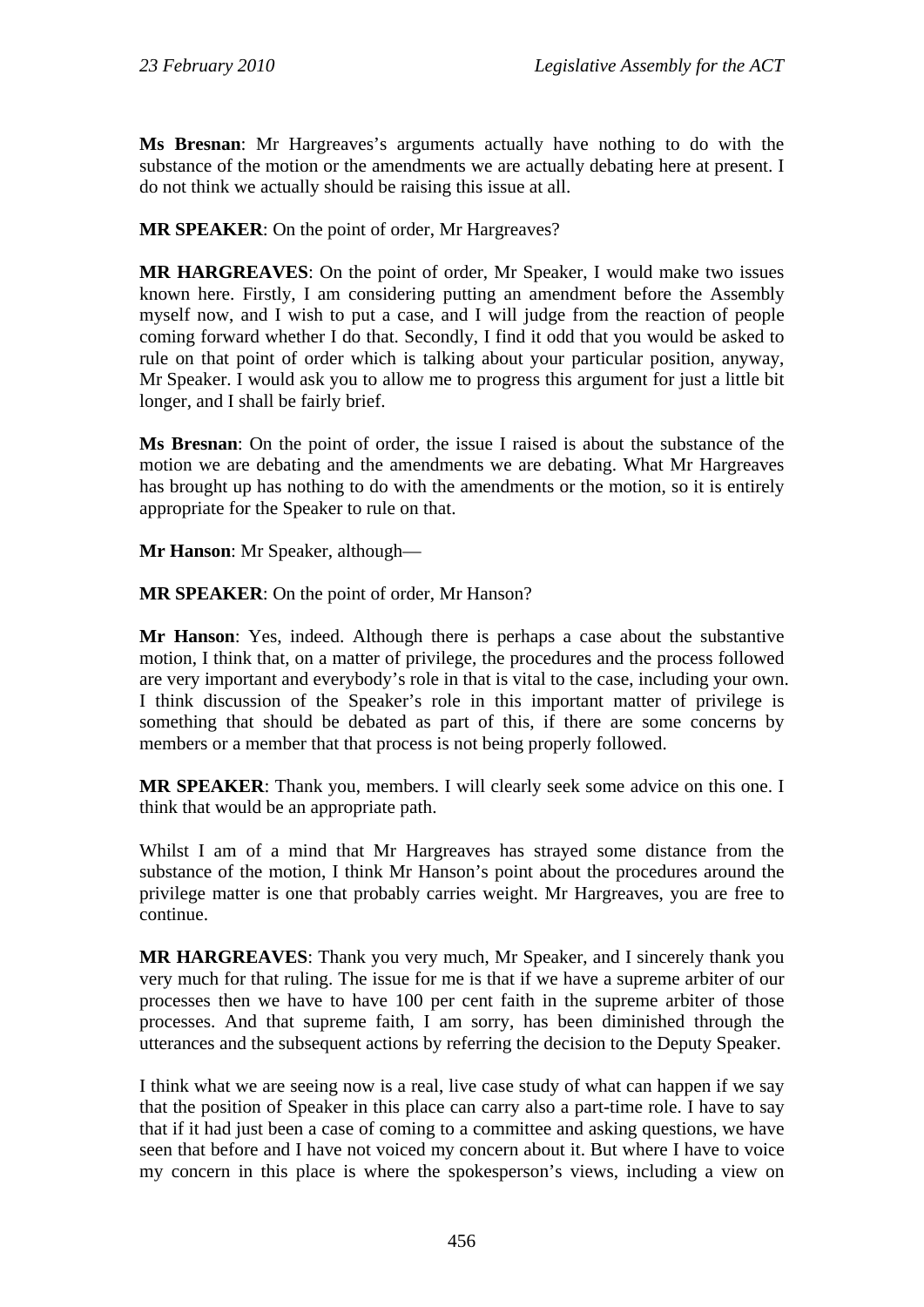**Ms Bresnan**: Mr Hargreaves's arguments actually have nothing to do with the substance of the motion or the amendments we are actually debating here at present. I do not think we actually should be raising this issue at all.

**MR SPEAKER**: On the point of order, Mr Hargreaves?

**MR HARGREAVES**: On the point of order, Mr Speaker, I would make two issues known here. Firstly, I am considering putting an amendment before the Assembly myself now, and I wish to put a case, and I will judge from the reaction of people coming forward whether I do that. Secondly, I find it odd that you would be asked to rule on that point of order which is talking about your particular position, anyway, Mr Speaker. I would ask you to allow me to progress this argument for just a little bit longer, and I shall be fairly brief.

**Ms Bresnan**: On the point of order, the issue I raised is about the substance of the motion we are debating and the amendments we are debating. What Mr Hargreaves has brought up has nothing to do with the amendments or the motion, so it is entirely appropriate for the Speaker to rule on that.

**Mr Hanson**: Mr Speaker, although—

**MR SPEAKER**: On the point of order, Mr Hanson?

**Mr Hanson**: Yes, indeed. Although there is perhaps a case about the substantive motion, I think that, on a matter of privilege, the procedures and the process followed are very important and everybody's role in that is vital to the case, including your own. I think discussion of the Speaker's role in this important matter of privilege is something that should be debated as part of this, if there are some concerns by members or a member that that process is not being properly followed.

**MR SPEAKER**: Thank you, members. I will clearly seek some advice on this one. I think that would be an appropriate path.

Whilst I am of a mind that Mr Hargreaves has strayed some distance from the substance of the motion, I think Mr Hanson's point about the procedures around the privilege matter is one that probably carries weight. Mr Hargreaves, you are free to continue.

**MR HARGREAVES**: Thank you very much, Mr Speaker, and I sincerely thank you very much for that ruling. The issue for me is that if we have a supreme arbiter of our processes then we have to have 100 per cent faith in the supreme arbiter of those processes. And that supreme faith, I am sorry, has been diminished through the utterances and the subsequent actions by referring the decision to the Deputy Speaker.

I think what we are seeing now is a real, live case study of what can happen if we say that the position of Speaker in this place can carry also a part-time role. I have to say that if it had just been a case of coming to a committee and asking questions, we have seen that before and I have not voiced my concern about it. But where I have to voice my concern in this place is where the spokesperson's views, including a view on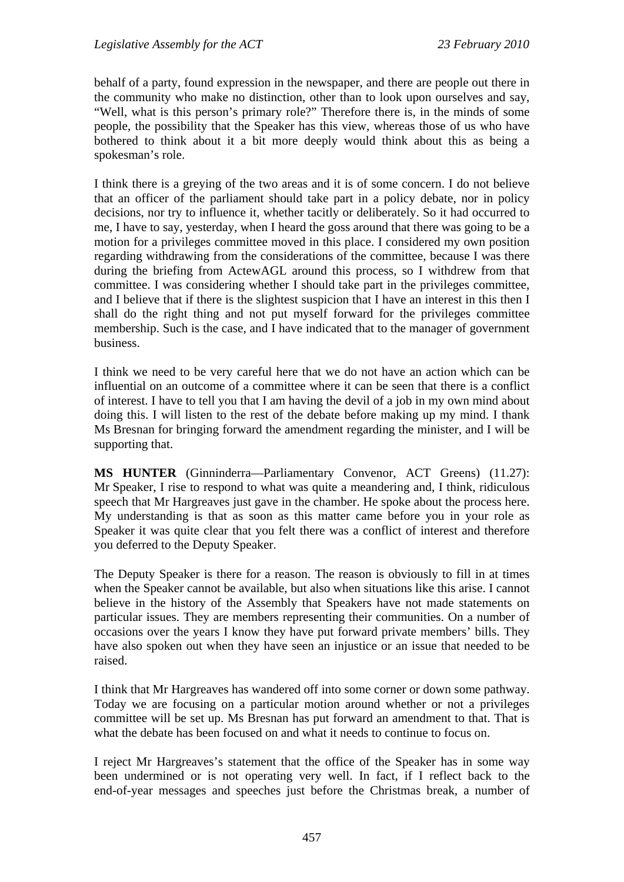behalf of a party, found expression in the newspaper, and there are people out there in the community who make no distinction, other than to look upon ourselves and say, "Well, what is this person's primary role?" Therefore there is, in the minds of some people, the possibility that the Speaker has this view, whereas those of us who have bothered to think about it a bit more deeply would think about this as being a spokesman's role.

I think there is a greying of the two areas and it is of some concern. I do not believe that an officer of the parliament should take part in a policy debate, nor in policy decisions, nor try to influence it, whether tacitly or deliberately. So it had occurred to me, I have to say, yesterday, when I heard the goss around that there was going to be a motion for a privileges committee moved in this place. I considered my own position regarding withdrawing from the considerations of the committee, because I was there during the briefing from ActewAGL around this process, so I withdrew from that committee. I was considering whether I should take part in the privileges committee, and I believe that if there is the slightest suspicion that I have an interest in this then I shall do the right thing and not put myself forward for the privileges committee membership. Such is the case, and I have indicated that to the manager of government business.

I think we need to be very careful here that we do not have an action which can be influential on an outcome of a committee where it can be seen that there is a conflict of interest. I have to tell you that I am having the devil of a job in my own mind about doing this. I will listen to the rest of the debate before making up my mind. I thank Ms Bresnan for bringing forward the amendment regarding the minister, and I will be supporting that.

**MS HUNTER** (Ginninderra—Parliamentary Convenor, ACT Greens) (11.27): Mr Speaker, I rise to respond to what was quite a meandering and, I think, ridiculous speech that Mr Hargreaves just gave in the chamber. He spoke about the process here. My understanding is that as soon as this matter came before you in your role as Speaker it was quite clear that you felt there was a conflict of interest and therefore you deferred to the Deputy Speaker.

The Deputy Speaker is there for a reason. The reason is obviously to fill in at times when the Speaker cannot be available, but also when situations like this arise. I cannot believe in the history of the Assembly that Speakers have not made statements on particular issues. They are members representing their communities. On a number of occasions over the years I know they have put forward private members' bills. They have also spoken out when they have seen an injustice or an issue that needed to be raised.

I think that Mr Hargreaves has wandered off into some corner or down some pathway. Today we are focusing on a particular motion around whether or not a privileges committee will be set up. Ms Bresnan has put forward an amendment to that. That is what the debate has been focused on and what it needs to continue to focus on.

I reject Mr Hargreaves's statement that the office of the Speaker has in some way been undermined or is not operating very well. In fact, if I reflect back to the end-of-year messages and speeches just before the Christmas break, a number of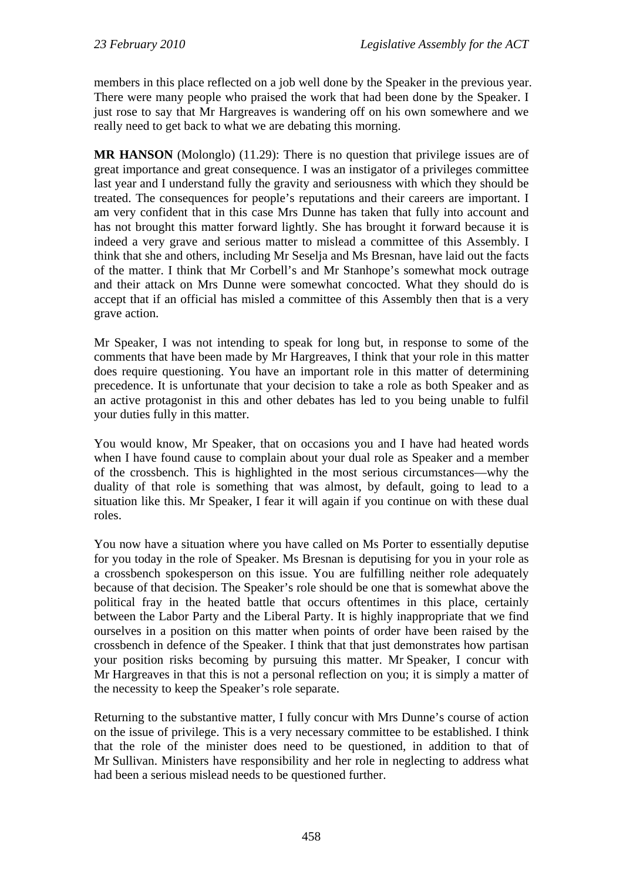members in this place reflected on a job well done by the Speaker in the previous year. There were many people who praised the work that had been done by the Speaker. I just rose to say that Mr Hargreaves is wandering off on his own somewhere and we really need to get back to what we are debating this morning.

**MR HANSON** (Molonglo) (11.29): There is no question that privilege issues are of great importance and great consequence. I was an instigator of a privileges committee last year and I understand fully the gravity and seriousness with which they should be treated. The consequences for people's reputations and their careers are important. I am very confident that in this case Mrs Dunne has taken that fully into account and has not brought this matter forward lightly. She has brought it forward because it is indeed a very grave and serious matter to mislead a committee of this Assembly. I think that she and others, including Mr Seselja and Ms Bresnan, have laid out the facts of the matter. I think that Mr Corbell's and Mr Stanhope's somewhat mock outrage and their attack on Mrs Dunne were somewhat concocted. What they should do is accept that if an official has misled a committee of this Assembly then that is a very grave action.

Mr Speaker, I was not intending to speak for long but, in response to some of the comments that have been made by Mr Hargreaves, I think that your role in this matter does require questioning. You have an important role in this matter of determining precedence. It is unfortunate that your decision to take a role as both Speaker and as an active protagonist in this and other debates has led to you being unable to fulfil your duties fully in this matter.

You would know, Mr Speaker, that on occasions you and I have had heated words when I have found cause to complain about your dual role as Speaker and a member of the crossbench. This is highlighted in the most serious circumstances—why the duality of that role is something that was almost, by default, going to lead to a situation like this. Mr Speaker, I fear it will again if you continue on with these dual roles.

You now have a situation where you have called on Ms Porter to essentially deputise for you today in the role of Speaker. Ms Bresnan is deputising for you in your role as a crossbench spokesperson on this issue. You are fulfilling neither role adequately because of that decision. The Speaker's role should be one that is somewhat above the political fray in the heated battle that occurs oftentimes in this place, certainly between the Labor Party and the Liberal Party. It is highly inappropriate that we find ourselves in a position on this matter when points of order have been raised by the crossbench in defence of the Speaker. I think that that just demonstrates how partisan your position risks becoming by pursuing this matter. Mr Speaker, I concur with Mr Hargreaves in that this is not a personal reflection on you; it is simply a matter of the necessity to keep the Speaker's role separate.

Returning to the substantive matter, I fully concur with Mrs Dunne's course of action on the issue of privilege. This is a very necessary committee to be established. I think that the role of the minister does need to be questioned, in addition to that of Mr Sullivan. Ministers have responsibility and her role in neglecting to address what had been a serious mislead needs to be questioned further.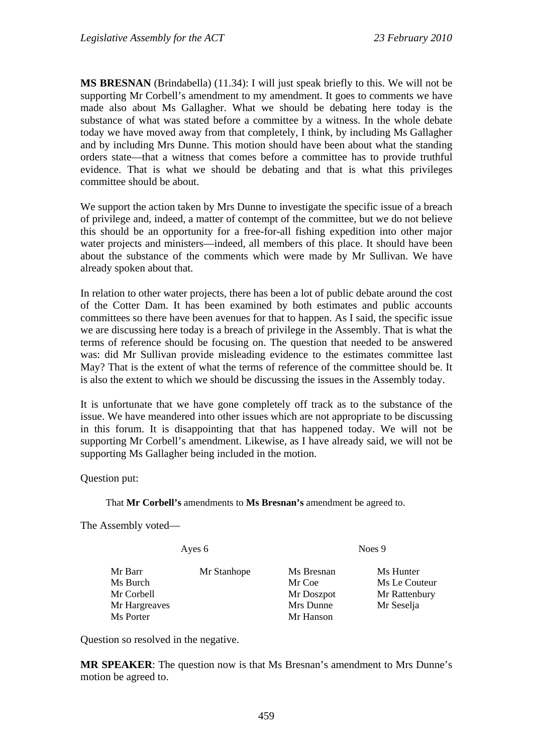**MS BRESNAN** (Brindabella) (11.34): I will just speak briefly to this. We will not be supporting Mr Corbell's amendment to my amendment. It goes to comments we have made also about Ms Gallagher. What we should be debating here today is the substance of what was stated before a committee by a witness. In the whole debate today we have moved away from that completely, I think, by including Ms Gallagher and by including Mrs Dunne. This motion should have been about what the standing orders state—that a witness that comes before a committee has to provide truthful evidence. That is what we should be debating and that is what this privileges committee should be about.

We support the action taken by Mrs Dunne to investigate the specific issue of a breach of privilege and, indeed, a matter of contempt of the committee, but we do not believe this should be an opportunity for a free-for-all fishing expedition into other major water projects and ministers—indeed, all members of this place. It should have been about the substance of the comments which were made by Mr Sullivan. We have already spoken about that.

In relation to other water projects, there has been a lot of public debate around the cost of the Cotter Dam. It has been examined by both estimates and public accounts committees so there have been avenues for that to happen. As I said, the specific issue we are discussing here today is a breach of privilege in the Assembly. That is what the terms of reference should be focusing on. The question that needed to be answered was: did Mr Sullivan provide misleading evidence to the estimates committee last May? That is the extent of what the terms of reference of the committee should be. It is also the extent to which we should be discussing the issues in the Assembly today.

It is unfortunate that we have gone completely off track as to the substance of the issue. We have meandered into other issues which are not appropriate to be discussing in this forum. It is disappointing that that has happened today. We will not be supporting Mr Corbell's amendment. Likewise, as I have already said, we will not be supporting Ms Gallagher being included in the motion.

Question put:

> That **Mr Corbell's** amendments to **Ms Bresnan's** amendment be agreed to.

The Assembly voted—

| Ayes 6 | | Noes 9 | |
|---|---|---|---|
| Mr Barr | Mr Stanhope | Ms Bresnan | Ms Hunter |
| Ms Burch | | Mr Coe | Ms Le Couteur |
| Mr Corbell | | Mr Doszpot | Mr Rattenbury |
| Mr Hargreaves | | Mrs Dunne | Mr Seselja |
| Ms Porter | | Mr Hanson | |

Question so resolved in the negative.

**MR SPEAKER**: The question now is that Ms Bresnan's amendment to Mrs Dunne's motion be agreed to.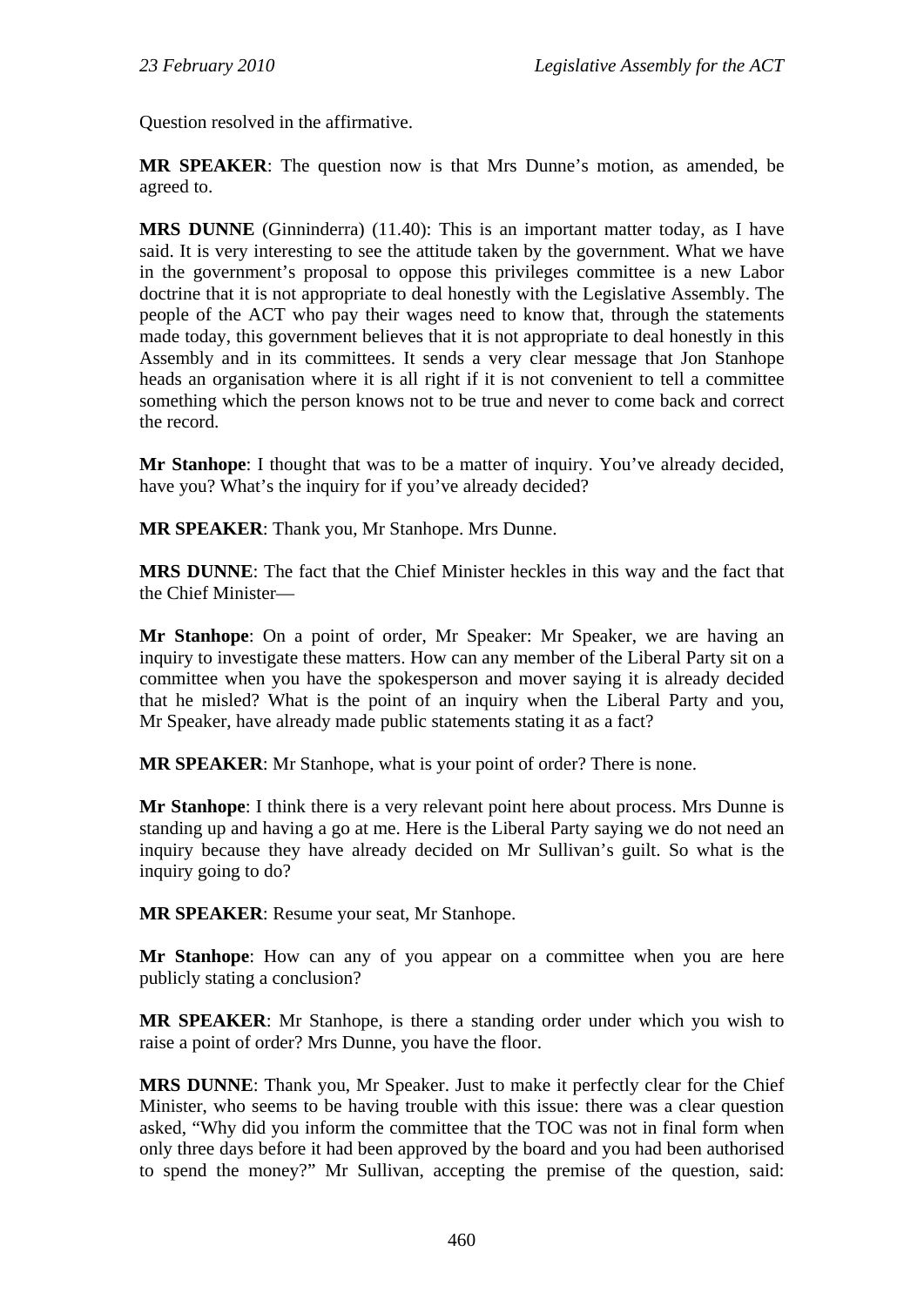Question resolved in the affirmative.

**MR SPEAKER**: The question now is that Mrs Dunne's motion, as amended, be agreed to.

**MRS DUNNE** (Ginninderra) (11.40): This is an important matter today, as I have said. It is very interesting to see the attitude taken by the government. What we have in the government's proposal to oppose this privileges committee is a new Labor doctrine that it is not appropriate to deal honestly with the Legislative Assembly. The people of the ACT who pay their wages need to know that, through the statements made today, this government believes that it is not appropriate to deal honestly in this Assembly and in its committees. It sends a very clear message that Jon Stanhope heads an organisation where it is all right if it is not convenient to tell a committee something which the person knows not to be true and never to come back and correct the record.

**Mr Stanhope**: I thought that was to be a matter of inquiry. You've already decided, have you? What's the inquiry for if you've already decided?

**MR SPEAKER**: Thank you, Mr Stanhope. Mrs Dunne.

**MRS DUNNE**: The fact that the Chief Minister heckles in this way and the fact that the Chief Minister—

**Mr Stanhope**: On a point of order, Mr Speaker: Mr Speaker, we are having an inquiry to investigate these matters. How can any member of the Liberal Party sit on a committee when you have the spokesperson and mover saying it is already decided that he misled? What is the point of an inquiry when the Liberal Party and you, Mr Speaker, have already made public statements stating it as a fact?

**MR SPEAKER**: Mr Stanhope, what is your point of order? There is none.

**Mr Stanhope**: I think there is a very relevant point here about process. Mrs Dunne is standing up and having a go at me. Here is the Liberal Party saying we do not need an inquiry because they have already decided on Mr Sullivan's guilt. So what is the inquiry going to do?

**MR SPEAKER**: Resume your seat, Mr Stanhope.

**Mr Stanhope**: How can any of you appear on a committee when you are here publicly stating a conclusion?

**MR SPEAKER**: Mr Stanhope, is there a standing order under which you wish to raise a point of order? Mrs Dunne, you have the floor.

**MRS DUNNE**: Thank you, Mr Speaker. Just to make it perfectly clear for the Chief Minister, who seems to be having trouble with this issue: there was a clear question asked, "Why did you inform the committee that the TOC was not in final form when only three days before it had been approved by the board and you had been authorised to spend the money?" Mr Sullivan, accepting the premise of the question, said: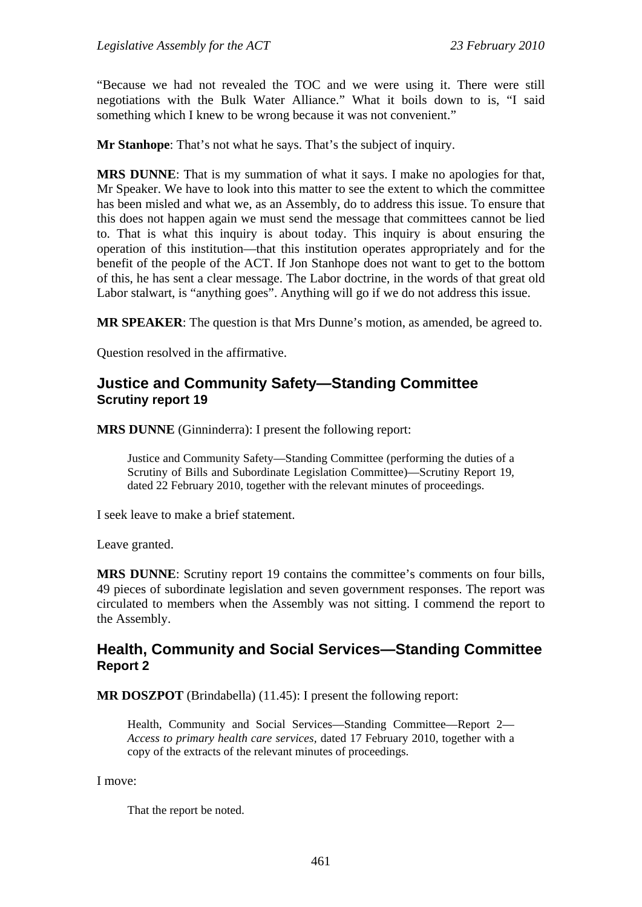"Because we had not revealed the TOC and we were using it. There were still negotiations with the Bulk Water Alliance." What it boils down to is, "I said something which I knew to be wrong because it was not convenient."

**Mr Stanhope**: That's not what he says. That's the subject of inquiry.

**MRS DUNNE**: That is my summation of what it says. I make no apologies for that, Mr Speaker. We have to look into this matter to see the extent to which the committee has been misled and what we, as an Assembly, do to address this issue. To ensure that this does not happen again we must send the message that committees cannot be lied to. That is what this inquiry is about today. This inquiry is about ensuring the operation of this institution—that this institution operates appropriately and for the benefit of the people of the ACT. If Jon Stanhope does not want to get to the bottom of this, he has sent a clear message. The Labor doctrine, in the words of that great old Labor stalwart, is "anything goes". Anything will go if we do not address this issue.

**MR SPEAKER**: The question is that Mrs Dunne's motion, as amended, be agreed to.

Question resolved in the affirmative.

## Justice and Community Safety—Standing Committee
### Scrutiny report 19

**MRS DUNNE** (Ginninderra): I present the following report:

> Justice and Community Safety—Standing Committee (performing the duties of a Scrutiny of Bills and Subordinate Legislation Committee)—Scrutiny Report 19, dated 22 February 2010, together with the relevant minutes of proceedings.

I seek leave to make a brief statement.

Leave granted.

**MRS DUNNE**: Scrutiny report 19 contains the committee's comments on four bills, 49 pieces of subordinate legislation and seven government responses. The report was circulated to members when the Assembly was not sitting. I commend the report to the Assembly.

## Health, Community and Social Services—Standing Committee
### Report 2

**MR DOSZPOT** (Brindabella) (11.45): I present the following report:

> Health, Community and Social Services—Standing Committee—Report 2—*Access to primary health care services*, dated 17 February 2010, together with a copy of the extracts of the relevant minutes of proceedings.

I move:

> That the report be noted.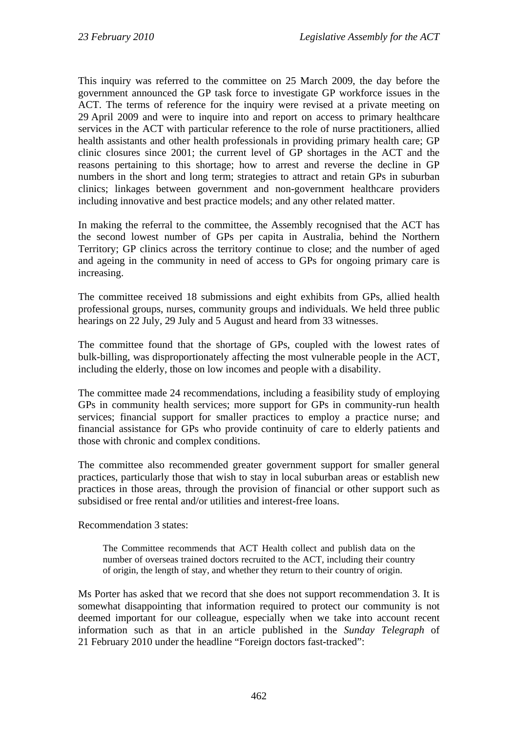This inquiry was referred to the committee on 25 March 2009, the day before the government announced the GP task force to investigate GP workforce issues in the ACT. The terms of reference for the inquiry were revised at a private meeting on 29 April 2009 and were to inquire into and report on access to primary healthcare services in the ACT with particular reference to the role of nurse practitioners, allied health assistants and other health professionals in providing primary health care; GP clinic closures since 2001; the current level of GP shortages in the ACT and the reasons pertaining to this shortage; how to arrest and reverse the decline in GP numbers in the short and long term; strategies to attract and retain GPs in suburban clinics; linkages between government and non-government healthcare providers including innovative and best practice models; and any other related matter.

In making the referral to the committee, the Assembly recognised that the ACT has the second lowest number of GPs per capita in Australia, behind the Northern Territory; GP clinics across the territory continue to close; and the number of aged and ageing in the community in need of access to GPs for ongoing primary care is increasing.

The committee received 18 submissions and eight exhibits from GPs, allied health professional groups, nurses, community groups and individuals. We held three public hearings on 22 July, 29 July and 5 August and heard from 33 witnesses.

The committee found that the shortage of GPs, coupled with the lowest rates of bulk-billing, was disproportionately affecting the most vulnerable people in the ACT, including the elderly, those on low incomes and people with a disability.

The committee made 24 recommendations, including a feasibility study of employing GPs in community health services; more support for GPs in community-run health services; financial support for smaller practices to employ a practice nurse; and financial assistance for GPs who provide continuity of care to elderly patients and those with chronic and complex conditions.

The committee also recommended greater government support for smaller general practices, particularly those that wish to stay in local suburban areas or establish new practices in those areas, through the provision of financial or other support such as subsidised or free rental and/or utilities and interest-free loans.

Recommendation 3 states:

> The Committee recommends that ACT Health collect and publish data on the number of overseas trained doctors recruited to the ACT, including their country of origin, the length of stay, and whether they return to their country of origin.

Ms Porter has asked that we record that she does not support recommendation 3. It is somewhat disappointing that information required to protect our community is not deemed important for our colleague, especially when we take into account recent information such as that in an article published in the *Sunday Telegraph* of 21 February 2010 under the headline "Foreign doctors fast-tracked":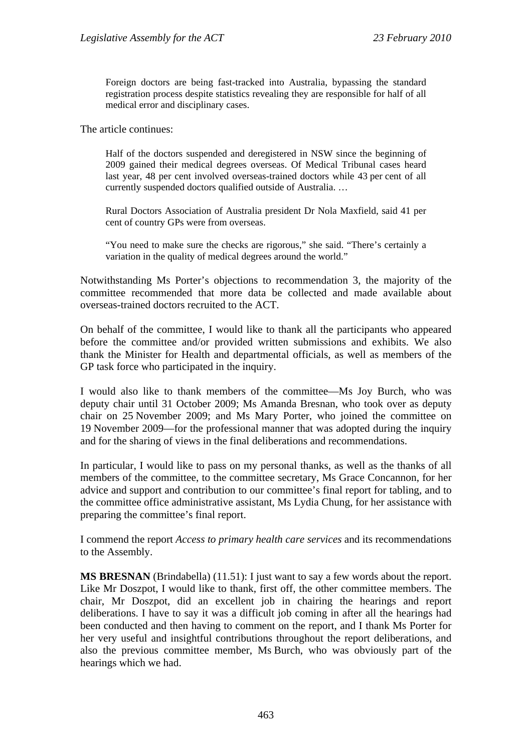> Foreign doctors are being fast-tracked into Australia, bypassing the standard registration process despite statistics revealing they are responsible for half of all medical error and disciplinary cases.

The article continues:

> Half of the doctors suspended and deregistered in NSW since the beginning of 2009 gained their medical degrees overseas. Of Medical Tribunal cases heard last year, 48 per cent involved overseas-trained doctors while 43 per cent of all currently suspended doctors qualified outside of Australia. …
>
> Rural Doctors Association of Australia president Dr Nola Maxfield, said 41 per cent of country GPs were from overseas.
>
> "You need to make sure the checks are rigorous," she said. "There's certainly a variation in the quality of medical degrees around the world."

Notwithstanding Ms Porter's objections to recommendation 3, the majority of the committee recommended that more data be collected and made available about overseas-trained doctors recruited to the ACT.

On behalf of the committee, I would like to thank all the participants who appeared before the committee and/or provided written submissions and exhibits. We also thank the Minister for Health and departmental officials, as well as members of the GP task force who participated in the inquiry.

I would also like to thank members of the committee—Ms Joy Burch, who was deputy chair until 31 October 2009; Ms Amanda Bresnan, who took over as deputy chair on 25 November 2009; and Ms Mary Porter, who joined the committee on 19 November 2009—for the professional manner that was adopted during the inquiry and for the sharing of views in the final deliberations and recommendations.

In particular, I would like to pass on my personal thanks, as well as the thanks of all members of the committee, to the committee secretary, Ms Grace Concannon, for her advice and support and contribution to our committee's final report for tabling, and to the committee office administrative assistant, Ms Lydia Chung, for her assistance with preparing the committee's final report.

I commend the report *Access to primary health care services* and its recommendations to the Assembly.

**MS BRESNAN** (Brindabella) (11.51): I just want to say a few words about the report. Like Mr Doszpot, I would like to thank, first off, the other committee members. The chair, Mr Doszpot, did an excellent job in chairing the hearings and report deliberations. I have to say it was a difficult job coming in after all the hearings had been conducted and then having to comment on the report, and I thank Ms Porter for her very useful and insightful contributions throughout the report deliberations, and also the previous committee member, Ms Burch, who was obviously part of the hearings which we had.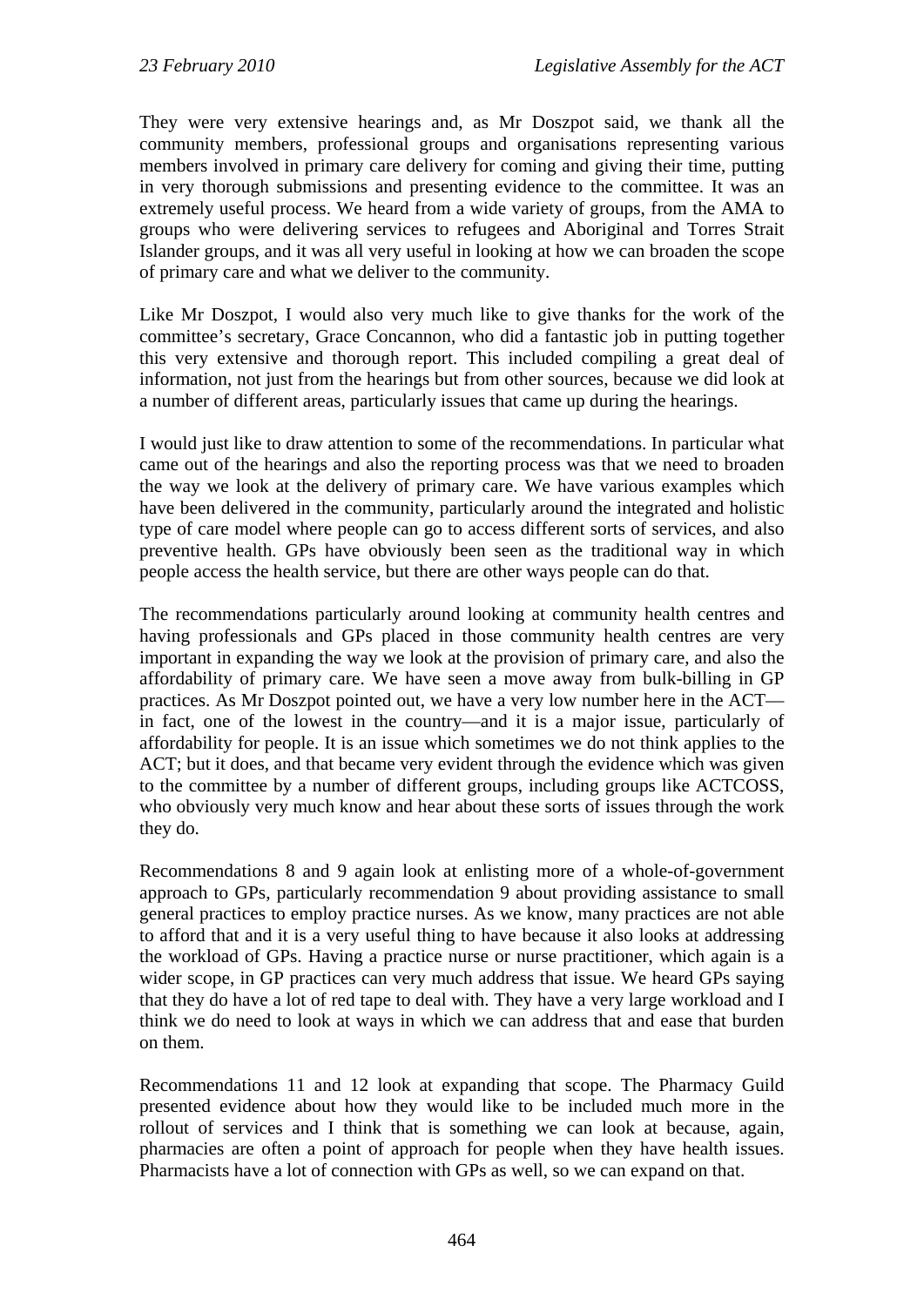They were very extensive hearings and, as Mr Doszpot said, we thank all the community members, professional groups and organisations representing various members involved in primary care delivery for coming and giving their time, putting in very thorough submissions and presenting evidence to the committee. It was an extremely useful process. We heard from a wide variety of groups, from the AMA to groups who were delivering services to refugees and Aboriginal and Torres Strait Islander groups, and it was all very useful in looking at how we can broaden the scope of primary care and what we deliver to the community.

Like Mr Doszpot, I would also very much like to give thanks for the work of the committee's secretary, Grace Concannon, who did a fantastic job in putting together this very extensive and thorough report. This included compiling a great deal of information, not just from the hearings but from other sources, because we did look at a number of different areas, particularly issues that came up during the hearings.

I would just like to draw attention to some of the recommendations. In particular what came out of the hearings and also the reporting process was that we need to broaden the way we look at the delivery of primary care. We have various examples which have been delivered in the community, particularly around the integrated and holistic type of care model where people can go to access different sorts of services, and also preventive health. GPs have obviously been seen as the traditional way in which people access the health service, but there are other ways people can do that.

The recommendations particularly around looking at community health centres and having professionals and GPs placed in those community health centres are very important in expanding the way we look at the provision of primary care, and also the affordability of primary care. We have seen a move away from bulk-billing in GP practices. As Mr Doszpot pointed out, we have a very low number here in the ACT—in fact, one of the lowest in the country—and it is a major issue, particularly of affordability for people. It is an issue which sometimes we do not think applies to the ACT; but it does, and that became very evident through the evidence which was given to the committee by a number of different groups, including groups like ACTCOSS, who obviously very much know and hear about these sorts of issues through the work they do.

Recommendations 8 and 9 again look at enlisting more of a whole-of-government approach to GPs, particularly recommendation 9 about providing assistance to small general practices to employ practice nurses. As we know, many practices are not able to afford that and it is a very useful thing to have because it also looks at addressing the workload of GPs. Having a practice nurse or nurse practitioner, which again is a wider scope, in GP practices can very much address that issue. We heard GPs saying that they do have a lot of red tape to deal with. They have a very large workload and I think we do need to look at ways in which we can address that and ease that burden on them.

Recommendations 11 and 12 look at expanding that scope. The Pharmacy Guild presented evidence about how they would like to be included much more in the rollout of services and I think that is something we can look at because, again, pharmacies are often a point of approach for people when they have health issues. Pharmacists have a lot of connection with GPs as well, so we can expand on that.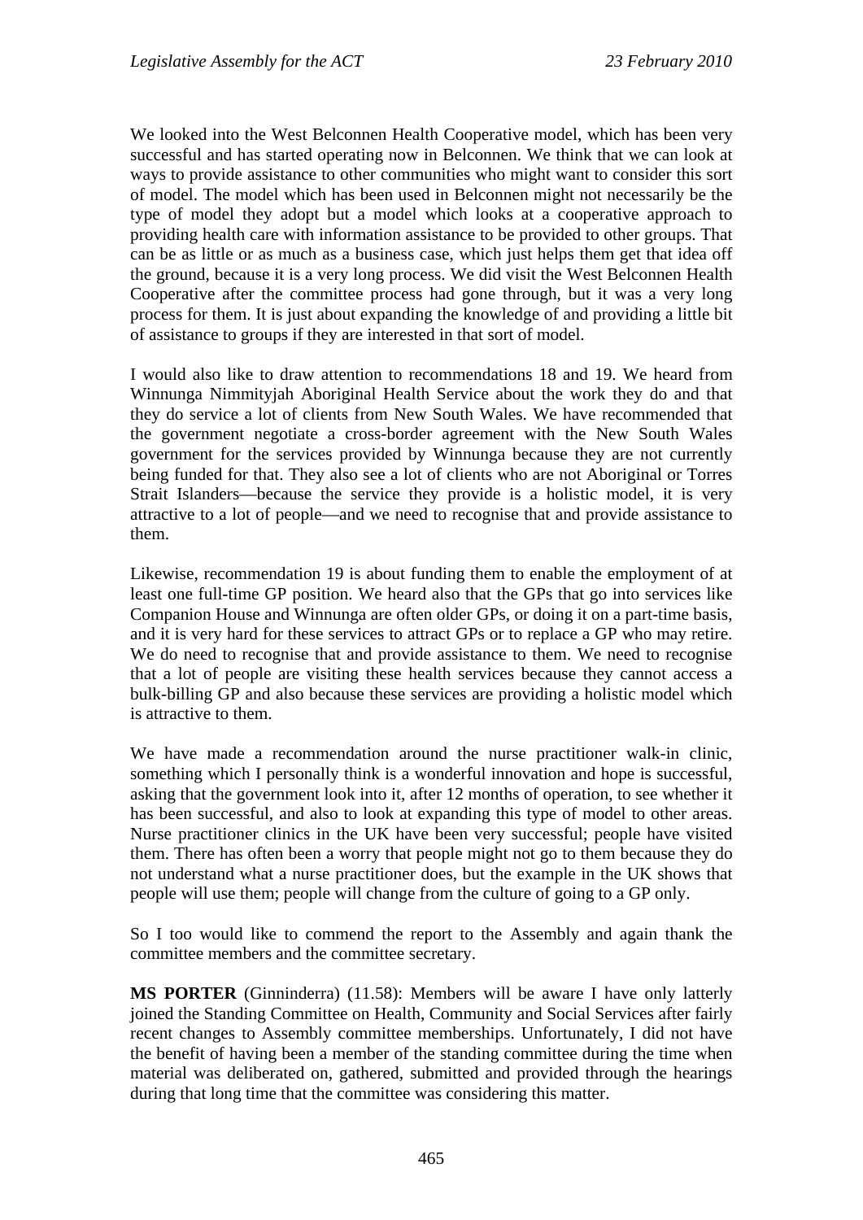We looked into the West Belconnen Health Cooperative model, which has been very successful and has started operating now in Belconnen. We think that we can look at ways to provide assistance to other communities who might want to consider this sort of model. The model which has been used in Belconnen might not necessarily be the type of model they adopt but a model which looks at a cooperative approach to providing health care with information assistance to be provided to other groups. That can be as little or as much as a business case, which just helps them get that idea off the ground, because it is a very long process. We did visit the West Belconnen Health Cooperative after the committee process had gone through, but it was a very long process for them. It is just about expanding the knowledge of and providing a little bit of assistance to groups if they are interested in that sort of model.

I would also like to draw attention to recommendations 18 and 19. We heard from Winnunga Nimmityjah Aboriginal Health Service about the work they do and that they do service a lot of clients from New South Wales. We have recommended that the government negotiate a cross-border agreement with the New South Wales government for the services provided by Winnunga because they are not currently being funded for that. They also see a lot of clients who are not Aboriginal or Torres Strait Islanders—because the service they provide is a holistic model, it is very attractive to a lot of people—and we need to recognise that and provide assistance to them.

Likewise, recommendation 19 is about funding them to enable the employment of at least one full-time GP position. We heard also that the GPs that go into services like Companion House and Winnunga are often older GPs, or doing it on a part-time basis, and it is very hard for these services to attract GPs or to replace a GP who may retire. We do need to recognise that and provide assistance to them. We need to recognise that a lot of people are visiting these health services because they cannot access a bulk-billing GP and also because these services are providing a holistic model which is attractive to them.

We have made a recommendation around the nurse practitioner walk-in clinic, something which I personally think is a wonderful innovation and hope is successful, asking that the government look into it, after 12 months of operation, to see whether it has been successful, and also to look at expanding this type of model to other areas. Nurse practitioner clinics in the UK have been very successful; people have visited them. There has often been a worry that people might not go to them because they do not understand what a nurse practitioner does, but the example in the UK shows that people will use them; people will change from the culture of going to a GP only.

So I too would like to commend the report to the Assembly and again thank the committee members and the committee secretary.

**MS PORTER** (Ginninderra) (11.58): Members will be aware I have only latterly joined the Standing Committee on Health, Community and Social Services after fairly recent changes to Assembly committee memberships. Unfortunately, I did not have the benefit of having been a member of the standing committee during the time when material was deliberated on, gathered, submitted and provided through the hearings during that long time that the committee was considering this matter.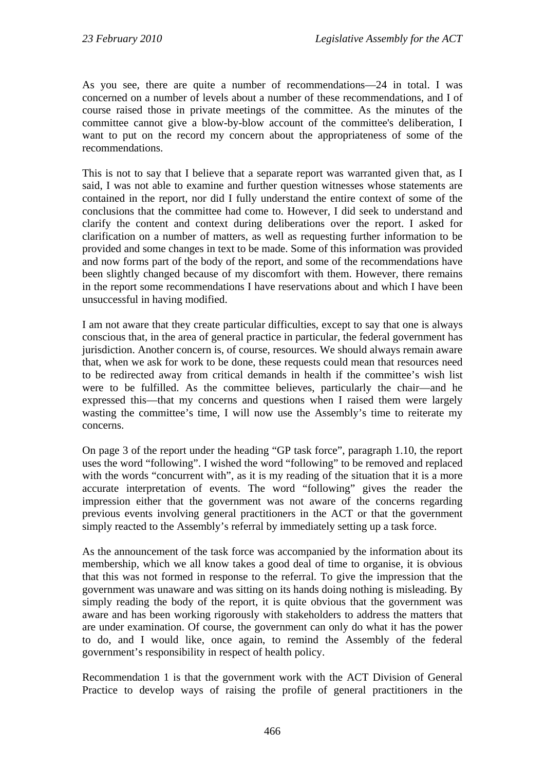As you see, there are quite a number of recommendations—24 in total. I was concerned on a number of levels about a number of these recommendations, and I of course raised those in private meetings of the committee. As the minutes of the committee cannot give a blow-by-blow account of the committee's deliberation, I want to put on the record my concern about the appropriateness of some of the recommendations.

This is not to say that I believe that a separate report was warranted given that, as I said, I was not able to examine and further question witnesses whose statements are contained in the report, nor did I fully understand the entire context of some of the conclusions that the committee had come to. However, I did seek to understand and clarify the content and context during deliberations over the report. I asked for clarification on a number of matters, as well as requesting further information to be provided and some changes in text to be made. Some of this information was provided and now forms part of the body of the report, and some of the recommendations have been slightly changed because of my discomfort with them. However, there remains in the report some recommendations I have reservations about and which I have been unsuccessful in having modified.

I am not aware that they create particular difficulties, except to say that one is always conscious that, in the area of general practice in particular, the federal government has jurisdiction. Another concern is, of course, resources. We should always remain aware that, when we ask for work to be done, these requests could mean that resources need to be redirected away from critical demands in health if the committee's wish list were to be fulfilled. As the committee believes, particularly the chair—and he expressed this—that my concerns and questions when I raised them were largely wasting the committee's time, I will now use the Assembly's time to reiterate my concerns.

On page 3 of the report under the heading "GP task force", paragraph 1.10, the report uses the word "following". I wished the word "following" to be removed and replaced with the words "concurrent with", as it is my reading of the situation that it is a more accurate interpretation of events. The word "following" gives the reader the impression either that the government was not aware of the concerns regarding previous events involving general practitioners in the ACT or that the government simply reacted to the Assembly's referral by immediately setting up a task force.

As the announcement of the task force was accompanied by the information about its membership, which we all know takes a good deal of time to organise, it is obvious that this was not formed in response to the referral. To give the impression that the government was unaware and was sitting on its hands doing nothing is misleading. By simply reading the body of the report, it is quite obvious that the government was aware and has been working rigorously with stakeholders to address the matters that are under examination. Of course, the government can only do what it has the power to do, and I would like, once again, to remind the Assembly of the federal government's responsibility in respect of health policy.

Recommendation 1 is that the government work with the ACT Division of General Practice to develop ways of raising the profile of general practitioners in the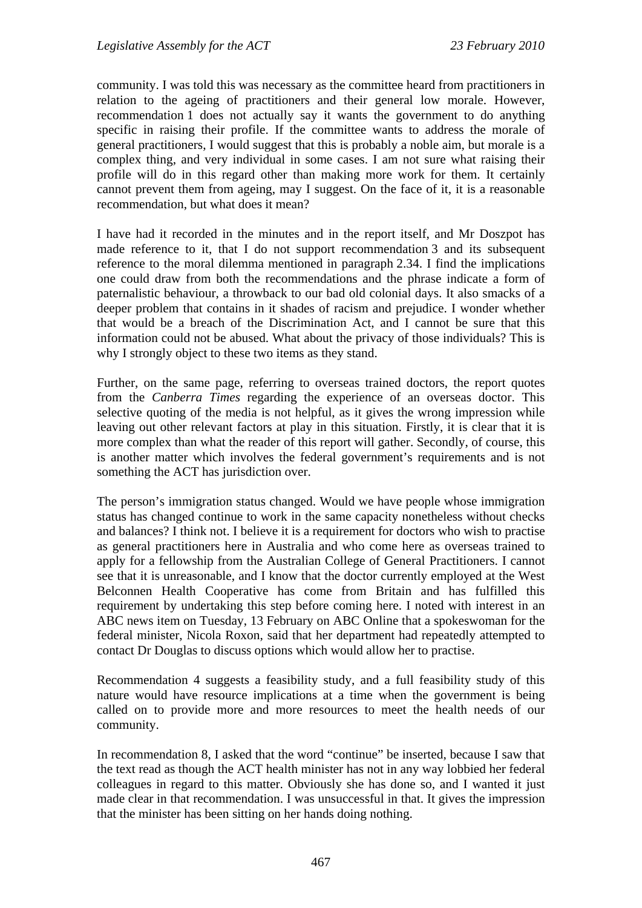community. I was told this was necessary as the committee heard from practitioners in relation to the ageing of practitioners and their general low morale. However, recommendation 1 does not actually say it wants the government to do anything specific in raising their profile. If the committee wants to address the morale of general practitioners, I would suggest that this is probably a noble aim, but morale is a complex thing, and very individual in some cases. I am not sure what raising their profile will do in this regard other than making more work for them. It certainly cannot prevent them from ageing, may I suggest. On the face of it, it is a reasonable recommendation, but what does it mean?

I have had it recorded in the minutes and in the report itself, and Mr Doszpot has made reference to it, that I do not support recommendation 3 and its subsequent reference to the moral dilemma mentioned in paragraph 2.34. I find the implications one could draw from both the recommendations and the phrase indicate a form of paternalistic behaviour, a throwback to our bad old colonial days. It also smacks of a deeper problem that contains in it shades of racism and prejudice. I wonder whether that would be a breach of the Discrimination Act, and I cannot be sure that this information could not be abused. What about the privacy of those individuals? This is why I strongly object to these two items as they stand.

Further, on the same page, referring to overseas trained doctors, the report quotes from the *Canberra Times* regarding the experience of an overseas doctor. This selective quoting of the media is not helpful, as it gives the wrong impression while leaving out other relevant factors at play in this situation. Firstly, it is clear that it is more complex than what the reader of this report will gather. Secondly, of course, this is another matter which involves the federal government's requirements and is not something the ACT has jurisdiction over.

The person's immigration status changed. Would we have people whose immigration status has changed continue to work in the same capacity nonetheless without checks and balances? I think not. I believe it is a requirement for doctors who wish to practise as general practitioners here in Australia and who come here as overseas trained to apply for a fellowship from the Australian College of General Practitioners. I cannot see that it is unreasonable, and I know that the doctor currently employed at the West Belconnen Health Cooperative has come from Britain and has fulfilled this requirement by undertaking this step before coming here. I noted with interest in an ABC news item on Tuesday, 13 February on ABC Online that a spokeswoman for the federal minister, Nicola Roxon, said that her department had repeatedly attempted to contact Dr Douglas to discuss options which would allow her to practise.

Recommendation 4 suggests a feasibility study, and a full feasibility study of this nature would have resource implications at a time when the government is being called on to provide more and more resources to meet the health needs of our community.

In recommendation 8, I asked that the word "continue" be inserted, because I saw that the text read as though the ACT health minister has not in any way lobbied her federal colleagues in regard to this matter. Obviously she has done so, and I wanted it just made clear in that recommendation. I was unsuccessful in that. It gives the impression that the minister has been sitting on her hands doing nothing.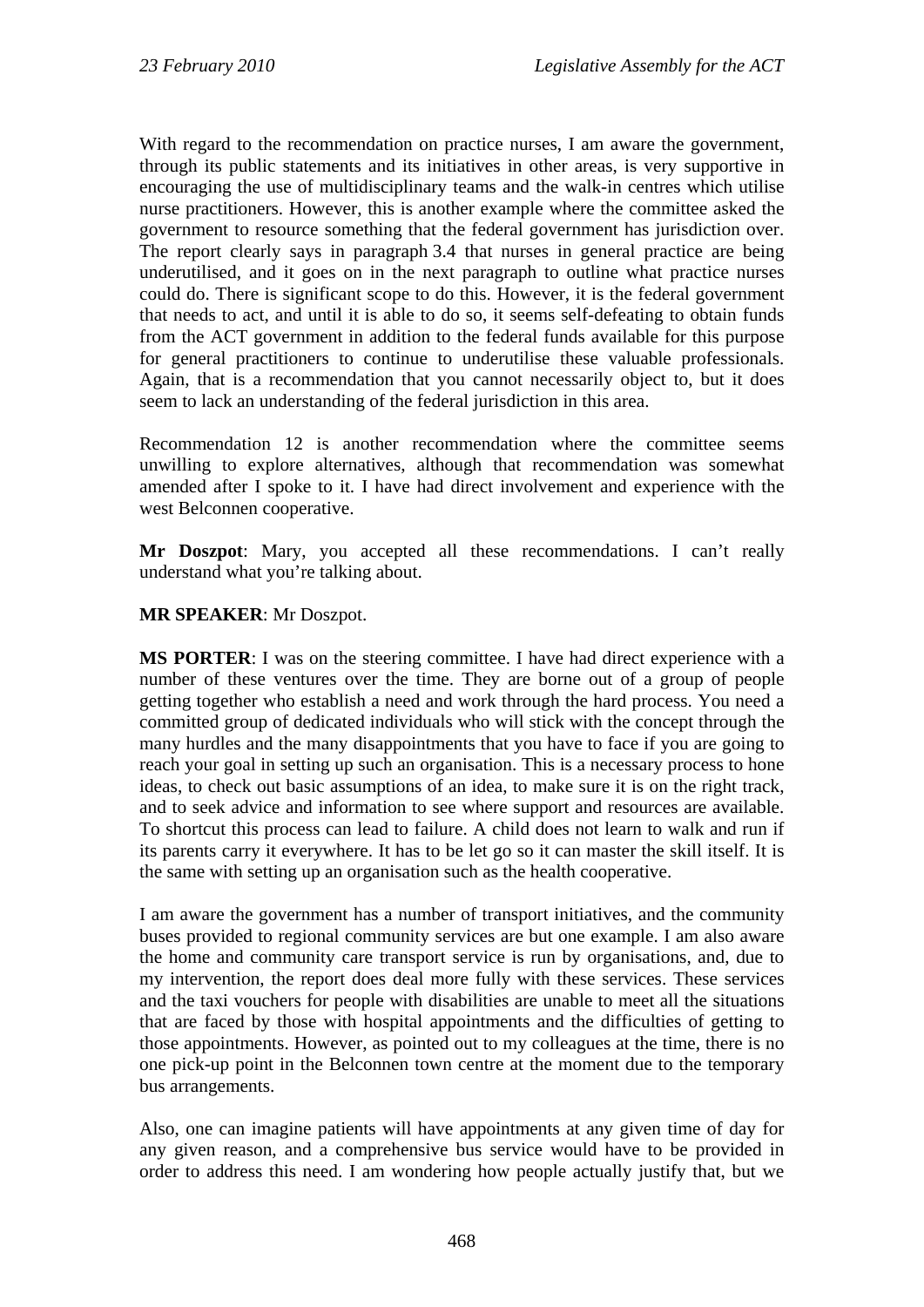With regard to the recommendation on practice nurses, I am aware the government, through its public statements and its initiatives in other areas, is very supportive in encouraging the use of multidisciplinary teams and the walk-in centres which utilise nurse practitioners. However, this is another example where the committee asked the government to resource something that the federal government has jurisdiction over. The report clearly says in paragraph 3.4 that nurses in general practice are being underutilised, and it goes on in the next paragraph to outline what practice nurses could do. There is significant scope to do this. However, it is the federal government that needs to act, and until it is able to do so, it seems self-defeating to obtain funds from the ACT government in addition to the federal funds available for this purpose for general practitioners to continue to underutilise these valuable professionals. Again, that is a recommendation that you cannot necessarily object to, but it does seem to lack an understanding of the federal jurisdiction in this area.

Recommendation 12 is another recommendation where the committee seems unwilling to explore alternatives, although that recommendation was somewhat amended after I spoke to it. I have had direct involvement and experience with the west Belconnen cooperative.

**Mr Doszpot**: Mary, you accepted all these recommendations. I can't really understand what you're talking about.

**MR SPEAKER**: Mr Doszpot.

**MS PORTER**: I was on the steering committee. I have had direct experience with a number of these ventures over the time. They are borne out of a group of people getting together who establish a need and work through the hard process. You need a committed group of dedicated individuals who will stick with the concept through the many hurdles and the many disappointments that you have to face if you are going to reach your goal in setting up such an organisation. This is a necessary process to hone ideas, to check out basic assumptions of an idea, to make sure it is on the right track, and to seek advice and information to see where support and resources are available. To shortcut this process can lead to failure. A child does not learn to walk and run if its parents carry it everywhere. It has to be let go so it can master the skill itself. It is the same with setting up an organisation such as the health cooperative.

I am aware the government has a number of transport initiatives, and the community buses provided to regional community services are but one example. I am also aware the home and community care transport service is run by organisations, and, due to my intervention, the report does deal more fully with these services. These services and the taxi vouchers for people with disabilities are unable to meet all the situations that are faced by those with hospital appointments and the difficulties of getting to those appointments. However, as pointed out to my colleagues at the time, there is no one pick-up point in the Belconnen town centre at the moment due to the temporary bus arrangements.

Also, one can imagine patients will have appointments at any given time of day for any given reason, and a comprehensive bus service would have to be provided in order to address this need. I am wondering how people actually justify that, but we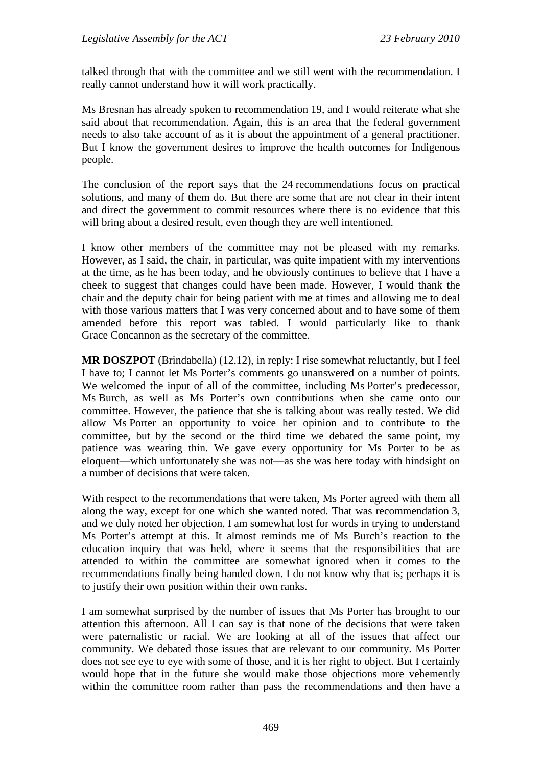talked through that with the committee and we still went with the recommendation. I really cannot understand how it will work practically.

Ms Bresnan has already spoken to recommendation 19, and I would reiterate what she said about that recommendation. Again, this is an area that the federal government needs to also take account of as it is about the appointment of a general practitioner. But I know the government desires to improve the health outcomes for Indigenous people.

The conclusion of the report says that the 24 recommendations focus on practical solutions, and many of them do. But there are some that are not clear in their intent and direct the government to commit resources where there is no evidence that this will bring about a desired result, even though they are well intentioned.

I know other members of the committee may not be pleased with my remarks. However, as I said, the chair, in particular, was quite impatient with my interventions at the time, as he has been today, and he obviously continues to believe that I have a cheek to suggest that changes could have been made. However, I would thank the chair and the deputy chair for being patient with me at times and allowing me to deal with those various matters that I was very concerned about and to have some of them amended before this report was tabled. I would particularly like to thank Grace Concannon as the secretary of the committee.

**MR DOSZPOT** (Brindabella) (12.12), in reply: I rise somewhat reluctantly, but I feel I have to; I cannot let Ms Porter's comments go unanswered on a number of points. We welcomed the input of all of the committee, including Ms Porter's predecessor, Ms Burch, as well as Ms Porter's own contributions when she came onto our committee. However, the patience that she is talking about was really tested. We did allow Ms Porter an opportunity to voice her opinion and to contribute to the committee, but by the second or the third time we debated the same point, my patience was wearing thin. We gave every opportunity for Ms Porter to be as eloquent—which unfortunately she was not—as she was here today with hindsight on a number of decisions that were taken.

With respect to the recommendations that were taken, Ms Porter agreed with them all along the way, except for one which she wanted noted. That was recommendation 3, and we duly noted her objection. I am somewhat lost for words in trying to understand Ms Porter's attempt at this. It almost reminds me of Ms Burch's reaction to the education inquiry that was held, where it seems that the responsibilities that are attended to within the committee are somewhat ignored when it comes to the recommendations finally being handed down. I do not know why that is; perhaps it is to justify their own position within their own ranks.

I am somewhat surprised by the number of issues that Ms Porter has brought to our attention this afternoon. All I can say is that none of the decisions that were taken were paternalistic or racial. We are looking at all of the issues that affect our community. We debated those issues that are relevant to our community. Ms Porter does not see eye to eye with some of those, and it is her right to object. But I certainly would hope that in the future she would make those objections more vehemently within the committee room rather than pass the recommendations and then have a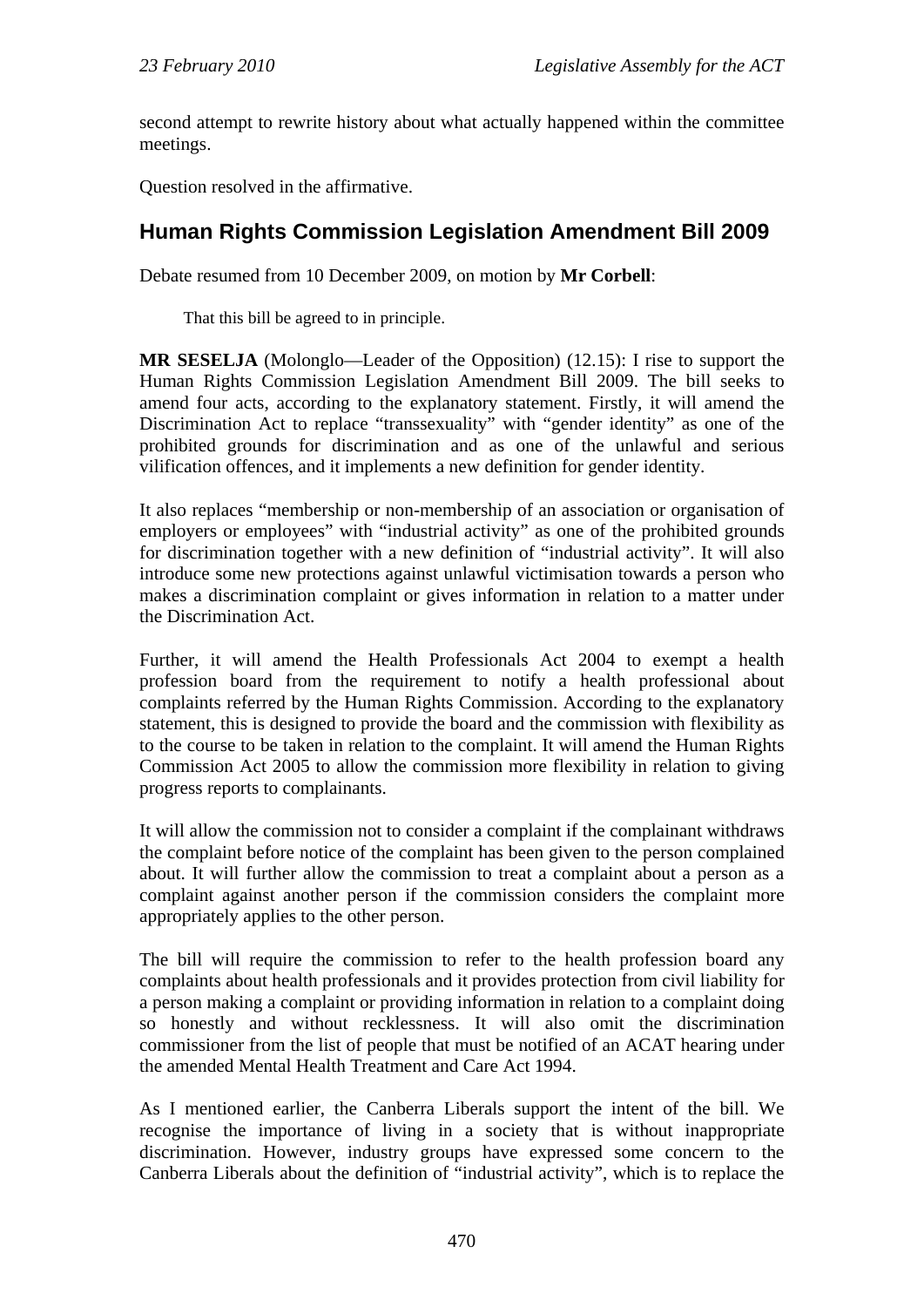second attempt to rewrite history about what actually happened within the committee meetings.

Question resolved in the affirmative.

## Human Rights Commission Legislation Amendment Bill 2009

Debate resumed from 10 December 2009, on motion by **Mr Corbell**:

> That this bill be agreed to in principle.

**MR SESELJA** (Molonglo—Leader of the Opposition) (12.15): I rise to support the Human Rights Commission Legislation Amendment Bill 2009. The bill seeks to amend four acts, according to the explanatory statement. Firstly, it will amend the Discrimination Act to replace "transsexuality" with "gender identity" as one of the prohibited grounds for discrimination and as one of the unlawful and serious vilification offences, and it implements a new definition for gender identity.

It also replaces "membership or non-membership of an association or organisation of employers or employees" with "industrial activity" as one of the prohibited grounds for discrimination together with a new definition of "industrial activity". It will also introduce some new protections against unlawful victimisation towards a person who makes a discrimination complaint or gives information in relation to a matter under the Discrimination Act.

Further, it will amend the Health Professionals Act 2004 to exempt a health profession board from the requirement to notify a health professional about complaints referred by the Human Rights Commission. According to the explanatory statement, this is designed to provide the board and the commission with flexibility as to the course to be taken in relation to the complaint. It will amend the Human Rights Commission Act 2005 to allow the commission more flexibility in relation to giving progress reports to complainants.

It will allow the commission not to consider a complaint if the complainant withdraws the complaint before notice of the complaint has been given to the person complained about. It will further allow the commission to treat a complaint about a person as a complaint against another person if the commission considers the complaint more appropriately applies to the other person.

The bill will require the commission to refer to the health profession board any complaints about health professionals and it provides protection from civil liability for a person making a complaint or providing information in relation to a complaint doing so honestly and without recklessness. It will also omit the discrimination commissioner from the list of people that must be notified of an ACAT hearing under the amended Mental Health Treatment and Care Act 1994.

As I mentioned earlier, the Canberra Liberals support the intent of the bill. We recognise the importance of living in a society that is without inappropriate discrimination. However, industry groups have expressed some concern to the Canberra Liberals about the definition of "industrial activity", which is to replace the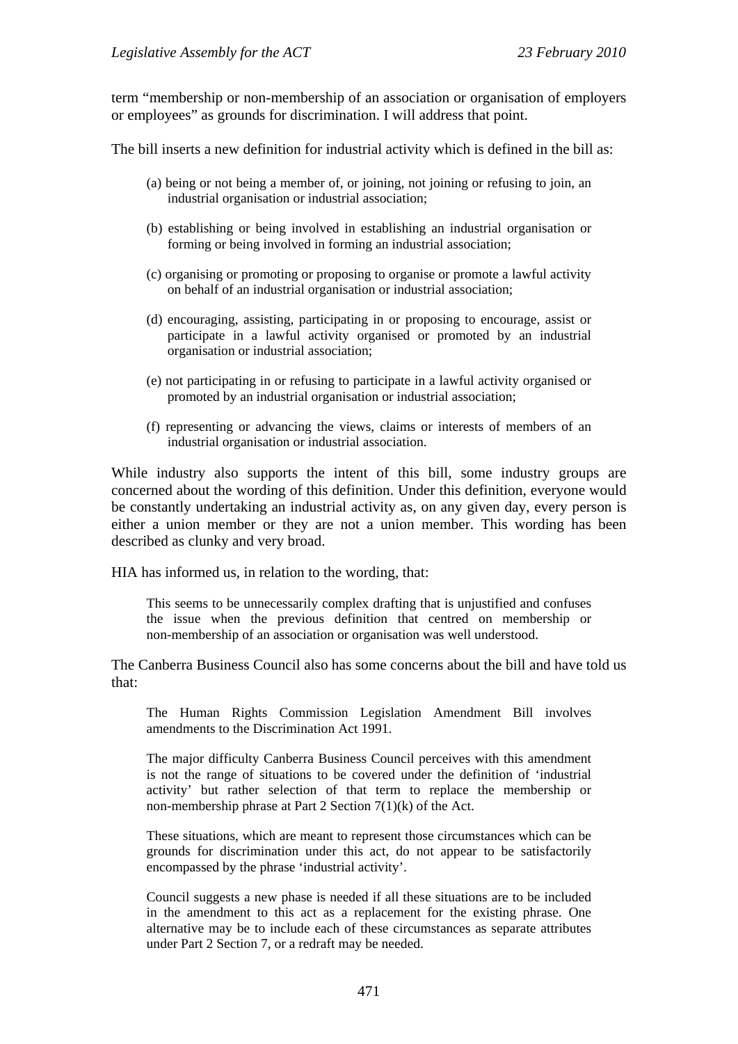term "membership or non-membership of an association or organisation of employers or employees" as grounds for discrimination. I will address that point.

The bill inserts a new definition for industrial activity which is defined in the bill as:

> (a) being or not being a member of, or joining, not joining or refusing to join, an industrial organisation or industrial association;
>
> (b) establishing or being involved in establishing an industrial organisation or forming or being involved in forming an industrial association;
>
> (c) organising or promoting or proposing to organise or promote a lawful activity on behalf of an industrial organisation or industrial association;
>
> (d) encouraging, assisting, participating in or proposing to encourage, assist or participate in a lawful activity organised or promoted by an industrial organisation or industrial association;
>
> (e) not participating in or refusing to participate in a lawful activity organised or promoted by an industrial organisation or industrial association;
>
> (f) representing or advancing the views, claims or interests of members of an industrial organisation or industrial association.

While industry also supports the intent of this bill, some industry groups are concerned about the wording of this definition. Under this definition, everyone would be constantly undertaking an industrial activity as, on any given day, every person is either a union member or they are not a union member. This wording has been described as clunky and very broad.

HIA has informed us, in relation to the wording, that:

> This seems to be unnecessarily complex drafting that is unjustified and confuses the issue when the previous definition that centred on membership or non-membership of an association or organisation was well understood.

The Canberra Business Council also has some concerns about the bill and have told us that:

> The Human Rights Commission Legislation Amendment Bill involves amendments to the Discrimination Act 1991.
>
> The major difficulty Canberra Business Council perceives with this amendment is not the range of situations to be covered under the definition of 'industrial activity' but rather selection of that term to replace the membership or non-membership phrase at Part 2 Section 7(1)(k) of the Act.
>
> These situations, which are meant to represent those circumstances which can be grounds for discrimination under this act, do not appear to be satisfactorily encompassed by the phrase 'industrial activity'.
>
> Council suggests a new phase is needed if all these situations are to be included in the amendment to this act as a replacement for the existing phrase. One alternative may be to include each of these circumstances as separate attributes under Part 2 Section 7, or a redraft may be needed.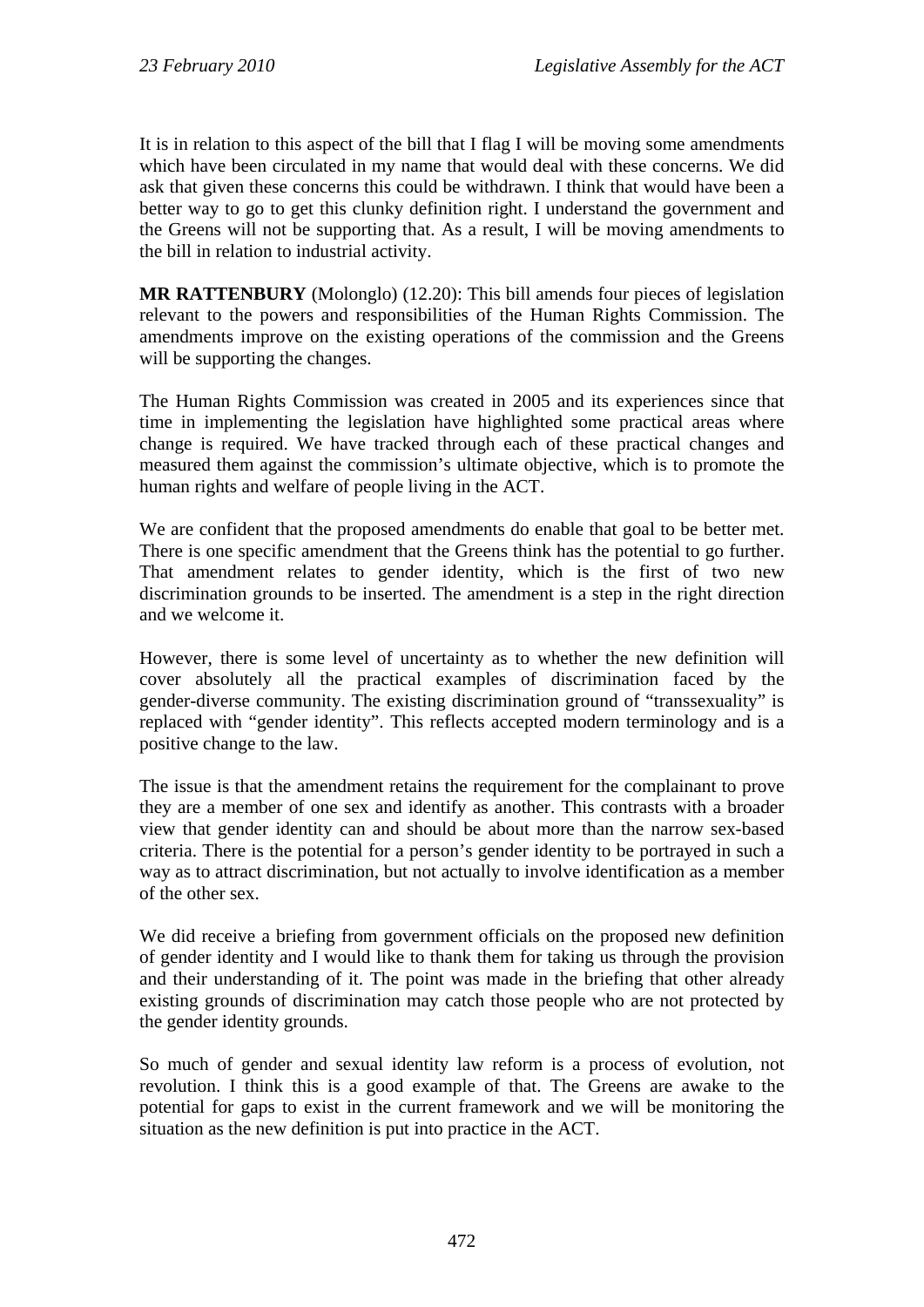It is in relation to this aspect of the bill that I flag I will be moving some amendments which have been circulated in my name that would deal with these concerns. We did ask that given these concerns this could be withdrawn. I think that would have been a better way to go to get this clunky definition right. I understand the government and the Greens will not be supporting that. As a result, I will be moving amendments to the bill in relation to industrial activity.

**MR RATTENBURY** (Molonglo) (12.20): This bill amends four pieces of legislation relevant to the powers and responsibilities of the Human Rights Commission. The amendments improve on the existing operations of the commission and the Greens will be supporting the changes.

The Human Rights Commission was created in 2005 and its experiences since that time in implementing the legislation have highlighted some practical areas where change is required. We have tracked through each of these practical changes and measured them against the commission's ultimate objective, which is to promote the human rights and welfare of people living in the ACT.

We are confident that the proposed amendments do enable that goal to be better met. There is one specific amendment that the Greens think has the potential to go further. That amendment relates to gender identity, which is the first of two new discrimination grounds to be inserted. The amendment is a step in the right direction and we welcome it.

However, there is some level of uncertainty as to whether the new definition will cover absolutely all the practical examples of discrimination faced by the gender-diverse community. The existing discrimination ground of "transsexuality" is replaced with "gender identity". This reflects accepted modern terminology and is a positive change to the law.

The issue is that the amendment retains the requirement for the complainant to prove they are a member of one sex and identify as another. This contrasts with a broader view that gender identity can and should be about more than the narrow sex-based criteria. There is the potential for a person's gender identity to be portrayed in such a way as to attract discrimination, but not actually to involve identification as a member of the other sex.

We did receive a briefing from government officials on the proposed new definition of gender identity and I would like to thank them for taking us through the provision and their understanding of it. The point was made in the briefing that other already existing grounds of discrimination may catch those people who are not protected by the gender identity grounds.

So much of gender and sexual identity law reform is a process of evolution, not revolution. I think this is a good example of that. The Greens are awake to the potential for gaps to exist in the current framework and we will be monitoring the situation as the new definition is put into practice in the ACT.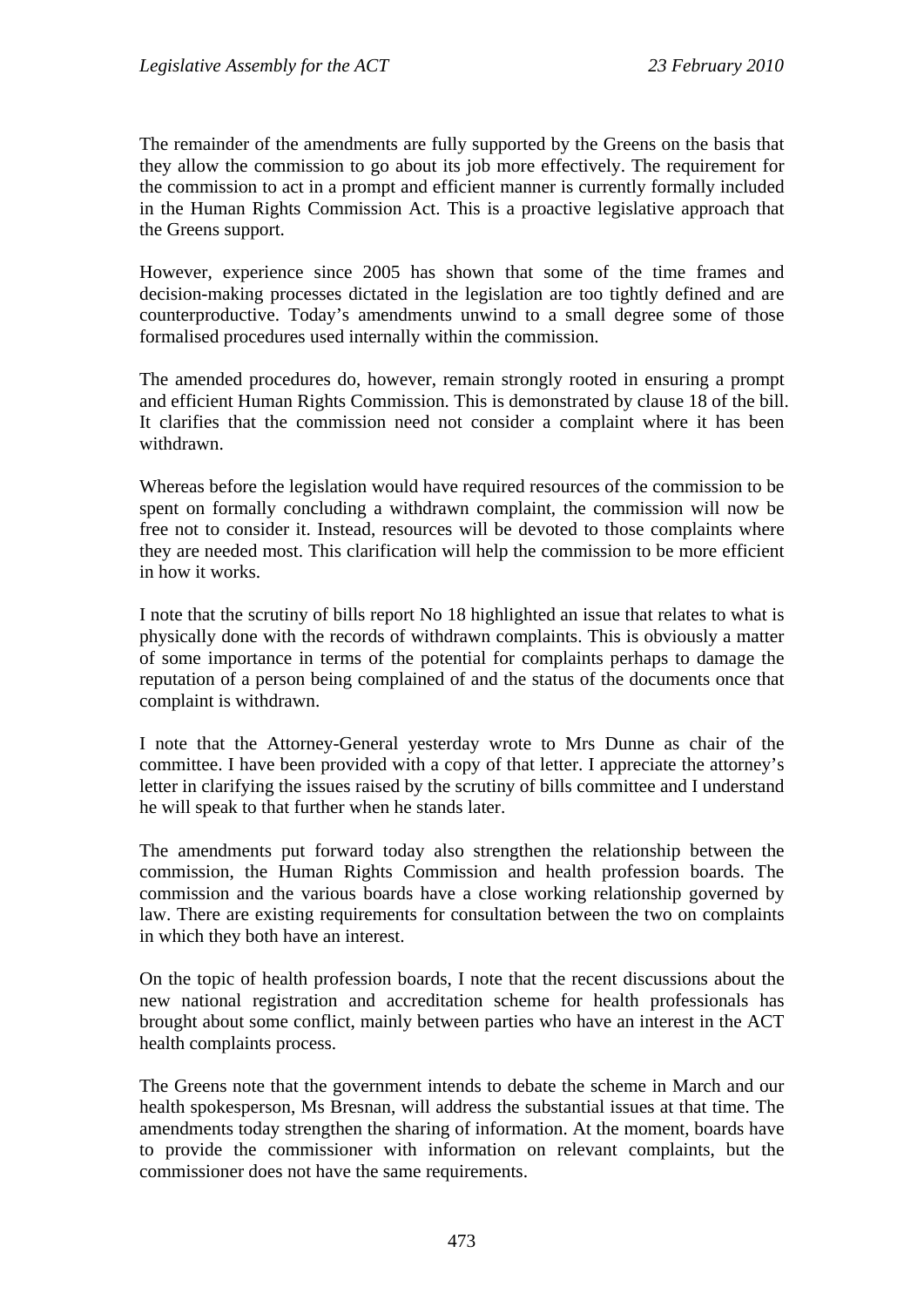The remainder of the amendments are fully supported by the Greens on the basis that they allow the commission to go about its job more effectively. The requirement for the commission to act in a prompt and efficient manner is currently formally included in the Human Rights Commission Act. This is a proactive legislative approach that the Greens support.

However, experience since 2005 has shown that some of the time frames and decision-making processes dictated in the legislation are too tightly defined and are counterproductive. Today's amendments unwind to a small degree some of those formalised procedures used internally within the commission.

The amended procedures do, however, remain strongly rooted in ensuring a prompt and efficient Human Rights Commission. This is demonstrated by clause 18 of the bill. It clarifies that the commission need not consider a complaint where it has been withdrawn.

Whereas before the legislation would have required resources of the commission to be spent on formally concluding a withdrawn complaint, the commission will now be free not to consider it. Instead, resources will be devoted to those complaints where they are needed most. This clarification will help the commission to be more efficient in how it works.

I note that the scrutiny of bills report No 18 highlighted an issue that relates to what is physically done with the records of withdrawn complaints. This is obviously a matter of some importance in terms of the potential for complaints perhaps to damage the reputation of a person being complained of and the status of the documents once that complaint is withdrawn.

I note that the Attorney-General yesterday wrote to Mrs Dunne as chair of the committee. I have been provided with a copy of that letter. I appreciate the attorney's letter in clarifying the issues raised by the scrutiny of bills committee and I understand he will speak to that further when he stands later.

The amendments put forward today also strengthen the relationship between the commission, the Human Rights Commission and health profession boards. The commission and the various boards have a close working relationship governed by law. There are existing requirements for consultation between the two on complaints in which they both have an interest.

On the topic of health profession boards, I note that the recent discussions about the new national registration and accreditation scheme for health professionals has brought about some conflict, mainly between parties who have an interest in the ACT health complaints process.

The Greens note that the government intends to debate the scheme in March and our health spokesperson, Ms Bresnan, will address the substantial issues at that time. The amendments today strengthen the sharing of information. At the moment, boards have to provide the commissioner with information on relevant complaints, but the commissioner does not have the same requirements.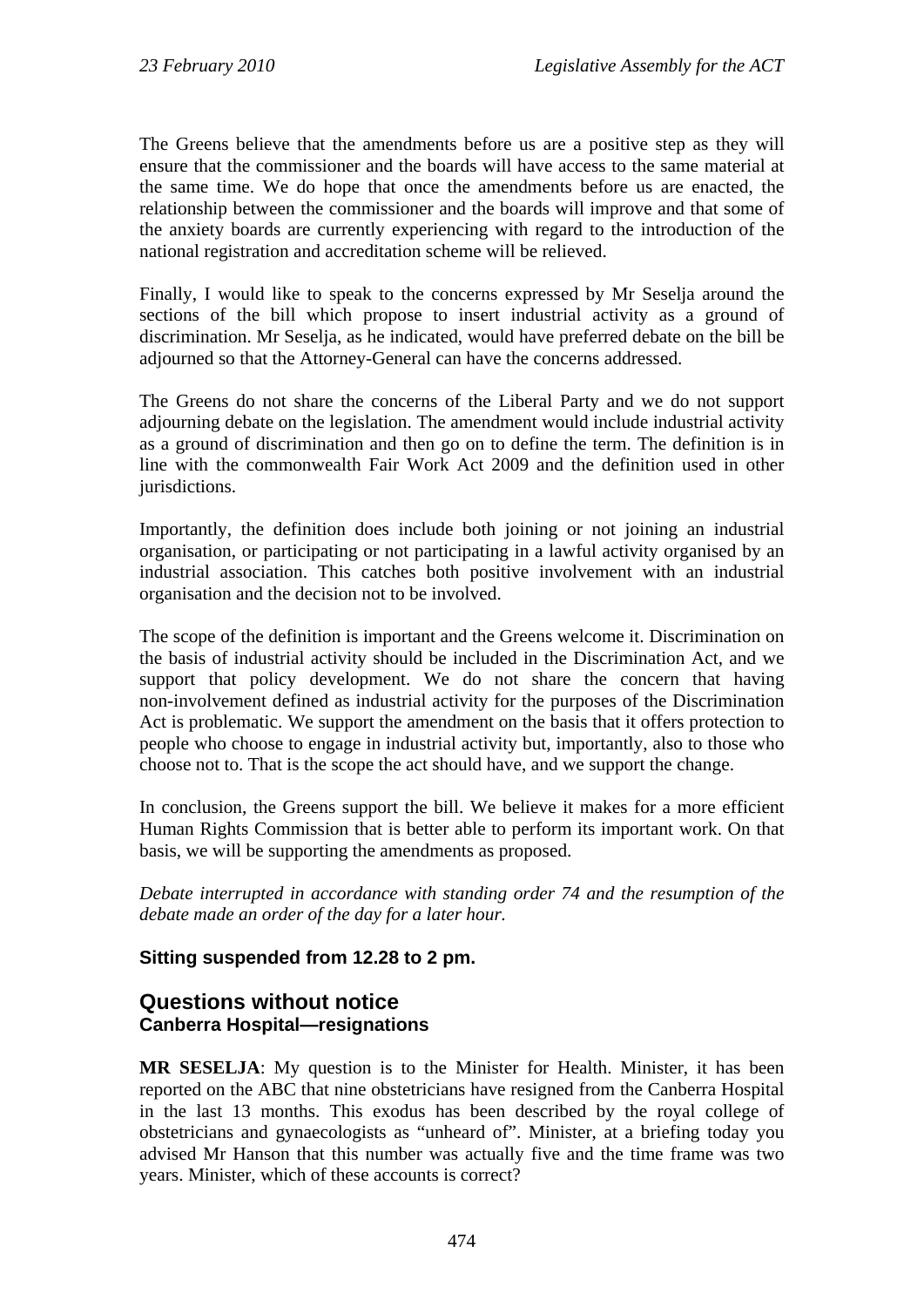The Greens believe that the amendments before us are a positive step as they will ensure that the commissioner and the boards will have access to the same material at the same time. We do hope that once the amendments before us are enacted, the relationship between the commissioner and the boards will improve and that some of the anxiety boards are currently experiencing with regard to the introduction of the national registration and accreditation scheme will be relieved.

Finally, I would like to speak to the concerns expressed by Mr Seselja around the sections of the bill which propose to insert industrial activity as a ground of discrimination. Mr Seselja, as he indicated, would have preferred debate on the bill be adjourned so that the Attorney-General can have the concerns addressed.

The Greens do not share the concerns of the Liberal Party and we do not support adjourning debate on the legislation. The amendment would include industrial activity as a ground of discrimination and then go on to define the term. The definition is in line with the commonwealth Fair Work Act 2009 and the definition used in other jurisdictions.

Importantly, the definition does include both joining or not joining an industrial organisation, or participating or not participating in a lawful activity organised by an industrial association. This catches both positive involvement with an industrial organisation and the decision not to be involved.

The scope of the definition is important and the Greens welcome it. Discrimination on the basis of industrial activity should be included in the Discrimination Act, and we support that policy development. We do not share the concern that having non-involvement defined as industrial activity for the purposes of the Discrimination Act is problematic. We support the amendment on the basis that it offers protection to people who choose to engage in industrial activity but, importantly, also to those who choose not to. That is the scope the act should have, and we support the change.

In conclusion, the Greens support the bill. We believe it makes for a more efficient Human Rights Commission that is better able to perform its important work. On that basis, we will be supporting the amendments as proposed.

*Debate interrupted in accordance with standing order 74 and the resumption of the debate made an order of the day for a later hour.*

**Sitting suspended from 12.28 to 2 pm.**

## Questions without notice

### Canberra Hospital—resignations

**MR SESELJA**: My question is to the Minister for Health. Minister, it has been reported on the ABC that nine obstetricians have resigned from the Canberra Hospital in the last 13 months. This exodus has been described by the royal college of obstetricians and gynaecologists as "unheard of". Minister, at a briefing today you advised Mr Hanson that this number was actually five and the time frame was two years. Minister, which of these accounts is correct?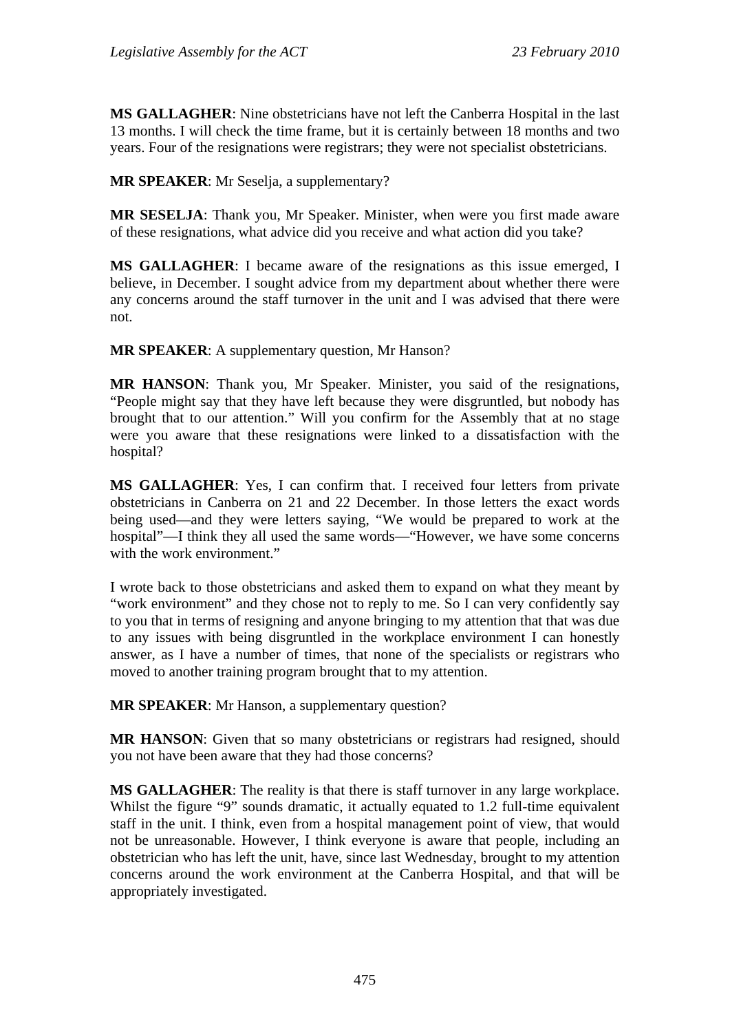**MS GALLAGHER**: Nine obstetricians have not left the Canberra Hospital in the last 13 months. I will check the time frame, but it is certainly between 18 months and two years. Four of the resignations were registrars; they were not specialist obstetricians.

**MR SPEAKER**: Mr Seselja, a supplementary?

**MR SESELJA**: Thank you, Mr Speaker. Minister, when were you first made aware of these resignations, what advice did you receive and what action did you take?

**MS GALLAGHER**: I became aware of the resignations as this issue emerged, I believe, in December. I sought advice from my department about whether there were any concerns around the staff turnover in the unit and I was advised that there were not.

**MR SPEAKER**: A supplementary question, Mr Hanson?

**MR HANSON**: Thank you, Mr Speaker. Minister, you said of the resignations, "People might say that they have left because they were disgruntled, but nobody has brought that to our attention." Will you confirm for the Assembly that at no stage were you aware that these resignations were linked to a dissatisfaction with the hospital?

**MS GALLAGHER**: Yes, I can confirm that. I received four letters from private obstetricians in Canberra on 21 and 22 December. In those letters the exact words being used—and they were letters saying, "We would be prepared to work at the hospital"—I think they all used the same words—"However, we have some concerns with the work environment."

I wrote back to those obstetricians and asked them to expand on what they meant by "work environment" and they chose not to reply to me. So I can very confidently say to you that in terms of resigning and anyone bringing to my attention that that was due to any issues with being disgruntled in the workplace environment I can honestly answer, as I have a number of times, that none of the specialists or registrars who moved to another training program brought that to my attention.

**MR SPEAKER**: Mr Hanson, a supplementary question?

**MR HANSON**: Given that so many obstetricians or registrars had resigned, should you not have been aware that they had those concerns?

**MS GALLAGHER**: The reality is that there is staff turnover in any large workplace. Whilst the figure "9" sounds dramatic, it actually equated to 1.2 full-time equivalent staff in the unit. I think, even from a hospital management point of view, that would not be unreasonable. However, I think everyone is aware that people, including an obstetrician who has left the unit, have, since last Wednesday, brought to my attention concerns around the work environment at the Canberra Hospital, and that will be appropriately investigated.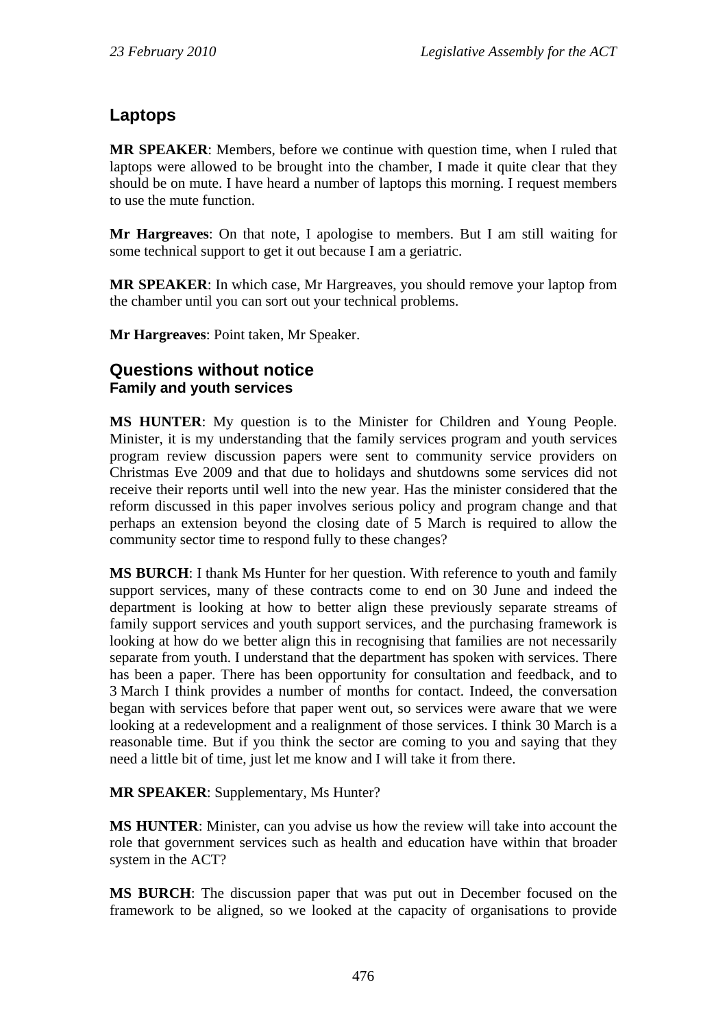## Laptops

**MR SPEAKER**: Members, before we continue with question time, when I ruled that laptops were allowed to be brought into the chamber, I made it quite clear that they should be on mute. I have heard a number of laptops this morning. I request members to use the mute function.

**Mr Hargreaves**: On that note, I apologise to members. But I am still waiting for some technical support to get it out because I am a geriatric.

**MR SPEAKER**: In which case, Mr Hargreaves, you should remove your laptop from the chamber until you can sort out your technical problems.

**Mr Hargreaves**: Point taken, Mr Speaker.

## Questions without notice

### Family and youth services

**MS HUNTER**: My question is to the Minister for Children and Young People. Minister, it is my understanding that the family services program and youth services program review discussion papers were sent to community service providers on Christmas Eve 2009 and that due to holidays and shutdowns some services did not receive their reports until well into the new year. Has the minister considered that the reform discussed in this paper involves serious policy and program change and that perhaps an extension beyond the closing date of 5 March is required to allow the community sector time to respond fully to these changes?

**MS BURCH**: I thank Ms Hunter for her question. With reference to youth and family support services, many of these contracts come to end on 30 June and indeed the department is looking at how to better align these previously separate streams of family support services and youth support services, and the purchasing framework is looking at how do we better align this in recognising that families are not necessarily separate from youth. I understand that the department has spoken with services. There has been a paper. There has been opportunity for consultation and feedback, and to 3 March I think provides a number of months for contact. Indeed, the conversation began with services before that paper went out, so services were aware that we were looking at a redevelopment and a realignment of those services. I think 30 March is a reasonable time. But if you think the sector are coming to you and saying that they need a little bit of time, just let me know and I will take it from there.

**MR SPEAKER**: Supplementary, Ms Hunter?

**MS HUNTER**: Minister, can you advise us how the review will take into account the role that government services such as health and education have within that broader system in the ACT?

**MS BURCH**: The discussion paper that was put out in December focused on the framework to be aligned, so we looked at the capacity of organisations to provide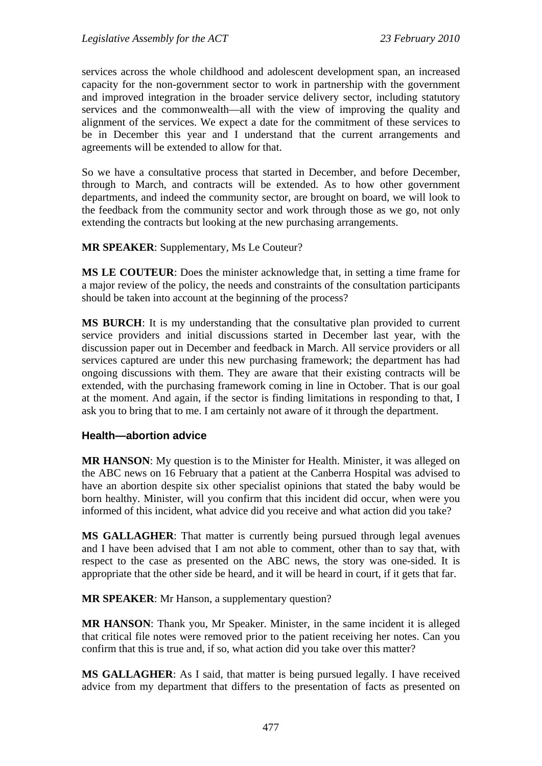services across the whole childhood and adolescent development span, an increased capacity for the non-government sector to work in partnership with the government and improved integration in the broader service delivery sector, including statutory services and the commonwealth—all with the view of improving the quality and alignment of the services. We expect a date for the commitment of these services to be in December this year and I understand that the current arrangements and agreements will be extended to allow for that.

So we have a consultative process that started in December, and before December, through to March, and contracts will be extended. As to how other government departments, and indeed the community sector, are brought on board, we will look to the feedback from the community sector and work through those as we go, not only extending the contracts but looking at the new purchasing arrangements.

**MR SPEAKER**: Supplementary, Ms Le Couteur?

**MS LE COUTEUR**: Does the minister acknowledge that, in setting a time frame for a major review of the policy, the needs and constraints of the consultation participants should be taken into account at the beginning of the process?

**MS BURCH**: It is my understanding that the consultative plan provided to current service providers and initial discussions started in December last year, with the discussion paper out in December and feedback in March. All service providers or all services captured are under this new purchasing framework; the department has had ongoing discussions with them. They are aware that their existing contracts will be extended, with the purchasing framework coming in line in October. That is our goal at the moment. And again, if the sector is finding limitations in responding to that, I ask you to bring that to me. I am certainly not aware of it through the department.

### Health—abortion advice

**MR HANSON**: My question is to the Minister for Health. Minister, it was alleged on the ABC news on 16 February that a patient at the Canberra Hospital was advised to have an abortion despite six other specialist opinions that stated the baby would be born healthy. Minister, will you confirm that this incident did occur, when were you informed of this incident, what advice did you receive and what action did you take?

**MS GALLAGHER**: That matter is currently being pursued through legal avenues and I have been advised that I am not able to comment, other than to say that, with respect to the case as presented on the ABC news, the story was one-sided. It is appropriate that the other side be heard, and it will be heard in court, if it gets that far.

**MR SPEAKER**: Mr Hanson, a supplementary question?

**MR HANSON**: Thank you, Mr Speaker. Minister, in the same incident it is alleged that critical file notes were removed prior to the patient receiving her notes. Can you confirm that this is true and, if so, what action did you take over this matter?

**MS GALLAGHER**: As I said, that matter is being pursued legally. I have received advice from my department that differs to the presentation of facts as presented on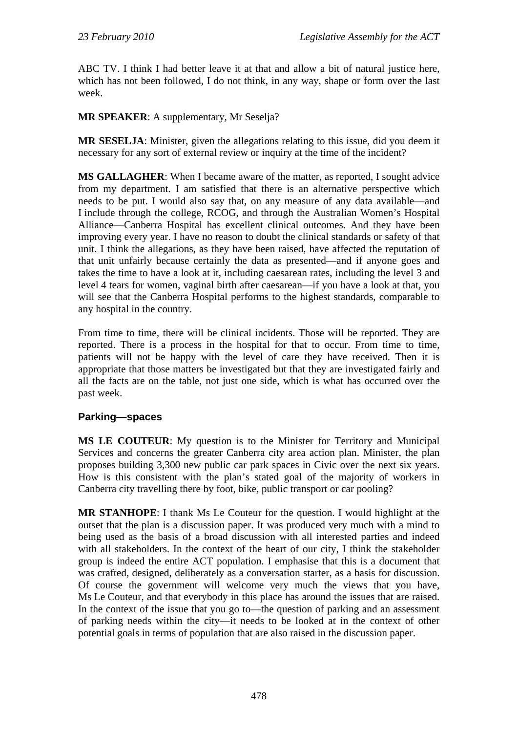ABC TV. I think I had better leave it at that and allow a bit of natural justice here, which has not been followed, I do not think, in any way, shape or form over the last week.

**MR SPEAKER**: A supplementary, Mr Seselja?

**MR SESELJA**: Minister, given the allegations relating to this issue, did you deem it necessary for any sort of external review or inquiry at the time of the incident?

**MS GALLAGHER**: When I became aware of the matter, as reported, I sought advice from my department. I am satisfied that there is an alternative perspective which needs to be put. I would also say that, on any measure of any data available—and I include through the college, RCOG, and through the Australian Women's Hospital Alliance—Canberra Hospital has excellent clinical outcomes. And they have been improving every year. I have no reason to doubt the clinical standards or safety of that unit. I think the allegations, as they have been raised, have affected the reputation of that unit unfairly because certainly the data as presented—and if anyone goes and takes the time to have a look at it, including caesarean rates, including the level 3 and level 4 tears for women, vaginal birth after caesarean—if you have a look at that, you will see that the Canberra Hospital performs to the highest standards, comparable to any hospital in the country.

From time to time, there will be clinical incidents. Those will be reported. They are reported. There is a process in the hospital for that to occur. From time to time, patients will not be happy with the level of care they have received. Then it is appropriate that those matters be investigated but that they are investigated fairly and all the facts are on the table, not just one side, which is what has occurred over the past week.

### Parking—spaces

**MS LE COUTEUR**: My question is to the Minister for Territory and Municipal Services and concerns the greater Canberra city area action plan. Minister, the plan proposes building 3,300 new public car park spaces in Civic over the next six years. How is this consistent with the plan's stated goal of the majority of workers in Canberra city travelling there by foot, bike, public transport or car pooling?

**MR STANHOPE**: I thank Ms Le Couteur for the question. I would highlight at the outset that the plan is a discussion paper. It was produced very much with a mind to being used as the basis of a broad discussion with all interested parties and indeed with all stakeholders. In the context of the heart of our city, I think the stakeholder group is indeed the entire ACT population. I emphasise that this is a document that was crafted, designed, deliberately as a conversation starter, as a basis for discussion. Of course the government will welcome very much the views that you have, Ms Le Couteur, and that everybody in this place has around the issues that are raised. In the context of the issue that you go to—the question of parking and an assessment of parking needs within the city—it needs to be looked at in the context of other potential goals in terms of population that are also raised in the discussion paper.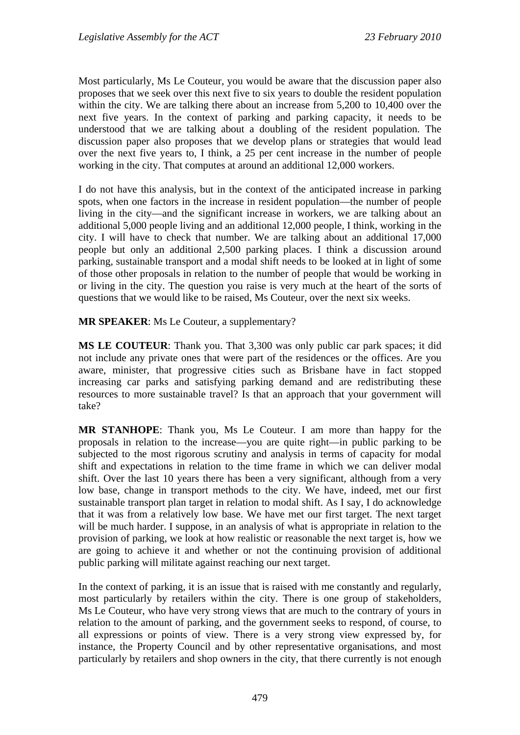Most particularly, Ms Le Couteur, you would be aware that the discussion paper also proposes that we seek over this next five to six years to double the resident population within the city. We are talking there about an increase from 5,200 to 10,400 over the next five years. In the context of parking and parking capacity, it needs to be understood that we are talking about a doubling of the resident population. The discussion paper also proposes that we develop plans or strategies that would lead over the next five years to, I think, a 25 per cent increase in the number of people working in the city. That computes at around an additional 12,000 workers.

I do not have this analysis, but in the context of the anticipated increase in parking spots, when one factors in the increase in resident population—the number of people living in the city—and the significant increase in workers, we are talking about an additional 5,000 people living and an additional 12,000 people, I think, working in the city. I will have to check that number. We are talking about an additional 17,000 people but only an additional 2,500 parking places. I think a discussion around parking, sustainable transport and a modal shift needs to be looked at in light of some of those other proposals in relation to the number of people that would be working in or living in the city. The question you raise is very much at the heart of the sorts of questions that we would like to be raised, Ms Couteur, over the next six weeks.

**MR SPEAKER**: Ms Le Couteur, a supplementary?

**MS LE COUTEUR**: Thank you. That 3,300 was only public car park spaces; it did not include any private ones that were part of the residences or the offices. Are you aware, minister, that progressive cities such as Brisbane have in fact stopped increasing car parks and satisfying parking demand and are redistributing these resources to more sustainable travel? Is that an approach that your government will take?

**MR STANHOPE**: Thank you, Ms Le Couteur. I am more than happy for the proposals in relation to the increase—you are quite right—in public parking to be subjected to the most rigorous scrutiny and analysis in terms of capacity for modal shift and expectations in relation to the time frame in which we can deliver modal shift. Over the last 10 years there has been a very significant, although from a very low base, change in transport methods to the city. We have, indeed, met our first sustainable transport plan target in relation to modal shift. As I say, I do acknowledge that it was from a relatively low base. We have met our first target. The next target will be much harder. I suppose, in an analysis of what is appropriate in relation to the provision of parking, we look at how realistic or reasonable the next target is, how we are going to achieve it and whether or not the continuing provision of additional public parking will militate against reaching our next target.

In the context of parking, it is an issue that is raised with me constantly and regularly, most particularly by retailers within the city. There is one group of stakeholders, Ms Le Couteur, who have very strong views that are much to the contrary of yours in relation to the amount of parking, and the government seeks to respond, of course, to all expressions or points of view. There is a very strong view expressed by, for instance, the Property Council and by other representative organisations, and most particularly by retailers and shop owners in the city, that there currently is not enough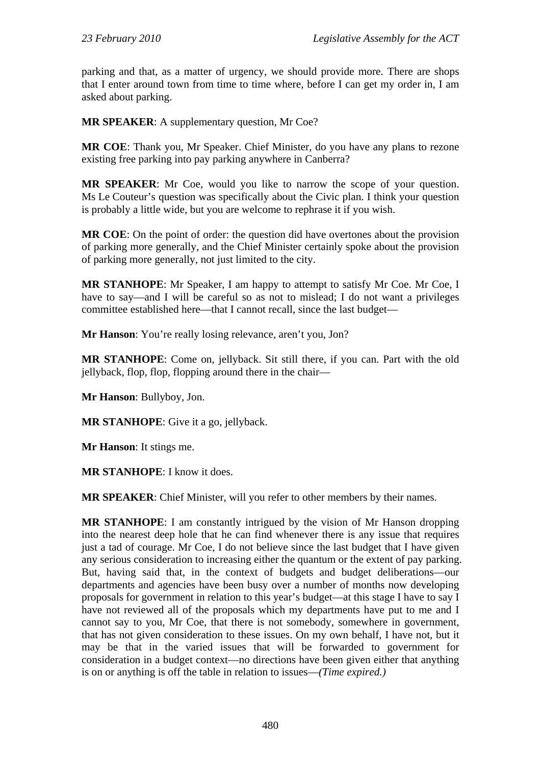parking and that, as a matter of urgency, we should provide more. There are shops that I enter around town from time to time where, before I can get my order in, I am asked about parking.

**MR SPEAKER**: A supplementary question, Mr Coe?

**MR COE**: Thank you, Mr Speaker. Chief Minister, do you have any plans to rezone existing free parking into pay parking anywhere in Canberra?

**MR SPEAKER**: Mr Coe, would you like to narrow the scope of your question. Ms Le Couteur's question was specifically about the Civic plan. I think your question is probably a little wide, but you are welcome to rephrase it if you wish.

**MR COE**: On the point of order: the question did have overtones about the provision of parking more generally, and the Chief Minister certainly spoke about the provision of parking more generally, not just limited to the city.

**MR STANHOPE**: Mr Speaker, I am happy to attempt to satisfy Mr Coe. Mr Coe, I have to say—and I will be careful so as not to mislead; I do not want a privileges committee established here—that I cannot recall, since the last budget—

**Mr Hanson**: You're really losing relevance, aren't you, Jon?

**MR STANHOPE**: Come on, jellyback. Sit still there, if you can. Part with the old jellyback, flop, flop, flopping around there in the chair—

**Mr Hanson**: Bullyboy, Jon.

**MR STANHOPE**: Give it a go, jellyback.

**Mr Hanson**: It stings me.

**MR STANHOPE**: I know it does.

**MR SPEAKER**: Chief Minister, will you refer to other members by their names.

**MR STANHOPE**: I am constantly intrigued by the vision of Mr Hanson dropping into the nearest deep hole that he can find whenever there is any issue that requires just a tad of courage. Mr Coe, I do not believe since the last budget that I have given any serious consideration to increasing either the quantum or the extent of pay parking. But, having said that, in the context of budgets and budget deliberations—our departments and agencies have been busy over a number of months now developing proposals for government in relation to this year's budget—at this stage I have to say I have not reviewed all of the proposals which my departments have put to me and I cannot say to you, Mr Coe, that there is not somebody, somewhere in government, that has not given consideration to these issues. On my own behalf, I have not, but it may be that in the varied issues that will be forwarded to government for consideration in a budget context—no directions have been given either that anything is on or anything is off the table in relation to issues—*(Time expired.)*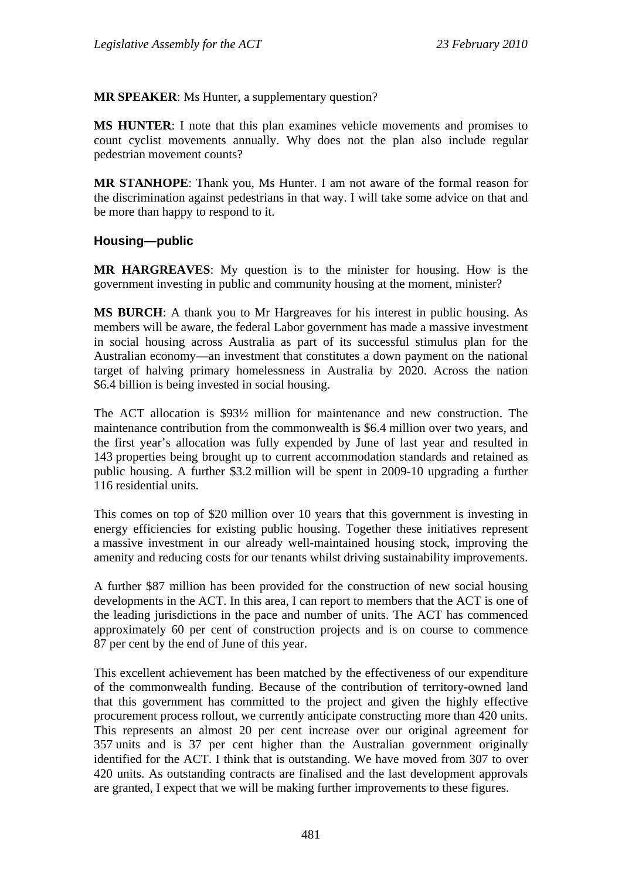**MR SPEAKER**: Ms Hunter, a supplementary question?

**MS HUNTER**: I note that this plan examines vehicle movements and promises to count cyclist movements annually. Why does not the plan also include regular pedestrian movement counts?

**MR STANHOPE**: Thank you, Ms Hunter. I am not aware of the formal reason for the discrimination against pedestrians in that way. I will take some advice on that and be more than happy to respond to it.

### Housing—public

**MR HARGREAVES**: My question is to the minister for housing. How is the government investing in public and community housing at the moment, minister?

**MS BURCH**: A thank you to Mr Hargreaves for his interest in public housing. As members will be aware, the federal Labor government has made a massive investment in social housing across Australia as part of its successful stimulus plan for the Australian economy—an investment that constitutes a down payment on the national target of halving primary homelessness in Australia by 2020. Across the nation $6.4 billion is being invested in social housing.

The ACT allocation is $93½ million for maintenance and new construction. The maintenance contribution from the commonwealth is $6.4 million over two years, and the first year's allocation was fully expended by June of last year and resulted in 143 properties being brought up to current accommodation standards and retained as public housing. A further $3.2 million will be spent in 2009-10 upgrading a further 116 residential units.

This comes on top of $20 million over 10 years that this government is investing in energy efficiencies for existing public housing. Together these initiatives represent a massive investment in our already well-maintained housing stock, improving the amenity and reducing costs for our tenants whilst driving sustainability improvements.

A further $87 million has been provided for the construction of new social housing developments in the ACT. In this area, I can report to members that the ACT is one of the leading jurisdictions in the pace and number of units. The ACT has commenced approximately 60 per cent of construction projects and is on course to commence 87 per cent by the end of June of this year.

This excellent achievement has been matched by the effectiveness of our expenditure of the commonwealth funding. Because of the contribution of territory-owned land that this government has committed to the project and given the highly effective procurement process rollout, we currently anticipate constructing more than 420 units. This represents an almost 20 per cent increase over our original agreement for 357 units and is 37 per cent higher than the Australian government originally identified for the ACT. I think that is outstanding. We have moved from 307 to over 420 units. As outstanding contracts are finalised and the last development approvals are granted, I expect that we will be making further improvements to these figures.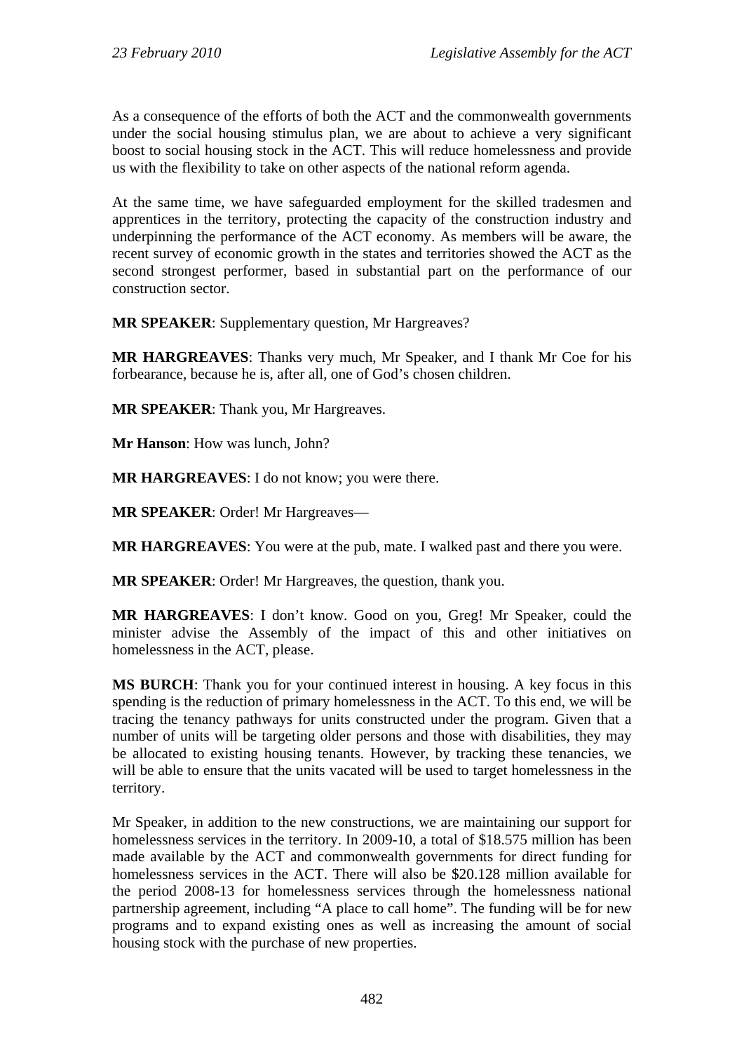As a consequence of the efforts of both the ACT and the commonwealth governments under the social housing stimulus plan, we are about to achieve a very significant boost to social housing stock in the ACT. This will reduce homelessness and provide us with the flexibility to take on other aspects of the national reform agenda.

At the same time, we have safeguarded employment for the skilled tradesmen and apprentices in the territory, protecting the capacity of the construction industry and underpinning the performance of the ACT economy. As members will be aware, the recent survey of economic growth in the states and territories showed the ACT as the second strongest performer, based in substantial part on the performance of our construction sector.

**MR SPEAKER**: Supplementary question, Mr Hargreaves?

**MR HARGREAVES**: Thanks very much, Mr Speaker, and I thank Mr Coe for his forbearance, because he is, after all, one of God's chosen children.

**MR SPEAKER**: Thank you, Mr Hargreaves.

**Mr Hanson**: How was lunch, John?

**MR HARGREAVES**: I do not know; you were there.

**MR SPEAKER**: Order! Mr Hargreaves—

**MR HARGREAVES**: You were at the pub, mate. I walked past and there you were.

**MR SPEAKER**: Order! Mr Hargreaves, the question, thank you.

**MR HARGREAVES**: I don't know. Good on you, Greg! Mr Speaker, could the minister advise the Assembly of the impact of this and other initiatives on homelessness in the ACT, please.

**MS BURCH**: Thank you for your continued interest in housing. A key focus in this spending is the reduction of primary homelessness in the ACT. To this end, we will be tracing the tenancy pathways for units constructed under the program. Given that a number of units will be targeting older persons and those with disabilities, they may be allocated to existing housing tenants. However, by tracking these tenancies, we will be able to ensure that the units vacated will be used to target homelessness in the territory.

Mr Speaker, in addition to the new constructions, we are maintaining our support for homelessness services in the territory. In 2009-10, a total of $18.575 million has been made available by the ACT and commonwealth governments for direct funding for homelessness services in the ACT. There will also be $20.128 million available for the period 2008-13 for homelessness services through the homelessness national partnership agreement, including "A place to call home". The funding will be for new programs and to expand existing ones as well as increasing the amount of social housing stock with the purchase of new properties.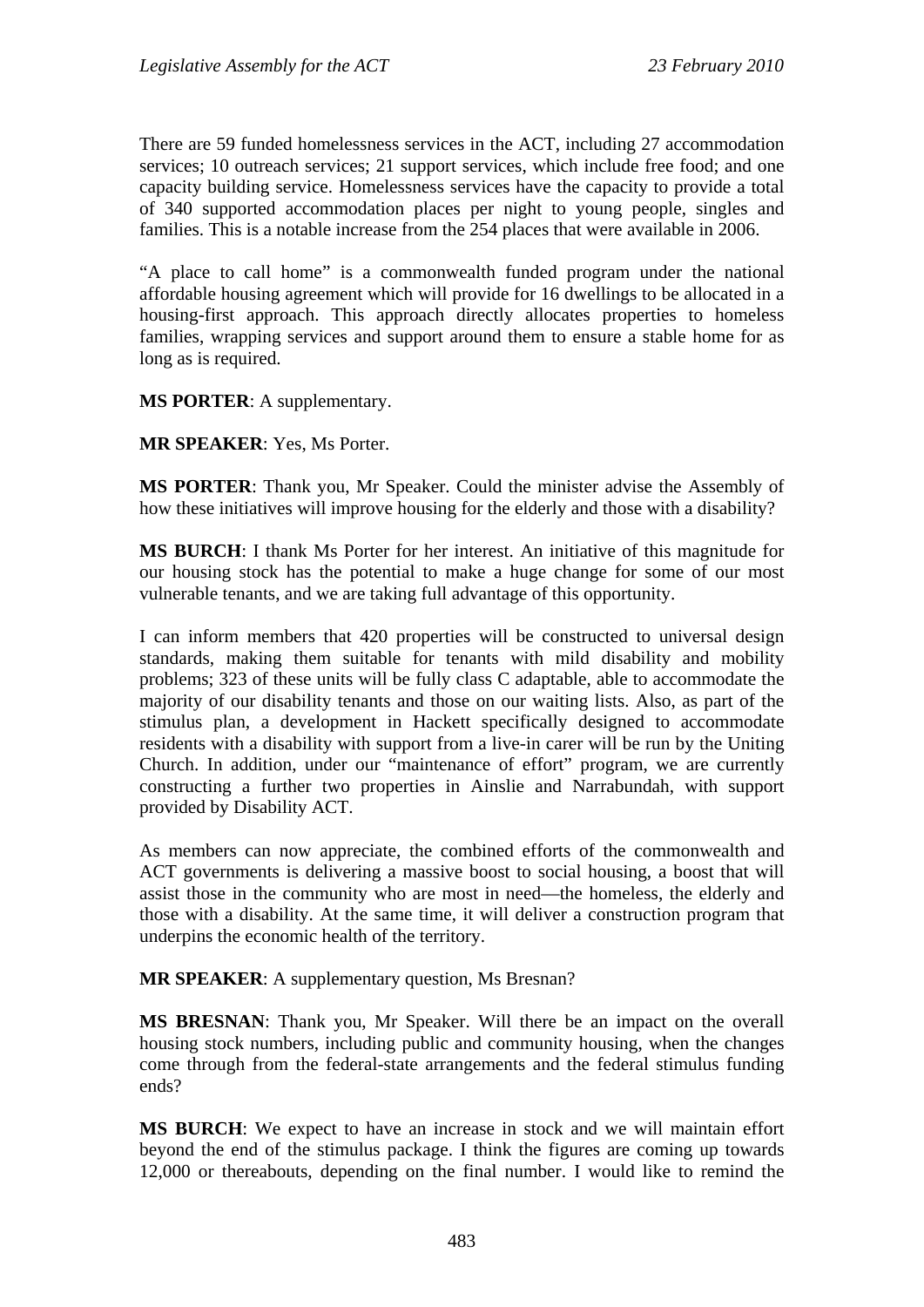There are 59 funded homelessness services in the ACT, including 27 accommodation services; 10 outreach services; 21 support services, which include free food; and one capacity building service. Homelessness services have the capacity to provide a total of 340 supported accommodation places per night to young people, singles and families. This is a notable increase from the 254 places that were available in 2006.

"A place to call home" is a commonwealth funded program under the national affordable housing agreement which will provide for 16 dwellings to be allocated in a housing-first approach. This approach directly allocates properties to homeless families, wrapping services and support around them to ensure a stable home for as long as is required.

**MS PORTER**: A supplementary.

**MR SPEAKER**: Yes, Ms Porter.

**MS PORTER**: Thank you, Mr Speaker. Could the minister advise the Assembly of how these initiatives will improve housing for the elderly and those with a disability?

**MS BURCH**: I thank Ms Porter for her interest. An initiative of this magnitude for our housing stock has the potential to make a huge change for some of our most vulnerable tenants, and we are taking full advantage of this opportunity.

I can inform members that 420 properties will be constructed to universal design standards, making them suitable for tenants with mild disability and mobility problems; 323 of these units will be fully class C adaptable, able to accommodate the majority of our disability tenants and those on our waiting lists. Also, as part of the stimulus plan, a development in Hackett specifically designed to accommodate residents with a disability with support from a live-in carer will be run by the Uniting Church. In addition, under our "maintenance of effort" program, we are currently constructing a further two properties in Ainslie and Narrabundah, with support provided by Disability ACT.

As members can now appreciate, the combined efforts of the commonwealth and ACT governments is delivering a massive boost to social housing, a boost that will assist those in the community who are most in need—the homeless, the elderly and those with a disability. At the same time, it will deliver a construction program that underpins the economic health of the territory.

**MR SPEAKER**: A supplementary question, Ms Bresnan?

**MS BRESNAN**: Thank you, Mr Speaker. Will there be an impact on the overall housing stock numbers, including public and community housing, when the changes come through from the federal-state arrangements and the federal stimulus funding ends?

**MS BURCH**: We expect to have an increase in stock and we will maintain effort beyond the end of the stimulus package. I think the figures are coming up towards 12,000 or thereabouts, depending on the final number. I would like to remind the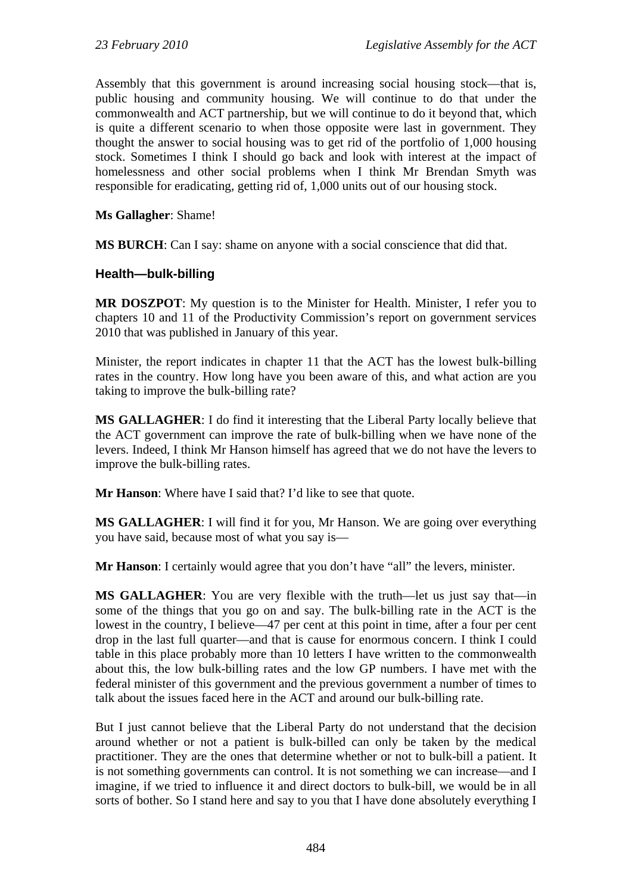Assembly that this government is around increasing social housing stock—that is, public housing and community housing. We will continue to do that under the commonwealth and ACT partnership, but we will continue to do it beyond that, which is quite a different scenario to when those opposite were last in government. They thought the answer to social housing was to get rid of the portfolio of 1,000 housing stock. Sometimes I think I should go back and look with interest at the impact of homelessness and other social problems when I think Mr Brendan Smyth was responsible for eradicating, getting rid of, 1,000 units out of our housing stock.

**Ms Gallagher**: Shame!

**MS BURCH**: Can I say: shame on anyone with a social conscience that did that.

### Health—bulk-billing

**MR DOSZPOT**: My question is to the Minister for Health. Minister, I refer you to chapters 10 and 11 of the Productivity Commission's report on government services 2010 that was published in January of this year.

Minister, the report indicates in chapter 11 that the ACT has the lowest bulk-billing rates in the country. How long have you been aware of this, and what action are you taking to improve the bulk-billing rate?

**MS GALLAGHER**: I do find it interesting that the Liberal Party locally believe that the ACT government can improve the rate of bulk-billing when we have none of the levers. Indeed, I think Mr Hanson himself has agreed that we do not have the levers to improve the bulk-billing rates.

**Mr Hanson**: Where have I said that? I'd like to see that quote.

**MS GALLAGHER**: I will find it for you, Mr Hanson. We are going over everything you have said, because most of what you say is—

**Mr Hanson**: I certainly would agree that you don't have "all" the levers, minister.

**MS GALLAGHER**: You are very flexible with the truth—let us just say that—in some of the things that you go on and say. The bulk-billing rate in the ACT is the lowest in the country, I believe—47 per cent at this point in time, after a four per cent drop in the last full quarter—and that is cause for enormous concern. I think I could table in this place probably more than 10 letters I have written to the commonwealth about this, the low bulk-billing rates and the low GP numbers. I have met with the federal minister of this government and the previous government a number of times to talk about the issues faced here in the ACT and around our bulk-billing rate.

But I just cannot believe that the Liberal Party do not understand that the decision around whether or not a patient is bulk-billed can only be taken by the medical practitioner. They are the ones that determine whether or not to bulk-bill a patient. It is not something governments can control. It is not something we can increase—and I imagine, if we tried to influence it and direct doctors to bulk-bill, we would be in all sorts of bother. So I stand here and say to you that I have done absolutely everything I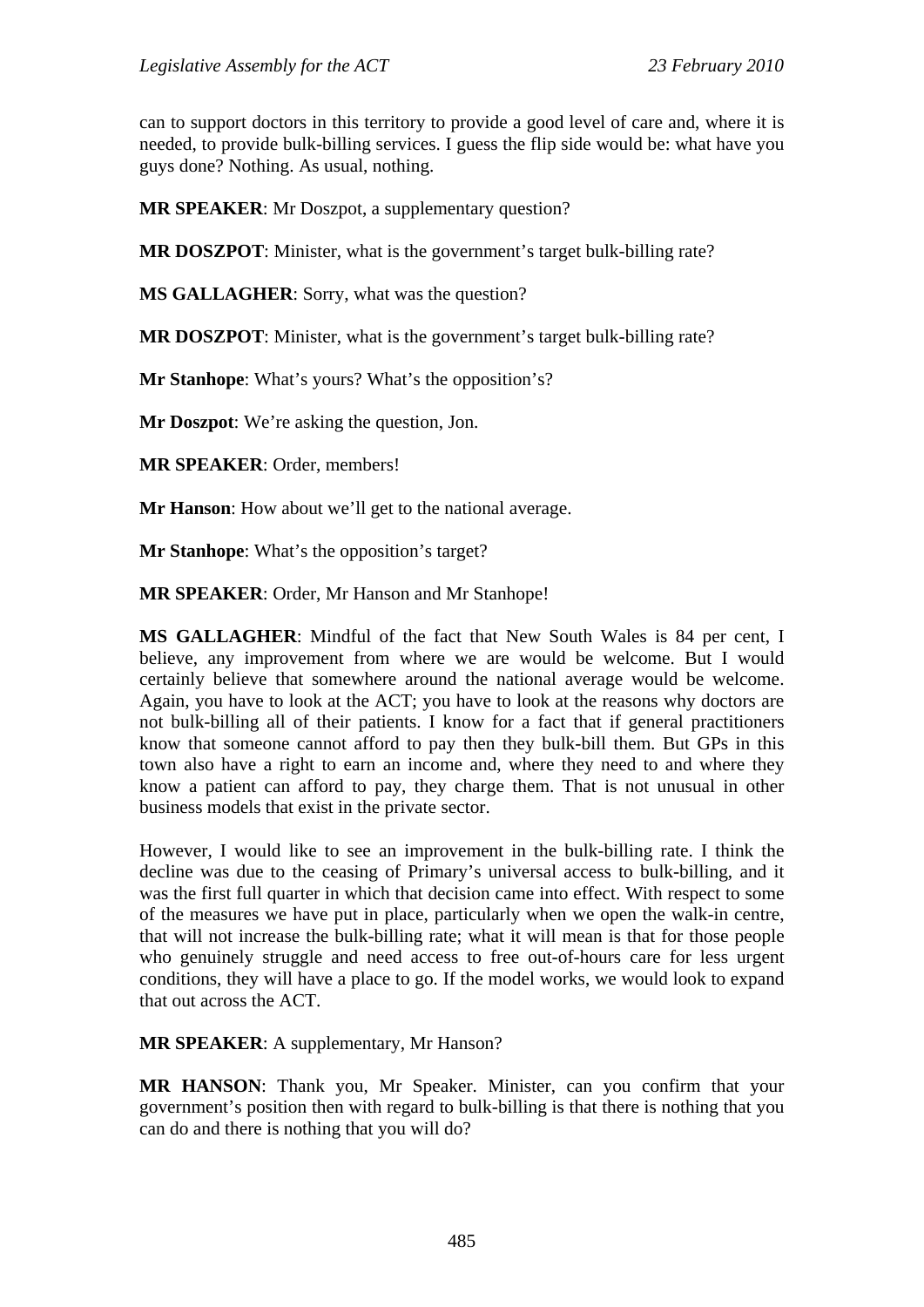can to support doctors in this territory to provide a good level of care and, where it is needed, to provide bulk-billing services. I guess the flip side would be: what have you guys done? Nothing. As usual, nothing.

**MR SPEAKER**: Mr Doszpot, a supplementary question?

**MR DOSZPOT**: Minister, what is the government's target bulk-billing rate?

**MS GALLAGHER**: Sorry, what was the question?

**MR DOSZPOT**: Minister, what is the government's target bulk-billing rate?

**Mr Stanhope**: What's yours? What's the opposition's?

**Mr Doszpot**: We're asking the question, Jon.

**MR SPEAKER**: Order, members!

**Mr Hanson**: How about we'll get to the national average.

**Mr Stanhope**: What's the opposition's target?

**MR SPEAKER**: Order, Mr Hanson and Mr Stanhope!

**MS GALLAGHER**: Mindful of the fact that New South Wales is 84 per cent, I believe, any improvement from where we are would be welcome. But I would certainly believe that somewhere around the national average would be welcome. Again, you have to look at the ACT; you have to look at the reasons why doctors are not bulk-billing all of their patients. I know for a fact that if general practitioners know that someone cannot afford to pay then they bulk-bill them. But GPs in this town also have a right to earn an income and, where they need to and where they know a patient can afford to pay, they charge them. That is not unusual in other business models that exist in the private sector.

However, I would like to see an improvement in the bulk-billing rate. I think the decline was due to the ceasing of Primary's universal access to bulk-billing, and it was the first full quarter in which that decision came into effect. With respect to some of the measures we have put in place, particularly when we open the walk-in centre, that will not increase the bulk-billing rate; what it will mean is that for those people who genuinely struggle and need access to free out-of-hours care for less urgent conditions, they will have a place to go. If the model works, we would look to expand that out across the ACT.

**MR SPEAKER**: A supplementary, Mr Hanson?

**MR HANSON**: Thank you, Mr Speaker. Minister, can you confirm that your government's position then with regard to bulk-billing is that there is nothing that you can do and there is nothing that you will do?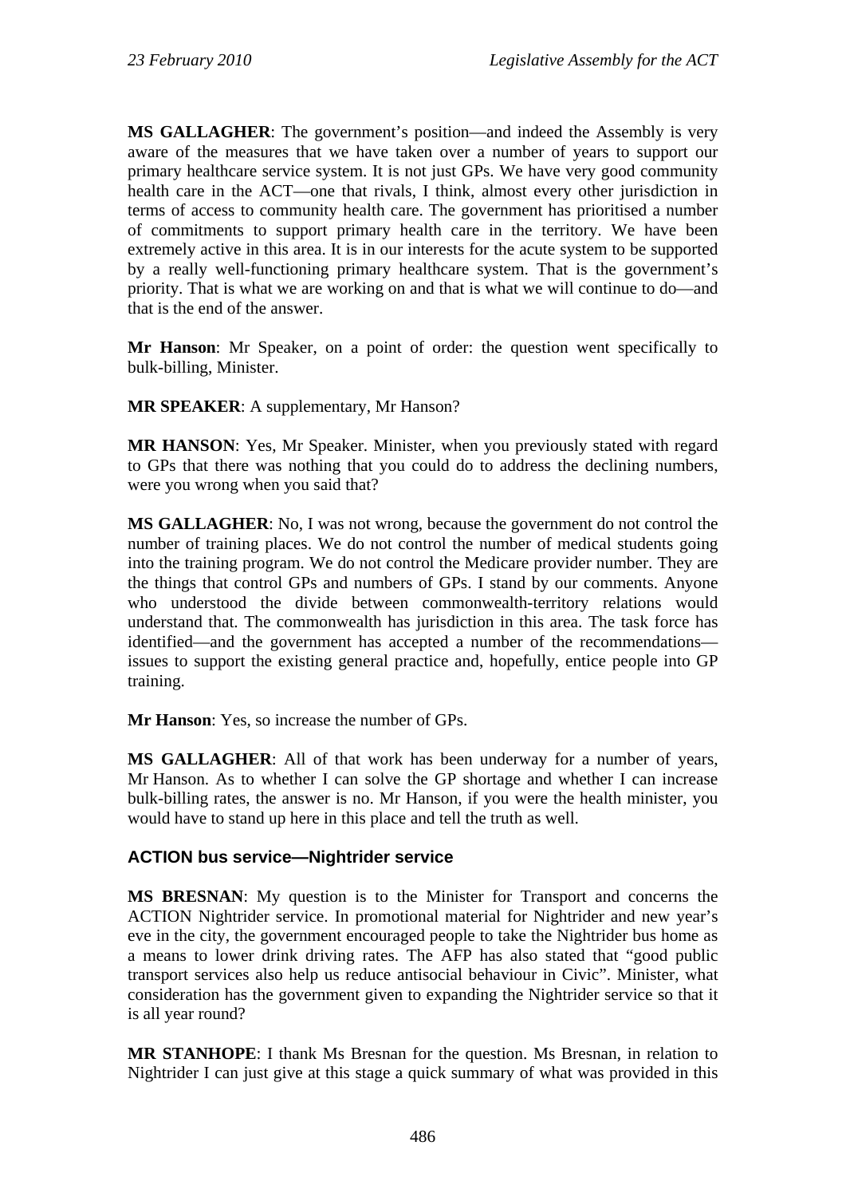**MS GALLAGHER**: The government's position—and indeed the Assembly is very aware of the measures that we have taken over a number of years to support our primary healthcare service system. It is not just GPs. We have very good community health care in the ACT—one that rivals, I think, almost every other jurisdiction in terms of access to community health care. The government has prioritised a number of commitments to support primary health care in the territory. We have been extremely active in this area. It is in our interests for the acute system to be supported by a really well-functioning primary healthcare system. That is the government's priority. That is what we are working on and that is what we will continue to do—and that is the end of the answer.

**Mr Hanson**: Mr Speaker, on a point of order: the question went specifically to bulk-billing, Minister.

**MR SPEAKER**: A supplementary, Mr Hanson?

**MR HANSON**: Yes, Mr Speaker. Minister, when you previously stated with regard to GPs that there was nothing that you could do to address the declining numbers, were you wrong when you said that?

**MS GALLAGHER**: No, I was not wrong, because the government do not control the number of training places. We do not control the number of medical students going into the training program. We do not control the Medicare provider number. They are the things that control GPs and numbers of GPs. I stand by our comments. Anyone who understood the divide between commonwealth-territory relations would understand that. The commonwealth has jurisdiction in this area. The task force has identified—and the government has accepted a number of the recommendations—issues to support the existing general practice and, hopefully, entice people into GP training.

**Mr Hanson**: Yes, so increase the number of GPs.

**MS GALLAGHER**: All of that work has been underway for a number of years, Mr Hanson. As to whether I can solve the GP shortage and whether I can increase bulk-billing rates, the answer is no. Mr Hanson, if you were the health minister, you would have to stand up here in this place and tell the truth as well.

### ACTION bus service—Nightrider service

**MS BRESNAN**: My question is to the Minister for Transport and concerns the ACTION Nightrider service. In promotional material for Nightrider and new year's eve in the city, the government encouraged people to take the Nightrider bus home as a means to lower drink driving rates. The AFP has also stated that "good public transport services also help us reduce antisocial behaviour in Civic". Minister, what consideration has the government given to expanding the Nightrider service so that it is all year round?

**MR STANHOPE**: I thank Ms Bresnan for the question. Ms Bresnan, in relation to Nightrider I can just give at this stage a quick summary of what was provided in this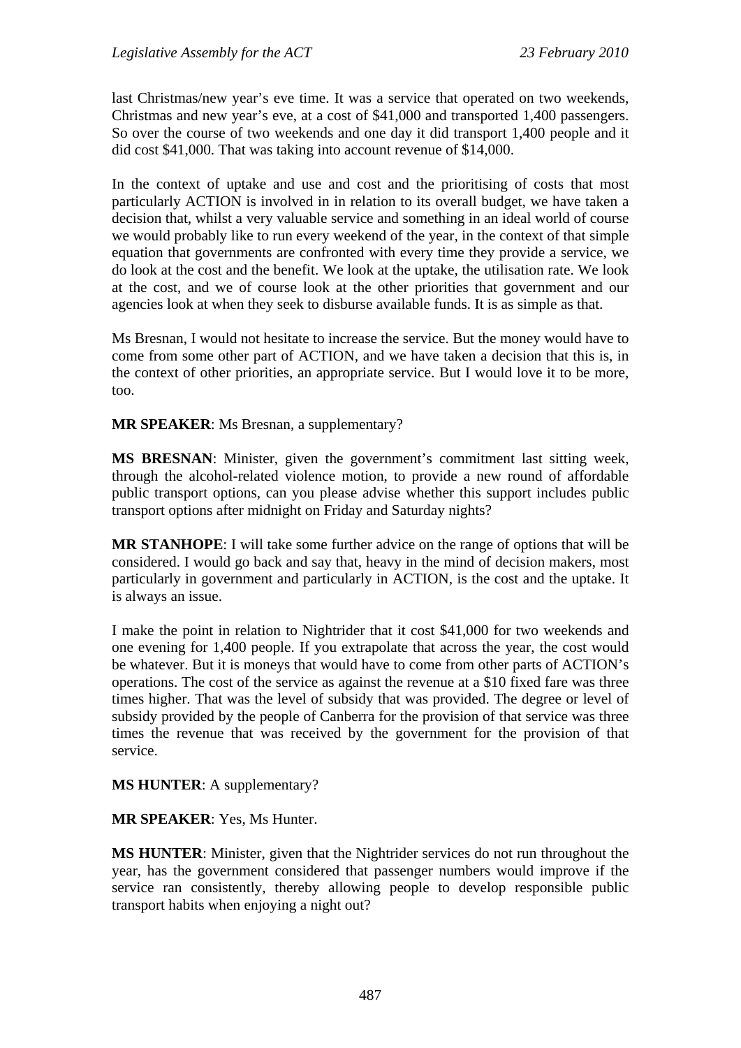last Christmas/new year's eve time. It was a service that operated on two weekends, Christmas and new year's eve, at a cost of $41,000 and transported 1,400 passengers. So over the course of two weekends and one day it did transport 1,400 people and it did cost $41,000. That was taking into account revenue of $14,000.

In the context of uptake and use and cost and the prioritising of costs that most particularly ACTION is involved in in relation to its overall budget, we have taken a decision that, whilst a very valuable service and something in an ideal world of course we would probably like to run every weekend of the year, in the context of that simple equation that governments are confronted with every time they provide a service, we do look at the cost and the benefit. We look at the uptake, the utilisation rate. We look at the cost, and we of course look at the other priorities that government and our agencies look at when they seek to disburse available funds. It is as simple as that.

Ms Bresnan, I would not hesitate to increase the service. But the money would have to come from some other part of ACTION, and we have taken a decision that this is, in the context of other priorities, an appropriate service. But I would love it to be more, too.

**MR SPEAKER**: Ms Bresnan, a supplementary?

**MS BRESNAN**: Minister, given the government's commitment last sitting week, through the alcohol-related violence motion, to provide a new round of affordable public transport options, can you please advise whether this support includes public transport options after midnight on Friday and Saturday nights?

**MR STANHOPE**: I will take some further advice on the range of options that will be considered. I would go back and say that, heavy in the mind of decision makers, most particularly in government and particularly in ACTION, is the cost and the uptake. It is always an issue.

I make the point in relation to Nightrider that it cost $41,000 for two weekends and one evening for 1,400 people. If you extrapolate that across the year, the cost would be whatever. But it is moneys that would have to come from other parts of ACTION's operations. The cost of the service as against the revenue at a $10 fixed fare was three times higher. That was the level of subsidy that was provided. The degree or level of subsidy provided by the people of Canberra for the provision of that service was three times the revenue that was received by the government for the provision of that service.

**MS HUNTER**: A supplementary?

**MR SPEAKER**: Yes, Ms Hunter.

**MS HUNTER**: Minister, given that the Nightrider services do not run throughout the year, has the government considered that passenger numbers would improve if the service ran consistently, thereby allowing people to develop responsible public transport habits when enjoying a night out?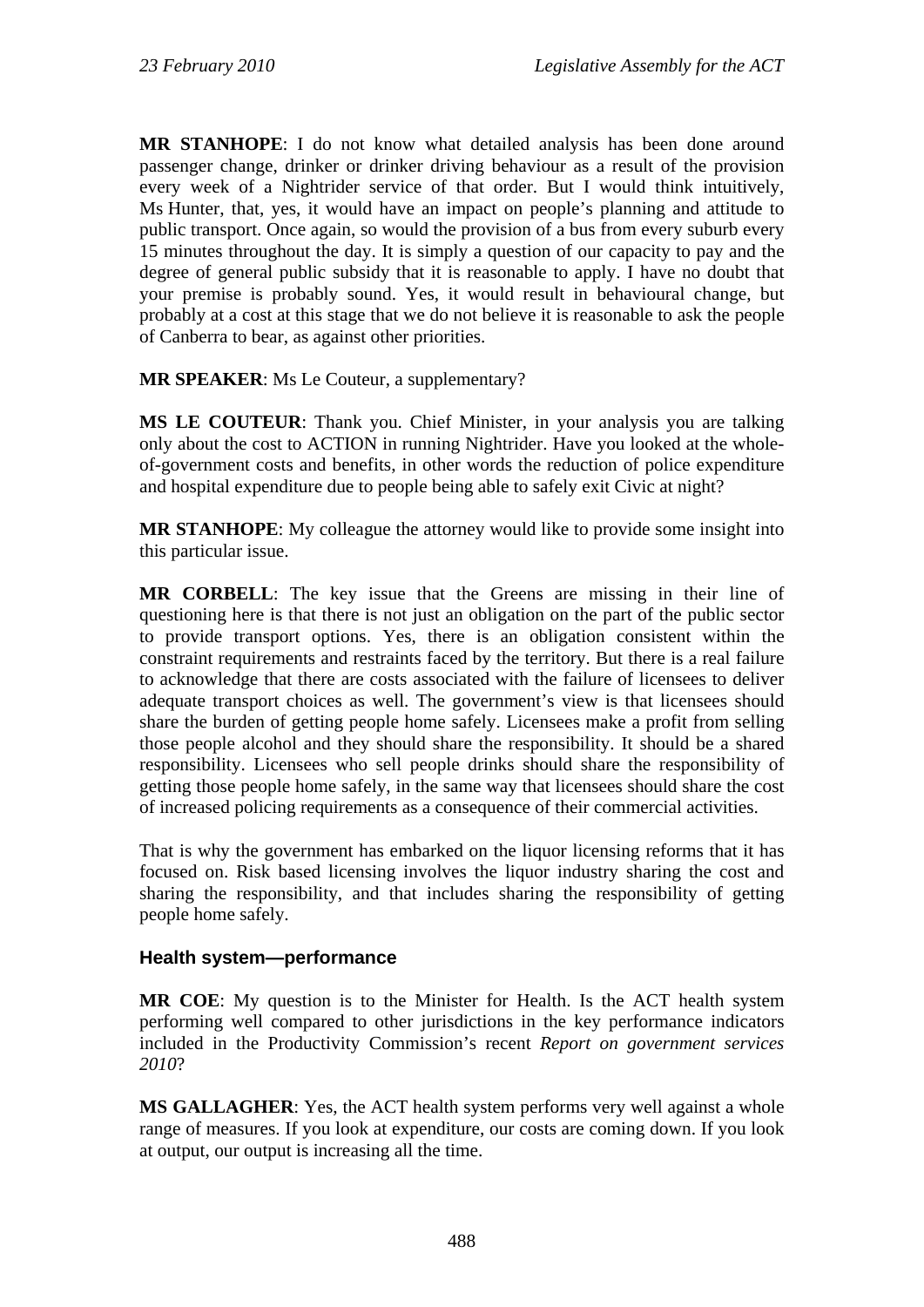**MR STANHOPE**: I do not know what detailed analysis has been done around passenger change, drinker or drinker driving behaviour as a result of the provision every week of a Nightrider service of that order. But I would think intuitively, Ms Hunter, that, yes, it would have an impact on people's planning and attitude to public transport. Once again, so would the provision of a bus from every suburb every 15 minutes throughout the day. It is simply a question of our capacity to pay and the degree of general public subsidy that it is reasonable to apply. I have no doubt that your premise is probably sound. Yes, it would result in behavioural change, but probably at a cost at this stage that we do not believe it is reasonable to ask the people of Canberra to bear, as against other priorities.

**MR SPEAKER**: Ms Le Couteur, a supplementary?

**MS LE COUTEUR**: Thank you. Chief Minister, in your analysis you are talking only about the cost to ACTION in running Nightrider. Have you looked at the whole-of-government costs and benefits, in other words the reduction of police expenditure and hospital expenditure due to people being able to safely exit Civic at night?

**MR STANHOPE**: My colleague the attorney would like to provide some insight into this particular issue.

**MR CORBELL**: The key issue that the Greens are missing in their line of questioning here is that there is not just an obligation on the part of the public sector to provide transport options. Yes, there is an obligation consistent within the constraint requirements and restraints faced by the territory. But there is a real failure to acknowledge that there are costs associated with the failure of licensees to deliver adequate transport choices as well. The government's view is that licensees should share the burden of getting people home safely. Licensees make a profit from selling those people alcohol and they should share the responsibility. It should be a shared responsibility. Licensees who sell people drinks should share the responsibility of getting those people home safely, in the same way that licensees should share the cost of increased policing requirements as a consequence of their commercial activities.

That is why the government has embarked on the liquor licensing reforms that it has focused on. Risk based licensing involves the liquor industry sharing the cost and sharing the responsibility, and that includes sharing the responsibility of getting people home safely.

### Health system—performance

**MR COE**: My question is to the Minister for Health. Is the ACT health system performing well compared to other jurisdictions in the key performance indicators included in the Productivity Commission's recent *Report on government services 2010*?

**MS GALLAGHER**: Yes, the ACT health system performs very well against a whole range of measures. If you look at expenditure, our costs are coming down. If you look at output, our output is increasing all the time.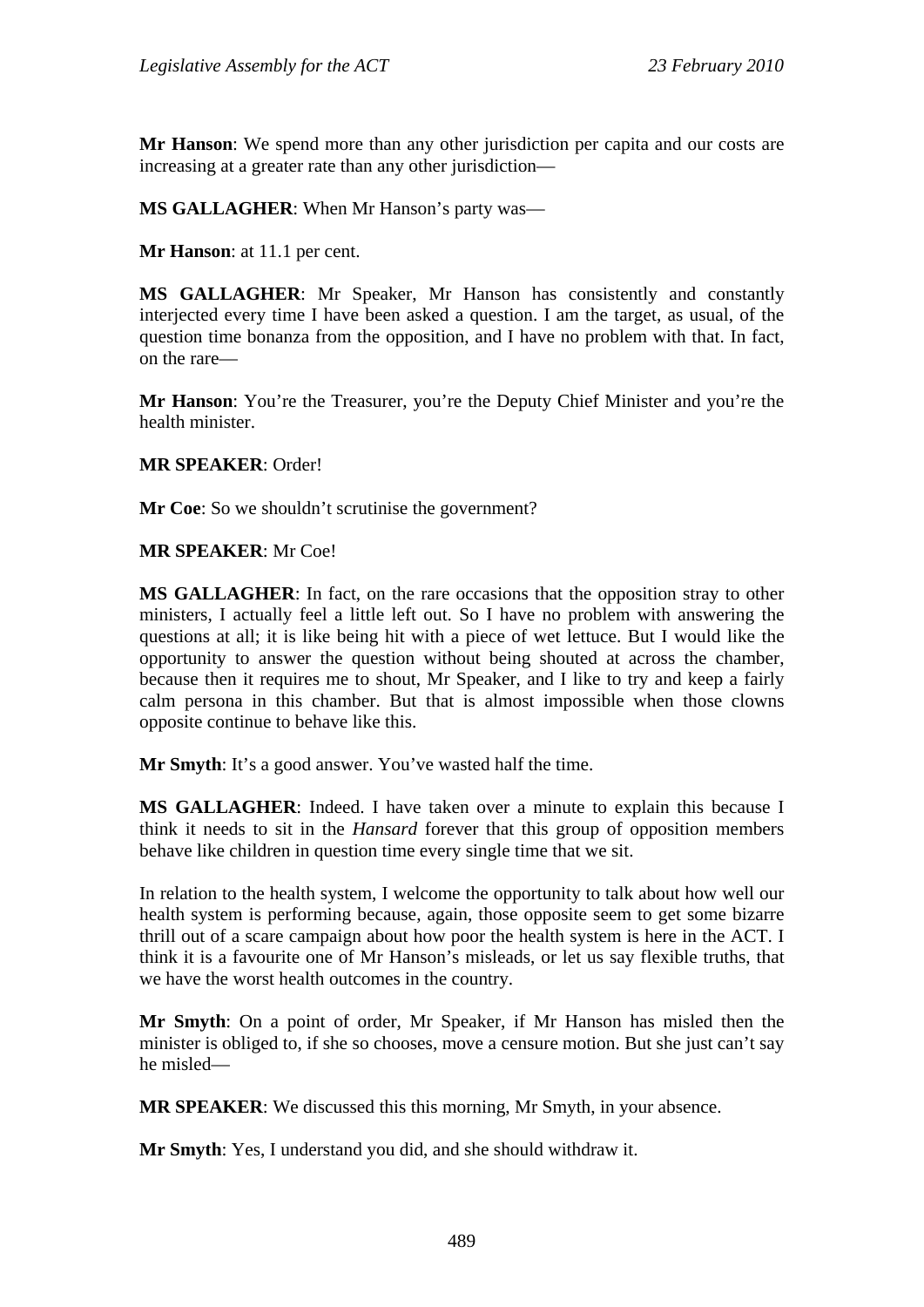**Mr Hanson**: We spend more than any other jurisdiction per capita and our costs are increasing at a greater rate than any other jurisdiction—

**MS GALLAGHER**: When Mr Hanson's party was—

**Mr Hanson**: at 11.1 per cent.

**MS GALLAGHER**: Mr Speaker, Mr Hanson has consistently and constantly interjected every time I have been asked a question. I am the target, as usual, of the question time bonanza from the opposition, and I have no problem with that. In fact, on the rare—

**Mr Hanson**: You're the Treasurer, you're the Deputy Chief Minister and you're the health minister.

**MR SPEAKER**: Order!

**Mr Coe**: So we shouldn't scrutinise the government?

**MR SPEAKER**: Mr Coe!

**MS GALLAGHER**: In fact, on the rare occasions that the opposition stray to other ministers, I actually feel a little left out. So I have no problem with answering the questions at all; it is like being hit with a piece of wet lettuce. But I would like the opportunity to answer the question without being shouted at across the chamber, because then it requires me to shout, Mr Speaker, and I like to try and keep a fairly calm persona in this chamber. But that is almost impossible when those clowns opposite continue to behave like this.

**Mr Smyth**: It's a good answer. You've wasted half the time.

**MS GALLAGHER**: Indeed. I have taken over a minute to explain this because I think it needs to sit in the *Hansard* forever that this group of opposition members behave like children in question time every single time that we sit.

In relation to the health system, I welcome the opportunity to talk about how well our health system is performing because, again, those opposite seem to get some bizarre thrill out of a scare campaign about how poor the health system is here in the ACT. I think it is a favourite one of Mr Hanson's misleads, or let us say flexible truths, that we have the worst health outcomes in the country.

**Mr Smyth**: On a point of order, Mr Speaker, if Mr Hanson has misled then the minister is obliged to, if she so chooses, move a censure motion. But she just can't say he misled—

**MR SPEAKER**: We discussed this this morning, Mr Smyth, in your absence.

**Mr Smyth**: Yes, I understand you did, and she should withdraw it.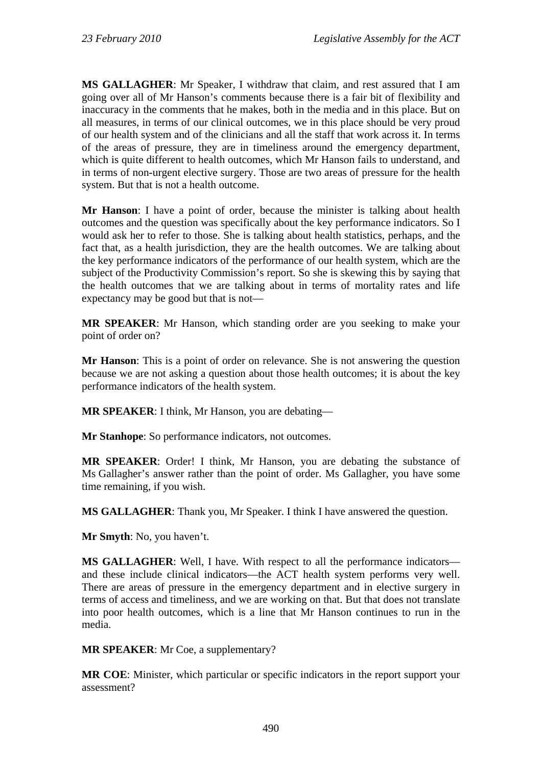**MS GALLAGHER**: Mr Speaker, I withdraw that claim, and rest assured that I am going over all of Mr Hanson's comments because there is a fair bit of flexibility and inaccuracy in the comments that he makes, both in the media and in this place. But on all measures, in terms of our clinical outcomes, we in this place should be very proud of our health system and of the clinicians and all the staff that work across it. In terms of the areas of pressure, they are in timeliness around the emergency department, which is quite different to health outcomes, which Mr Hanson fails to understand, and in terms of non-urgent elective surgery. Those are two areas of pressure for the health system. But that is not a health outcome.

**Mr Hanson**: I have a point of order, because the minister is talking about health outcomes and the question was specifically about the key performance indicators. So I would ask her to refer to those. She is talking about health statistics, perhaps, and the fact that, as a health jurisdiction, they are the health outcomes. We are talking about the key performance indicators of the performance of our health system, which are the subject of the Productivity Commission's report. So she is skewing this by saying that the health outcomes that we are talking about in terms of mortality rates and life expectancy may be good but that is not—

**MR SPEAKER**: Mr Hanson, which standing order are you seeking to make your point of order on?

**Mr Hanson**: This is a point of order on relevance. She is not answering the question because we are not asking a question about those health outcomes; it is about the key performance indicators of the health system.

**MR SPEAKER**: I think, Mr Hanson, you are debating—

**Mr Stanhope**: So performance indicators, not outcomes.

**MR SPEAKER**: Order! I think, Mr Hanson, you are debating the substance of Ms Gallagher's answer rather than the point of order. Ms Gallagher, you have some time remaining, if you wish.

**MS GALLAGHER**: Thank you, Mr Speaker. I think I have answered the question.

**Mr Smyth**: No, you haven't.

**MS GALLAGHER**: Well, I have. With respect to all the performance indicators—and these include clinical indicators—the ACT health system performs very well. There are areas of pressure in the emergency department and in elective surgery in terms of access and timeliness, and we are working on that. But that does not translate into poor health outcomes, which is a line that Mr Hanson continues to run in the media.

**MR SPEAKER**: Mr Coe, a supplementary?

**MR COE**: Minister, which particular or specific indicators in the report support your assessment?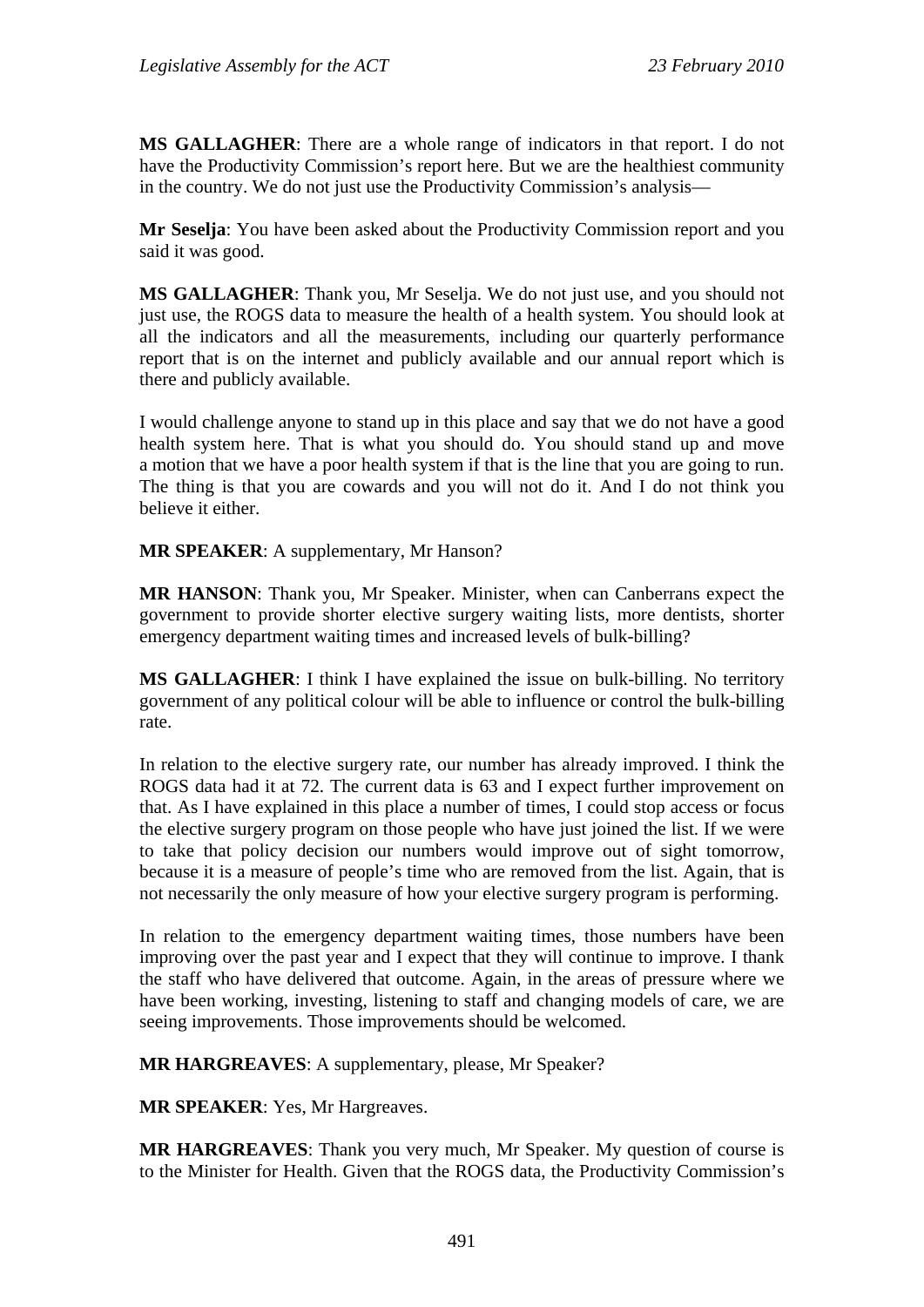**MS GALLAGHER**: There are a whole range of indicators in that report. I do not have the Productivity Commission's report here. But we are the healthiest community in the country. We do not just use the Productivity Commission's analysis—

**Mr Seselja**: You have been asked about the Productivity Commission report and you said it was good.

**MS GALLAGHER**: Thank you, Mr Seselja. We do not just use, and you should not just use, the ROGS data to measure the health of a health system. You should look at all the indicators and all the measurements, including our quarterly performance report that is on the internet and publicly available and our annual report which is there and publicly available.

I would challenge anyone to stand up in this place and say that we do not have a good health system here. That is what you should do. You should stand up and move a motion that we have a poor health system if that is the line that you are going to run. The thing is that you are cowards and you will not do it. And I do not think you believe it either.

**MR SPEAKER**: A supplementary, Mr Hanson?

**MR HANSON**: Thank you, Mr Speaker. Minister, when can Canberrans expect the government to provide shorter elective surgery waiting lists, more dentists, shorter emergency department waiting times and increased levels of bulk-billing?

**MS GALLAGHER**: I think I have explained the issue on bulk-billing. No territory government of any political colour will be able to influence or control the bulk-billing rate.

In relation to the elective surgery rate, our number has already improved. I think the ROGS data had it at 72. The current data is 63 and I expect further improvement on that. As I have explained in this place a number of times, I could stop access or focus the elective surgery program on those people who have just joined the list. If we were to take that policy decision our numbers would improve out of sight tomorrow, because it is a measure of people's time who are removed from the list. Again, that is not necessarily the only measure of how your elective surgery program is performing.

In relation to the emergency department waiting times, those numbers have been improving over the past year and I expect that they will continue to improve. I thank the staff who have delivered that outcome. Again, in the areas of pressure where we have been working, investing, listening to staff and changing models of care, we are seeing improvements. Those improvements should be welcomed.

**MR HARGREAVES**: A supplementary, please, Mr Speaker?

**MR SPEAKER**: Yes, Mr Hargreaves.

**MR HARGREAVES**: Thank you very much, Mr Speaker. My question of course is to the Minister for Health. Given that the ROGS data, the Productivity Commission's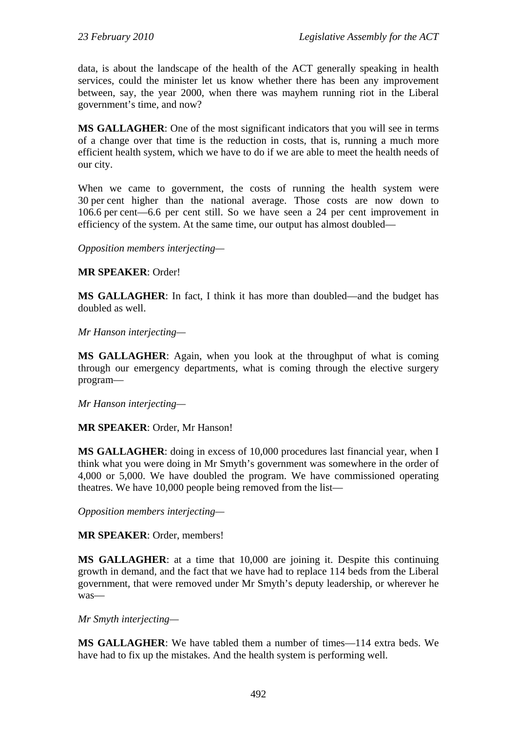data, is about the landscape of the health of the ACT generally speaking in health services, could the minister let us know whether there has been any improvement between, say, the year 2000, when there was mayhem running riot in the Liberal government's time, and now?

**MS GALLAGHER**: One of the most significant indicators that you will see in terms of a change over that time is the reduction in costs, that is, running a much more efficient health system, which we have to do if we are able to meet the health needs of our city.

When we came to government, the costs of running the health system were 30 per cent higher than the national average. Those costs are now down to 106.6 per cent—6.6 per cent still. So we have seen a 24 per cent improvement in efficiency of the system. At the same time, our output has almost doubled—

*Opposition members interjecting*—

**MR SPEAKER**: Order!

**MS GALLAGHER**: In fact, I think it has more than doubled—and the budget has doubled as well.

*Mr Hanson interjecting*—

**MS GALLAGHER**: Again, when you look at the throughput of what is coming through our emergency departments, what is coming through the elective surgery program—

*Mr Hanson interjecting*—

**MR SPEAKER**: Order, Mr Hanson!

**MS GALLAGHER**: doing in excess of 10,000 procedures last financial year, when I think what you were doing in Mr Smyth's government was somewhere in the order of 4,000 or 5,000. We have doubled the program. We have commissioned operating theatres. We have 10,000 people being removed from the list—

*Opposition members interjecting*—

**MR SPEAKER**: Order, members!

**MS GALLAGHER**: at a time that 10,000 are joining it. Despite this continuing growth in demand, and the fact that we have had to replace 114 beds from the Liberal government, that were removed under Mr Smyth's deputy leadership, or wherever he was—

*Mr Smyth interjecting*—

**MS GALLAGHER**: We have tabled them a number of times—114 extra beds. We have had to fix up the mistakes. And the health system is performing well.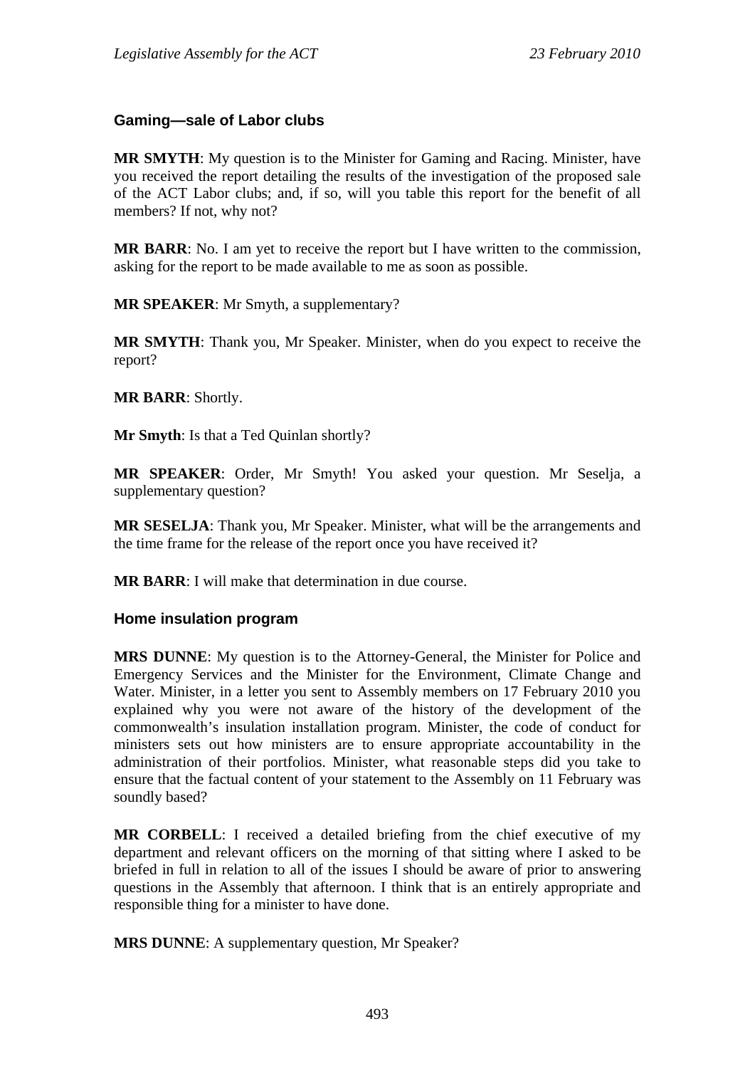### Gaming—sale of Labor clubs

**MR SMYTH**: My question is to the Minister for Gaming and Racing. Minister, have you received the report detailing the results of the investigation of the proposed sale of the ACT Labor clubs; and, if so, will you table this report for the benefit of all members? If not, why not?

**MR BARR**: No. I am yet to receive the report but I have written to the commission, asking for the report to be made available to me as soon as possible.

**MR SPEAKER**: Mr Smyth, a supplementary?

**MR SMYTH**: Thank you, Mr Speaker. Minister, when do you expect to receive the report?

**MR BARR**: Shortly.

**Mr Smyth**: Is that a Ted Quinlan shortly?

**MR SPEAKER**: Order, Mr Smyth! You asked your question. Mr Seselja, a supplementary question?

**MR SESELJA**: Thank you, Mr Speaker. Minister, what will be the arrangements and the time frame for the release of the report once you have received it?

**MR BARR**: I will make that determination in due course.

### Home insulation program

**MRS DUNNE**: My question is to the Attorney-General, the Minister for Police and Emergency Services and the Minister for the Environment, Climate Change and Water. Minister, in a letter you sent to Assembly members on 17 February 2010 you explained why you were not aware of the history of the development of the commonwealth's insulation installation program. Minister, the code of conduct for ministers sets out how ministers are to ensure appropriate accountability in the administration of their portfolios. Minister, what reasonable steps did you take to ensure that the factual content of your statement to the Assembly on 11 February was soundly based?

**MR CORBELL**: I received a detailed briefing from the chief executive of my department and relevant officers on the morning of that sitting where I asked to be briefed in full in relation to all of the issues I should be aware of prior to answering questions in the Assembly that afternoon. I think that is an entirely appropriate and responsible thing for a minister to have done.

**MRS DUNNE**: A supplementary question, Mr Speaker?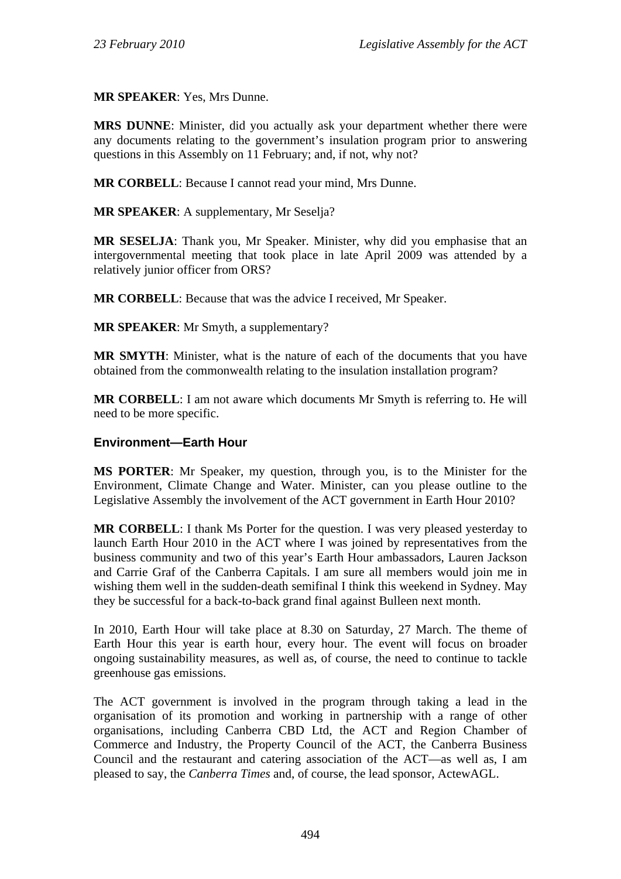**MR SPEAKER**: Yes, Mrs Dunne.

**MRS DUNNE**: Minister, did you actually ask your department whether there were any documents relating to the government's insulation program prior to answering questions in this Assembly on 11 February; and, if not, why not?

**MR CORBELL**: Because I cannot read your mind, Mrs Dunne.

**MR SPEAKER**: A supplementary, Mr Seselja?

**MR SESELJA**: Thank you, Mr Speaker. Minister, why did you emphasise that an intergovernmental meeting that took place in late April 2009 was attended by a relatively junior officer from ORS?

**MR CORBELL**: Because that was the advice I received, Mr Speaker.

**MR SPEAKER**: Mr Smyth, a supplementary?

**MR SMYTH**: Minister, what is the nature of each of the documents that you have obtained from the commonwealth relating to the insulation installation program?

**MR CORBELL**: I am not aware which documents Mr Smyth is referring to. He will need to be more specific.

### Environment—Earth Hour

**MS PORTER**: Mr Speaker, my question, through you, is to the Minister for the Environment, Climate Change and Water. Minister, can you please outline to the Legislative Assembly the involvement of the ACT government in Earth Hour 2010?

**MR CORBELL**: I thank Ms Porter for the question. I was very pleased yesterday to launch Earth Hour 2010 in the ACT where I was joined by representatives from the business community and two of this year's Earth Hour ambassadors, Lauren Jackson and Carrie Graf of the Canberra Capitals. I am sure all members would join me in wishing them well in the sudden-death semifinal I think this weekend in Sydney. May they be successful for a back-to-back grand final against Bulleen next month.

In 2010, Earth Hour will take place at 8.30 on Saturday, 27 March. The theme of Earth Hour this year is earth hour, every hour. The event will focus on broader ongoing sustainability measures, as well as, of course, the need to continue to tackle greenhouse gas emissions.

The ACT government is involved in the program through taking a lead in the organisation of its promotion and working in partnership with a range of other organisations, including Canberra CBD Ltd, the ACT and Region Chamber of Commerce and Industry, the Property Council of the ACT, the Canberra Business Council and the restaurant and catering association of the ACT—as well as, I am pleased to say, the *Canberra Times* and, of course, the lead sponsor, ActewAGL.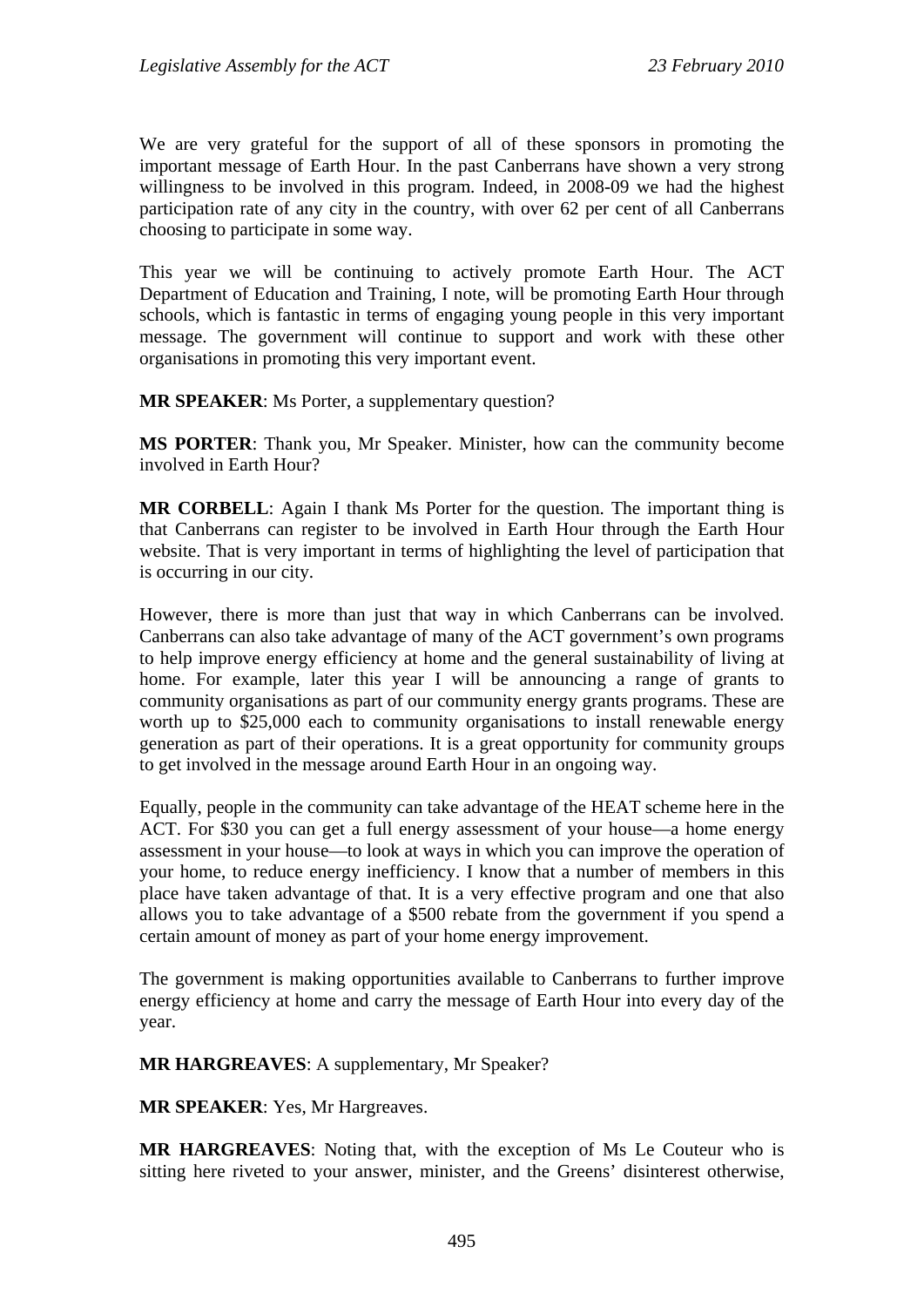We are very grateful for the support of all of these sponsors in promoting the important message of Earth Hour. In the past Canberrans have shown a very strong willingness to be involved in this program. Indeed, in 2008-09 we had the highest participation rate of any city in the country, with over 62 per cent of all Canberrans choosing to participate in some way.

This year we will be continuing to actively promote Earth Hour. The ACT Department of Education and Training, I note, will be promoting Earth Hour through schools, which is fantastic in terms of engaging young people in this very important message. The government will continue to support and work with these other organisations in promoting this very important event.

**MR SPEAKER**: Ms Porter, a supplementary question?

**MS PORTER**: Thank you, Mr Speaker. Minister, how can the community become involved in Earth Hour?

**MR CORBELL**: Again I thank Ms Porter for the question. The important thing is that Canberrans can register to be involved in Earth Hour through the Earth Hour website. That is very important in terms of highlighting the level of participation that is occurring in our city.

However, there is more than just that way in which Canberrans can be involved. Canberrans can also take advantage of many of the ACT government's own programs to help improve energy efficiency at home and the general sustainability of living at home. For example, later this year I will be announcing a range of grants to community organisations as part of our community energy grants programs. These are worth up to $25,000 each to community organisations to install renewable energy generation as part of their operations. It is a great opportunity for community groups to get involved in the message around Earth Hour in an ongoing way.

Equally, people in the community can take advantage of the HEAT scheme here in the ACT. For $30 you can get a full energy assessment of your house—a home energy assessment in your house—to look at ways in which you can improve the operation of your home, to reduce energy inefficiency. I know that a number of members in this place have taken advantage of that. It is a very effective program and one that also allows you to take advantage of a $500 rebate from the government if you spend a certain amount of money as part of your home energy improvement.

The government is making opportunities available to Canberrans to further improve energy efficiency at home and carry the message of Earth Hour into every day of the year.

**MR HARGREAVES**: A supplementary, Mr Speaker?

**MR SPEAKER**: Yes, Mr Hargreaves.

**MR HARGREAVES**: Noting that, with the exception of Ms Le Couteur who is sitting here riveted to your answer, minister, and the Greens' disinterest otherwise,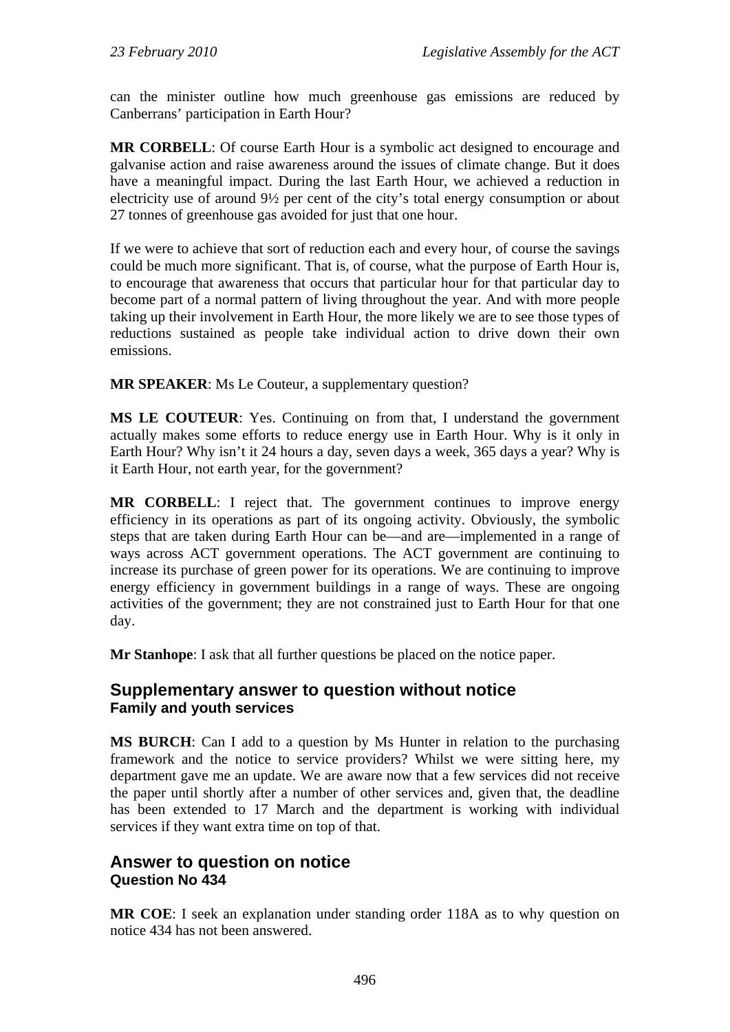can the minister outline how much greenhouse gas emissions are reduced by Canberrans' participation in Earth Hour?

**MR CORBELL**: Of course Earth Hour is a symbolic act designed to encourage and galvanise action and raise awareness around the issues of climate change. But it does have a meaningful impact. During the last Earth Hour, we achieved a reduction in electricity use of around 9½ per cent of the city's total energy consumption or about 27 tonnes of greenhouse gas avoided for just that one hour.

If we were to achieve that sort of reduction each and every hour, of course the savings could be much more significant. That is, of course, what the purpose of Earth Hour is, to encourage that awareness that occurs that particular hour for that particular day to become part of a normal pattern of living throughout the year. And with more people taking up their involvement in Earth Hour, the more likely we are to see those types of reductions sustained as people take individual action to drive down their own emissions.

**MR SPEAKER**: Ms Le Couteur, a supplementary question?

**MS LE COUTEUR**: Yes. Continuing on from that, I understand the government actually makes some efforts to reduce energy use in Earth Hour. Why is it only in Earth Hour? Why isn't it 24 hours a day, seven days a week, 365 days a year? Why is it Earth Hour, not earth year, for the government?

**MR CORBELL**: I reject that. The government continues to improve energy efficiency in its operations as part of its ongoing activity. Obviously, the symbolic steps that are taken during Earth Hour can be—and are—implemented in a range of ways across ACT government operations. The ACT government are continuing to increase its purchase of green power for its operations. We are continuing to improve energy efficiency in government buildings in a range of ways. These are ongoing activities of the government; they are not constrained just to Earth Hour for that one day.

**Mr Stanhope**: I ask that all further questions be placed on the notice paper.

## Supplementary answer to question without notice
### Family and youth services

**MS BURCH**: Can I add to a question by Ms Hunter in relation to the purchasing framework and the notice to service providers? Whilst we were sitting here, my department gave me an update. We are aware now that a few services did not receive the paper until shortly after a number of other services and, given that, the deadline has been extended to 17 March and the department is working with individual services if they want extra time on top of that.

## Answer to question on notice
### Question No 434

**MR COE**: I seek an explanation under standing order 118A as to why question on notice 434 has not been answered.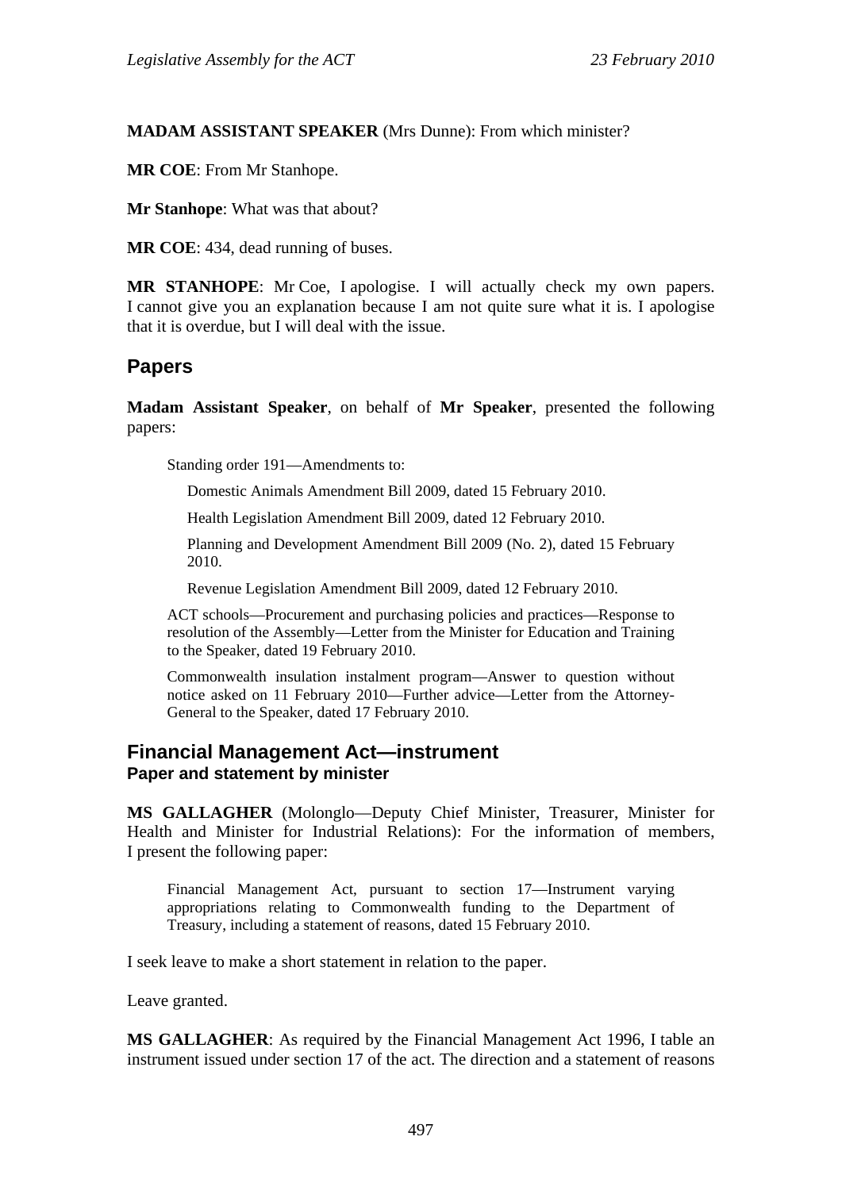**MADAM ASSISTANT SPEAKER** (Mrs Dunne): From which minister?

**MR COE**: From Mr Stanhope.

**Mr Stanhope**: What was that about?

**MR COE**: 434, dead running of buses.

**MR STANHOPE**: Mr Coe, I apologise. I will actually check my own papers. I cannot give you an explanation because I am not quite sure what it is. I apologise that it is overdue, but I will deal with the issue.

## Papers

**Madam Assistant Speaker**, on behalf of **Mr Speaker**, presented the following papers:

> Standing order 191—Amendments to:
>
> > Domestic Animals Amendment Bill 2009, dated 15 February 2010.
> >
> > Health Legislation Amendment Bill 2009, dated 12 February 2010.
> >
> > Planning and Development Amendment Bill 2009 (No. 2), dated 15 February 2010.
> >
> > Revenue Legislation Amendment Bill 2009, dated 12 February 2010.
>
> ACT schools—Procurement and purchasing policies and practices—Response to resolution of the Assembly—Letter from the Minister for Education and Training to the Speaker, dated 19 February 2010.
>
> Commonwealth insulation instalment program—Answer to question without notice asked on 11 February 2010—Further advice—Letter from the Attorney-General to the Speaker, dated 17 February 2010.

## Financial Management Act—instrument

### Paper and statement by minister

**MS GALLAGHER** (Molonglo—Deputy Chief Minister, Treasurer, Minister for Health and Minister for Industrial Relations): For the information of members, I present the following paper:

> Financial Management Act, pursuant to section 17—Instrument varying appropriations relating to Commonwealth funding to the Department of Treasury, including a statement of reasons, dated 15 February 2010.

I seek leave to make a short statement in relation to the paper.

Leave granted.

**MS GALLAGHER**: As required by the Financial Management Act 1996, I table an instrument issued under section 17 of the act. The direction and a statement of reasons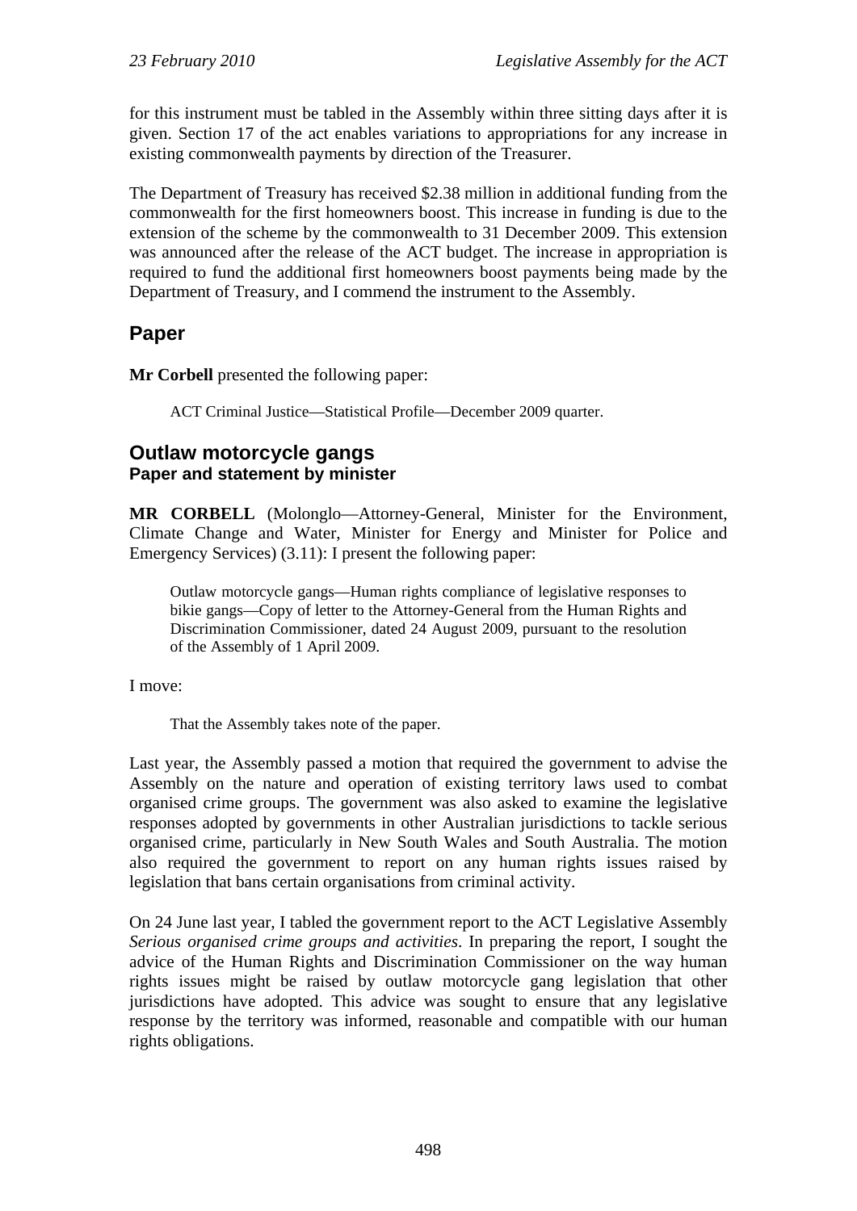for this instrument must be tabled in the Assembly within three sitting days after it is given. Section 17 of the act enables variations to appropriations for any increase in existing commonwealth payments by direction of the Treasurer.

The Department of Treasury has received $2.38 million in additional funding from the commonwealth for the first homeowners boost. This increase in funding is due to the extension of the scheme by the commonwealth to 31 December 2009. This extension was announced after the release of the ACT budget. The increase in appropriation is required to fund the additional first homeowners boost payments being made by the Department of Treasury, and I commend the instrument to the Assembly.

## Paper

**Mr Corbell** presented the following paper:

> ACT Criminal Justice—Statistical Profile—December 2009 quarter.

## Outlaw motorcycle gangs
### Paper and statement by minister

**MR CORBELL** (Molonglo—Attorney-General, Minister for the Environment, Climate Change and Water, Minister for Energy and Minister for Police and Emergency Services) (3.11): I present the following paper:

> Outlaw motorcycle gangs—Human rights compliance of legislative responses to bikie gangs—Copy of letter to the Attorney-General from the Human Rights and Discrimination Commissioner, dated 24 August 2009, pursuant to the resolution of the Assembly of 1 April 2009.

I move:

> That the Assembly takes note of the paper.

Last year, the Assembly passed a motion that required the government to advise the Assembly on the nature and operation of existing territory laws used to combat organised crime groups. The government was also asked to examine the legislative responses adopted by governments in other Australian jurisdictions to tackle serious organised crime, particularly in New South Wales and South Australia. The motion also required the government to report on any human rights issues raised by legislation that bans certain organisations from criminal activity.

On 24 June last year, I tabled the government report to the ACT Legislative Assembly *Serious organised crime groups and activities*. In preparing the report, I sought the advice of the Human Rights and Discrimination Commissioner on the way human rights issues might be raised by outlaw motorcycle gang legislation that other jurisdictions have adopted. This advice was sought to ensure that any legislative response by the territory was informed, reasonable and compatible with our human rights obligations.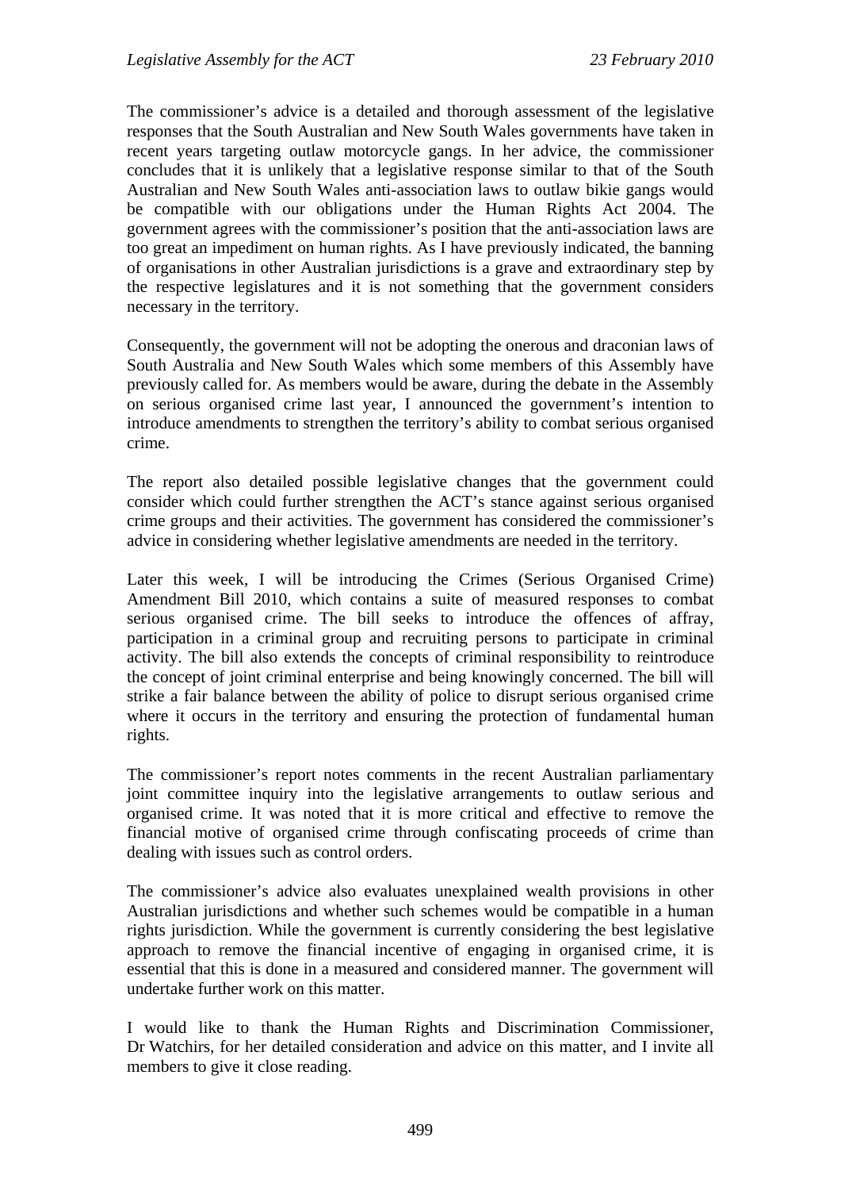The commissioner's advice is a detailed and thorough assessment of the legislative responses that the South Australian and New South Wales governments have taken in recent years targeting outlaw motorcycle gangs. In her advice, the commissioner concludes that it is unlikely that a legislative response similar to that of the South Australian and New South Wales anti-association laws to outlaw bikie gangs would be compatible with our obligations under the Human Rights Act 2004. The government agrees with the commissioner's position that the anti-association laws are too great an impediment on human rights. As I have previously indicated, the banning of organisations in other Australian jurisdictions is a grave and extraordinary step by the respective legislatures and it is not something that the government considers necessary in the territory.

Consequently, the government will not be adopting the onerous and draconian laws of South Australia and New South Wales which some members of this Assembly have previously called for. As members would be aware, during the debate in the Assembly on serious organised crime last year, I announced the government's intention to introduce amendments to strengthen the territory's ability to combat serious organised crime.

The report also detailed possible legislative changes that the government could consider which could further strengthen the ACT's stance against serious organised crime groups and their activities. The government has considered the commissioner's advice in considering whether legislative amendments are needed in the territory.

Later this week, I will be introducing the Crimes (Serious Organised Crime) Amendment Bill 2010, which contains a suite of measured responses to combat serious organised crime. The bill seeks to introduce the offences of affray, participation in a criminal group and recruiting persons to participate in criminal activity. The bill also extends the concepts of criminal responsibility to reintroduce the concept of joint criminal enterprise and being knowingly concerned. The bill will strike a fair balance between the ability of police to disrupt serious organised crime where it occurs in the territory and ensuring the protection of fundamental human rights.

The commissioner's report notes comments in the recent Australian parliamentary joint committee inquiry into the legislative arrangements to outlaw serious and organised crime. It was noted that it is more critical and effective to remove the financial motive of organised crime through confiscating proceeds of crime than dealing with issues such as control orders.

The commissioner's advice also evaluates unexplained wealth provisions in other Australian jurisdictions and whether such schemes would be compatible in a human rights jurisdiction. While the government is currently considering the best legislative approach to remove the financial incentive of engaging in organised crime, it is essential that this is done in a measured and considered manner. The government will undertake further work on this matter.

I would like to thank the Human Rights and Discrimination Commissioner, Dr Watchirs, for her detailed consideration and advice on this matter, and I invite all members to give it close reading.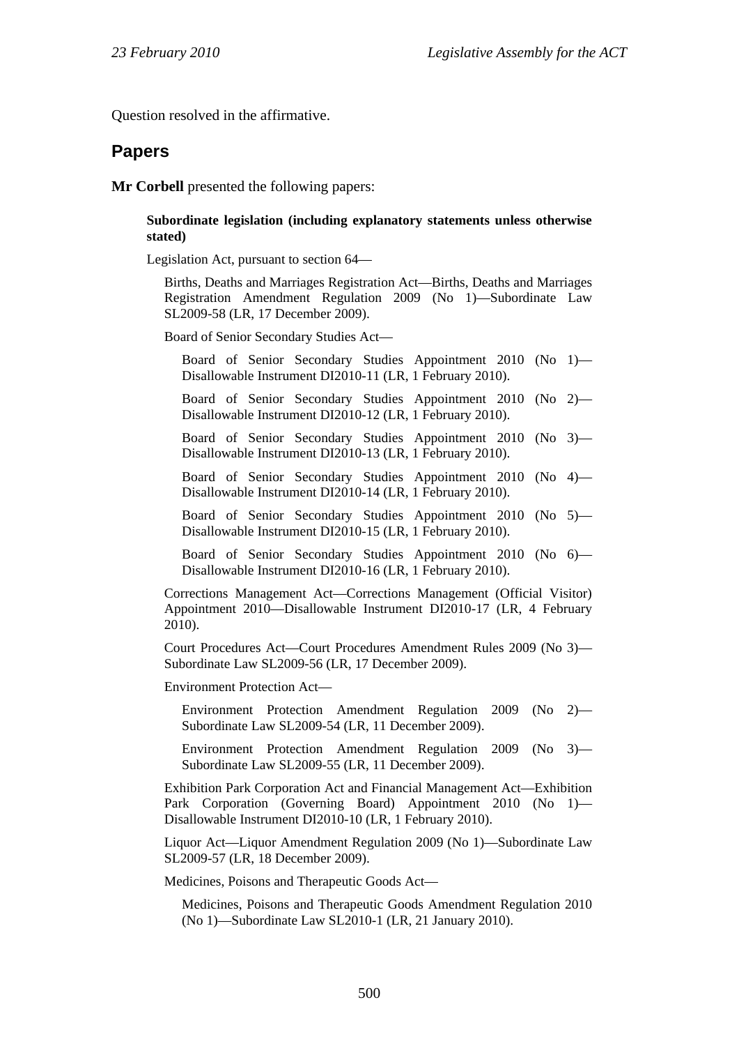Question resolved in the affirmative.

## Papers

**Mr Corbell** presented the following papers:

**Subordinate legislation (including explanatory statements unless otherwise stated)**

Legislation Act, pursuant to section 64—

Births, Deaths and Marriages Registration Act—Births, Deaths and Marriages Registration Amendment Regulation 2009 (No 1)—Subordinate Law SL2009-58 (LR, 17 December 2009).

Board of Senior Secondary Studies Act—

Board of Senior Secondary Studies Appointment 2010 (No 1)—Disallowable Instrument DI2010-11 (LR, 1 February 2010).

Board of Senior Secondary Studies Appointment 2010 (No 2)—Disallowable Instrument DI2010-12 (LR, 1 February 2010).

Board of Senior Secondary Studies Appointment 2010 (No 3)—Disallowable Instrument DI2010-13 (LR, 1 February 2010).

Board of Senior Secondary Studies Appointment 2010 (No 4)—Disallowable Instrument DI2010-14 (LR, 1 February 2010).

Board of Senior Secondary Studies Appointment 2010 (No 5)—Disallowable Instrument DI2010-15 (LR, 1 February 2010).

Board of Senior Secondary Studies Appointment 2010 (No 6)—Disallowable Instrument DI2010-16 (LR, 1 February 2010).

Corrections Management Act—Corrections Management (Official Visitor) Appointment 2010—Disallowable Instrument DI2010-17 (LR, 4 February 2010).

Court Procedures Act—Court Procedures Amendment Rules 2009 (No 3)—Subordinate Law SL2009-56 (LR, 17 December 2009).

Environment Protection Act—

Environment Protection Amendment Regulation 2009 (No 2)—Subordinate Law SL2009-54 (LR, 11 December 2009).

Environment Protection Amendment Regulation 2009 (No 3)—Subordinate Law SL2009-55 (LR, 11 December 2009).

Exhibition Park Corporation Act and Financial Management Act—Exhibition Park Corporation (Governing Board) Appointment 2010 (No 1)—Disallowable Instrument DI2010-10 (LR, 1 February 2010).

Liquor Act—Liquor Amendment Regulation 2009 (No 1)—Subordinate Law SL2009-57 (LR, 18 December 2009).

Medicines, Poisons and Therapeutic Goods Act—

Medicines, Poisons and Therapeutic Goods Amendment Regulation 2010 (No 1)—Subordinate Law SL2010-1 (LR, 21 January 2010).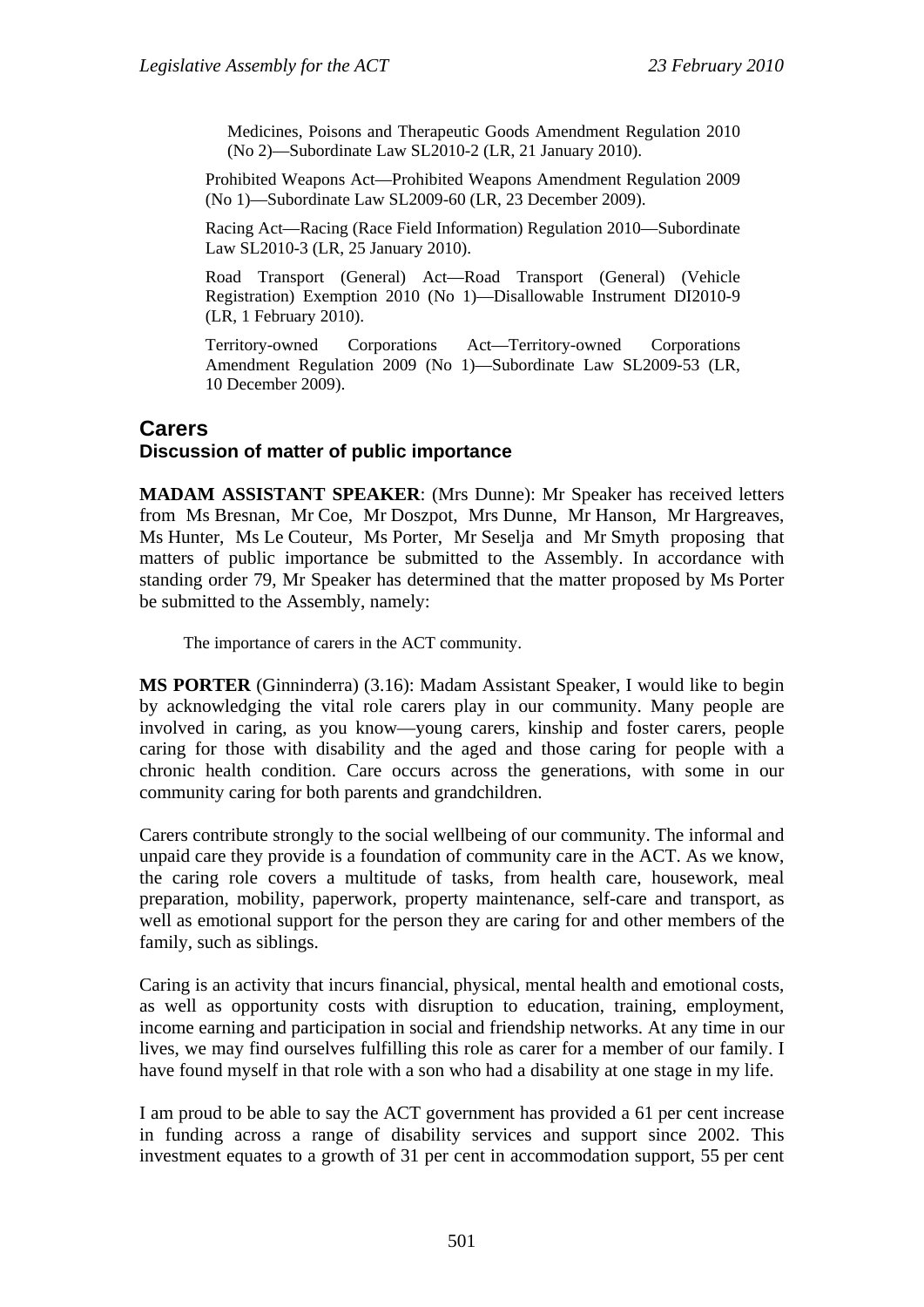Medicines, Poisons and Therapeutic Goods Amendment Regulation 2010 (No 2)—Subordinate Law SL2010-2 (LR, 21 January 2010).

Prohibited Weapons Act—Prohibited Weapons Amendment Regulation 2009 (No 1)—Subordinate Law SL2009-60 (LR, 23 December 2009).

Racing Act—Racing (Race Field Information) Regulation 2010—Subordinate Law SL2010-3 (LR, 25 January 2010).

Road Transport (General) Act—Road Transport (General) (Vehicle Registration) Exemption 2010 (No 1)—Disallowable Instrument DI2010-9 (LR, 1 February 2010).

Territory-owned Corporations Act—Territory-owned Corporations Amendment Regulation 2009 (No 1)—Subordinate Law SL2009-53 (LR, 10 December 2009).

## Carers

### Discussion of matter of public importance

**MADAM ASSISTANT SPEAKER**: (Mrs Dunne): Mr Speaker has received letters from Ms Bresnan, Mr Coe, Mr Doszpot, Mrs Dunne, Mr Hanson, Mr Hargreaves, Ms Hunter, Ms Le Couteur, Ms Porter, Mr Seselja and Mr Smyth proposing that matters of public importance be submitted to the Assembly. In accordance with standing order 79, Mr Speaker has determined that the matter proposed by Ms Porter be submitted to the Assembly, namely:

The importance of carers in the ACT community.

**MS PORTER** (Ginninderra) (3.16): Madam Assistant Speaker, I would like to begin by acknowledging the vital role carers play in our community. Many people are involved in caring, as you know—young carers, kinship and foster carers, people caring for those with disability and the aged and those caring for people with a chronic health condition. Care occurs across the generations, with some in our community caring for both parents and grandchildren.

Carers contribute strongly to the social wellbeing of our community. The informal and unpaid care they provide is a foundation of community care in the ACT. As we know, the caring role covers a multitude of tasks, from health care, housework, meal preparation, mobility, paperwork, property maintenance, self-care and transport, as well as emotional support for the person they are caring for and other members of the family, such as siblings.

Caring is an activity that incurs financial, physical, mental health and emotional costs, as well as opportunity costs with disruption to education, training, employment, income earning and participation in social and friendship networks. At any time in our lives, we may find ourselves fulfilling this role as carer for a member of our family. I have found myself in that role with a son who had a disability at one stage in my life.

I am proud to be able to say the ACT government has provided a 61 per cent increase in funding across a range of disability services and support since 2002. This investment equates to a growth of 31 per cent in accommodation support, 55 per cent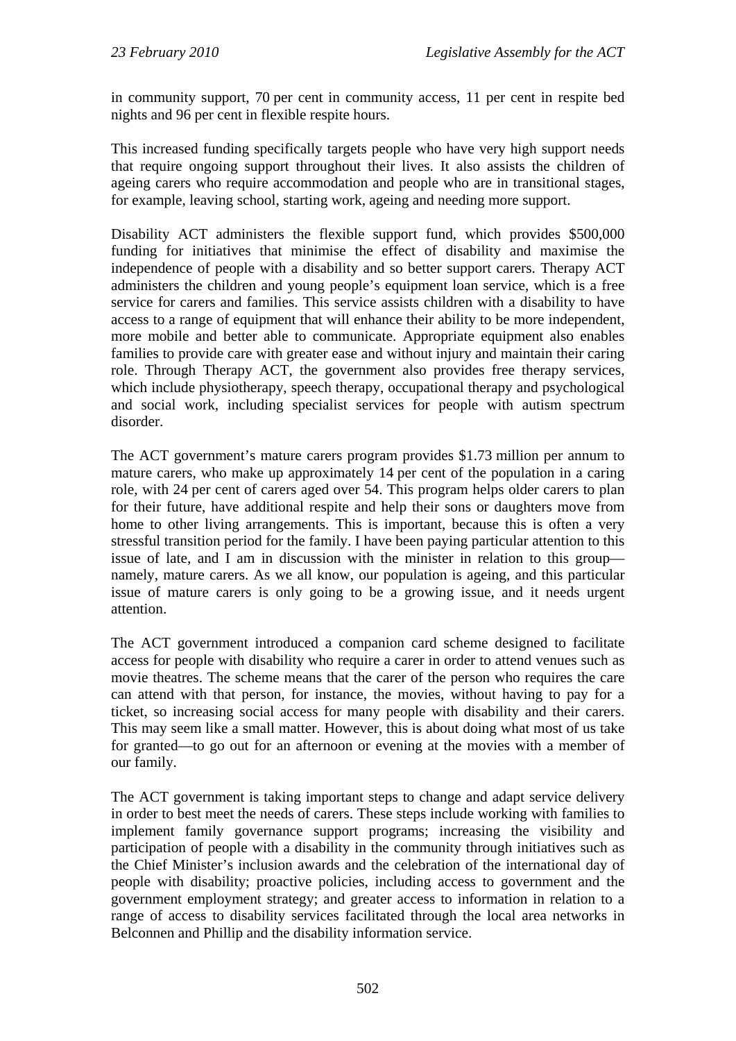in community support, 70 per cent in community access, 11 per cent in respite bed nights and 96 per cent in flexible respite hours.

This increased funding specifically targets people who have very high support needs that require ongoing support throughout their lives. It also assists the children of ageing carers who require accommodation and people who are in transitional stages, for example, leaving school, starting work, ageing and needing more support.

Disability ACT administers the flexible support fund, which provides \$500,000 funding for initiatives that minimise the effect of disability and maximise the independence of people with a disability and so better support carers. Therapy ACT administers the children and young people's equipment loan service, which is a free service for carers and families. This service assists children with a disability to have access to a range of equipment that will enhance their ability to be more independent, more mobile and better able to communicate. Appropriate equipment also enables families to provide care with greater ease and without injury and maintain their caring role. Through Therapy ACT, the government also provides free therapy services, which include physiotherapy, speech therapy, occupational therapy and psychological and social work, including specialist services for people with autism spectrum disorder.

The ACT government's mature carers program provides \$1.73 million per annum to mature carers, who make up approximately 14 per cent of the population in a caring role, with 24 per cent of carers aged over 54. This program helps older carers to plan for their future, have additional respite and help their sons or daughters move from home to other living arrangements. This is important, because this is often a very stressful transition period for the family. I have been paying particular attention to this issue of late, and I am in discussion with the minister in relation to this group—namely, mature carers. As we all know, our population is ageing, and this particular issue of mature carers is only going to be a growing issue, and it needs urgent attention.

The ACT government introduced a companion card scheme designed to facilitate access for people with disability who require a carer in order to attend venues such as movie theatres. The scheme means that the carer of the person who requires the care can attend with that person, for instance, the movies, without having to pay for a ticket, so increasing social access for many people with disability and their carers. This may seem like a small matter. However, this is about doing what most of us take for granted—to go out for an afternoon or evening at the movies with a member of our family.

The ACT government is taking important steps to change and adapt service delivery in order to best meet the needs of carers. These steps include working with families to implement family governance support programs; increasing the visibility and participation of people with a disability in the community through initiatives such as the Chief Minister's inclusion awards and the celebration of the international day of people with disability; proactive policies, including access to government and the government employment strategy; and greater access to information in relation to a range of access to disability services facilitated through the local area networks in Belconnen and Phillip and the disability information service.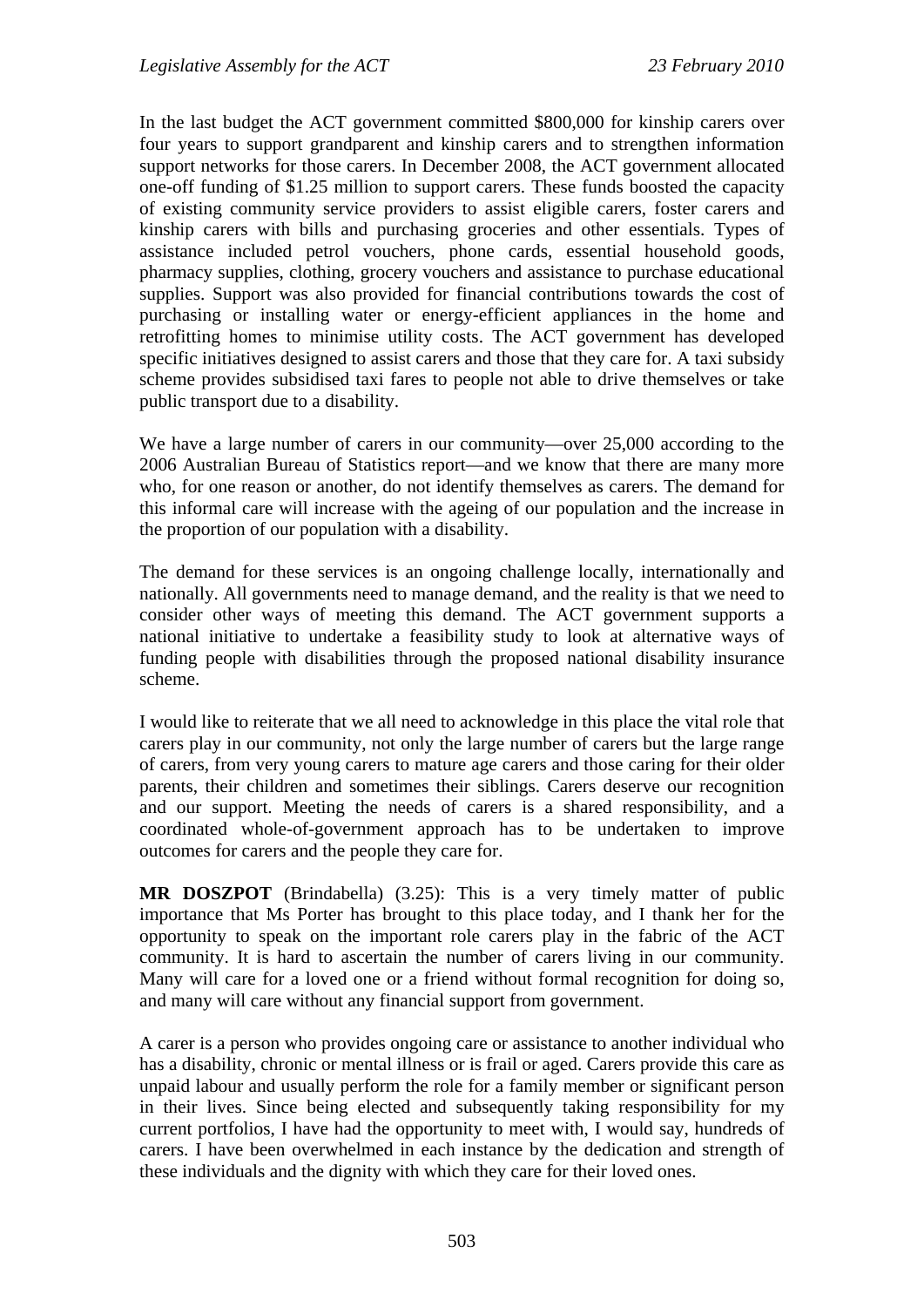In the last budget the ACT government committed $800,000 for kinship carers over four years to support grandparent and kinship carers and to strengthen information support networks for those carers. In December 2008, the ACT government allocated one-off funding of $1.25 million to support carers. These funds boosted the capacity of existing community service providers to assist eligible carers, foster carers and kinship carers with bills and purchasing groceries and other essentials. Types of assistance included petrol vouchers, phone cards, essential household goods, pharmacy supplies, clothing, grocery vouchers and assistance to purchase educational supplies. Support was also provided for financial contributions towards the cost of purchasing or installing water or energy-efficient appliances in the home and retrofitting homes to minimise utility costs. The ACT government has developed specific initiatives designed to assist carers and those that they care for. A taxi subsidy scheme provides subsidised taxi fares to people not able to drive themselves or take public transport due to a disability.

We have a large number of carers in our community—over 25,000 according to the 2006 Australian Bureau of Statistics report—and we know that there are many more who, for one reason or another, do not identify themselves as carers. The demand for this informal care will increase with the ageing of our population and the increase in the proportion of our population with a disability.

The demand for these services is an ongoing challenge locally, internationally and nationally. All governments need to manage demand, and the reality is that we need to consider other ways of meeting this demand. The ACT government supports a national initiative to undertake a feasibility study to look at alternative ways of funding people with disabilities through the proposed national disability insurance scheme.

I would like to reiterate that we all need to acknowledge in this place the vital role that carers play in our community, not only the large number of carers but the large range of carers, from very young carers to mature age carers and those caring for their older parents, their children and sometimes their siblings. Carers deserve our recognition and our support. Meeting the needs of carers is a shared responsibility, and a coordinated whole-of-government approach has to be undertaken to improve outcomes for carers and the people they care for.

**MR DOSZPOT** (Brindabella) (3.25): This is a very timely matter of public importance that Ms Porter has brought to this place today, and I thank her for the opportunity to speak on the important role carers play in the fabric of the ACT community. It is hard to ascertain the number of carers living in our community. Many will care for a loved one or a friend without formal recognition for doing so, and many will care without any financial support from government.

A carer is a person who provides ongoing care or assistance to another individual who has a disability, chronic or mental illness or is frail or aged. Carers provide this care as unpaid labour and usually perform the role for a family member or significant person in their lives. Since being elected and subsequently taking responsibility for my current portfolios, I have had the opportunity to meet with, I would say, hundreds of carers. I have been overwhelmed in each instance by the dedication and strength of these individuals and the dignity with which they care for their loved ones.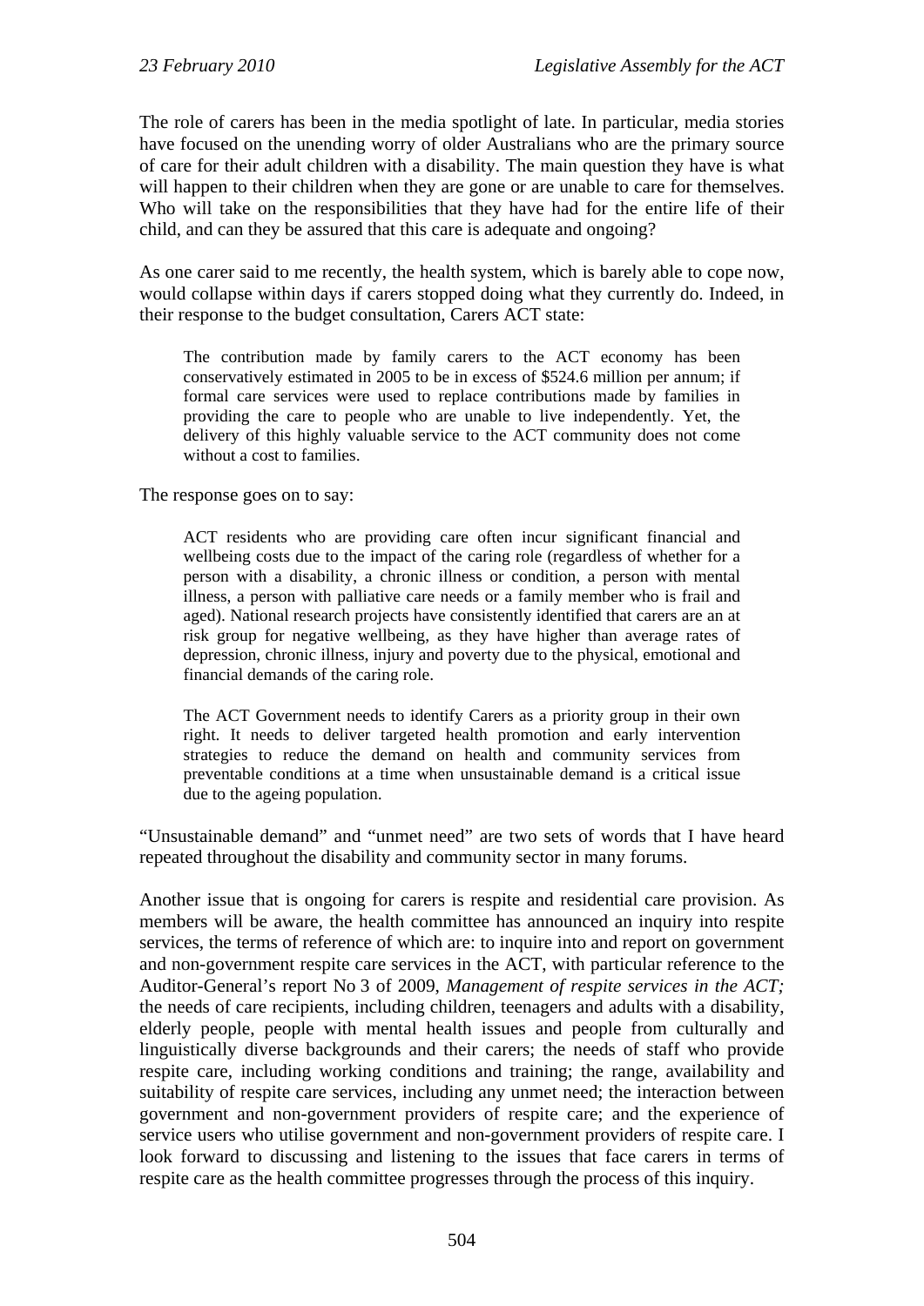The role of carers has been in the media spotlight of late. In particular, media stories have focused on the unending worry of older Australians who are the primary source of care for their adult children with a disability. The main question they have is what will happen to their children when they are gone or are unable to care for themselves. Who will take on the responsibilities that they have had for the entire life of their child, and can they be assured that this care is adequate and ongoing?

As one carer said to me recently, the health system, which is barely able to cope now, would collapse within days if carers stopped doing what they currently do. Indeed, in their response to the budget consultation, Carers ACT state:

> The contribution made by family carers to the ACT economy has been conservatively estimated in 2005 to be in excess of $524.6 million per annum; if formal care services were used to replace contributions made by families in providing the care to people who are unable to live independently. Yet, the delivery of this highly valuable service to the ACT community does not come without a cost to families.

The response goes on to say:

> ACT residents who are providing care often incur significant financial and wellbeing costs due to the impact of the caring role (regardless of whether for a person with a disability, a chronic illness or condition, a person with mental illness, a person with palliative care needs or a family member who is frail and aged). National research projects have consistently identified that carers are an at risk group for negative wellbeing, as they have higher than average rates of depression, chronic illness, injury and poverty due to the physical, emotional and financial demands of the caring role.
>
> The ACT Government needs to identify Carers as a priority group in their own right. It needs to deliver targeted health promotion and early intervention strategies to reduce the demand on health and community services from preventable conditions at a time when unsustainable demand is a critical issue due to the ageing population.

"Unsustainable demand" and "unmet need" are two sets of words that I have heard repeated throughout the disability and community sector in many forums.

Another issue that is ongoing for carers is respite and residential care provision. As members will be aware, the health committee has announced an inquiry into respite services, the terms of reference of which are: to inquire into and report on government and non-government respite care services in the ACT, with particular reference to the Auditor-General's report No 3 of 2009, *Management of respite services in the ACT;* the needs of care recipients, including children, teenagers and adults with a disability, elderly people, people with mental health issues and people from culturally and linguistically diverse backgrounds and their carers; the needs of staff who provide respite care, including working conditions and training; the range, availability and suitability of respite care services, including any unmet need; the interaction between government and non-government providers of respite care; and the experience of service users who utilise government and non-government providers of respite care. I look forward to discussing and listening to the issues that face carers in terms of respite care as the health committee progresses through the process of this inquiry.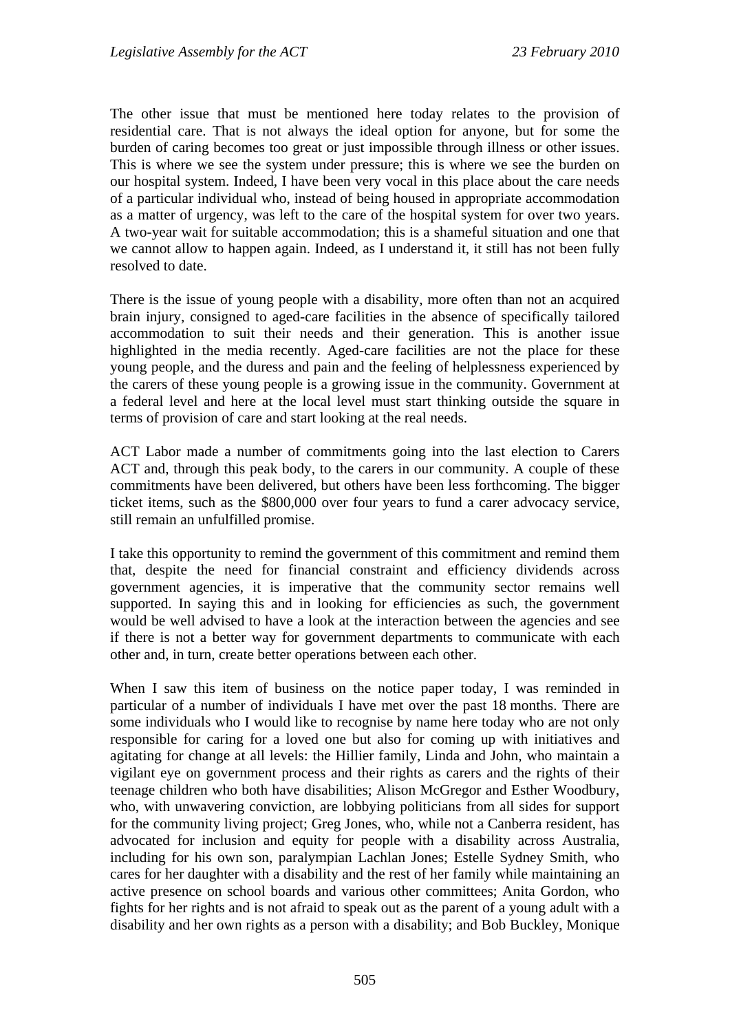The other issue that must be mentioned here today relates to the provision of residential care. That is not always the ideal option for anyone, but for some the burden of caring becomes too great or just impossible through illness or other issues. This is where we see the system under pressure; this is where we see the burden on our hospital system. Indeed, I have been very vocal in this place about the care needs of a particular individual who, instead of being housed in appropriate accommodation as a matter of urgency, was left to the care of the hospital system for over two years. A two-year wait for suitable accommodation; this is a shameful situation and one that we cannot allow to happen again. Indeed, as I understand it, it still has not been fully resolved to date.

There is the issue of young people with a disability, more often than not an acquired brain injury, consigned to aged-care facilities in the absence of specifically tailored accommodation to suit their needs and their generation. This is another issue highlighted in the media recently. Aged-care facilities are not the place for these young people, and the duress and pain and the feeling of helplessness experienced by the carers of these young people is a growing issue in the community. Government at a federal level and here at the local level must start thinking outside the square in terms of provision of care and start looking at the real needs.

ACT Labor made a number of commitments going into the last election to Carers ACT and, through this peak body, to the carers in our community. A couple of these commitments have been delivered, but others have been less forthcoming. The bigger ticket items, such as the $800,000 over four years to fund a carer advocacy service, still remain an unfulfilled promise.

I take this opportunity to remind the government of this commitment and remind them that, despite the need for financial constraint and efficiency dividends across government agencies, it is imperative that the community sector remains well supported. In saying this and in looking for efficiencies as such, the government would be well advised to have a look at the interaction between the agencies and see if there is not a better way for government departments to communicate with each other and, in turn, create better operations between each other.

When I saw this item of business on the notice paper today, I was reminded in particular of a number of individuals I have met over the past 18 months. There are some individuals who I would like to recognise by name here today who are not only responsible for caring for a loved one but also for coming up with initiatives and agitating for change at all levels: the Hillier family, Linda and John, who maintain a vigilant eye on government process and their rights as carers and the rights of their teenage children who both have disabilities; Alison McGregor and Esther Woodbury, who, with unwavering conviction, are lobbying politicians from all sides for support for the community living project; Greg Jones, who, while not a Canberra resident, has advocated for inclusion and equity for people with a disability across Australia, including for his own son, paralympian Lachlan Jones; Estelle Sydney Smith, who cares for her daughter with a disability and the rest of her family while maintaining an active presence on school boards and various other committees; Anita Gordon, who fights for her rights and is not afraid to speak out as the parent of a young adult with a disability and her own rights as a person with a disability; and Bob Buckley, Monique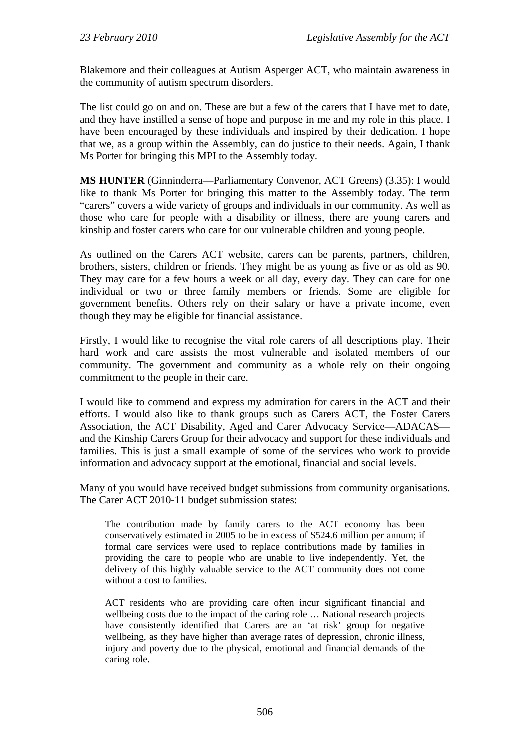Blakemore and their colleagues at Autism Asperger ACT, who maintain awareness in the community of autism spectrum disorders.

The list could go on and on. These are but a few of the carers that I have met to date, and they have instilled a sense of hope and purpose in me and my role in this place. I have been encouraged by these individuals and inspired by their dedication. I hope that we, as a group within the Assembly, can do justice to their needs. Again, I thank Ms Porter for bringing this MPI to the Assembly today.

**MS HUNTER** (Ginninderra—Parliamentary Convenor, ACT Greens) (3.35): I would like to thank Ms Porter for bringing this matter to the Assembly today. The term "carers" covers a wide variety of groups and individuals in our community. As well as those who care for people with a disability or illness, there are young carers and kinship and foster carers who care for our vulnerable children and young people.

As outlined on the Carers ACT website, carers can be parents, partners, children, brothers, sisters, children or friends. They might be as young as five or as old as 90. They may care for a few hours a week or all day, every day. They can care for one individual or two or three family members or friends. Some are eligible for government benefits. Others rely on their salary or have a private income, even though they may be eligible for financial assistance.

Firstly, I would like to recognise the vital role carers of all descriptions play. Their hard work and care assists the most vulnerable and isolated members of our community. The government and community as a whole rely on their ongoing commitment to the people in their care.

I would like to commend and express my admiration for carers in the ACT and their efforts. I would also like to thank groups such as Carers ACT, the Foster Carers Association, the ACT Disability, Aged and Carer Advocacy Service—ADACAS—and the Kinship Carers Group for their advocacy and support for these individuals and families. This is just a small example of some of the services who work to provide information and advocacy support at the emotional, financial and social levels.

Many of you would have received budget submissions from community organisations. The Carer ACT 2010-11 budget submission states:

> The contribution made by family carers to the ACT economy has been conservatively estimated in 2005 to be in excess of $524.6 million per annum; if formal care services were used to replace contributions made by families in providing the care to people who are unable to live independently. Yet, the delivery of this highly valuable service to the ACT community does not come without a cost to families.
>
> ACT residents who are providing care often incur significant financial and wellbeing costs due to the impact of the caring role … National research projects have consistently identified that Carers are an 'at risk' group for negative wellbeing, as they have higher than average rates of depression, chronic illness, injury and poverty due to the physical, emotional and financial demands of the caring role.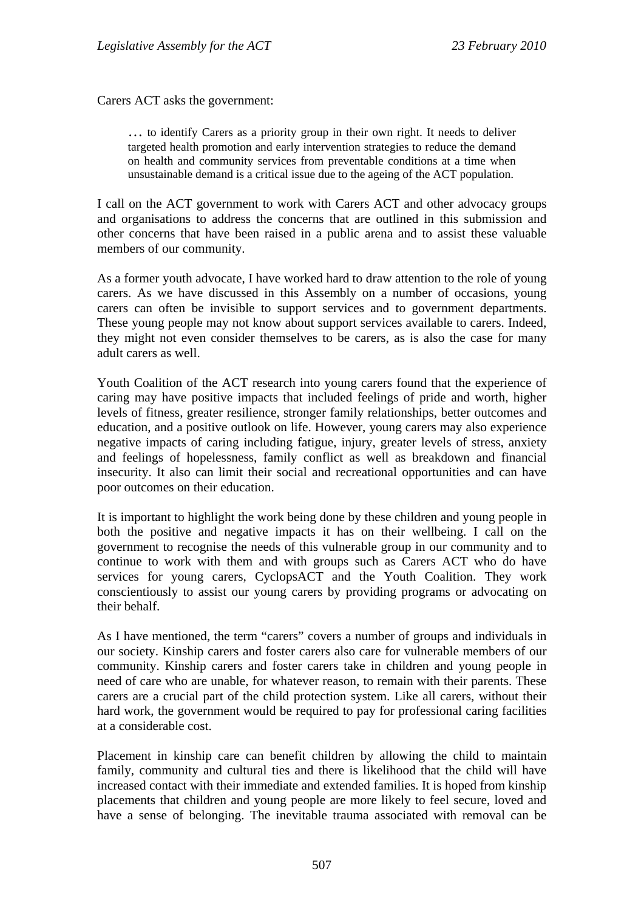Carers ACT asks the government:

> … to identify Carers as a priority group in their own right. It needs to deliver targeted health promotion and early intervention strategies to reduce the demand on health and community services from preventable conditions at a time when unsustainable demand is a critical issue due to the ageing of the ACT population.

I call on the ACT government to work with Carers ACT and other advocacy groups and organisations to address the concerns that are outlined in this submission and other concerns that have been raised in a public arena and to assist these valuable members of our community.

As a former youth advocate, I have worked hard to draw attention to the role of young carers. As we have discussed in this Assembly on a number of occasions, young carers can often be invisible to support services and to government departments. These young people may not know about support services available to carers. Indeed, they might not even consider themselves to be carers, as is also the case for many adult carers as well.

Youth Coalition of the ACT research into young carers found that the experience of caring may have positive impacts that included feelings of pride and worth, higher levels of fitness, greater resilience, stronger family relationships, better outcomes and education, and a positive outlook on life. However, young carers may also experience negative impacts of caring including fatigue, injury, greater levels of stress, anxiety and feelings of hopelessness, family conflict as well as breakdown and financial insecurity. It also can limit their social and recreational opportunities and can have poor outcomes on their education.

It is important to highlight the work being done by these children and young people in both the positive and negative impacts it has on their wellbeing. I call on the government to recognise the needs of this vulnerable group in our community and to continue to work with them and with groups such as Carers ACT who do have services for young carers, CyclopsACT and the Youth Coalition. They work conscientiously to assist our young carers by providing programs or advocating on their behalf.

As I have mentioned, the term "carers" covers a number of groups and individuals in our society. Kinship carers and foster carers also care for vulnerable members of our community. Kinship carers and foster carers take in children and young people in need of care who are unable, for whatever reason, to remain with their parents. These carers are a crucial part of the child protection system. Like all carers, without their hard work, the government would be required to pay for professional caring facilities at a considerable cost.

Placement in kinship care can benefit children by allowing the child to maintain family, community and cultural ties and there is likelihood that the child will have increased contact with their immediate and extended families. It is hoped from kinship placements that children and young people are more likely to feel secure, loved and have a sense of belonging. The inevitable trauma associated with removal can be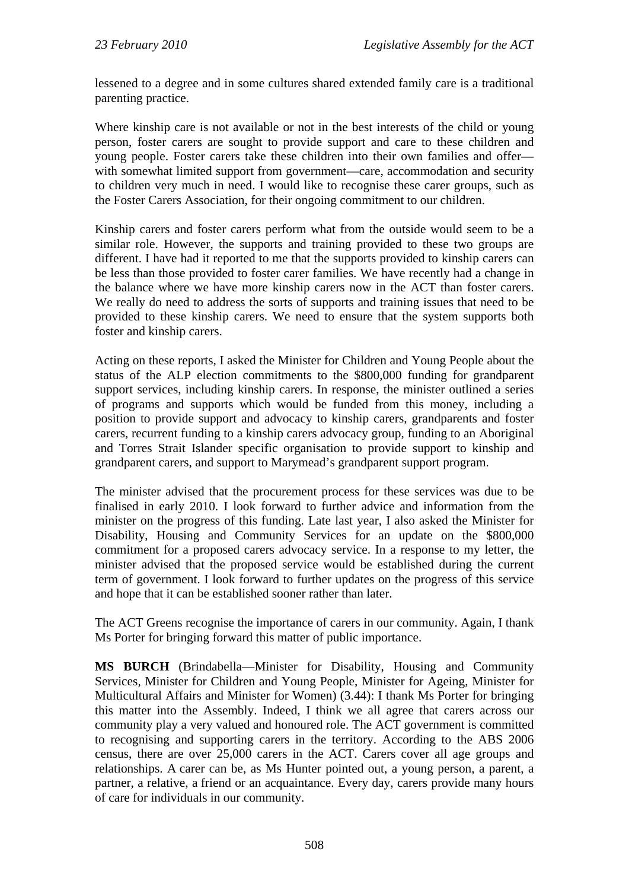lessened to a degree and in some cultures shared extended family care is a traditional parenting practice.

Where kinship care is not available or not in the best interests of the child or young person, foster carers are sought to provide support and care to these children and young people. Foster carers take these children into their own families and offer—with somewhat limited support from government—care, accommodation and security to children very much in need. I would like to recognise these carer groups, such as the Foster Carers Association, for their ongoing commitment to our children.

Kinship carers and foster carers perform what from the outside would seem to be a similar role. However, the supports and training provided to these two groups are different. I have had it reported to me that the supports provided to kinship carers can be less than those provided to foster carer families. We have recently had a change in the balance where we have more kinship carers now in the ACT than foster carers. We really do need to address the sorts of supports and training issues that need to be provided to these kinship carers. We need to ensure that the system supports both foster and kinship carers.

Acting on these reports, I asked the Minister for Children and Young People about the status of the ALP election commitments to the $800,000 funding for grandparent support services, including kinship carers. In response, the minister outlined a series of programs and supports which would be funded from this money, including a position to provide support and advocacy to kinship carers, grandparents and foster carers, recurrent funding to a kinship carers advocacy group, funding to an Aboriginal and Torres Strait Islander specific organisation to provide support to kinship and grandparent carers, and support to Marymead's grandparent support program.

The minister advised that the procurement process for these services was due to be finalised in early 2010. I look forward to further advice and information from the minister on the progress of this funding. Late last year, I also asked the Minister for Disability, Housing and Community Services for an update on the $800,000 commitment for a proposed carers advocacy service. In a response to my letter, the minister advised that the proposed service would be established during the current term of government. I look forward to further updates on the progress of this service and hope that it can be established sooner rather than later.

The ACT Greens recognise the importance of carers in our community. Again, I thank Ms Porter for bringing forward this matter of public importance.

**MS BURCH** (Brindabella—Minister for Disability, Housing and Community Services, Minister for Children and Young People, Minister for Ageing, Minister for Multicultural Affairs and Minister for Women) (3.44): I thank Ms Porter for bringing this matter into the Assembly. Indeed, I think we all agree that carers across our community play a very valued and honoured role. The ACT government is committed to recognising and supporting carers in the territory. According to the ABS 2006 census, there are over 25,000 carers in the ACT. Carers cover all age groups and relationships. A carer can be, as Ms Hunter pointed out, a young person, a parent, a partner, a relative, a friend or an acquaintance. Every day, carers provide many hours of care for individuals in our community.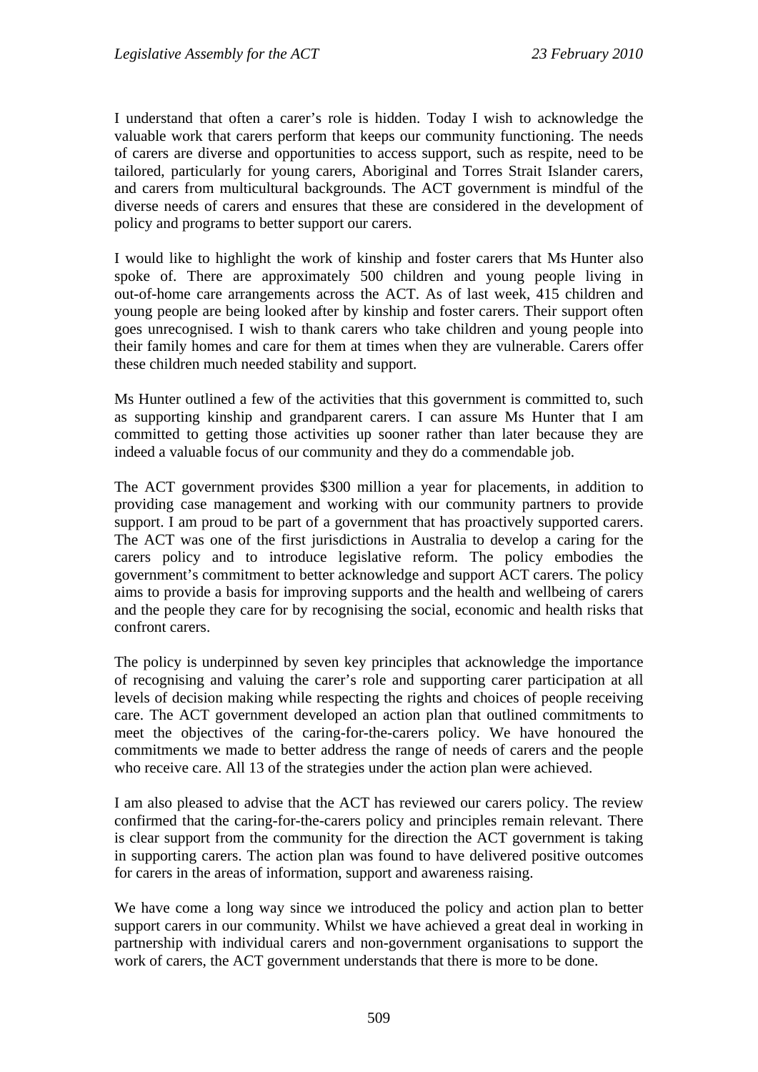I understand that often a carer's role is hidden. Today I wish to acknowledge the valuable work that carers perform that keeps our community functioning. The needs of carers are diverse and opportunities to access support, such as respite, need to be tailored, particularly for young carers, Aboriginal and Torres Strait Islander carers, and carers from multicultural backgrounds. The ACT government is mindful of the diverse needs of carers and ensures that these are considered in the development of policy and programs to better support our carers.

I would like to highlight the work of kinship and foster carers that Ms Hunter also spoke of. There are approximately 500 children and young people living in out-of-home care arrangements across the ACT. As of last week, 415 children and young people are being looked after by kinship and foster carers. Their support often goes unrecognised. I wish to thank carers who take children and young people into their family homes and care for them at times when they are vulnerable. Carers offer these children much needed stability and support.

Ms Hunter outlined a few of the activities that this government is committed to, such as supporting kinship and grandparent carers. I can assure Ms Hunter that I am committed to getting those activities up sooner rather than later because they are indeed a valuable focus of our community and they do a commendable job.

The ACT government provides $300 million a year for placements, in addition to providing case management and working with our community partners to provide support. I am proud to be part of a government that has proactively supported carers. The ACT was one of the first jurisdictions in Australia to develop a caring for the carers policy and to introduce legislative reform. The policy embodies the government's commitment to better acknowledge and support ACT carers. The policy aims to provide a basis for improving supports and the health and wellbeing of carers and the people they care for by recognising the social, economic and health risks that confront carers.

The policy is underpinned by seven key principles that acknowledge the importance of recognising and valuing the carer's role and supporting carer participation at all levels of decision making while respecting the rights and choices of people receiving care. The ACT government developed an action plan that outlined commitments to meet the objectives of the caring-for-the-carers policy. We have honoured the commitments we made to better address the range of needs of carers and the people who receive care. All 13 of the strategies under the action plan were achieved.

I am also pleased to advise that the ACT has reviewed our carers policy. The review confirmed that the caring-for-the-carers policy and principles remain relevant. There is clear support from the community for the direction the ACT government is taking in supporting carers. The action plan was found to have delivered positive outcomes for carers in the areas of information, support and awareness raising.

We have come a long way since we introduced the policy and action plan to better support carers in our community. Whilst we have achieved a great deal in working in partnership with individual carers and non-government organisations to support the work of carers, the ACT government understands that there is more to be done.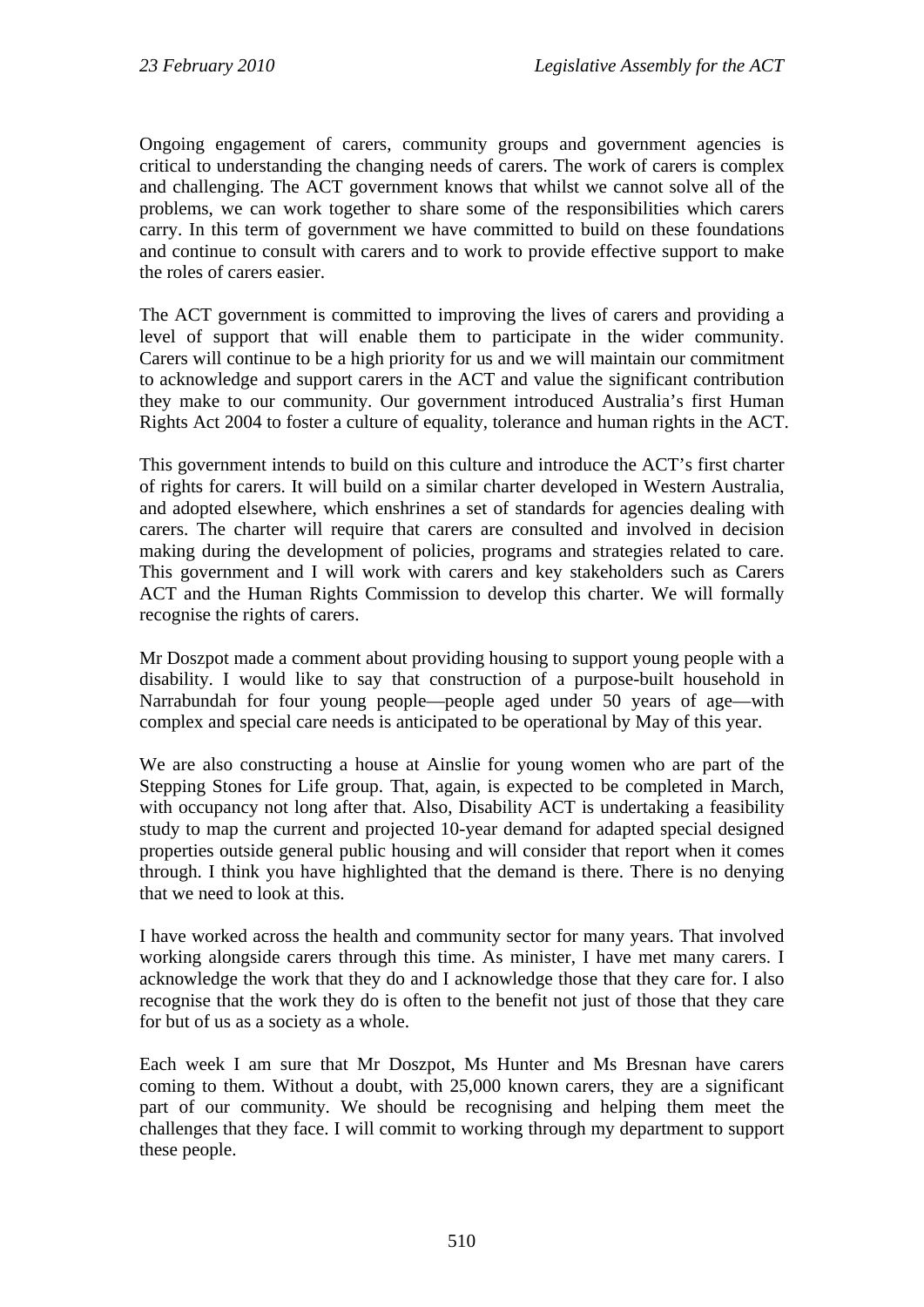Ongoing engagement of carers, community groups and government agencies is critical to understanding the changing needs of carers. The work of carers is complex and challenging. The ACT government knows that whilst we cannot solve all of the problems, we can work together to share some of the responsibilities which carers carry. In this term of government we have committed to build on these foundations and continue to consult with carers and to work to provide effective support to make the roles of carers easier.

The ACT government is committed to improving the lives of carers and providing a level of support that will enable them to participate in the wider community. Carers will continue to be a high priority for us and we will maintain our commitment to acknowledge and support carers in the ACT and value the significant contribution they make to our community. Our government introduced Australia's first Human Rights Act 2004 to foster a culture of equality, tolerance and human rights in the ACT.

This government intends to build on this culture and introduce the ACT's first charter of rights for carers. It will build on a similar charter developed in Western Australia, and adopted elsewhere, which enshrines a set of standards for agencies dealing with carers. The charter will require that carers are consulted and involved in decision making during the development of policies, programs and strategies related to care. This government and I will work with carers and key stakeholders such as Carers ACT and the Human Rights Commission to develop this charter. We will formally recognise the rights of carers.

Mr Doszpot made a comment about providing housing to support young people with a disability. I would like to say that construction of a purpose-built household in Narrabundah for four young people—people aged under 50 years of age—with complex and special care needs is anticipated to be operational by May of this year.

We are also constructing a house at Ainslie for young women who are part of the Stepping Stones for Life group. That, again, is expected to be completed in March, with occupancy not long after that. Also, Disability ACT is undertaking a feasibility study to map the current and projected 10-year demand for adapted special designed properties outside general public housing and will consider that report when it comes through. I think you have highlighted that the demand is there. There is no denying that we need to look at this.

I have worked across the health and community sector for many years. That involved working alongside carers through this time. As minister, I have met many carers. I acknowledge the work that they do and I acknowledge those that they care for. I also recognise that the work they do is often to the benefit not just of those that they care for but of us as a society as a whole.

Each week I am sure that Mr Doszpot, Ms Hunter and Ms Bresnan have carers coming to them. Without a doubt, with 25,000 known carers, they are a significant part of our community. We should be recognising and helping them meet the challenges that they face. I will commit to working through my department to support these people.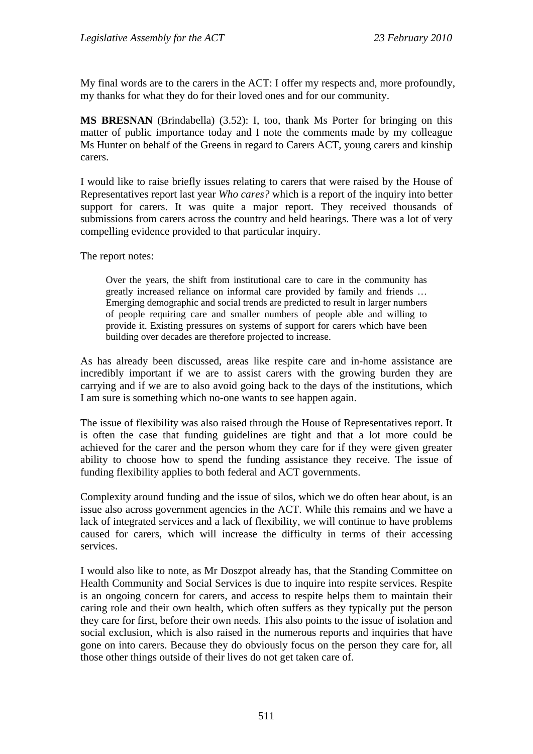My final words are to the carers in the ACT: I offer my respects and, more profoundly, my thanks for what they do for their loved ones and for our community.

**MS BRESNAN** (Brindabella) (3.52): I, too, thank Ms Porter for bringing on this matter of public importance today and I note the comments made by my colleague Ms Hunter on behalf of the Greens in regard to Carers ACT, young carers and kinship carers.

I would like to raise briefly issues relating to carers that were raised by the House of Representatives report last year *Who cares?* which is a report of the inquiry into better support for carers. It was quite a major report. They received thousands of submissions from carers across the country and held hearings. There was a lot of very compelling evidence provided to that particular inquiry.

The report notes:

> Over the years, the shift from institutional care to care in the community has greatly increased reliance on informal care provided by family and friends … Emerging demographic and social trends are predicted to result in larger numbers of people requiring care and smaller numbers of people able and willing to provide it. Existing pressures on systems of support for carers which have been building over decades are therefore projected to increase.

As has already been discussed, areas like respite care and in-home assistance are incredibly important if we are to assist carers with the growing burden they are carrying and if we are to also avoid going back to the days of the institutions, which I am sure is something which no-one wants to see happen again.

The issue of flexibility was also raised through the House of Representatives report. It is often the case that funding guidelines are tight and that a lot more could be achieved for the carer and the person whom they care for if they were given greater ability to choose how to spend the funding assistance they receive. The issue of funding flexibility applies to both federal and ACT governments.

Complexity around funding and the issue of silos, which we do often hear about, is an issue also across government agencies in the ACT. While this remains and we have a lack of integrated services and a lack of flexibility, we will continue to have problems caused for carers, which will increase the difficulty in terms of their accessing services.

I would also like to note, as Mr Doszpot already has, that the Standing Committee on Health Community and Social Services is due to inquire into respite services. Respite is an ongoing concern for carers, and access to respite helps them to maintain their caring role and their own health, which often suffers as they typically put the person they care for first, before their own needs. This also points to the issue of isolation and social exclusion, which is also raised in the numerous reports and inquiries that have gone on into carers. Because they do obviously focus on the person they care for, all those other things outside of their lives do not get taken care of.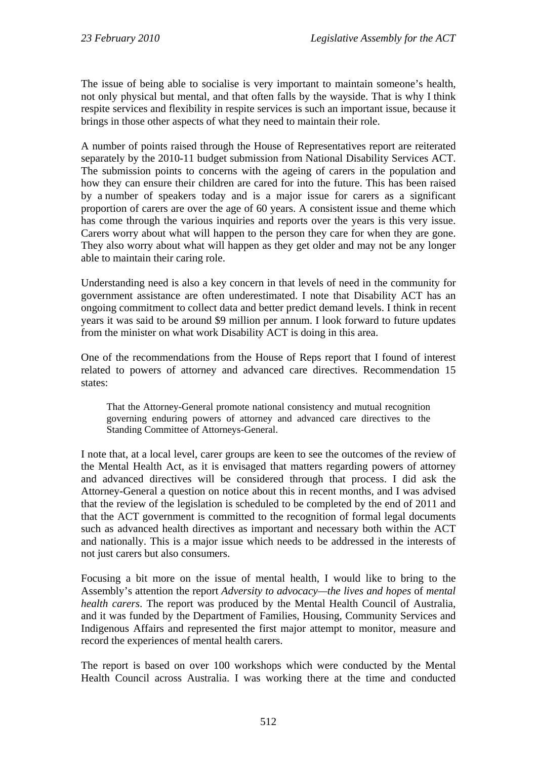The issue of being able to socialise is very important to maintain someone's health, not only physical but mental, and that often falls by the wayside. That is why I think respite services and flexibility in respite services is such an important issue, because it brings in those other aspects of what they need to maintain their role.

A number of points raised through the House of Representatives report are reiterated separately by the 2010-11 budget submission from National Disability Services ACT. The submission points to concerns with the ageing of carers in the population and how they can ensure their children are cared for into the future. This has been raised by a number of speakers today and is a major issue for carers as a significant proportion of carers are over the age of 60 years. A consistent issue and theme which has come through the various inquiries and reports over the years is this very issue. Carers worry about what will happen to the person they care for when they are gone. They also worry about what will happen as they get older and may not be any longer able to maintain their caring role.

Understanding need is also a key concern in that levels of need in the community for government assistance are often underestimated. I note that Disability ACT has an ongoing commitment to collect data and better predict demand levels. I think in recent years it was said to be around $9 million per annum. I look forward to future updates from the minister on what work Disability ACT is doing in this area.

One of the recommendations from the House of Reps report that I found of interest related to powers of attorney and advanced care directives. Recommendation 15 states:

> That the Attorney-General promote national consistency and mutual recognition governing enduring powers of attorney and advanced care directives to the Standing Committee of Attorneys-General.

I note that, at a local level, carer groups are keen to see the outcomes of the review of the Mental Health Act, as it is envisaged that matters regarding powers of attorney and advanced directives will be considered through that process. I did ask the Attorney-General a question on notice about this in recent months, and I was advised that the review of the legislation is scheduled to be completed by the end of 2011 and that the ACT government is committed to the recognition of formal legal documents such as advanced health directives as important and necessary both within the ACT and nationally. This is a major issue which needs to be addressed in the interests of not just carers but also consumers.

Focusing a bit more on the issue of mental health, I would like to bring to the Assembly's attention the report *Adversity to advocacy—the lives and hopes* of *mental health carers*. The report was produced by the Mental Health Council of Australia, and it was funded by the Department of Families, Housing, Community Services and Indigenous Affairs and represented the first major attempt to monitor, measure and record the experiences of mental health carers.

The report is based on over 100 workshops which were conducted by the Mental Health Council across Australia. I was working there at the time and conducted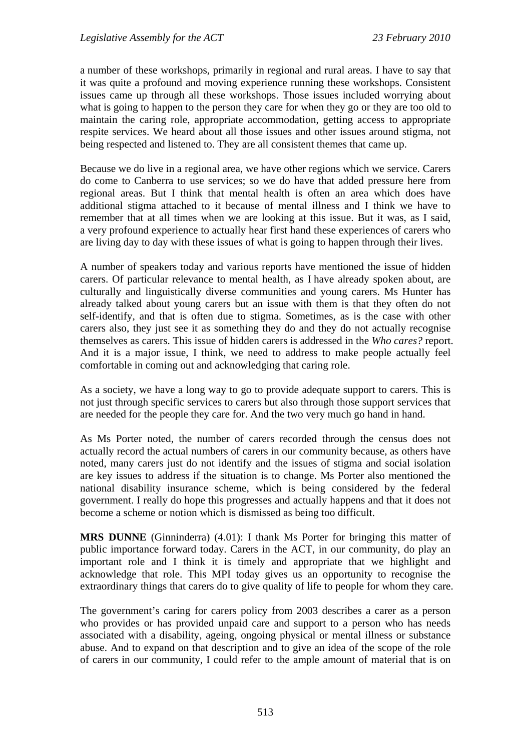a number of these workshops, primarily in regional and rural areas. I have to say that it was quite a profound and moving experience running these workshops. Consistent issues came up through all these workshops. Those issues included worrying about what is going to happen to the person they care for when they go or they are too old to maintain the caring role, appropriate accommodation, getting access to appropriate respite services. We heard about all those issues and other issues around stigma, not being respected and listened to. They are all consistent themes that came up.

Because we do live in a regional area, we have other regions which we service. Carers do come to Canberra to use services; so we do have that added pressure here from regional areas. But I think that mental health is often an area which does have additional stigma attached to it because of mental illness and I think we have to remember that at all times when we are looking at this issue. But it was, as I said, a very profound experience to actually hear first hand these experiences of carers who are living day to day with these issues of what is going to happen through their lives.

A number of speakers today and various reports have mentioned the issue of hidden carers. Of particular relevance to mental health, as I have already spoken about, are culturally and linguistically diverse communities and young carers. Ms Hunter has already talked about young carers but an issue with them is that they often do not self-identify, and that is often due to stigma. Sometimes, as is the case with other carers also, they just see it as something they do and they do not actually recognise themselves as carers. This issue of hidden carers is addressed in the *Who cares?* report. And it is a major issue, I think, we need to address to make people actually feel comfortable in coming out and acknowledging that caring role.

As a society, we have a long way to go to provide adequate support to carers. This is not just through specific services to carers but also through those support services that are needed for the people they care for. And the two very much go hand in hand.

As Ms Porter noted, the number of carers recorded through the census does not actually record the actual numbers of carers in our community because, as others have noted, many carers just do not identify and the issues of stigma and social isolation are key issues to address if the situation is to change. Ms Porter also mentioned the national disability insurance scheme, which is being considered by the federal government. I really do hope this progresses and actually happens and that it does not become a scheme or notion which is dismissed as being too difficult.

**MRS DUNNE** (Ginninderra) (4.01): I thank Ms Porter for bringing this matter of public importance forward today. Carers in the ACT, in our community, do play an important role and I think it is timely and appropriate that we highlight and acknowledge that role. This MPI today gives us an opportunity to recognise the extraordinary things that carers do to give quality of life to people for whom they care.

The government's caring for carers policy from 2003 describes a carer as a person who provides or has provided unpaid care and support to a person who has needs associated with a disability, ageing, ongoing physical or mental illness or substance abuse. And to expand on that description and to give an idea of the scope of the role of carers in our community, I could refer to the ample amount of material that is on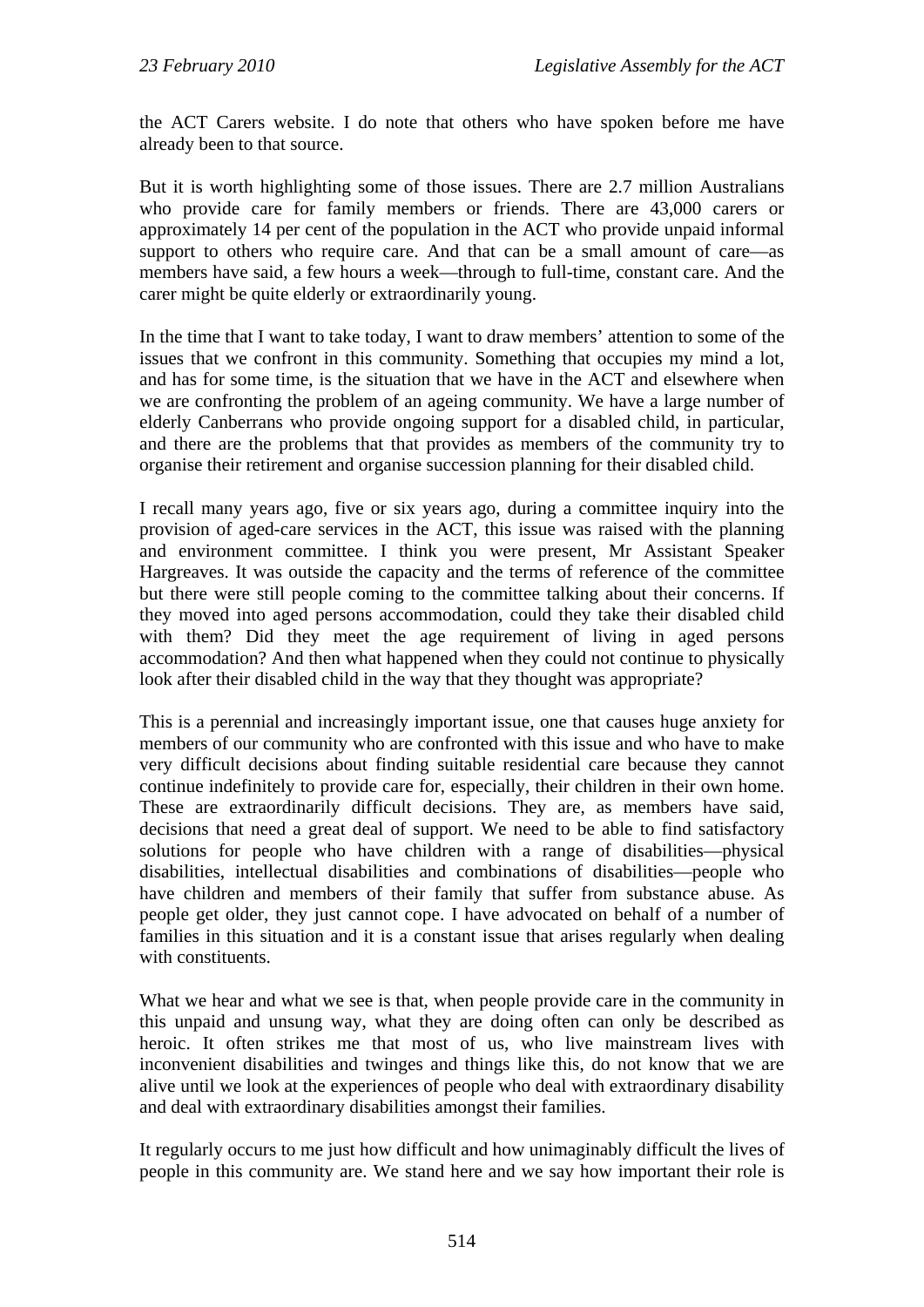the ACT Carers website. I do note that others who have spoken before me have already been to that source.

But it is worth highlighting some of those issues. There are 2.7 million Australians who provide care for family members or friends. There are 43,000 carers or approximately 14 per cent of the population in the ACT who provide unpaid informal support to others who require care. And that can be a small amount of care—as members have said, a few hours a week—through to full-time, constant care. And the carer might be quite elderly or extraordinarily young.

In the time that I want to take today, I want to draw members' attention to some of the issues that we confront in this community. Something that occupies my mind a lot, and has for some time, is the situation that we have in the ACT and elsewhere when we are confronting the problem of an ageing community. We have a large number of elderly Canberrans who provide ongoing support for a disabled child, in particular, and there are the problems that that provides as members of the community try to organise their retirement and organise succession planning for their disabled child.

I recall many years ago, five or six years ago, during a committee inquiry into the provision of aged-care services in the ACT, this issue was raised with the planning and environment committee. I think you were present, Mr Assistant Speaker Hargreaves. It was outside the capacity and the terms of reference of the committee but there were still people coming to the committee talking about their concerns. If they moved into aged persons accommodation, could they take their disabled child with them? Did they meet the age requirement of living in aged persons accommodation? And then what happened when they could not continue to physically look after their disabled child in the way that they thought was appropriate?

This is a perennial and increasingly important issue, one that causes huge anxiety for members of our community who are confronted with this issue and who have to make very difficult decisions about finding suitable residential care because they cannot continue indefinitely to provide care for, especially, their children in their own home. These are extraordinarily difficult decisions. They are, as members have said, decisions that need a great deal of support. We need to be able to find satisfactory solutions for people who have children with a range of disabilities—physical disabilities, intellectual disabilities and combinations of disabilities—people who have children and members of their family that suffer from substance abuse. As people get older, they just cannot cope. I have advocated on behalf of a number of families in this situation and it is a constant issue that arises regularly when dealing with constituents.

What we hear and what we see is that, when people provide care in the community in this unpaid and unsung way, what they are doing often can only be described as heroic. It often strikes me that most of us, who live mainstream lives with inconvenient disabilities and twinges and things like this, do not know that we are alive until we look at the experiences of people who deal with extraordinary disability and deal with extraordinary disabilities amongst their families.

It regularly occurs to me just how difficult and how unimaginably difficult the lives of people in this community are. We stand here and we say how important their role is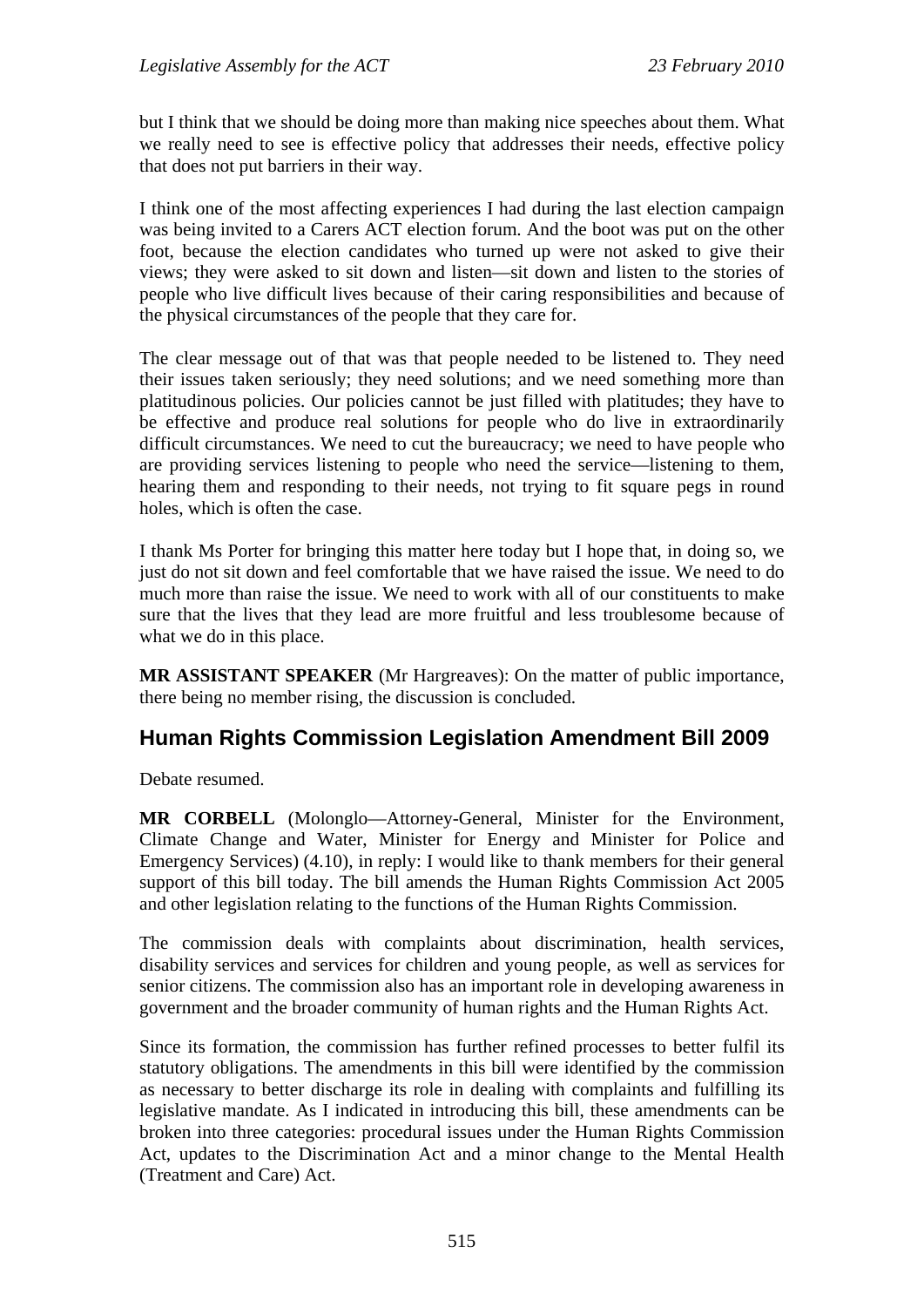but I think that we should be doing more than making nice speeches about them. What we really need to see is effective policy that addresses their needs, effective policy that does not put barriers in their way.

I think one of the most affecting experiences I had during the last election campaign was being invited to a Carers ACT election forum. And the boot was put on the other foot, because the election candidates who turned up were not asked to give their views; they were asked to sit down and listen—sit down and listen to the stories of people who live difficult lives because of their caring responsibilities and because of the physical circumstances of the people that they care for.

The clear message out of that was that people needed to be listened to. They need their issues taken seriously; they need solutions; and we need something more than platitudinous policies. Our policies cannot be just filled with platitudes; they have to be effective and produce real solutions for people who do live in extraordinarily difficult circumstances. We need to cut the bureaucracy; we need to have people who are providing services listening to people who need the service—listening to them, hearing them and responding to their needs, not trying to fit square pegs in round holes, which is often the case.

I thank Ms Porter for bringing this matter here today but I hope that, in doing so, we just do not sit down and feel comfortable that we have raised the issue. We need to do much more than raise the issue. We need to work with all of our constituents to make sure that the lives that they lead are more fruitful and less troublesome because of what we do in this place.

**MR ASSISTANT SPEAKER** (Mr Hargreaves): On the matter of public importance, there being no member rising, the discussion is concluded.

## Human Rights Commission Legislation Amendment Bill 2009

Debate resumed.

**MR CORBELL** (Molonglo—Attorney-General, Minister for the Environment, Climate Change and Water, Minister for Energy and Minister for Police and Emergency Services) (4.10), in reply: I would like to thank members for their general support of this bill today. The bill amends the Human Rights Commission Act 2005 and other legislation relating to the functions of the Human Rights Commission.

The commission deals with complaints about discrimination, health services, disability services and services for children and young people, as well as services for senior citizens. The commission also has an important role in developing awareness in government and the broader community of human rights and the Human Rights Act.

Since its formation, the commission has further refined processes to better fulfil its statutory obligations. The amendments in this bill were identified by the commission as necessary to better discharge its role in dealing with complaints and fulfilling its legislative mandate. As I indicated in introducing this bill, these amendments can be broken into three categories: procedural issues under the Human Rights Commission Act, updates to the Discrimination Act and a minor change to the Mental Health (Treatment and Care) Act.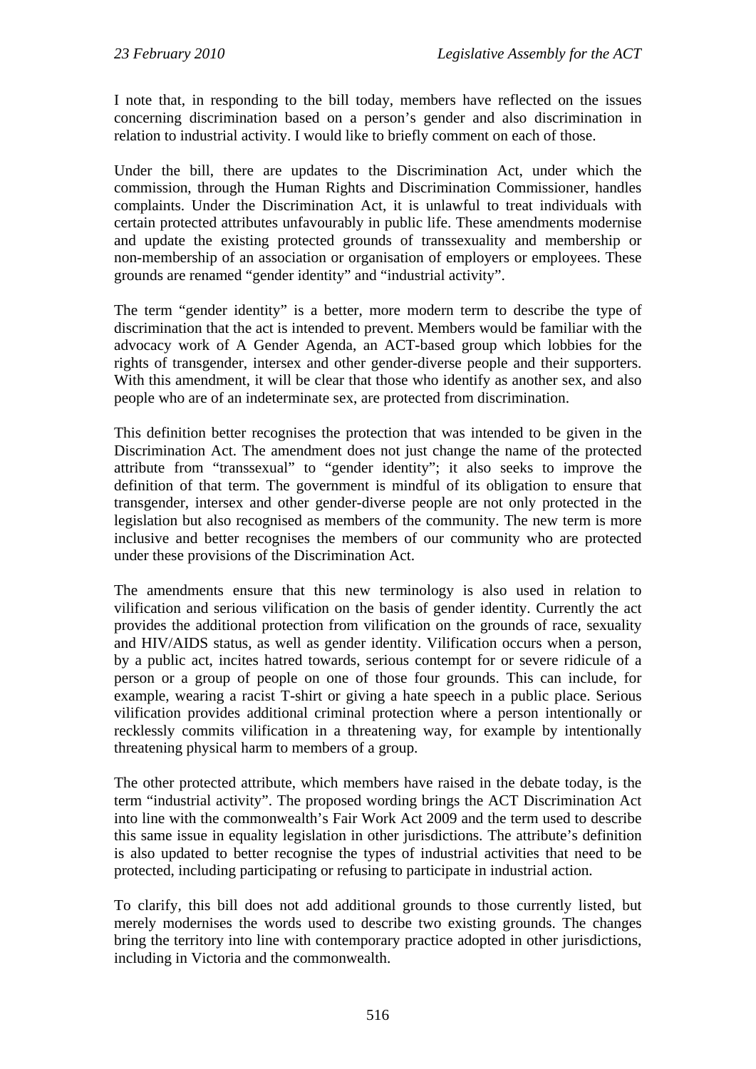I note that, in responding to the bill today, members have reflected on the issues concerning discrimination based on a person's gender and also discrimination in relation to industrial activity. I would like to briefly comment on each of those.

Under the bill, there are updates to the Discrimination Act, under which the commission, through the Human Rights and Discrimination Commissioner, handles complaints. Under the Discrimination Act, it is unlawful to treat individuals with certain protected attributes unfavourably in public life. These amendments modernise and update the existing protected grounds of transsexuality and membership or non-membership of an association or organisation of employers or employees. These grounds are renamed "gender identity" and "industrial activity".

The term "gender identity" is a better, more modern term to describe the type of discrimination that the act is intended to prevent. Members would be familiar with the advocacy work of A Gender Agenda, an ACT-based group which lobbies for the rights of transgender, intersex and other gender-diverse people and their supporters. With this amendment, it will be clear that those who identify as another sex, and also people who are of an indeterminate sex, are protected from discrimination.

This definition better recognises the protection that was intended to be given in the Discrimination Act. The amendment does not just change the name of the protected attribute from "transsexual" to "gender identity"; it also seeks to improve the definition of that term. The government is mindful of its obligation to ensure that transgender, intersex and other gender-diverse people are not only protected in the legislation but also recognised as members of the community. The new term is more inclusive and better recognises the members of our community who are protected under these provisions of the Discrimination Act.

The amendments ensure that this new terminology is also used in relation to vilification and serious vilification on the basis of gender identity. Currently the act provides the additional protection from vilification on the grounds of race, sexuality and HIV/AIDS status, as well as gender identity. Vilification occurs when a person, by a public act, incites hatred towards, serious contempt for or severe ridicule of a person or a group of people on one of those four grounds. This can include, for example, wearing a racist T-shirt or giving a hate speech in a public place. Serious vilification provides additional criminal protection where a person intentionally or recklessly commits vilification in a threatening way, for example by intentionally threatening physical harm to members of a group.

The other protected attribute, which members have raised in the debate today, is the term "industrial activity". The proposed wording brings the ACT Discrimination Act into line with the commonwealth's Fair Work Act 2009 and the term used to describe this same issue in equality legislation in other jurisdictions. The attribute's definition is also updated to better recognise the types of industrial activities that need to be protected, including participating or refusing to participate in industrial action.

To clarify, this bill does not add additional grounds to those currently listed, but merely modernises the words used to describe two existing grounds. The changes bring the territory into line with contemporary practice adopted in other jurisdictions, including in Victoria and the commonwealth.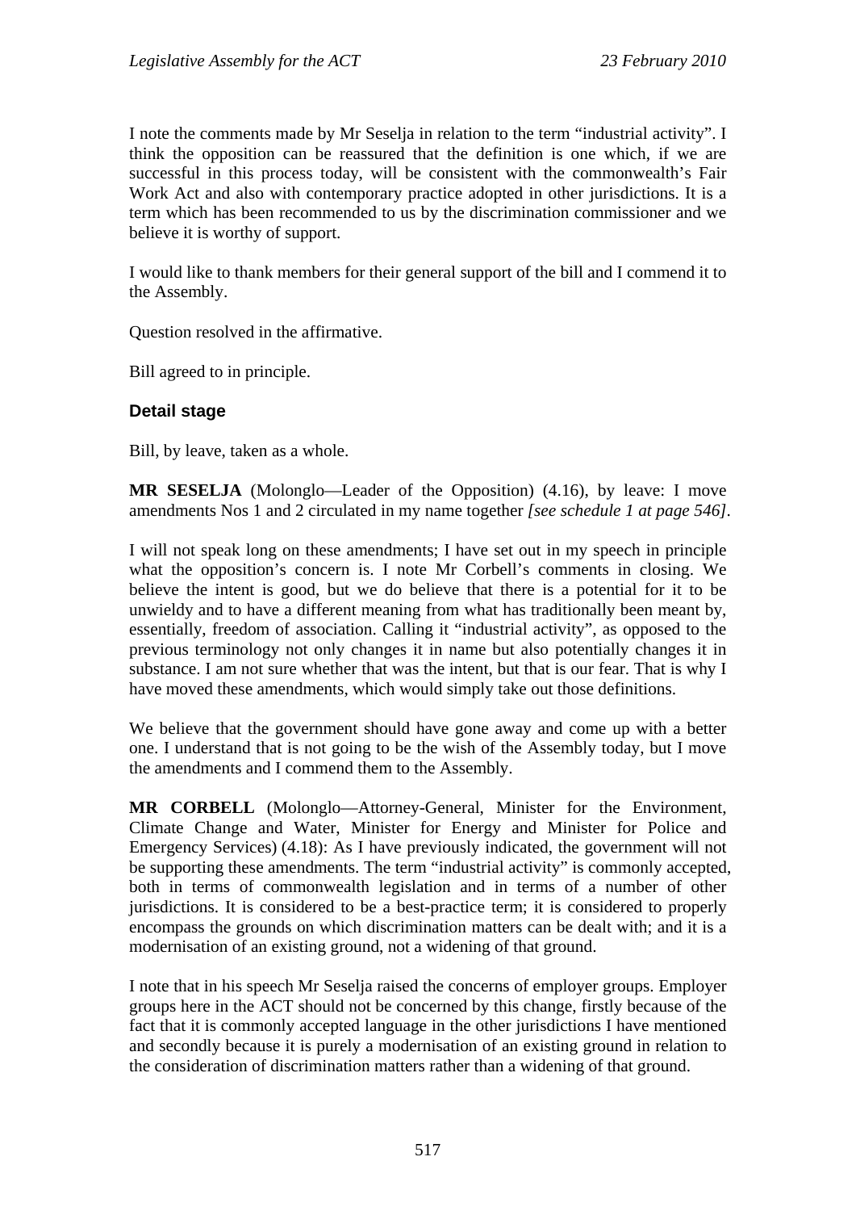I note the comments made by Mr Seselja in relation to the term "industrial activity". I think the opposition can be reassured that the definition is one which, if we are successful in this process today, will be consistent with the commonwealth's Fair Work Act and also with contemporary practice adopted in other jurisdictions. It is a term which has been recommended to us by the discrimination commissioner and we believe it is worthy of support.

I would like to thank members for their general support of the bill and I commend it to the Assembly.

Question resolved in the affirmative.

Bill agreed to in principle.

### Detail stage

Bill, by leave, taken as a whole.

**MR SESELJA** (Molonglo—Leader of the Opposition) (4.16), by leave: I move amendments Nos 1 and 2 circulated in my name together *[see schedule 1 at page 546]*.

I will not speak long on these amendments; I have set out in my speech in principle what the opposition's concern is. I note Mr Corbell's comments in closing. We believe the intent is good, but we do believe that there is a potential for it to be unwieldy and to have a different meaning from what has traditionally been meant by, essentially, freedom of association. Calling it "industrial activity", as opposed to the previous terminology not only changes it in name but also potentially changes it in substance. I am not sure whether that was the intent, but that is our fear. That is why I have moved these amendments, which would simply take out those definitions.

We believe that the government should have gone away and come up with a better one. I understand that is not going to be the wish of the Assembly today, but I move the amendments and I commend them to the Assembly.

**MR CORBELL** (Molonglo—Attorney-General, Minister for the Environment, Climate Change and Water, Minister for Energy and Minister for Police and Emergency Services) (4.18): As I have previously indicated, the government will not be supporting these amendments. The term "industrial activity" is commonly accepted, both in terms of commonwealth legislation and in terms of a number of other jurisdictions. It is considered to be a best-practice term; it is considered to properly encompass the grounds on which discrimination matters can be dealt with; and it is a modernisation of an existing ground, not a widening of that ground.

I note that in his speech Mr Seselja raised the concerns of employer groups. Employer groups here in the ACT should not be concerned by this change, firstly because of the fact that it is commonly accepted language in the other jurisdictions I have mentioned and secondly because it is purely a modernisation of an existing ground in relation to the consideration of discrimination matters rather than a widening of that ground.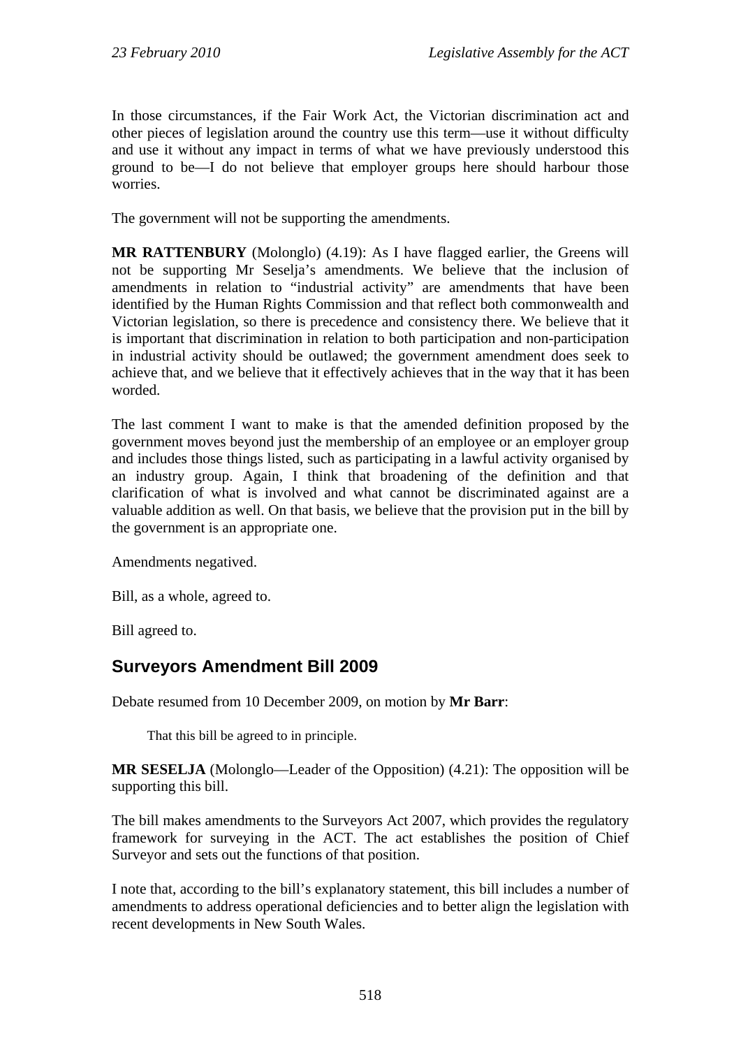In those circumstances, if the Fair Work Act, the Victorian discrimination act and other pieces of legislation around the country use this term—use it without difficulty and use it without any impact in terms of what we have previously understood this ground to be—I do not believe that employer groups here should harbour those worries.

The government will not be supporting the amendments.

**MR RATTENBURY** (Molonglo) (4.19): As I have flagged earlier, the Greens will not be supporting Mr Seselja's amendments. We believe that the inclusion of amendments in relation to "industrial activity" are amendments that have been identified by the Human Rights Commission and that reflect both commonwealth and Victorian legislation, so there is precedence and consistency there. We believe that it is important that discrimination in relation to both participation and non-participation in industrial activity should be outlawed; the government amendment does seek to achieve that, and we believe that it effectively achieves that in the way that it has been worded.

The last comment I want to make is that the amended definition proposed by the government moves beyond just the membership of an employee or an employer group and includes those things listed, such as participating in a lawful activity organised by an industry group. Again, I think that broadening of the definition and that clarification of what is involved and what cannot be discriminated against are a valuable addition as well. On that basis, we believe that the provision put in the bill by the government is an appropriate one.

Amendments negatived.

Bill, as a whole, agreed to.

Bill agreed to.

## Surveyors Amendment Bill 2009

Debate resumed from 10 December 2009, on motion by **Mr Barr**:

> That this bill be agreed to in principle.

**MR SESELJA** (Molonglo—Leader of the Opposition) (4.21): The opposition will be supporting this bill.

The bill makes amendments to the Surveyors Act 2007, which provides the regulatory framework for surveying in the ACT. The act establishes the position of Chief Surveyor and sets out the functions of that position.

I note that, according to the bill's explanatory statement, this bill includes a number of amendments to address operational deficiencies and to better align the legislation with recent developments in New South Wales.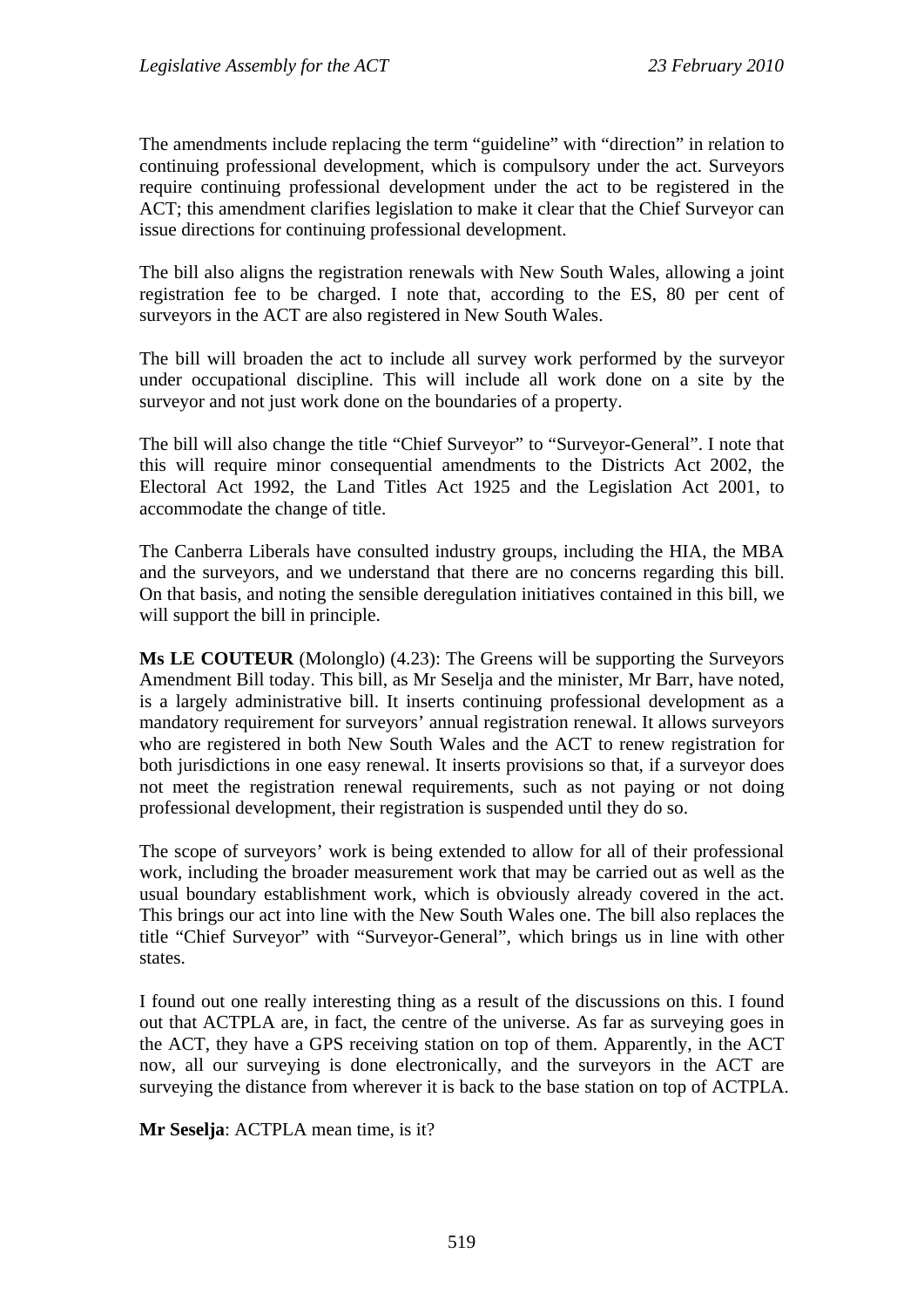The amendments include replacing the term "guideline" with "direction" in relation to continuing professional development, which is compulsory under the act. Surveyors require continuing professional development under the act to be registered in the ACT; this amendment clarifies legislation to make it clear that the Chief Surveyor can issue directions for continuing professional development.

The bill also aligns the registration renewals with New South Wales, allowing a joint registration fee to be charged. I note that, according to the ES, 80 per cent of surveyors in the ACT are also registered in New South Wales.

The bill will broaden the act to include all survey work performed by the surveyor under occupational discipline. This will include all work done on a site by the surveyor and not just work done on the boundaries of a property.

The bill will also change the title "Chief Surveyor" to "Surveyor-General". I note that this will require minor consequential amendments to the Districts Act 2002, the Electoral Act 1992, the Land Titles Act 1925 and the Legislation Act 2001, to accommodate the change of title.

The Canberra Liberals have consulted industry groups, including the HIA, the MBA and the surveyors, and we understand that there are no concerns regarding this bill. On that basis, and noting the sensible deregulation initiatives contained in this bill, we will support the bill in principle.

**Ms LE COUTEUR** (Molonglo) (4.23): The Greens will be supporting the Surveyors Amendment Bill today. This bill, as Mr Seselja and the minister, Mr Barr, have noted, is a largely administrative bill. It inserts continuing professional development as a mandatory requirement for surveyors' annual registration renewal. It allows surveyors who are registered in both New South Wales and the ACT to renew registration for both jurisdictions in one easy renewal. It inserts provisions so that, if a surveyor does not meet the registration renewal requirements, such as not paying or not doing professional development, their registration is suspended until they do so.

The scope of surveyors' work is being extended to allow for all of their professional work, including the broader measurement work that may be carried out as well as the usual boundary establishment work, which is obviously already covered in the act. This brings our act into line with the New South Wales one. The bill also replaces the title "Chief Surveyor" with "Surveyor-General", which brings us in line with other states.

I found out one really interesting thing as a result of the discussions on this. I found out that ACTPLA are, in fact, the centre of the universe. As far as surveying goes in the ACT, they have a GPS receiving station on top of them. Apparently, in the ACT now, all our surveying is done electronically, and the surveyors in the ACT are surveying the distance from wherever it is back to the base station on top of ACTPLA.

**Mr Seselja**: ACTPLA mean time, is it?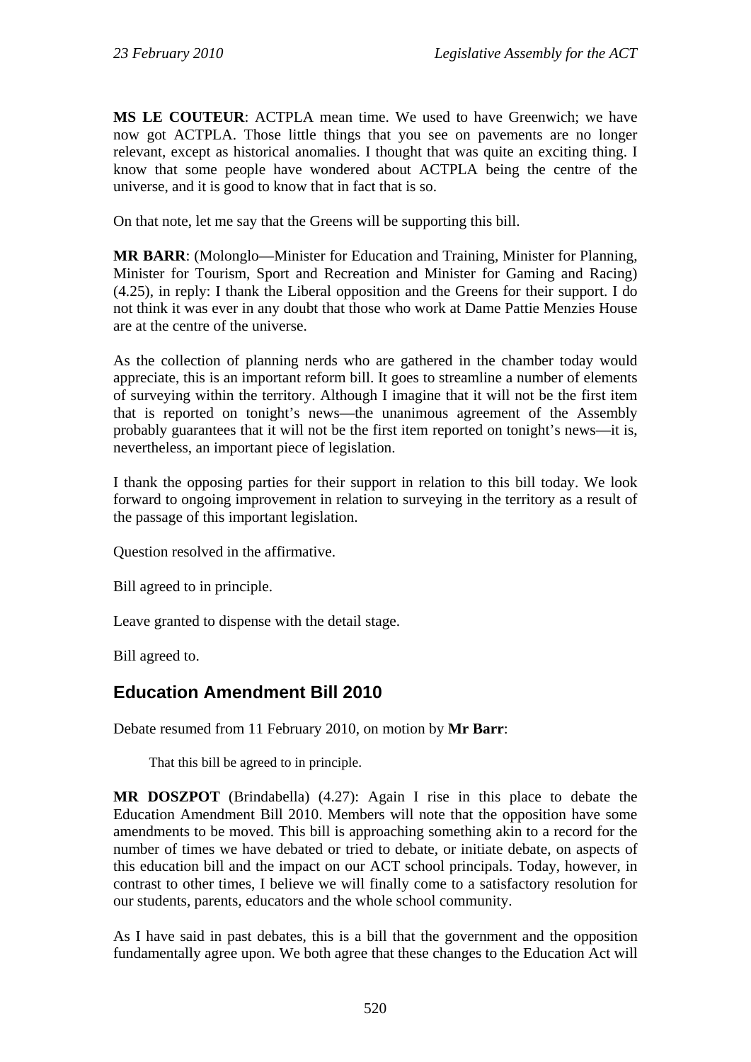**MS LE COUTEUR**: ACTPLA mean time. We used to have Greenwich; we have now got ACTPLA. Those little things that you see on pavements are no longer relevant, except as historical anomalies. I thought that was quite an exciting thing. I know that some people have wondered about ACTPLA being the centre of the universe, and it is good to know that in fact that is so.

On that note, let me say that the Greens will be supporting this bill.

**MR BARR**: (Molonglo—Minister for Education and Training, Minister for Planning, Minister for Tourism, Sport and Recreation and Minister for Gaming and Racing) (4.25), in reply: I thank the Liberal opposition and the Greens for their support. I do not think it was ever in any doubt that those who work at Dame Pattie Menzies House are at the centre of the universe.

As the collection of planning nerds who are gathered in the chamber today would appreciate, this is an important reform bill. It goes to streamline a number of elements of surveying within the territory. Although I imagine that it will not be the first item that is reported on tonight's news—the unanimous agreement of the Assembly probably guarantees that it will not be the first item reported on tonight's news—it is, nevertheless, an important piece of legislation.

I thank the opposing parties for their support in relation to this bill today. We look forward to ongoing improvement in relation to surveying in the territory as a result of the passage of this important legislation.

Question resolved in the affirmative.

Bill agreed to in principle.

Leave granted to dispense with the detail stage.

Bill agreed to.

## Education Amendment Bill 2010

Debate resumed from 11 February 2010, on motion by **Mr Barr**:

> That this bill be agreed to in principle.

**MR DOSZPOT** (Brindabella) (4.27): Again I rise in this place to debate the Education Amendment Bill 2010. Members will note that the opposition have some amendments to be moved. This bill is approaching something akin to a record for the number of times we have debated or tried to debate, or initiate debate, on aspects of this education bill and the impact on our ACT school principals. Today, however, in contrast to other times, I believe we will finally come to a satisfactory resolution for our students, parents, educators and the whole school community.

As I have said in past debates, this is a bill that the government and the opposition fundamentally agree upon. We both agree that these changes to the Education Act will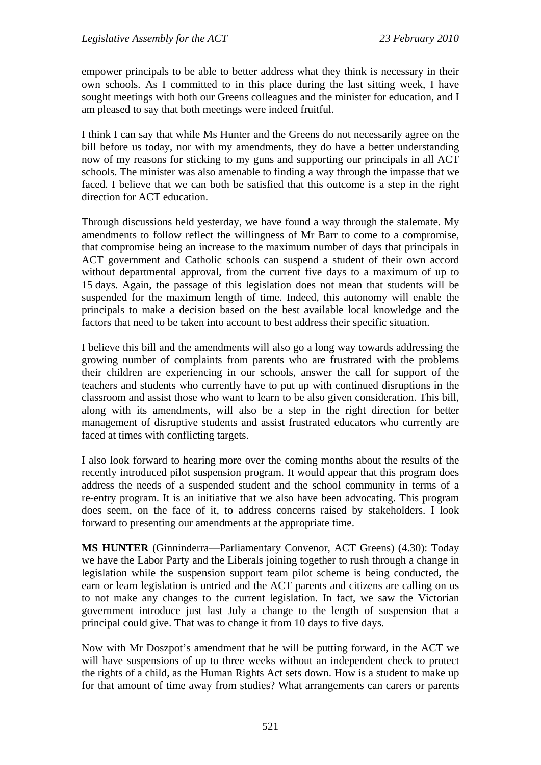empower principals to be able to better address what they think is necessary in their own schools. As I committed to in this place during the last sitting week, I have sought meetings with both our Greens colleagues and the minister for education, and I am pleased to say that both meetings were indeed fruitful.

I think I can say that while Ms Hunter and the Greens do not necessarily agree on the bill before us today, nor with my amendments, they do have a better understanding now of my reasons for sticking to my guns and supporting our principals in all ACT schools. The minister was also amenable to finding a way through the impasse that we faced. I believe that we can both be satisfied that this outcome is a step in the right direction for ACT education.

Through discussions held yesterday, we have found a way through the stalemate. My amendments to follow reflect the willingness of Mr Barr to come to a compromise, that compromise being an increase to the maximum number of days that principals in ACT government and Catholic schools can suspend a student of their own accord without departmental approval, from the current five days to a maximum of up to 15 days. Again, the passage of this legislation does not mean that students will be suspended for the maximum length of time. Indeed, this autonomy will enable the principals to make a decision based on the best available local knowledge and the factors that need to be taken into account to best address their specific situation.

I believe this bill and the amendments will also go a long way towards addressing the growing number of complaints from parents who are frustrated with the problems their children are experiencing in our schools, answer the call for support of the teachers and students who currently have to put up with continued disruptions in the classroom and assist those who want to learn to be also given consideration. This bill, along with its amendments, will also be a step in the right direction for better management of disruptive students and assist frustrated educators who currently are faced at times with conflicting targets.

I also look forward to hearing more over the coming months about the results of the recently introduced pilot suspension program. It would appear that this program does address the needs of a suspended student and the school community in terms of a re-entry program. It is an initiative that we also have been advocating. This program does seem, on the face of it, to address concerns raised by stakeholders. I look forward to presenting our amendments at the appropriate time.

**MS HUNTER** (Ginninderra—Parliamentary Convenor, ACT Greens) (4.30): Today we have the Labor Party and the Liberals joining together to rush through a change in legislation while the suspension support team pilot scheme is being conducted, the earn or learn legislation is untried and the ACT parents and citizens are calling on us to not make any changes to the current legislation. In fact, we saw the Victorian government introduce just last July a change to the length of suspension that a principal could give. That was to change it from 10 days to five days.

Now with Mr Doszpot's amendment that he will be putting forward, in the ACT we will have suspensions of up to three weeks without an independent check to protect the rights of a child, as the Human Rights Act sets down. How is a student to make up for that amount of time away from studies? What arrangements can carers or parents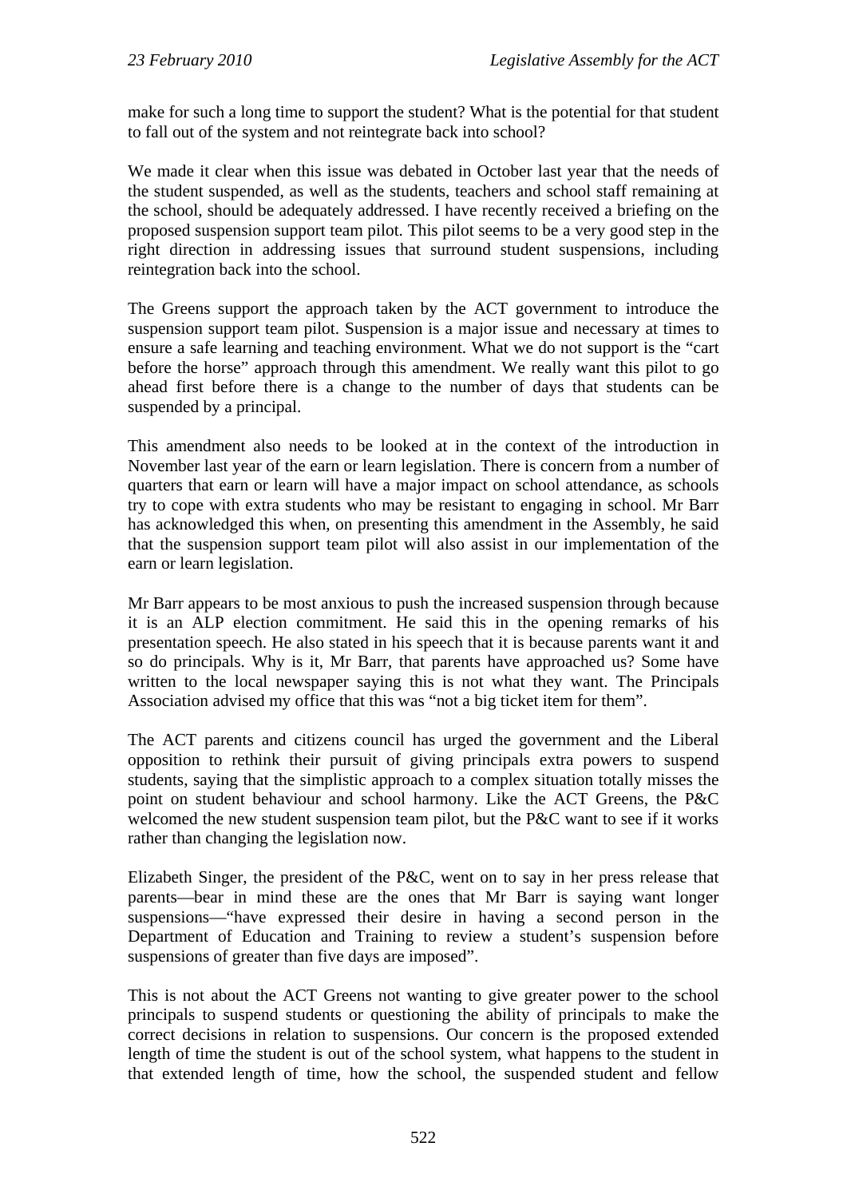make for such a long time to support the student? What is the potential for that student to fall out of the system and not reintegrate back into school?

We made it clear when this issue was debated in October last year that the needs of the student suspended, as well as the students, teachers and school staff remaining at the school, should be adequately addressed. I have recently received a briefing on the proposed suspension support team pilot. This pilot seems to be a very good step in the right direction in addressing issues that surround student suspensions, including reintegration back into the school.

The Greens support the approach taken by the ACT government to introduce the suspension support team pilot. Suspension is a major issue and necessary at times to ensure a safe learning and teaching environment. What we do not support is the "cart before the horse" approach through this amendment. We really want this pilot to go ahead first before there is a change to the number of days that students can be suspended by a principal.

This amendment also needs to be looked at in the context of the introduction in November last year of the earn or learn legislation. There is concern from a number of quarters that earn or learn will have a major impact on school attendance, as schools try to cope with extra students who may be resistant to engaging in school. Mr Barr has acknowledged this when, on presenting this amendment in the Assembly, he said that the suspension support team pilot will also assist in our implementation of the earn or learn legislation.

Mr Barr appears to be most anxious to push the increased suspension through because it is an ALP election commitment. He said this in the opening remarks of his presentation speech. He also stated in his speech that it is because parents want it and so do principals. Why is it, Mr Barr, that parents have approached us? Some have written to the local newspaper saying this is not what they want. The Principals Association advised my office that this was "not a big ticket item for them".

The ACT parents and citizens council has urged the government and the Liberal opposition to rethink their pursuit of giving principals extra powers to suspend students, saying that the simplistic approach to a complex situation totally misses the point on student behaviour and school harmony. Like the ACT Greens, the P&C welcomed the new student suspension team pilot, but the P&C want to see if it works rather than changing the legislation now.

Elizabeth Singer, the president of the P&C, went on to say in her press release that parents—bear in mind these are the ones that Mr Barr is saying want longer suspensions—"have expressed their desire in having a second person in the Department of Education and Training to review a student's suspension before suspensions of greater than five days are imposed".

This is not about the ACT Greens not wanting to give greater power to the school principals to suspend students or questioning the ability of principals to make the correct decisions in relation to suspensions. Our concern is the proposed extended length of time the student is out of the school system, what happens to the student in that extended length of time, how the school, the suspended student and fellow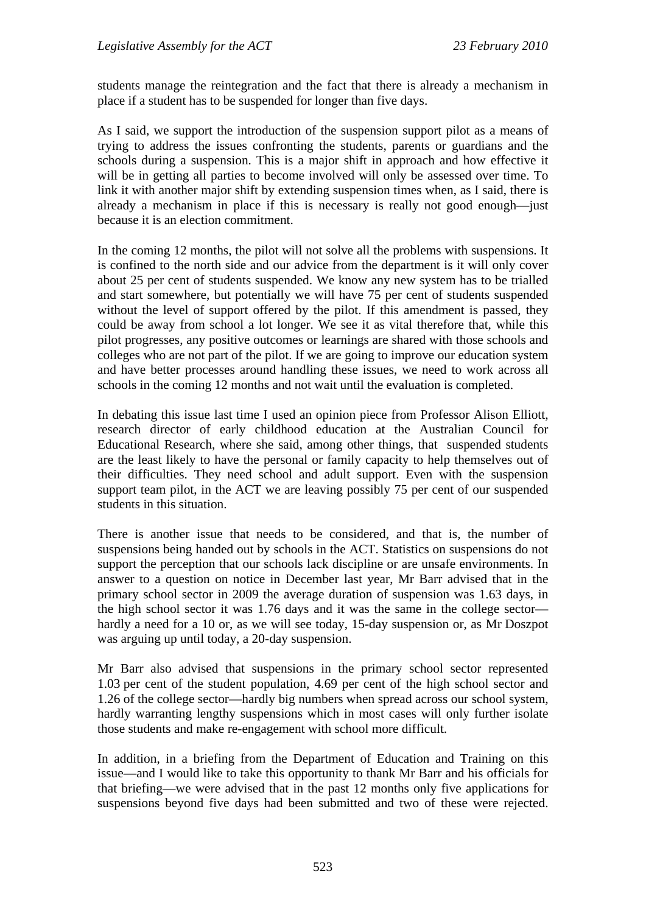students manage the reintegration and the fact that there is already a mechanism in place if a student has to be suspended for longer than five days.

As I said, we support the introduction of the suspension support pilot as a means of trying to address the issues confronting the students, parents or guardians and the schools during a suspension. This is a major shift in approach and how effective it will be in getting all parties to become involved will only be assessed over time. To link it with another major shift by extending suspension times when, as I said, there is already a mechanism in place if this is necessary is really not good enough—just because it is an election commitment.

In the coming 12 months, the pilot will not solve all the problems with suspensions. It is confined to the north side and our advice from the department is it will only cover about 25 per cent of students suspended. We know any new system has to be trialled and start somewhere, but potentially we will have 75 per cent of students suspended without the level of support offered by the pilot. If this amendment is passed, they could be away from school a lot longer. We see it as vital therefore that, while this pilot progresses, any positive outcomes or learnings are shared with those schools and colleges who are not part of the pilot. If we are going to improve our education system and have better processes around handling these issues, we need to work across all schools in the coming 12 months and not wait until the evaluation is completed.

In debating this issue last time I used an opinion piece from Professor Alison Elliott, research director of early childhood education at the Australian Council for Educational Research, where she said, among other things, that suspended students are the least likely to have the personal or family capacity to help themselves out of their difficulties. They need school and adult support. Even with the suspension support team pilot, in the ACT we are leaving possibly 75 per cent of our suspended students in this situation.

There is another issue that needs to be considered, and that is, the number of suspensions being handed out by schools in the ACT. Statistics on suspensions do not support the perception that our schools lack discipline or are unsafe environments. In answer to a question on notice in December last year, Mr Barr advised that in the primary school sector in 2009 the average duration of suspension was 1.63 days, in the high school sector it was 1.76 days and it was the same in the college sector—hardly a need for a 10 or, as we will see today, 15-day suspension or, as Mr Doszpot was arguing up until today, a 20-day suspension.

Mr Barr also advised that suspensions in the primary school sector represented 1.03 per cent of the student population, 4.69 per cent of the high school sector and 1.26 of the college sector—hardly big numbers when spread across our school system, hardly warranting lengthy suspensions which in most cases will only further isolate those students and make re-engagement with school more difficult.

In addition, in a briefing from the Department of Education and Training on this issue—and I would like to take this opportunity to thank Mr Barr and his officials for that briefing—we were advised that in the past 12 months only five applications for suspensions beyond five days had been submitted and two of these were rejected.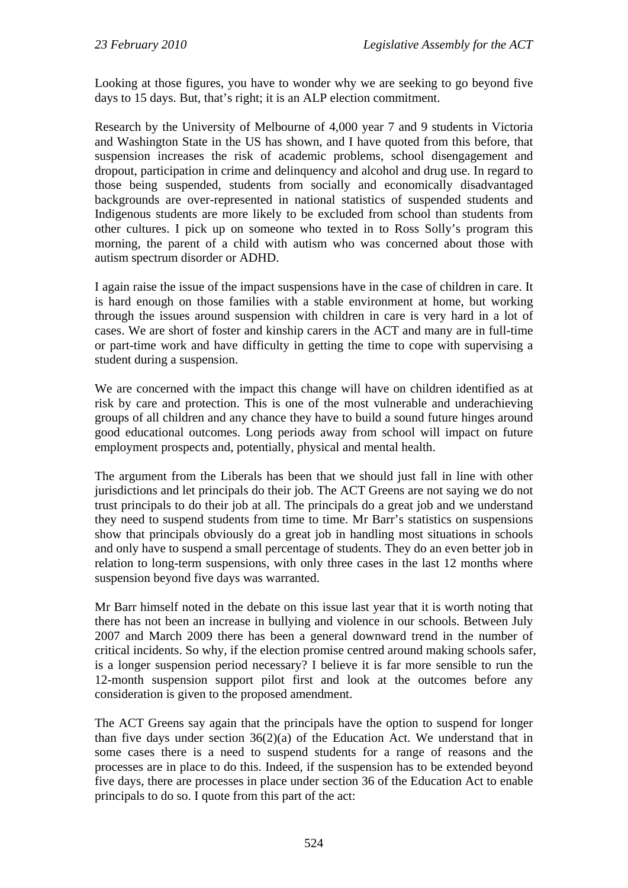Looking at those figures, you have to wonder why we are seeking to go beyond five days to 15 days. But, that's right; it is an ALP election commitment.

Research by the University of Melbourne of 4,000 year 7 and 9 students in Victoria and Washington State in the US has shown, and I have quoted from this before, that suspension increases the risk of academic problems, school disengagement and dropout, participation in crime and delinquency and alcohol and drug use. In regard to those being suspended, students from socially and economically disadvantaged backgrounds are over-represented in national statistics of suspended students and Indigenous students are more likely to be excluded from school than students from other cultures. I pick up on someone who texted in to Ross Solly's program this morning, the parent of a child with autism who was concerned about those with autism spectrum disorder or ADHD.

I again raise the issue of the impact suspensions have in the case of children in care. It is hard enough on those families with a stable environment at home, but working through the issues around suspension with children in care is very hard in a lot of cases. We are short of foster and kinship carers in the ACT and many are in full-time or part-time work and have difficulty in getting the time to cope with supervising a student during a suspension.

We are concerned with the impact this change will have on children identified as at risk by care and protection. This is one of the most vulnerable and underachieving groups of all children and any chance they have to build a sound future hinges around good educational outcomes. Long periods away from school will impact on future employment prospects and, potentially, physical and mental health.

The argument from the Liberals has been that we should just fall in line with other jurisdictions and let principals do their job. The ACT Greens are not saying we do not trust principals to do their job at all. The principals do a great job and we understand they need to suspend students from time to time. Mr Barr's statistics on suspensions show that principals obviously do a great job in handling most situations in schools and only have to suspend a small percentage of students. They do an even better job in relation to long-term suspensions, with only three cases in the last 12 months where suspension beyond five days was warranted.

Mr Barr himself noted in the debate on this issue last year that it is worth noting that there has not been an increase in bullying and violence in our schools. Between July 2007 and March 2009 there has been a general downward trend in the number of critical incidents. So why, if the election promise centred around making schools safer, is a longer suspension period necessary? I believe it is far more sensible to run the 12-month suspension support pilot first and look at the outcomes before any consideration is given to the proposed amendment.

The ACT Greens say again that the principals have the option to suspend for longer than five days under section 36(2)(a) of the Education Act. We understand that in some cases there is a need to suspend students for a range of reasons and the processes are in place to do this. Indeed, if the suspension has to be extended beyond five days, there are processes in place under section 36 of the Education Act to enable principals to do so. I quote from this part of the act: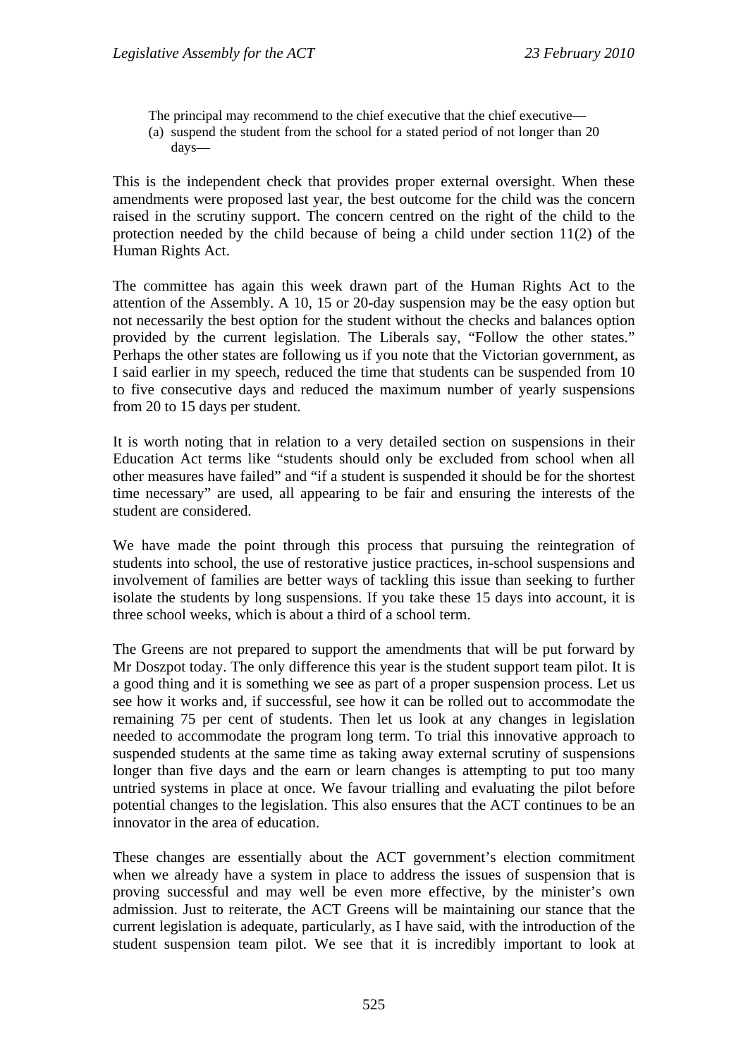> The principal may recommend to the chief executive that the chief executive—
>
> (a) suspend the student from the school for a stated period of not longer than 20 days—

This is the independent check that provides proper external oversight. When these amendments were proposed last year, the best outcome for the child was the concern raised in the scrutiny support. The concern centred on the right of the child to the protection needed by the child because of being a child under section 11(2) of the Human Rights Act.

The committee has again this week drawn part of the Human Rights Act to the attention of the Assembly. A 10, 15 or 20-day suspension may be the easy option but not necessarily the best option for the student without the checks and balances option provided by the current legislation. The Liberals say, "Follow the other states." Perhaps the other states are following us if you note that the Victorian government, as I said earlier in my speech, reduced the time that students can be suspended from 10 to five consecutive days and reduced the maximum number of yearly suspensions from 20 to 15 days per student.

It is worth noting that in relation to a very detailed section on suspensions in their Education Act terms like "students should only be excluded from school when all other measures have failed" and "if a student is suspended it should be for the shortest time necessary" are used, all appearing to be fair and ensuring the interests of the student are considered.

We have made the point through this process that pursuing the reintegration of students into school, the use of restorative justice practices, in-school suspensions and involvement of families are better ways of tackling this issue than seeking to further isolate the students by long suspensions. If you take these 15 days into account, it is three school weeks, which is about a third of a school term.

The Greens are not prepared to support the amendments that will be put forward by Mr Doszpot today. The only difference this year is the student support team pilot. It is a good thing and it is something we see as part of a proper suspension process. Let us see how it works and, if successful, see how it can be rolled out to accommodate the remaining 75 per cent of students. Then let us look at any changes in legislation needed to accommodate the program long term. To trial this innovative approach to suspended students at the same time as taking away external scrutiny of suspensions longer than five days and the earn or learn changes is attempting to put too many untried systems in place at once. We favour trialling and evaluating the pilot before potential changes to the legislation. This also ensures that the ACT continues to be an innovator in the area of education.

These changes are essentially about the ACT government's election commitment when we already have a system in place to address the issues of suspension that is proving successful and may well be even more effective, by the minister's own admission. Just to reiterate, the ACT Greens will be maintaining our stance that the current legislation is adequate, particularly, as I have said, with the introduction of the student suspension team pilot. We see that it is incredibly important to look at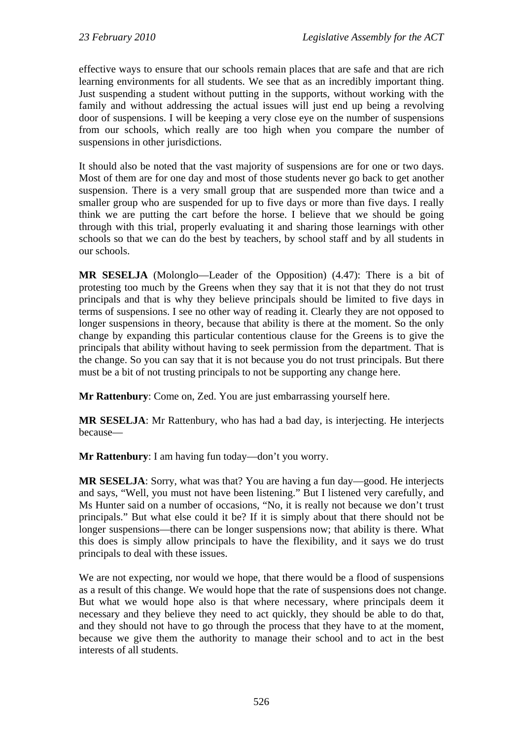effective ways to ensure that our schools remain places that are safe and that are rich learning environments for all students. We see that as an incredibly important thing. Just suspending a student without putting in the supports, without working with the family and without addressing the actual issues will just end up being a revolving door of suspensions. I will be keeping a very close eye on the number of suspensions from our schools, which really are too high when you compare the number of suspensions in other jurisdictions.

It should also be noted that the vast majority of suspensions are for one or two days. Most of them are for one day and most of those students never go back to get another suspension. There is a very small group that are suspended more than twice and a smaller group who are suspended for up to five days or more than five days. I really think we are putting the cart before the horse. I believe that we should be going through with this trial, properly evaluating it and sharing those learnings with other schools so that we can do the best by teachers, by school staff and by all students in our schools.

**MR SESELJA** (Molonglo—Leader of the Opposition) (4.47): There is a bit of protesting too much by the Greens when they say that it is not that they do not trust principals and that is why they believe principals should be limited to five days in terms of suspensions. I see no other way of reading it. Clearly they are not opposed to longer suspensions in theory, because that ability is there at the moment. So the only change by expanding this particular contentious clause for the Greens is to give the principals that ability without having to seek permission from the department. That is the change. So you can say that it is not because you do not trust principals. But there must be a bit of not trusting principals to not be supporting any change here.

**Mr Rattenbury**: Come on, Zed. You are just embarrassing yourself here.

**MR SESELJA**: Mr Rattenbury, who has had a bad day, is interjecting. He interjects because—

**Mr Rattenbury**: I am having fun today—don't you worry.

**MR SESELJA**: Sorry, what was that? You are having a fun day—good. He interjects and says, "Well, you must not have been listening." But I listened very carefully, and Ms Hunter said on a number of occasions, "No, it is really not because we don't trust principals." But what else could it be? If it is simply about that there should not be longer suspensions—there can be longer suspensions now; that ability is there. What this does is simply allow principals to have the flexibility, and it says we do trust principals to deal with these issues.

We are not expecting, nor would we hope, that there would be a flood of suspensions as a result of this change. We would hope that the rate of suspensions does not change. But what we would hope also is that where necessary, where principals deem it necessary and they believe they need to act quickly, they should be able to do that, and they should not have to go through the process that they have to at the moment, because we give them the authority to manage their school and to act in the best interests of all students.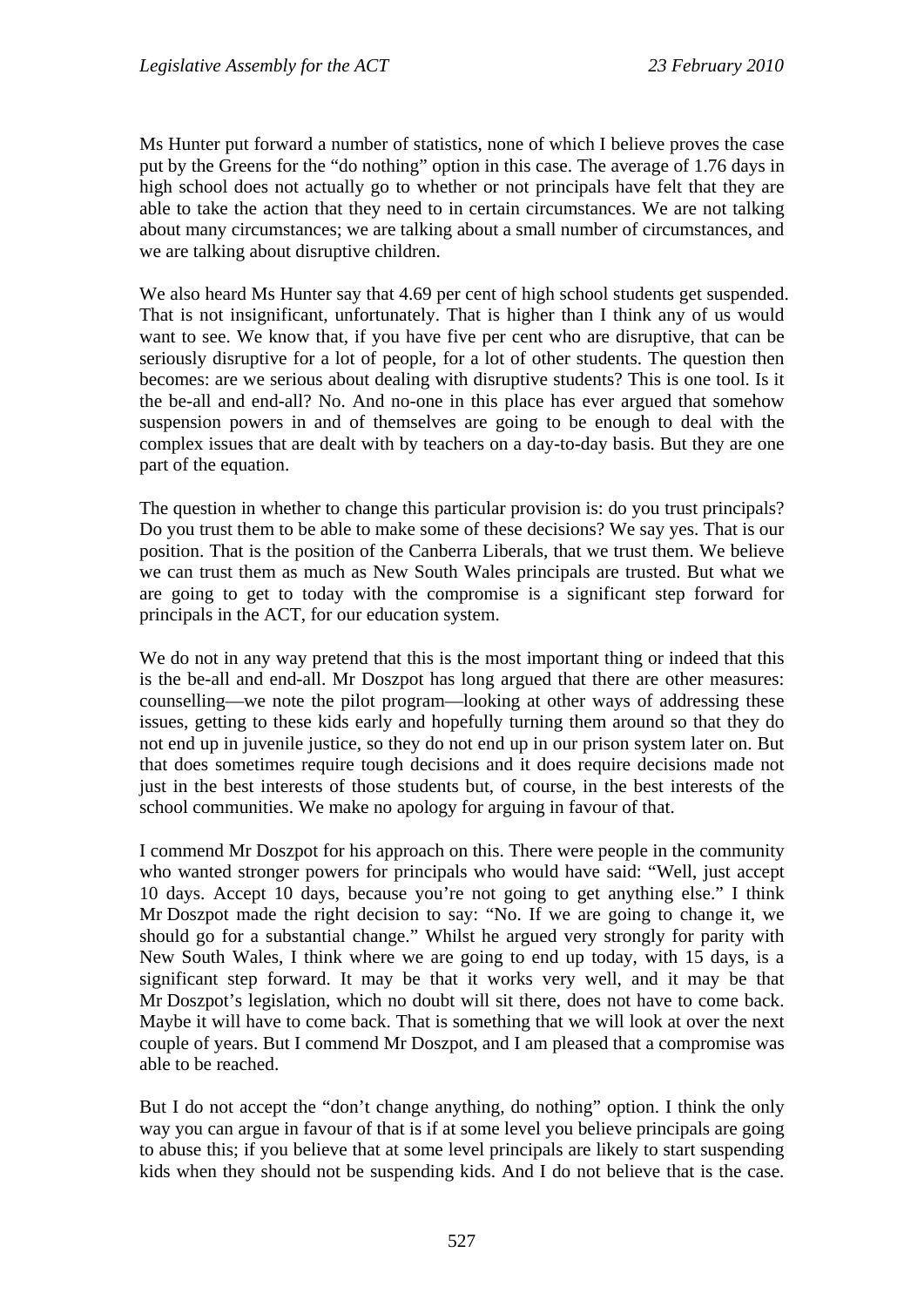Ms Hunter put forward a number of statistics, none of which I believe proves the case put by the Greens for the "do nothing" option in this case. The average of 1.76 days in high school does not actually go to whether or not principals have felt that they are able to take the action that they need to in certain circumstances. We are not talking about many circumstances; we are talking about a small number of circumstances, and we are talking about disruptive children.

We also heard Ms Hunter say that 4.69 per cent of high school students get suspended. That is not insignificant, unfortunately. That is higher than I think any of us would want to see. We know that, if you have five per cent who are disruptive, that can be seriously disruptive for a lot of people, for a lot of other students. The question then becomes: are we serious about dealing with disruptive students? This is one tool. Is it the be-all and end-all? No. And no-one in this place has ever argued that somehow suspension powers in and of themselves are going to be enough to deal with the complex issues that are dealt with by teachers on a day-to-day basis. But they are one part of the equation.

The question in whether to change this particular provision is: do you trust principals? Do you trust them to be able to make some of these decisions? We say yes. That is our position. That is the position of the Canberra Liberals, that we trust them. We believe we can trust them as much as New South Wales principals are trusted. But what we are going to get to today with the compromise is a significant step forward for principals in the ACT, for our education system.

We do not in any way pretend that this is the most important thing or indeed that this is the be-all and end-all. Mr Doszpot has long argued that there are other measures: counselling—we note the pilot program—looking at other ways of addressing these issues, getting to these kids early and hopefully turning them around so that they do not end up in juvenile justice, so they do not end up in our prison system later on. But that does sometimes require tough decisions and it does require decisions made not just in the best interests of those students but, of course, in the best interests of the school communities. We make no apology for arguing in favour of that.

I commend Mr Doszpot for his approach on this. There were people in the community who wanted stronger powers for principals who would have said: "Well, just accept 10 days. Accept 10 days, because you're not going to get anything else." I think Mr Doszpot made the right decision to say: "No. If we are going to change it, we should go for a substantial change." Whilst he argued very strongly for parity with New South Wales, I think where we are going to end up today, with 15 days, is a significant step forward. It may be that it works very well, and it may be that Mr Doszpot's legislation, which no doubt will sit there, does not have to come back. Maybe it will have to come back. That is something that we will look at over the next couple of years. But I commend Mr Doszpot, and I am pleased that a compromise was able to be reached.

But I do not accept the "don't change anything, do nothing" option. I think the only way you can argue in favour of that is if at some level you believe principals are going to abuse this; if you believe that at some level principals are likely to start suspending kids when they should not be suspending kids. And I do not believe that is the case.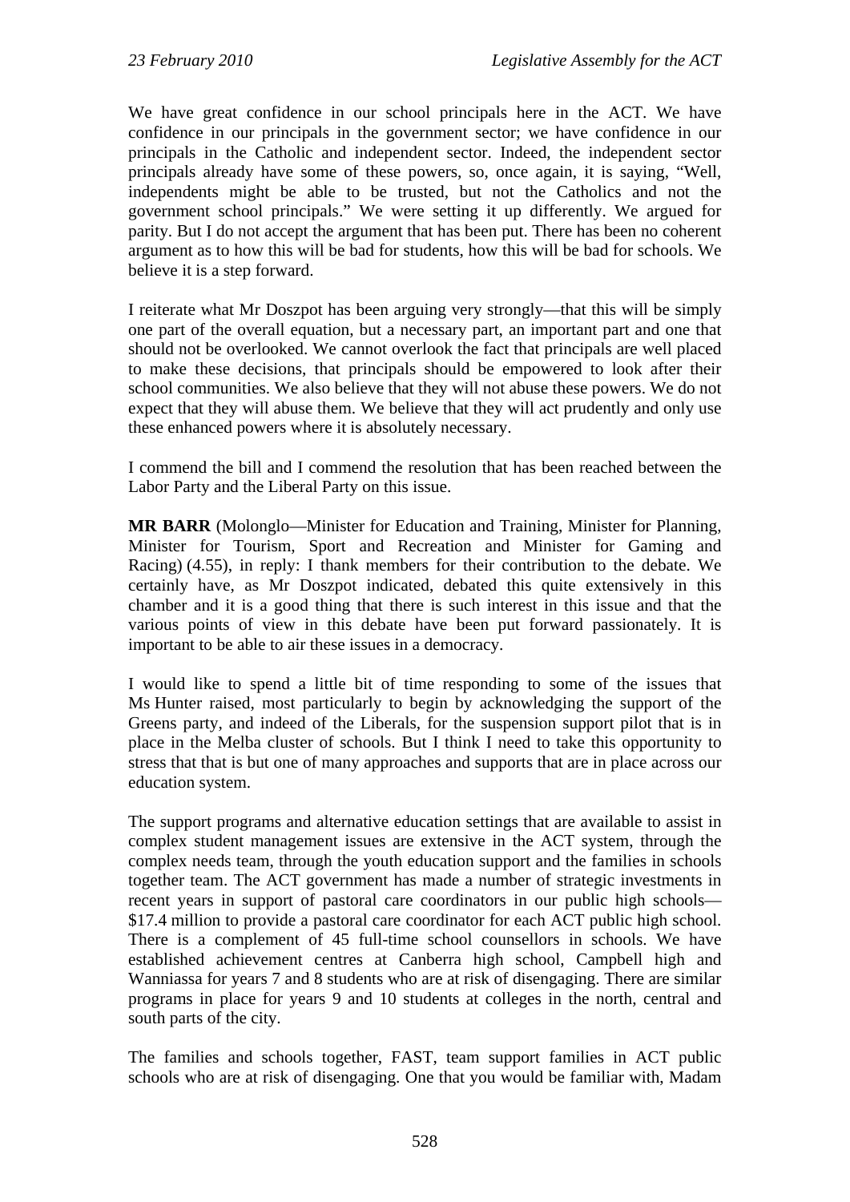We have great confidence in our school principals here in the ACT. We have confidence in our principals in the government sector; we have confidence in our principals in the Catholic and independent sector. Indeed, the independent sector principals already have some of these powers, so, once again, it is saying, "Well, independents might be able to be trusted, but not the Catholics and not the government school principals." We were setting it up differently. We argued for parity. But I do not accept the argument that has been put. There has been no coherent argument as to how this will be bad for students, how this will be bad for schools. We believe it is a step forward.

I reiterate what Mr Doszpot has been arguing very strongly—that this will be simply one part of the overall equation, but a necessary part, an important part and one that should not be overlooked. We cannot overlook the fact that principals are well placed to make these decisions, that principals should be empowered to look after their school communities. We also believe that they will not abuse these powers. We do not expect that they will abuse them. We believe that they will act prudently and only use these enhanced powers where it is absolutely necessary.

I commend the bill and I commend the resolution that has been reached between the Labor Party and the Liberal Party on this issue.

**MR BARR** (Molonglo—Minister for Education and Training, Minister for Planning, Minister for Tourism, Sport and Recreation and Minister for Gaming and Racing) (4.55), in reply: I thank members for their contribution to the debate. We certainly have, as Mr Doszpot indicated, debated this quite extensively in this chamber and it is a good thing that there is such interest in this issue and that the various points of view in this debate have been put forward passionately. It is important to be able to air these issues in a democracy.

I would like to spend a little bit of time responding to some of the issues that Ms Hunter raised, most particularly to begin by acknowledging the support of the Greens party, and indeed of the Liberals, for the suspension support pilot that is in place in the Melba cluster of schools. But I think I need to take this opportunity to stress that that is but one of many approaches and supports that are in place across our education system.

The support programs and alternative education settings that are available to assist in complex student management issues are extensive in the ACT system, through the complex needs team, through the youth education support and the families in schools together team. The ACT government has made a number of strategic investments in recent years in support of pastoral care coordinators in our public high schools—$17.4 million to provide a pastoral care coordinator for each ACT public high school. There is a complement of 45 full-time school counsellors in schools. We have established achievement centres at Canberra high school, Campbell high and Wanniassa for years 7 and 8 students who are at risk of disengaging. There are similar programs in place for years 9 and 10 students at colleges in the north, central and south parts of the city.

The families and schools together, FAST, team support families in ACT public schools who are at risk of disengaging. One that you would be familiar with, Madam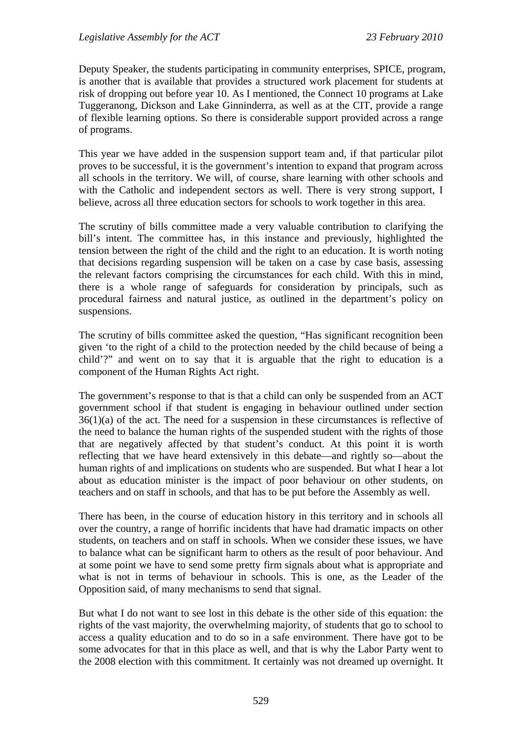Deputy Speaker, the students participating in community enterprises, SPICE, program, is another that is available that provides a structured work placement for students at risk of dropping out before year 10. As I mentioned, the Connect 10 programs at Lake Tuggeranong, Dickson and Lake Ginninderra, as well as at the CIT, provide a range of flexible learning options. So there is considerable support provided across a range of programs.

This year we have added in the suspension support team and, if that particular pilot proves to be successful, it is the government's intention to expand that program across all schools in the territory. We will, of course, share learning with other schools and with the Catholic and independent sectors as well. There is very strong support, I believe, across all three education sectors for schools to work together in this area.

The scrutiny of bills committee made a very valuable contribution to clarifying the bill's intent. The committee has, in this instance and previously, highlighted the tension between the right of the child and the right to an education. It is worth noting that decisions regarding suspension will be taken on a case by case basis, assessing the relevant factors comprising the circumstances for each child. With this in mind, there is a whole range of safeguards for consideration by principals, such as procedural fairness and natural justice, as outlined in the department's policy on suspensions.

The scrutiny of bills committee asked the question, "Has significant recognition been given 'to the right of a child to the protection needed by the child because of being a child'?" and went on to say that it is arguable that the right to education is a component of the Human Rights Act right.

The government's response to that is that a child can only be suspended from an ACT government school if that student is engaging in behaviour outlined under section 36(1)(a) of the act. The need for a suspension in these circumstances is reflective of the need to balance the human rights of the suspended student with the rights of those that are negatively affected by that student's conduct. At this point it is worth reflecting that we have heard extensively in this debate—and rightly so—about the human rights of and implications on students who are suspended. But what I hear a lot about as education minister is the impact of poor behaviour on other students, on teachers and on staff in schools, and that has to be put before the Assembly as well.

There has been, in the course of education history in this territory and in schools all over the country, a range of horrific incidents that have had dramatic impacts on other students, on teachers and on staff in schools. When we consider these issues, we have to balance what can be significant harm to others as the result of poor behaviour. And at some point we have to send some pretty firm signals about what is appropriate and what is not in terms of behaviour in schools. This is one, as the Leader of the Opposition said, of many mechanisms to send that signal.

But what I do not want to see lost in this debate is the other side of this equation: the rights of the vast majority, the overwhelming majority, of students that go to school to access a quality education and to do so in a safe environment. There have got to be some advocates for that in this place as well, and that is why the Labor Party went to the 2008 election with this commitment. It certainly was not dreamed up overnight. It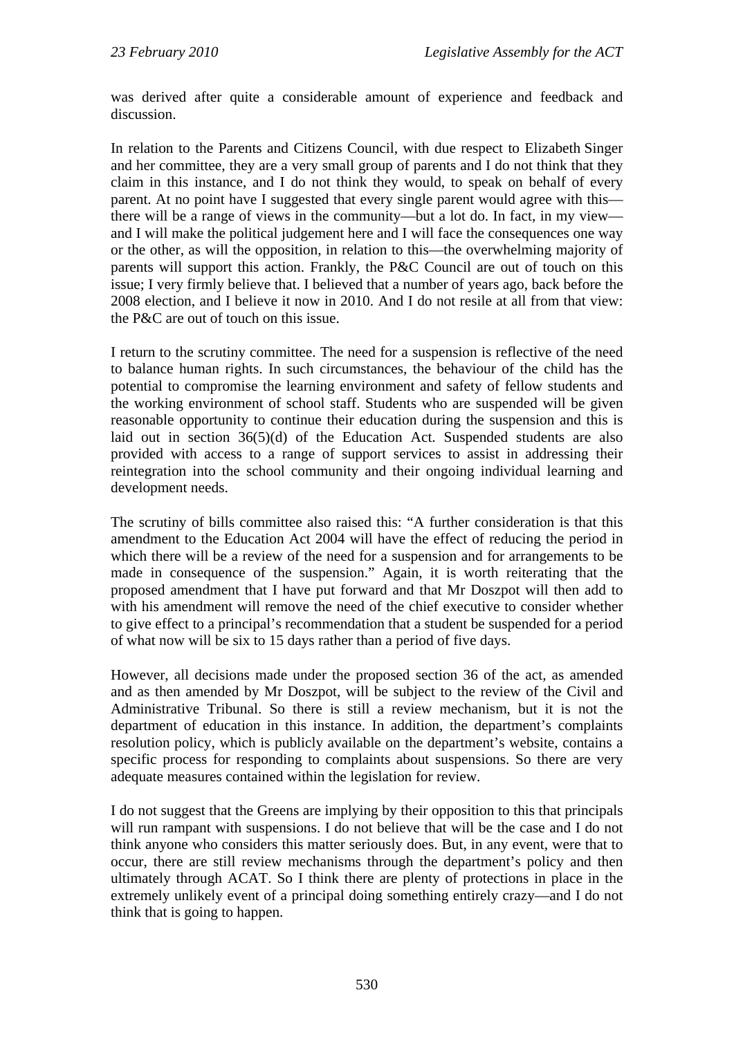was derived after quite a considerable amount of experience and feedback and discussion.

In relation to the Parents and Citizens Council, with due respect to Elizabeth Singer and her committee, they are a very small group of parents and I do not think that they claim in this instance, and I do not think they would, to speak on behalf of every parent. At no point have I suggested that every single parent would agree with this—there will be a range of views in the community—but a lot do. In fact, in my view—and I will make the political judgement here and I will face the consequences one way or the other, as will the opposition, in relation to this—the overwhelming majority of parents will support this action. Frankly, the P&C Council are out of touch on this issue; I very firmly believe that. I believed that a number of years ago, back before the 2008 election, and I believe it now in 2010. And I do not resile at all from that view: the P&C are out of touch on this issue.

I return to the scrutiny committee. The need for a suspension is reflective of the need to balance human rights. In such circumstances, the behaviour of the child has the potential to compromise the learning environment and safety of fellow students and the working environment of school staff. Students who are suspended will be given reasonable opportunity to continue their education during the suspension and this is laid out in section 36(5)(d) of the Education Act. Suspended students are also provided with access to a range of support services to assist in addressing their reintegration into the school community and their ongoing individual learning and development needs.

The scrutiny of bills committee also raised this: "A further consideration is that this amendment to the Education Act 2004 will have the effect of reducing the period in which there will be a review of the need for a suspension and for arrangements to be made in consequence of the suspension." Again, it is worth reiterating that the proposed amendment that I have put forward and that Mr Doszpot will then add to with his amendment will remove the need of the chief executive to consider whether to give effect to a principal's recommendation that a student be suspended for a period of what now will be six to 15 days rather than a period of five days.

However, all decisions made under the proposed section 36 of the act, as amended and as then amended by Mr Doszpot, will be subject to the review of the Civil and Administrative Tribunal. So there is still a review mechanism, but it is not the department of education in this instance. In addition, the department's complaints resolution policy, which is publicly available on the department's website, contains a specific process for responding to complaints about suspensions. So there are very adequate measures contained within the legislation for review.

I do not suggest that the Greens are implying by their opposition to this that principals will run rampant with suspensions. I do not believe that will be the case and I do not think anyone who considers this matter seriously does. But, in any event, were that to occur, there are still review mechanisms through the department's policy and then ultimately through ACAT. So I think there are plenty of protections in place in the extremely unlikely event of a principal doing something entirely crazy—and I do not think that is going to happen.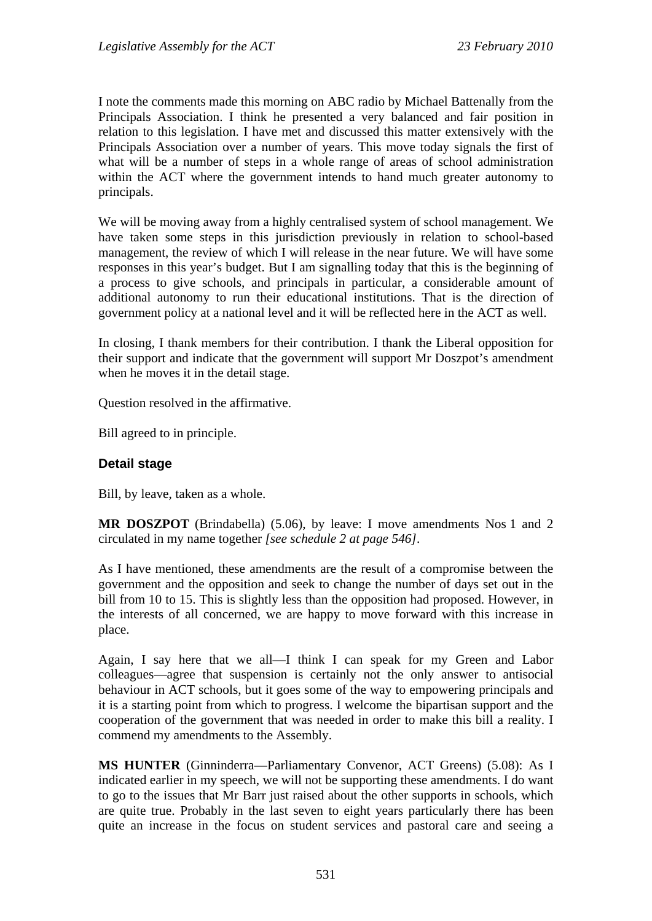I note the comments made this morning on ABC radio by Michael Battenally from the Principals Association. I think he presented a very balanced and fair position in relation to this legislation. I have met and discussed this matter extensively with the Principals Association over a number of years. This move today signals the first of what will be a number of steps in a whole range of areas of school administration within the ACT where the government intends to hand much greater autonomy to principals.

We will be moving away from a highly centralised system of school management. We have taken some steps in this jurisdiction previously in relation to school-based management, the review of which I will release in the near future. We will have some responses in this year's budget. But I am signalling today that this is the beginning of a process to give schools, and principals in particular, a considerable amount of additional autonomy to run their educational institutions. That is the direction of government policy at a national level and it will be reflected here in the ACT as well.

In closing, I thank members for their contribution. I thank the Liberal opposition for their support and indicate that the government will support Mr Doszpot's amendment when he moves it in the detail stage.

Question resolved in the affirmative.

Bill agreed to in principle.

### Detail stage

Bill, by leave, taken as a whole.

**MR DOSZPOT** (Brindabella) (5.06), by leave: I move amendments Nos 1 and 2 circulated in my name together *[see schedule 2 at page 546]*.

As I have mentioned, these amendments are the result of a compromise between the government and the opposition and seek to change the number of days set out in the bill from 10 to 15. This is slightly less than the opposition had proposed. However, in the interests of all concerned, we are happy to move forward with this increase in place.

Again, I say here that we all—I think I can speak for my Green and Labor colleagues—agree that suspension is certainly not the only answer to antisocial behaviour in ACT schools, but it goes some of the way to empowering principals and it is a starting point from which to progress. I welcome the bipartisan support and the cooperation of the government that was needed in order to make this bill a reality. I commend my amendments to the Assembly.

**MS HUNTER** (Ginninderra—Parliamentary Convenor, ACT Greens) (5.08): As I indicated earlier in my speech, we will not be supporting these amendments. I do want to go to the issues that Mr Barr just raised about the other supports in schools, which are quite true. Probably in the last seven to eight years particularly there has been quite an increase in the focus on student services and pastoral care and seeing a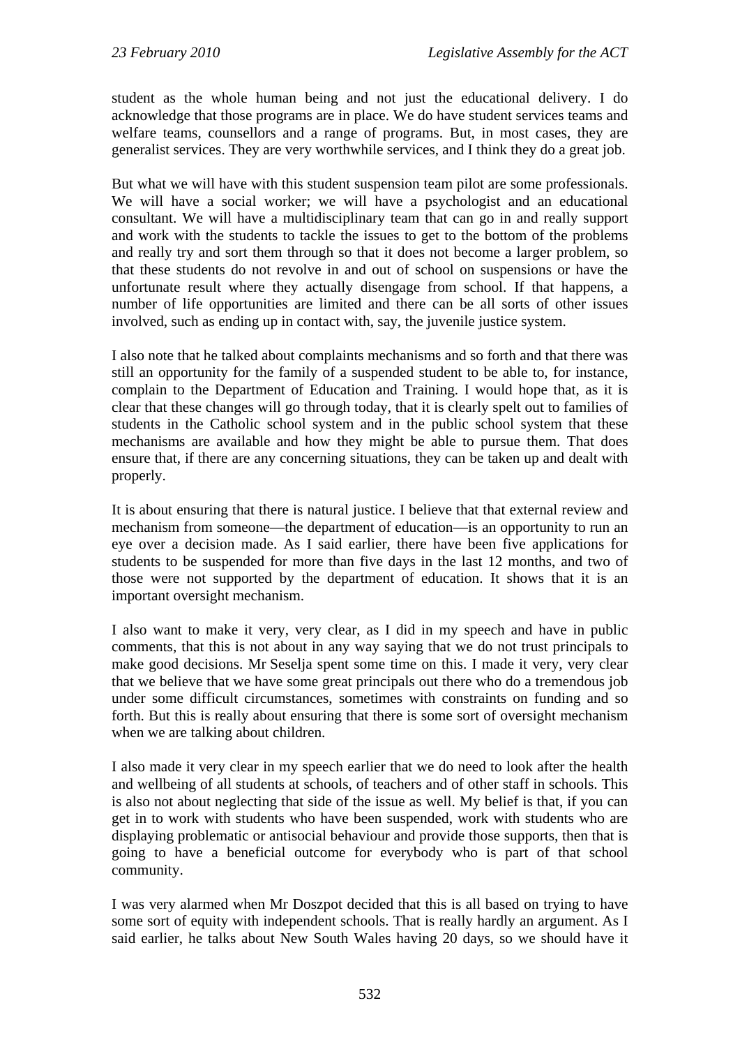student as the whole human being and not just the educational delivery. I do acknowledge that those programs are in place. We do have student services teams and welfare teams, counsellors and a range of programs. But, in most cases, they are generalist services. They are very worthwhile services, and I think they do a great job.

But what we will have with this student suspension team pilot are some professionals. We will have a social worker; we will have a psychologist and an educational consultant. We will have a multidisciplinary team that can go in and really support and work with the students to tackle the issues to get to the bottom of the problems and really try and sort them through so that it does not become a larger problem, so that these students do not revolve in and out of school on suspensions or have the unfortunate result where they actually disengage from school. If that happens, a number of life opportunities are limited and there can be all sorts of other issues involved, such as ending up in contact with, say, the juvenile justice system.

I also note that he talked about complaints mechanisms and so forth and that there was still an opportunity for the family of a suspended student to be able to, for instance, complain to the Department of Education and Training. I would hope that, as it is clear that these changes will go through today, that it is clearly spelt out to families of students in the Catholic school system and in the public school system that these mechanisms are available and how they might be able to pursue them. That does ensure that, if there are any concerning situations, they can be taken up and dealt with properly.

It is about ensuring that there is natural justice. I believe that that external review and mechanism from someone—the department of education—is an opportunity to run an eye over a decision made. As I said earlier, there have been five applications for students to be suspended for more than five days in the last 12 months, and two of those were not supported by the department of education. It shows that it is an important oversight mechanism.

I also want to make it very, very clear, as I did in my speech and have in public comments, that this is not about in any way saying that we do not trust principals to make good decisions. Mr Seselja spent some time on this. I made it very, very clear that we believe that we have some great principals out there who do a tremendous job under some difficult circumstances, sometimes with constraints on funding and so forth. But this is really about ensuring that there is some sort of oversight mechanism when we are talking about children.

I also made it very clear in my speech earlier that we do need to look after the health and wellbeing of all students at schools, of teachers and of other staff in schools. This is also not about neglecting that side of the issue as well. My belief is that, if you can get in to work with students who have been suspended, work with students who are displaying problematic or antisocial behaviour and provide those supports, then that is going to have a beneficial outcome for everybody who is part of that school community.

I was very alarmed when Mr Doszpot decided that this is all based on trying to have some sort of equity with independent schools. That is really hardly an argument. As I said earlier, he talks about New South Wales having 20 days, so we should have it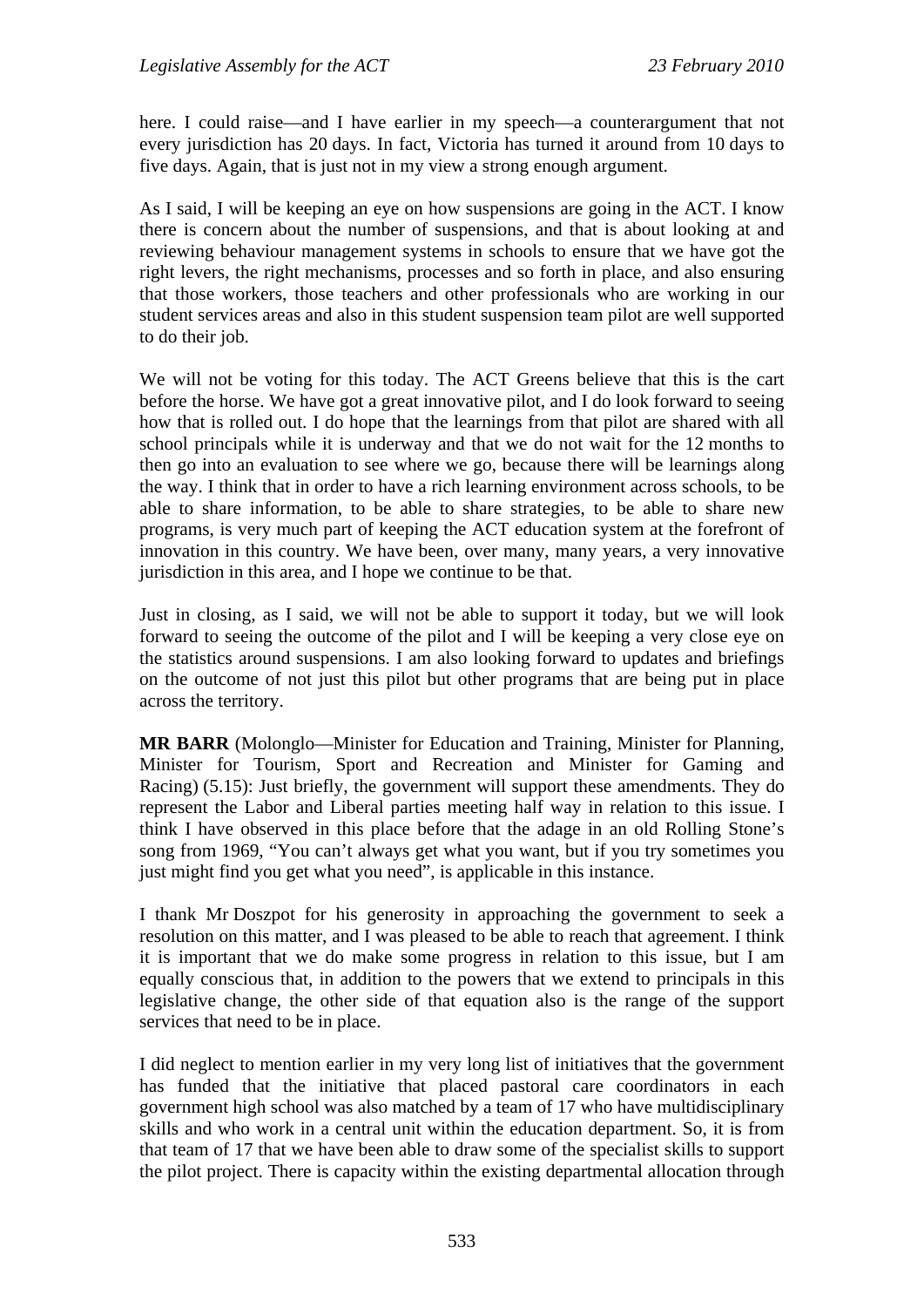here. I could raise—and I have earlier in my speech—a counterargument that not every jurisdiction has 20 days. In fact, Victoria has turned it around from 10 days to five days. Again, that is just not in my view a strong enough argument.

As I said, I will be keeping an eye on how suspensions are going in the ACT. I know there is concern about the number of suspensions, and that is about looking at and reviewing behaviour management systems in schools to ensure that we have got the right levers, the right mechanisms, processes and so forth in place, and also ensuring that those workers, those teachers and other professionals who are working in our student services areas and also in this student suspension team pilot are well supported to do their job.

We will not be voting for this today. The ACT Greens believe that this is the cart before the horse. We have got a great innovative pilot, and I do look forward to seeing how that is rolled out. I do hope that the learnings from that pilot are shared with all school principals while it is underway and that we do not wait for the 12 months to then go into an evaluation to see where we go, because there will be learnings along the way. I think that in order to have a rich learning environment across schools, to be able to share information, to be able to share strategies, to be able to share new programs, is very much part of keeping the ACT education system at the forefront of innovation in this country. We have been, over many, many years, a very innovative jurisdiction in this area, and I hope we continue to be that.

Just in closing, as I said, we will not be able to support it today, but we will look forward to seeing the outcome of the pilot and I will be keeping a very close eye on the statistics around suspensions. I am also looking forward to updates and briefings on the outcome of not just this pilot but other programs that are being put in place across the territory.

**MR BARR** (Molonglo—Minister for Education and Training, Minister for Planning, Minister for Tourism, Sport and Recreation and Minister for Gaming and Racing) (5.15): Just briefly, the government will support these amendments. They do represent the Labor and Liberal parties meeting half way in relation to this issue. I think I have observed in this place before that the adage in an old Rolling Stone's song from 1969, "You can't always get what you want, but if you try sometimes you just might find you get what you need", is applicable in this instance.

I thank Mr Doszpot for his generosity in approaching the government to seek a resolution on this matter, and I was pleased to be able to reach that agreement. I think it is important that we do make some progress in relation to this issue, but I am equally conscious that, in addition to the powers that we extend to principals in this legislative change, the other side of that equation also is the range of the support services that need to be in place.

I did neglect to mention earlier in my very long list of initiatives that the government has funded that the initiative that placed pastoral care coordinators in each government high school was also matched by a team of 17 who have multidisciplinary skills and who work in a central unit within the education department. So, it is from that team of 17 that we have been able to draw some of the specialist skills to support the pilot project. There is capacity within the existing departmental allocation through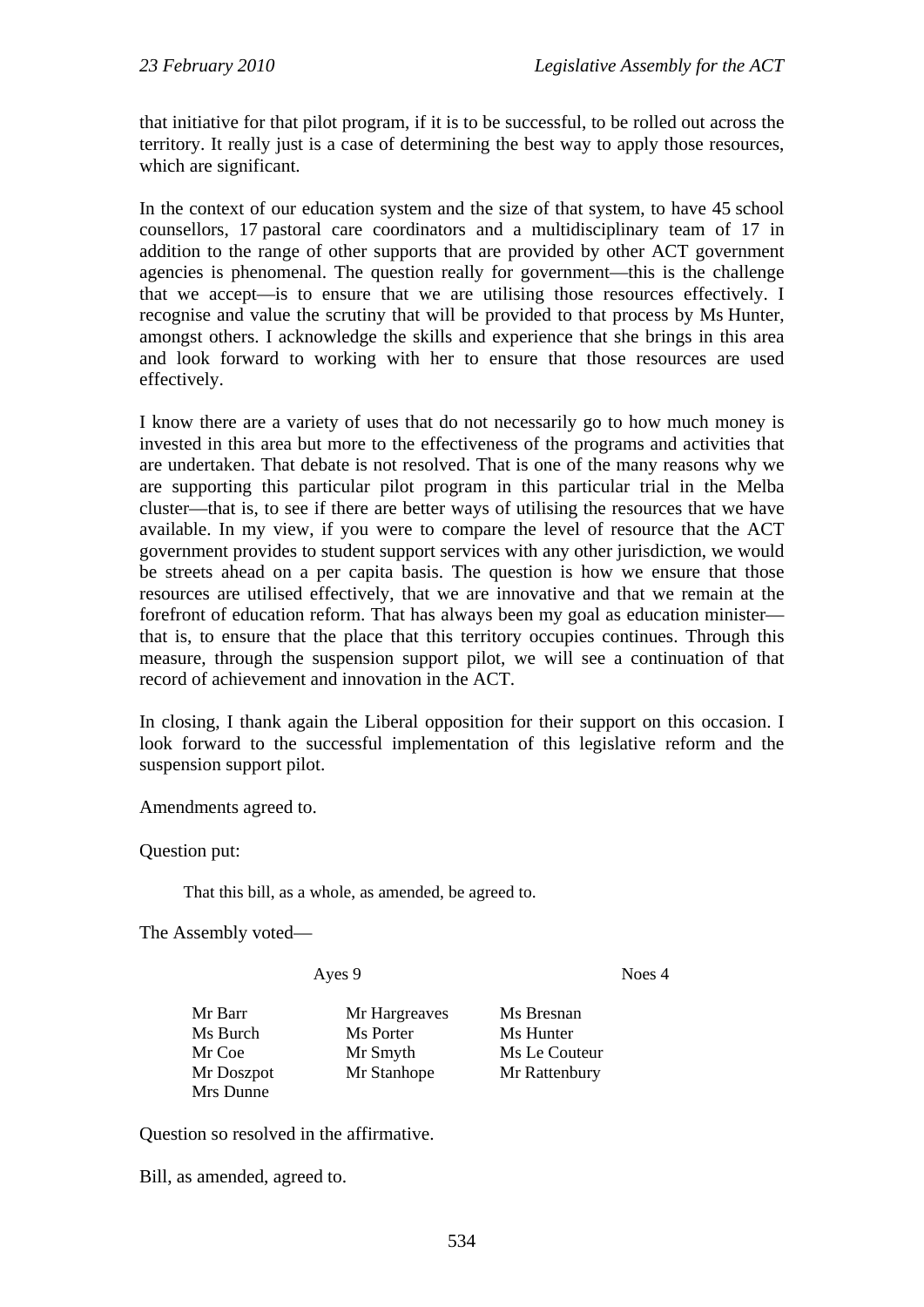that initiative for that pilot program, if it is to be successful, to be rolled out across the territory. It really just is a case of determining the best way to apply those resources, which are significant.

In the context of our education system and the size of that system, to have 45 school counsellors, 17 pastoral care coordinators and a multidisciplinary team of 17 in addition to the range of other supports that are provided by other ACT government agencies is phenomenal. The question really for government—this is the challenge that we accept—is to ensure that we are utilising those resources effectively. I recognise and value the scrutiny that will be provided to that process by Ms Hunter, amongst others. I acknowledge the skills and experience that she brings in this area and look forward to working with her to ensure that those resources are used effectively.

I know there are a variety of uses that do not necessarily go to how much money is invested in this area but more to the effectiveness of the programs and activities that are undertaken. That debate is not resolved. That is one of the many reasons why we are supporting this particular pilot program in this particular trial in the Melba cluster—that is, to see if there are better ways of utilising the resources that we have available. In my view, if you were to compare the level of resource that the ACT government provides to student support services with any other jurisdiction, we would be streets ahead on a per capita basis. The question is how we ensure that those resources are utilised effectively, that we are innovative and that we remain at the forefront of education reform. That has always been my goal as education minister—that is, to ensure that the place that this territory occupies continues. Through this measure, through the suspension support pilot, we will see a continuation of that record of achievement and innovation in the ACT.

In closing, I thank again the Liberal opposition for their support on this occasion. I look forward to the successful implementation of this legislative reform and the suspension support pilot.

Amendments agreed to.

Question put:

> That this bill, as a whole, as amended, be agreed to.

The Assembly voted—

| Ayes 9 | | Noes 4 |
|---|---|---|
| Mr Barr | Mr Hargreaves | Ms Bresnan |
| Ms Burch | Ms Porter | Ms Hunter |
| Mr Coe | Mr Smyth | Ms Le Couteur |
| Mr Doszpot | Mr Stanhope | Mr Rattenbury |
| Mrs Dunne | | |

Question so resolved in the affirmative.

Bill, as amended, agreed to.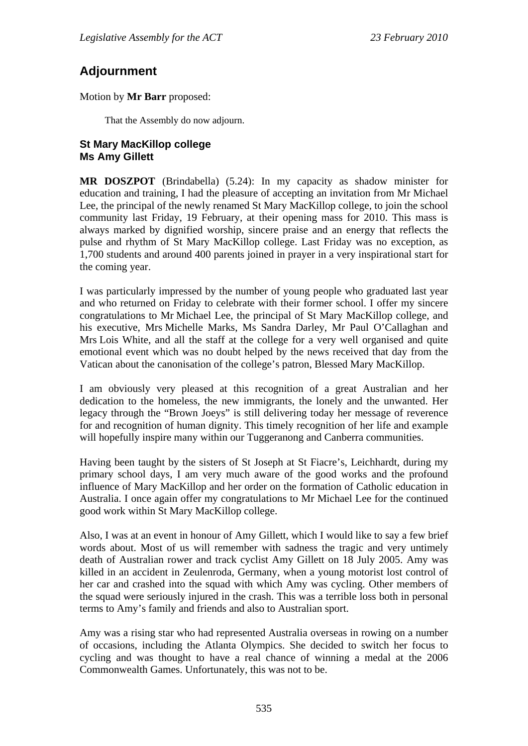## Adjournment

Motion by **Mr Barr** proposed:

> That the Assembly do now adjourn.

### St Mary MacKillop college
### Ms Amy Gillett

**MR DOSZPOT** (Brindabella) (5.24): In my capacity as shadow minister for education and training, I had the pleasure of accepting an invitation from Mr Michael Lee, the principal of the newly renamed St Mary MacKillop college, to join the school community last Friday, 19 February, at their opening mass for 2010. This mass is always marked by dignified worship, sincere praise and an energy that reflects the pulse and rhythm of St Mary MacKillop college. Last Friday was no exception, as 1,700 students and around 400 parents joined in prayer in a very inspirational start for the coming year.

I was particularly impressed by the number of young people who graduated last year and who returned on Friday to celebrate with their former school. I offer my sincere congratulations to Mr Michael Lee, the principal of St Mary MacKillop college, and his executive, Mrs Michelle Marks, Ms Sandra Darley, Mr Paul O'Callaghan and Mrs Lois White, and all the staff at the college for a very well organised and quite emotional event which was no doubt helped by the news received that day from the Vatican about the canonisation of the college's patron, Blessed Mary MacKillop.

I am obviously very pleased at this recognition of a great Australian and her dedication to the homeless, the new immigrants, the lonely and the unwanted. Her legacy through the "Brown Joeys" is still delivering today her message of reverence for and recognition of human dignity. This timely recognition of her life and example will hopefully inspire many within our Tuggeranong and Canberra communities.

Having been taught by the sisters of St Joseph at St Fiacre's, Leichhardt, during my primary school days, I am very much aware of the good works and the profound influence of Mary MacKillop and her order on the formation of Catholic education in Australia. I once again offer my congratulations to Mr Michael Lee for the continued good work within St Mary MacKillop college.

Also, I was at an event in honour of Amy Gillett, which I would like to say a few brief words about. Most of us will remember with sadness the tragic and very untimely death of Australian rower and track cyclist Amy Gillett on 18 July 2005. Amy was killed in an accident in Zeulenroda, Germany, when a young motorist lost control of her car and crashed into the squad with which Amy was cycling. Other members of the squad were seriously injured in the crash. This was a terrible loss both in personal terms to Amy's family and friends and also to Australian sport.

Amy was a rising star who had represented Australia overseas in rowing on a number of occasions, including the Atlanta Olympics. She decided to switch her focus to cycling and was thought to have a real chance of winning a medal at the 2006 Commonwealth Games. Unfortunately, this was not to be.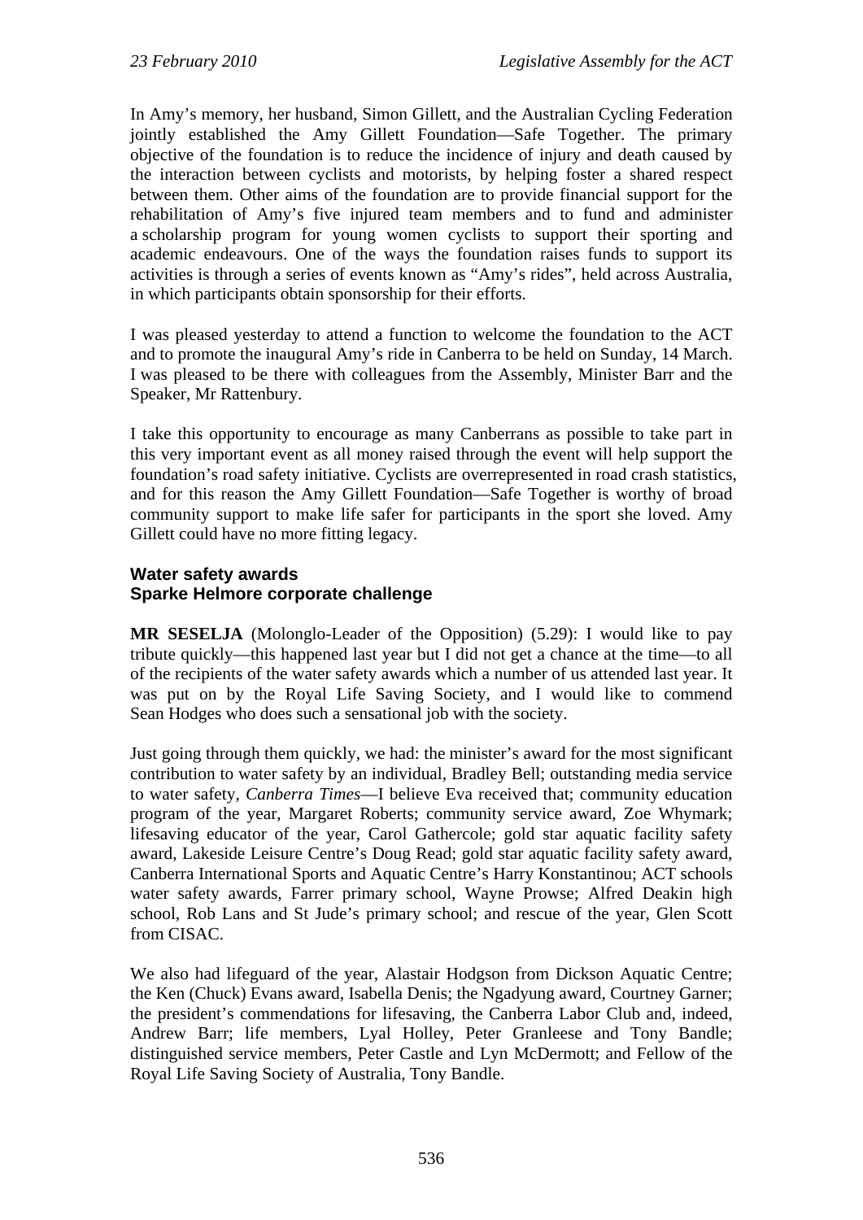In Amy's memory, her husband, Simon Gillett, and the Australian Cycling Federation jointly established the Amy Gillett Foundation—Safe Together. The primary objective of the foundation is to reduce the incidence of injury and death caused by the interaction between cyclists and motorists, by helping foster a shared respect between them. Other aims of the foundation are to provide financial support for the rehabilitation of Amy's five injured team members and to fund and administer a scholarship program for young women cyclists to support their sporting and academic endeavours. One of the ways the foundation raises funds to support its activities is through a series of events known as "Amy's rides", held across Australia, in which participants obtain sponsorship for their efforts.

I was pleased yesterday to attend a function to welcome the foundation to the ACT and to promote the inaugural Amy's ride in Canberra to be held on Sunday, 14 March. I was pleased to be there with colleagues from the Assembly, Minister Barr and the Speaker, Mr Rattenbury.

I take this opportunity to encourage as many Canberrans as possible to take part in this very important event as all money raised through the event will help support the foundation's road safety initiative. Cyclists are overrepresented in road crash statistics, and for this reason the Amy Gillett Foundation—Safe Together is worthy of broad community support to make life safer for participants in the sport she loved. Amy Gillett could have no more fitting legacy.

### Water safety awards
### Sparke Helmore corporate challenge

**MR SESELJA** (Molonglo-Leader of the Opposition) (5.29): I would like to pay tribute quickly—this happened last year but I did not get a chance at the time—to all of the recipients of the water safety awards which a number of us attended last year. It was put on by the Royal Life Saving Society, and I would like to commend Sean Hodges who does such a sensational job with the society.

Just going through them quickly, we had: the minister's award for the most significant contribution to water safety by an individual, Bradley Bell; outstanding media service to water safety, *Canberra Times*—I believe Eva received that; community education program of the year, Margaret Roberts; community service award, Zoe Whymark; lifesaving educator of the year, Carol Gathercole; gold star aquatic facility safety award, Lakeside Leisure Centre's Doug Read; gold star aquatic facility safety award, Canberra International Sports and Aquatic Centre's Harry Konstantinou; ACT schools water safety awards, Farrer primary school, Wayne Prowse; Alfred Deakin high school, Rob Lans and St Jude's primary school; and rescue of the year, Glen Scott from CISAC.

We also had lifeguard of the year, Alastair Hodgson from Dickson Aquatic Centre; the Ken (Chuck) Evans award, Isabella Denis; the Ngadyung award, Courtney Garner; the president's commendations for lifesaving, the Canberra Labor Club and, indeed, Andrew Barr; life members, Lyal Holley, Peter Granleese and Tony Bandle; distinguished service members, Peter Castle and Lyn McDermott; and Fellow of the Royal Life Saving Society of Australia, Tony Bandle.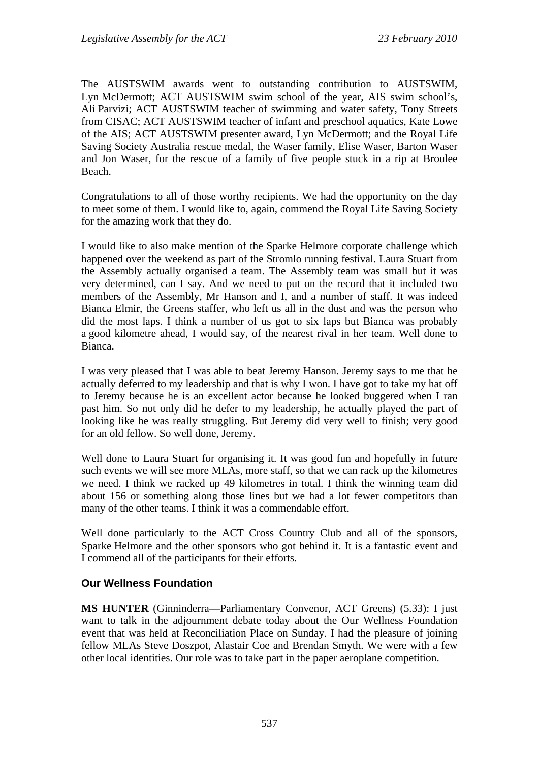The AUSTSWIM awards went to outstanding contribution to AUSTSWIM, Lyn McDermott; ACT AUSTSWIM swim school of the year, AIS swim school's, Ali Parvizi; ACT AUSTSWIM teacher of swimming and water safety, Tony Streets from CISAC; ACT AUSTSWIM teacher of infant and preschool aquatics, Kate Lowe of the AIS; ACT AUSTSWIM presenter award, Lyn McDermott; and the Royal Life Saving Society Australia rescue medal, the Waser family, Elise Waser, Barton Waser and Jon Waser, for the rescue of a family of five people stuck in a rip at Broulee Beach.

Congratulations to all of those worthy recipients. We had the opportunity on the day to meet some of them. I would like to, again, commend the Royal Life Saving Society for the amazing work that they do.

I would like to also make mention of the Sparke Helmore corporate challenge which happened over the weekend as part of the Stromlo running festival. Laura Stuart from the Assembly actually organised a team. The Assembly team was small but it was very determined, can I say. And we need to put on the record that it included two members of the Assembly, Mr Hanson and I, and a number of staff. It was indeed Bianca Elmir, the Greens staffer, who left us all in the dust and was the person who did the most laps. I think a number of us got to six laps but Bianca was probably a good kilometre ahead, I would say, of the nearest rival in her team. Well done to Bianca.

I was very pleased that I was able to beat Jeremy Hanson. Jeremy says to me that he actually deferred to my leadership and that is why I won. I have got to take my hat off to Jeremy because he is an excellent actor because he looked buggered when I ran past him. So not only did he defer to my leadership, he actually played the part of looking like he was really struggling. But Jeremy did very well to finish; very good for an old fellow. So well done, Jeremy.

Well done to Laura Stuart for organising it. It was good fun and hopefully in future such events we will see more MLAs, more staff, so that we can rack up the kilometres we need. I think we racked up 49 kilometres in total. I think the winning team did about 156 or something along those lines but we had a lot fewer competitors than many of the other teams. I think it was a commendable effort.

Well done particularly to the ACT Cross Country Club and all of the sponsors, Sparke Helmore and the other sponsors who got behind it. It is a fantastic event and I commend all of the participants for their efforts.

### Our Wellness Foundation

**MS HUNTER** (Ginninderra—Parliamentary Convenor, ACT Greens) (5.33): I just want to talk in the adjournment debate today about the Our Wellness Foundation event that was held at Reconciliation Place on Sunday. I had the pleasure of joining fellow MLAs Steve Doszpot, Alastair Coe and Brendan Smyth. We were with a few other local identities. Our role was to take part in the paper aeroplane competition.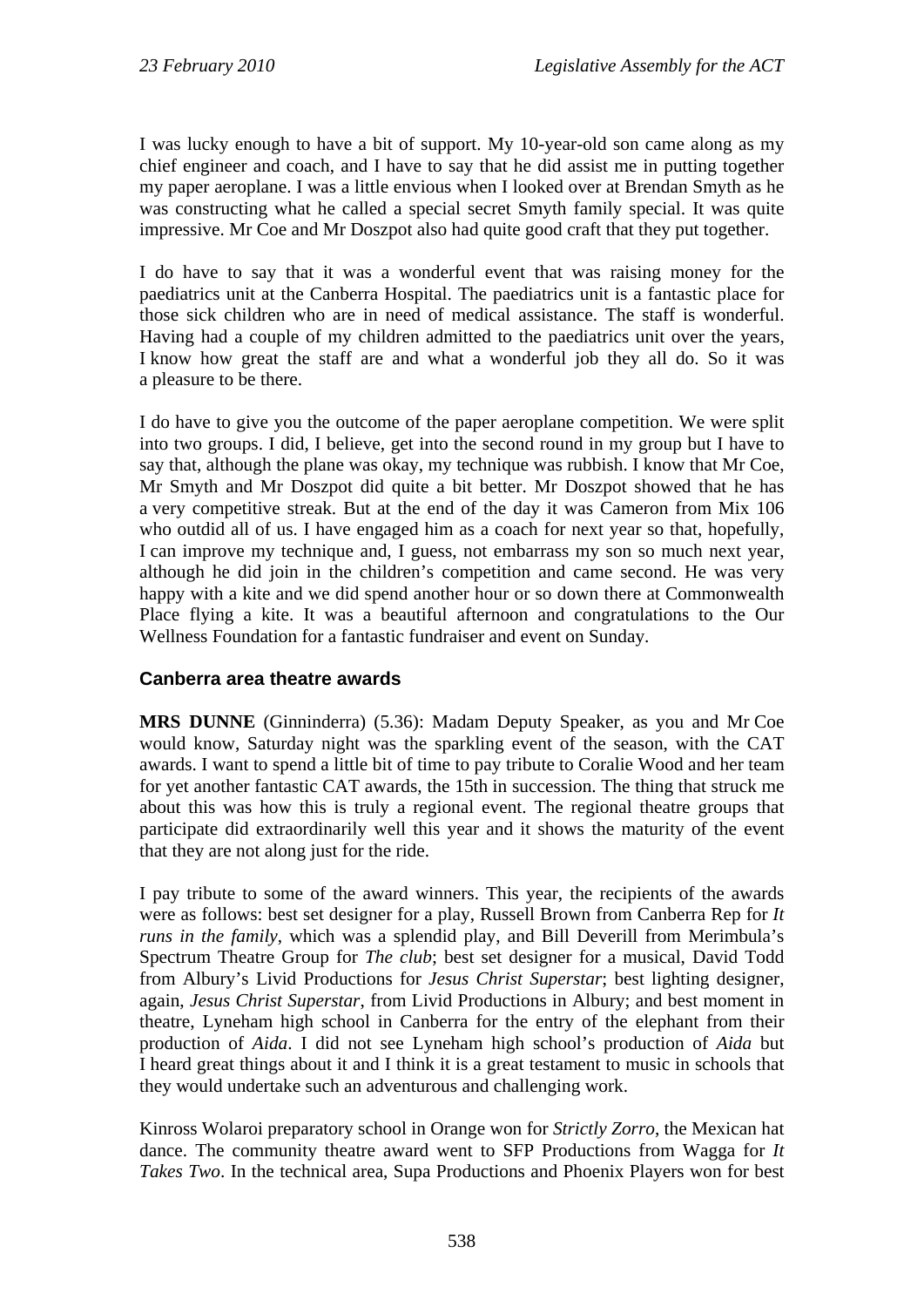I was lucky enough to have a bit of support. My 10-year-old son came along as my chief engineer and coach, and I have to say that he did assist me in putting together my paper aeroplane. I was a little envious when I looked over at Brendan Smyth as he was constructing what he called a special secret Smyth family special. It was quite impressive. Mr Coe and Mr Doszpot also had quite good craft that they put together.

I do have to say that it was a wonderful event that was raising money for the paediatrics unit at the Canberra Hospital. The paediatrics unit is a fantastic place for those sick children who are in need of medical assistance. The staff is wonderful. Having had a couple of my children admitted to the paediatrics unit over the years, I know how great the staff are and what a wonderful job they all do. So it was a pleasure to be there.

I do have to give you the outcome of the paper aeroplane competition. We were split into two groups. I did, I believe, get into the second round in my group but I have to say that, although the plane was okay, my technique was rubbish. I know that Mr Coe, Mr Smyth and Mr Doszpot did quite a bit better. Mr Doszpot showed that he has a very competitive streak. But at the end of the day it was Cameron from Mix 106 who outdid all of us. I have engaged him as a coach for next year so that, hopefully, I can improve my technique and, I guess, not embarrass my son so much next year, although he did join in the children's competition and came second. He was very happy with a kite and we did spend another hour or so down there at Commonwealth Place flying a kite. It was a beautiful afternoon and congratulations to the Our Wellness Foundation for a fantastic fundraiser and event on Sunday.

### Canberra area theatre awards

**MRS DUNNE** (Ginninderra) (5.36): Madam Deputy Speaker, as you and Mr Coe would know, Saturday night was the sparkling event of the season, with the CAT awards. I want to spend a little bit of time to pay tribute to Coralie Wood and her team for yet another fantastic CAT awards, the 15th in succession. The thing that struck me about this was how this is truly a regional event. The regional theatre groups that participate did extraordinarily well this year and it shows the maturity of the event that they are not along just for the ride.

I pay tribute to some of the award winners. This year, the recipients of the awards were as follows: best set designer for a play, Russell Brown from Canberra Rep for *It runs in the family*, which was a splendid play, and Bill Deverill from Merimbula's Spectrum Theatre Group for *The club*; best set designer for a musical, David Todd from Albury's Livid Productions for *Jesus Christ Superstar*; best lighting designer, again, *Jesus Christ Superstar*, from Livid Productions in Albury; and best moment in theatre, Lyneham high school in Canberra for the entry of the elephant from their production of *Aida*. I did not see Lyneham high school's production of *Aida* but I heard great things about it and I think it is a great testament to music in schools that they would undertake such an adventurous and challenging work.

Kinross Wolaroi preparatory school in Orange won for *Strictly Zorro*, the Mexican hat dance. The community theatre award went to SFP Productions from Wagga for *It Takes Two*. In the technical area, Supa Productions and Phoenix Players won for best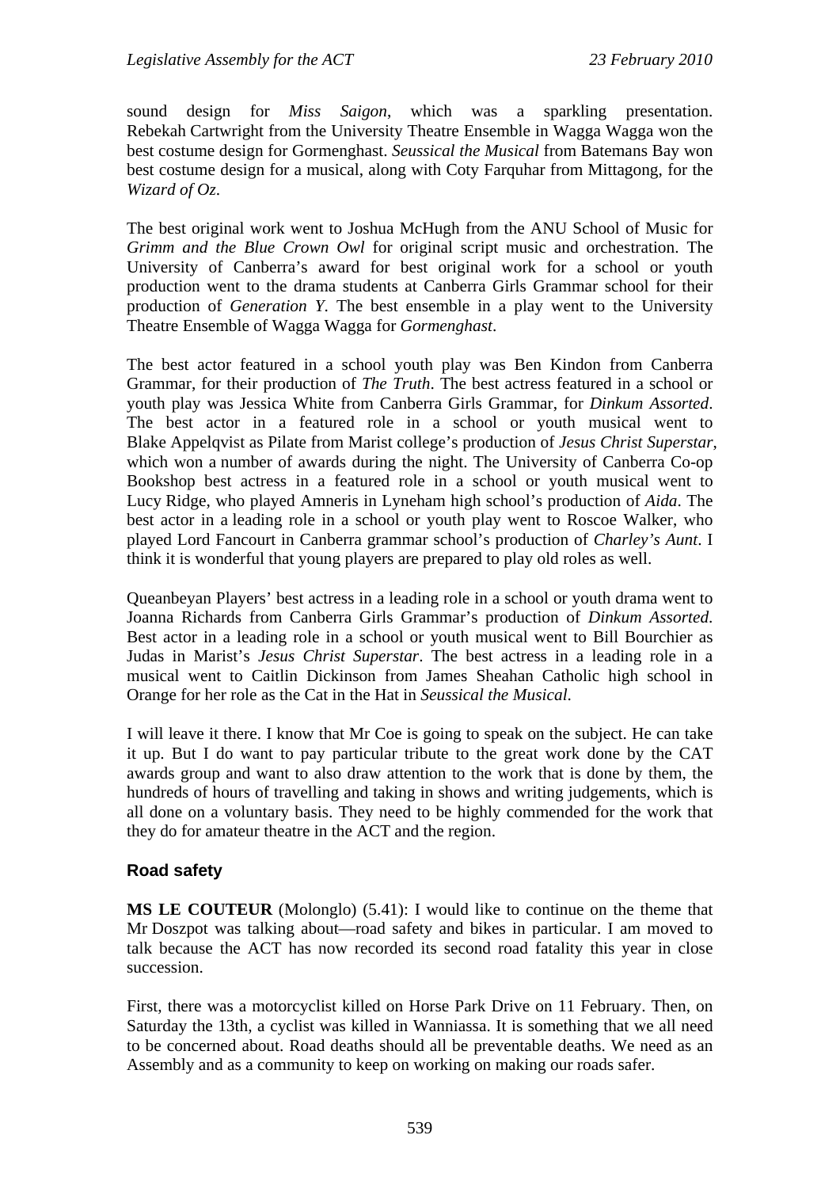sound design for *Miss Saigon*, which was a sparkling presentation. Rebekah Cartwright from the University Theatre Ensemble in Wagga Wagga won the best costume design for Gormenghast. *Seussical the Musical* from Batemans Bay won best costume design for a musical, along with Coty Farquhar from Mittagong, for the *Wizard of Oz*.

The best original work went to Joshua McHugh from the ANU School of Music for *Grimm and the Blue Crown Owl* for original script music and orchestration. The University of Canberra's award for best original work for a school or youth production went to the drama students at Canberra Girls Grammar school for their production of *Generation Y*. The best ensemble in a play went to the University Theatre Ensemble of Wagga Wagga for *Gormenghast*.

The best actor featured in a school youth play was Ben Kindon from Canberra Grammar, for their production of *The Truth*. The best actress featured in a school or youth play was Jessica White from Canberra Girls Grammar, for *Dinkum Assorted*. The best actor in a featured role in a school or youth musical went to Blake Appelqvist as Pilate from Marist college's production of *Jesus Christ Superstar*, which won a number of awards during the night. The University of Canberra Co-op Bookshop best actress in a featured role in a school or youth musical went to Lucy Ridge, who played Amneris in Lyneham high school's production of *Aida*. The best actor in a leading role in a school or youth play went to Roscoe Walker, who played Lord Fancourt in Canberra grammar school's production of *Charley's Aunt*. I think it is wonderful that young players are prepared to play old roles as well.

Queanbeyan Players' best actress in a leading role in a school or youth drama went to Joanna Richards from Canberra Girls Grammar's production of *Dinkum Assorted*. Best actor in a leading role in a school or youth musical went to Bill Bourchier as Judas in Marist's *Jesus Christ Superstar*. The best actress in a leading role in a musical went to Caitlin Dickinson from James Sheahan Catholic high school in Orange for her role as the Cat in the Hat in *Seussical the Musical*.

I will leave it there. I know that Mr Coe is going to speak on the subject. He can take it up. But I do want to pay particular tribute to the great work done by the CAT awards group and want to also draw attention to the work that is done by them, the hundreds of hours of travelling and taking in shows and writing judgements, which is all done on a voluntary basis. They need to be highly commended for the work that they do for amateur theatre in the ACT and the region.

### Road safety

**MS LE COUTEUR** (Molonglo) (5.41): I would like to continue on the theme that Mr Doszpot was talking about—road safety and bikes in particular. I am moved to talk because the ACT has now recorded its second road fatality this year in close succession.

First, there was a motorcyclist killed on Horse Park Drive on 11 February. Then, on Saturday the 13th, a cyclist was killed in Wanniassa. It is something that we all need to be concerned about. Road deaths should all be preventable deaths. We need as an Assembly and as a community to keep on working on making our roads safer.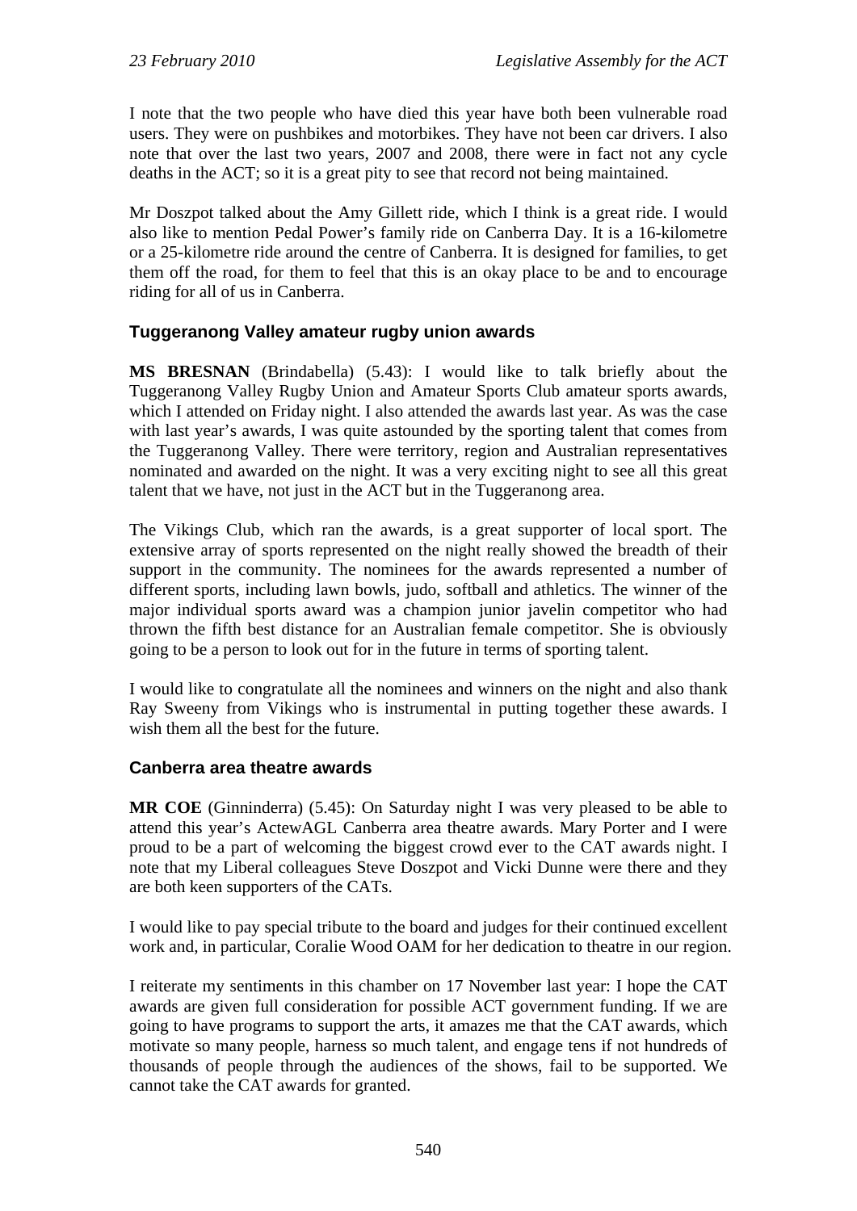I note that the two people who have died this year have both been vulnerable road users. They were on pushbikes and motorbikes. They have not been car drivers. I also note that over the last two years, 2007 and 2008, there were in fact not any cycle deaths in the ACT; so it is a great pity to see that record not being maintained.

Mr Doszpot talked about the Amy Gillett ride, which I think is a great ride. I would also like to mention Pedal Power's family ride on Canberra Day. It is a 16-kilometre or a 25-kilometre ride around the centre of Canberra. It is designed for families, to get them off the road, for them to feel that this is an okay place to be and to encourage riding for all of us in Canberra.

### Tuggeranong Valley amateur rugby union awards

**MS BRESNAN** (Brindabella) (5.43): I would like to talk briefly about the Tuggeranong Valley Rugby Union and Amateur Sports Club amateur sports awards, which I attended on Friday night. I also attended the awards last year. As was the case with last year's awards, I was quite astounded by the sporting talent that comes from the Tuggeranong Valley. There were territory, region and Australian representatives nominated and awarded on the night. It was a very exciting night to see all this great talent that we have, not just in the ACT but in the Tuggeranong area.

The Vikings Club, which ran the awards, is a great supporter of local sport. The extensive array of sports represented on the night really showed the breadth of their support in the community. The nominees for the awards represented a number of different sports, including lawn bowls, judo, softball and athletics. The winner of the major individual sports award was a champion junior javelin competitor who had thrown the fifth best distance for an Australian female competitor. She is obviously going to be a person to look out for in the future in terms of sporting talent.

I would like to congratulate all the nominees and winners on the night and also thank Ray Sweeny from Vikings who is instrumental in putting together these awards. I wish them all the best for the future.

### Canberra area theatre awards

**MR COE** (Ginninderra) (5.45): On Saturday night I was very pleased to be able to attend this year's ActewAGL Canberra area theatre awards. Mary Porter and I were proud to be a part of welcoming the biggest crowd ever to the CAT awards night. I note that my Liberal colleagues Steve Doszpot and Vicki Dunne were there and they are both keen supporters of the CATs.

I would like to pay special tribute to the board and judges for their continued excellent work and, in particular, Coralie Wood OAM for her dedication to theatre in our region.

I reiterate my sentiments in this chamber on 17 November last year: I hope the CAT awards are given full consideration for possible ACT government funding. If we are going to have programs to support the arts, it amazes me that the CAT awards, which motivate so many people, harness so much talent, and engage tens if not hundreds of thousands of people through the audiences of the shows, fail to be supported. We cannot take the CAT awards for granted.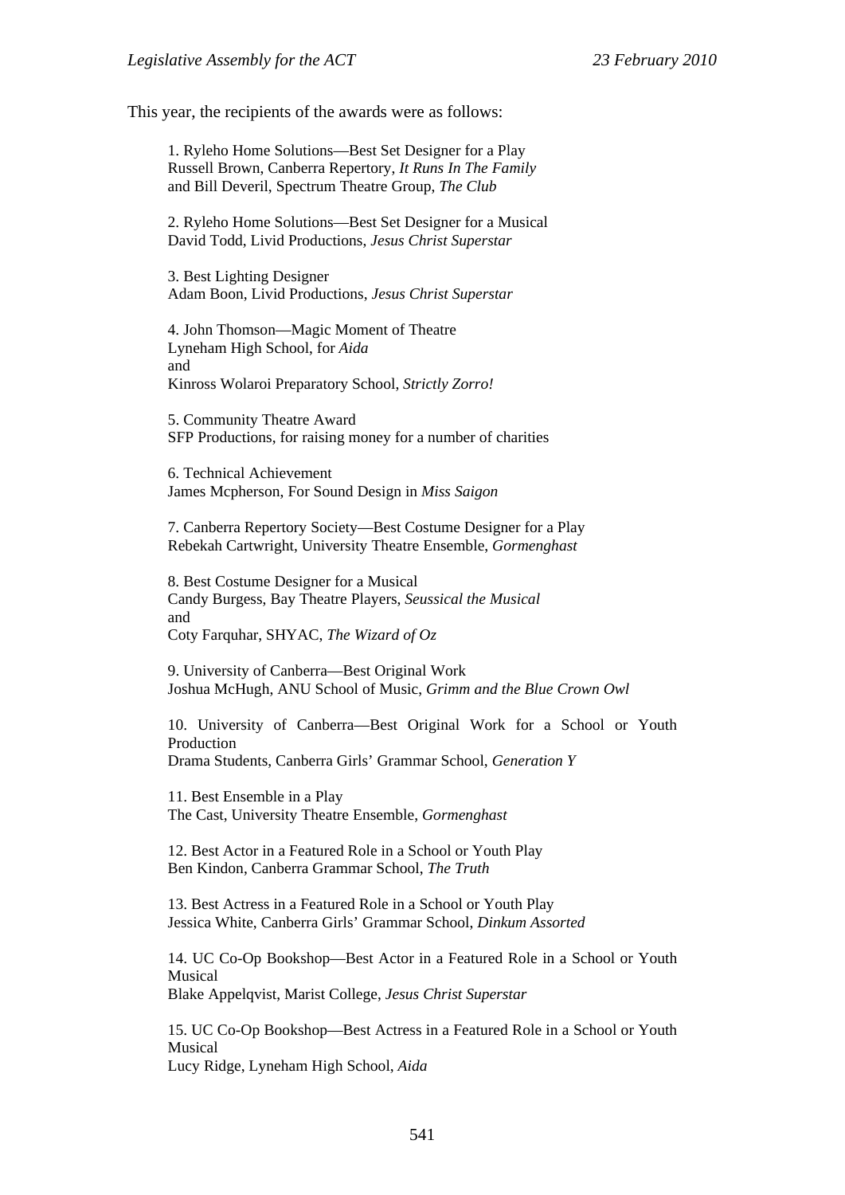This year, the recipients of the awards were as follows:

1. Ryleho Home Solutions—Best Set Designer for a Play
Russell Brown, Canberra Repertory, *It Runs In The Family*
and Bill Deveril, Spectrum Theatre Group, *The Club*

2. Ryleho Home Solutions—Best Set Designer for a Musical
David Todd, Livid Productions, *Jesus Christ Superstar*

3. Best Lighting Designer
Adam Boon, Livid Productions, *Jesus Christ Superstar*

4. John Thomson—Magic Moment of Theatre
Lyneham High School, for *Aida*
and
Kinross Wolaroi Preparatory School, *Strictly Zorro!*

5. Community Theatre Award
SFP Productions, for raising money for a number of charities

6. Technical Achievement
James Mcpherson, For Sound Design in *Miss Saigon*

7. Canberra Repertory Society—Best Costume Designer for a Play
Rebekah Cartwright, University Theatre Ensemble, *Gormenghast*

8. Best Costume Designer for a Musical
Candy Burgess, Bay Theatre Players, *Seussical the Musical*
and
Coty Farquhar, SHYAC, *The Wizard of Oz*

9. University of Canberra—Best Original Work
Joshua McHugh, ANU School of Music, *Grimm and the Blue Crown Owl*

10. University of Canberra—Best Original Work for a School or Youth Production
Drama Students, Canberra Girls' Grammar School, *Generation Y*

11. Best Ensemble in a Play
The Cast, University Theatre Ensemble, *Gormenghast*

12. Best Actor in a Featured Role in a School or Youth Play
Ben Kindon, Canberra Grammar School, *The Truth*

13. Best Actress in a Featured Role in a School or Youth Play
Jessica White, Canberra Girls' Grammar School, *Dinkum Assorted*

14. UC Co-Op Bookshop—Best Actor in a Featured Role in a School or Youth Musical
Blake Appelqvist, Marist College, *Jesus Christ Superstar*

15. UC Co-Op Bookshop—Best Actress in a Featured Role in a School or Youth Musical
Lucy Ridge, Lyneham High School, *Aida*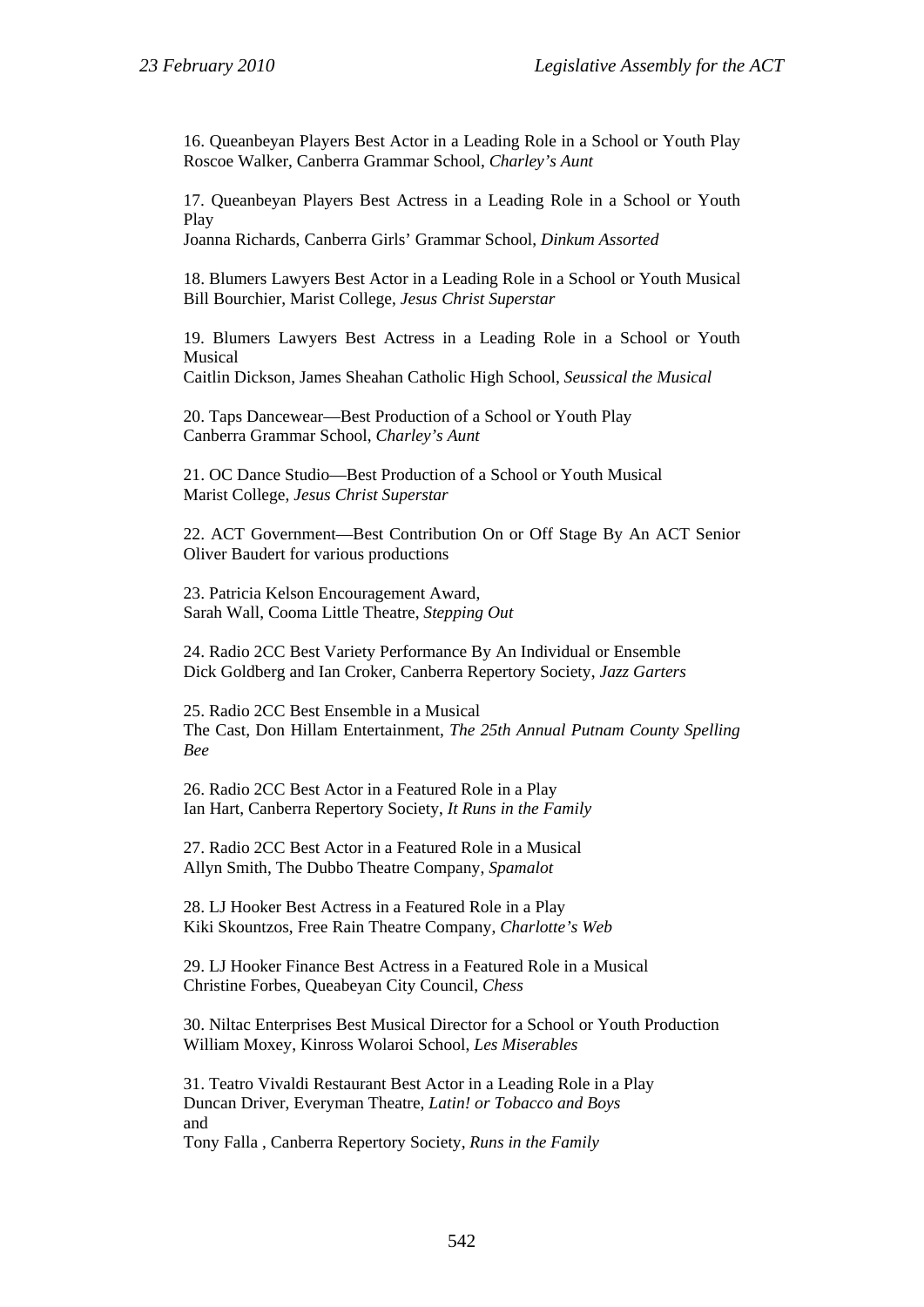16. Queanbeyan Players Best Actor in a Leading Role in a School or Youth Play
Roscoe Walker, Canberra Grammar School, *Charley's Aunt*

17. Queanbeyan Players Best Actress in a Leading Role in a School or Youth Play
Joanna Richards, Canberra Girls' Grammar School, *Dinkum Assorted*

18. Blumers Lawyers Best Actor in a Leading Role in a School or Youth Musical
Bill Bourchier, Marist College, *Jesus Christ Superstar*

19. Blumers Lawyers Best Actress in a Leading Role in a School or Youth Musical
Caitlin Dickson, James Sheahan Catholic High School, *Seussical the Musical*

20. Taps Dancewear—Best Production of a School or Youth Play
Canberra Grammar School, *Charley's Aunt*

21. OC Dance Studio—Best Production of a School or Youth Musical
Marist College, *Jesus Christ Superstar*

22. ACT Government—Best Contribution On or Off Stage By An ACT Senior
Oliver Baudert for various productions

23. Patricia Kelson Encouragement Award,
Sarah Wall, Cooma Little Theatre, *Stepping Out*

24. Radio 2CC Best Variety Performance By An Individual or Ensemble
Dick Goldberg and Ian Croker, Canberra Repertory Society, *Jazz Garters*

25. Radio 2CC Best Ensemble in a Musical
The Cast, Don Hillam Entertainment, *The 25th Annual Putnam County Spelling Bee*

26. Radio 2CC Best Actor in a Featured Role in a Play
Ian Hart, Canberra Repertory Society, *It Runs in the Family*

27. Radio 2CC Best Actor in a Featured Role in a Musical
Allyn Smith, The Dubbo Theatre Company, *Spamalot*

28. LJ Hooker Best Actress in a Featured Role in a Play
Kiki Skountzos, Free Rain Theatre Company, *Charlotte's Web*

29. LJ Hooker Finance Best Actress in a Featured Role in a Musical
Christine Forbes, Queabeyan City Council, *Chess*

30. Niltac Enterprises Best Musical Director for a School or Youth Production
William Moxey, Kinross Wolaroi School, *Les Miserables*

31. Teatro Vivaldi Restaurant Best Actor in a Leading Role in a Play
Duncan Driver, Everyman Theatre, *Latin! or Tobacco and Boys*
and
Tony Falla , Canberra Repertory Society, *Runs in the Family*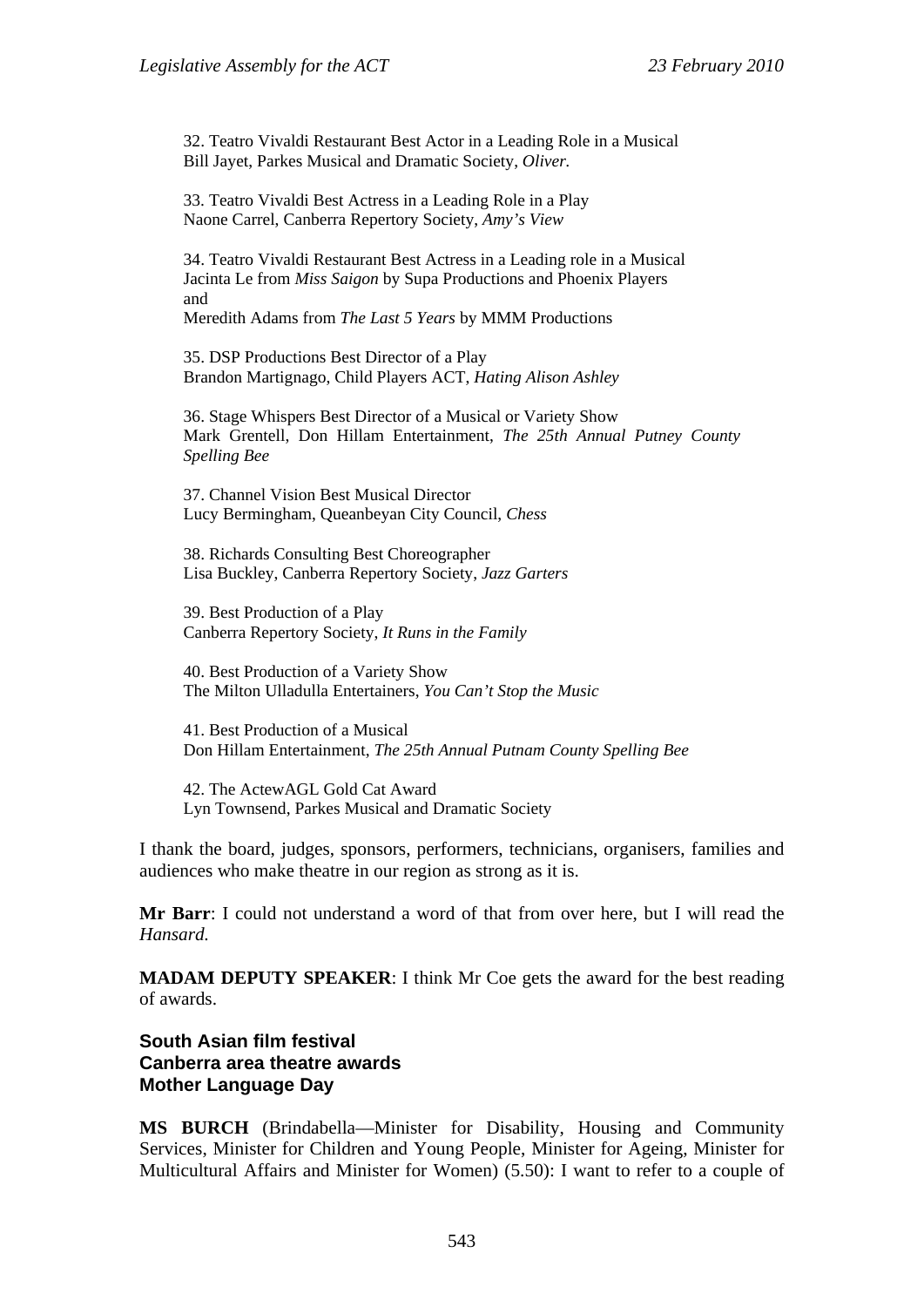32. Teatro Vivaldi Restaurant Best Actor in a Leading Role in a Musical
Bill Jayet, Parkes Musical and Dramatic Society, *Oliver.*

33. Teatro Vivaldi Best Actress in a Leading Role in a Play
Naone Carrel, Canberra Repertory Society, *Amy's View*

34. Teatro Vivaldi Restaurant Best Actress in a Leading role in a Musical
Jacinta Le from *Miss Saigon* by Supa Productions and Phoenix Players
and
Meredith Adams from *The Last 5 Years* by MMM Productions

35. DSP Productions Best Director of a Play
Brandon Martignago, Child Players ACT, *Hating Alison Ashley*

36. Stage Whispers Best Director of a Musical or Variety Show
Mark Grentell, Don Hillam Entertainment, *The 25th Annual Putney County Spelling Bee*

37. Channel Vision Best Musical Director
Lucy Bermingham, Queanbeyan City Council, *Chess*

38. Richards Consulting Best Choreographer
Lisa Buckley, Canberra Repertory Society, *Jazz Garters*

39. Best Production of a Play
Canberra Repertory Society, *It Runs in the Family*

40. Best Production of a Variety Show
The Milton Ulladulla Entertainers, *You Can't Stop the Music*

41. Best Production of a Musical
Don Hillam Entertainment, *The 25th Annual Putnam County Spelling Bee*

42. The ActewAGL Gold Cat Award
Lyn Townsend, Parkes Musical and Dramatic Society

I thank the board, judges, sponsors, performers, technicians, organisers, families and audiences who make theatre in our region as strong as it is.

**Mr Barr**: I could not understand a word of that from over here, but I will read the *Hansard.*

**MADAM DEPUTY SPEAKER**: I think Mr Coe gets the award for the best reading of awards.

### South Asian film festival
### Canberra area theatre awards
### Mother Language Day

**MS BURCH** (Brindabella—Minister for Disability, Housing and Community Services, Minister for Children and Young People, Minister for Ageing, Minister for Multicultural Affairs and Minister for Women) (5.50): I want to refer to a couple of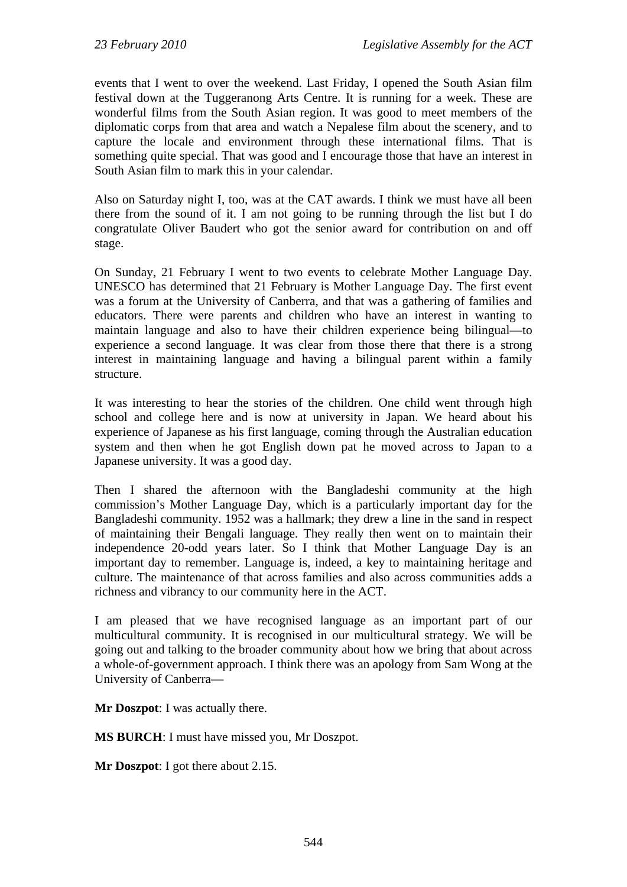events that I went to over the weekend. Last Friday, I opened the South Asian film festival down at the Tuggeranong Arts Centre. It is running for a week. These are wonderful films from the South Asian region. It was good to meet members of the diplomatic corps from that area and watch a Nepalese film about the scenery, and to capture the locale and environment through these international films. That is something quite special. That was good and I encourage those that have an interest in South Asian film to mark this in your calendar.

Also on Saturday night I, too, was at the CAT awards. I think we must have all been there from the sound of it. I am not going to be running through the list but I do congratulate Oliver Baudert who got the senior award for contribution on and off stage.

On Sunday, 21 February I went to two events to celebrate Mother Language Day. UNESCO has determined that 21 February is Mother Language Day. The first event was a forum at the University of Canberra, and that was a gathering of families and educators. There were parents and children who have an interest in wanting to maintain language and also to have their children experience being bilingual—to experience a second language. It was clear from those there that there is a strong interest in maintaining language and having a bilingual parent within a family structure.

It was interesting to hear the stories of the children. One child went through high school and college here and is now at university in Japan. We heard about his experience of Japanese as his first language, coming through the Australian education system and then when he got English down pat he moved across to Japan to a Japanese university. It was a good day.

Then I shared the afternoon with the Bangladeshi community at the high commission's Mother Language Day, which is a particularly important day for the Bangladeshi community. 1952 was a hallmark; they drew a line in the sand in respect of maintaining their Bengali language. They really then went on to maintain their independence 20-odd years later. So I think that Mother Language Day is an important day to remember. Language is, indeed, a key to maintaining heritage and culture. The maintenance of that across families and also across communities adds a richness and vibrancy to our community here in the ACT.

I am pleased that we have recognised language as an important part of our multicultural community. It is recognised in our multicultural strategy. We will be going out and talking to the broader community about how we bring that about across a whole-of-government approach. I think there was an apology from Sam Wong at the University of Canberra—

**Mr Doszpot**: I was actually there.

**MS BURCH**: I must have missed you, Mr Doszpot.

**Mr Doszpot**: I got there about 2.15.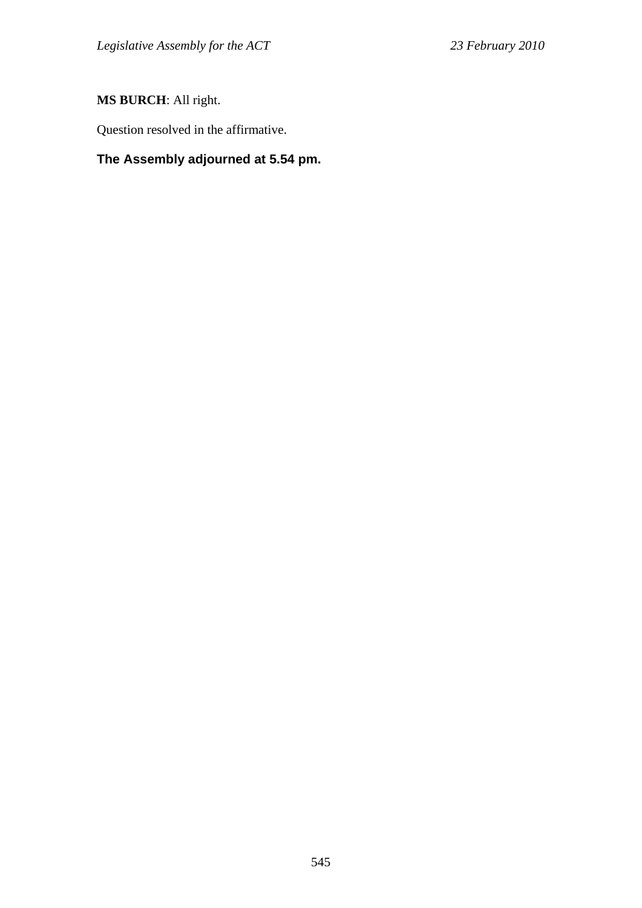**MS BURCH**: All right.

Question resolved in the affirmative.

**The Assembly adjourned at 5.54 pm.**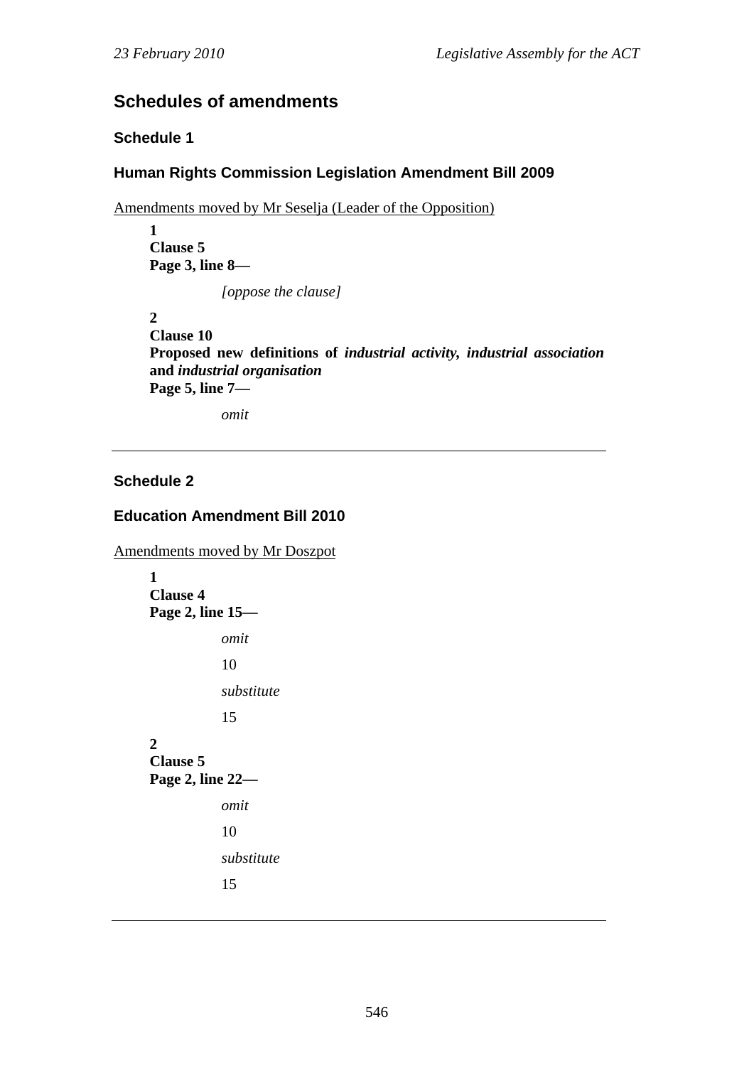## Schedules of amendments

### Schedule 1

### Human Rights Commission Legislation Amendment Bill 2009

Amendments moved by Mr Seselja (Leader of the Opposition)

**1**
**Clause 5**
**Page 3, line 8—**

*[oppose the clause]*

**2**
**Clause 10**
**Proposed new definitions of *industrial activity, industrial association* and *industrial organisation***
**Page 5, line 7—**

*omit*

---

### Schedule 2

### Education Amendment Bill 2010

Amendments moved by Mr Doszpot

**1**
**Clause 4**
**Page 2, line 15—**

*omit*

10

*substitute*

15

**2**
**Clause 5**
**Page 2, line 22—**

*omit*

10

*substitute*

15

---